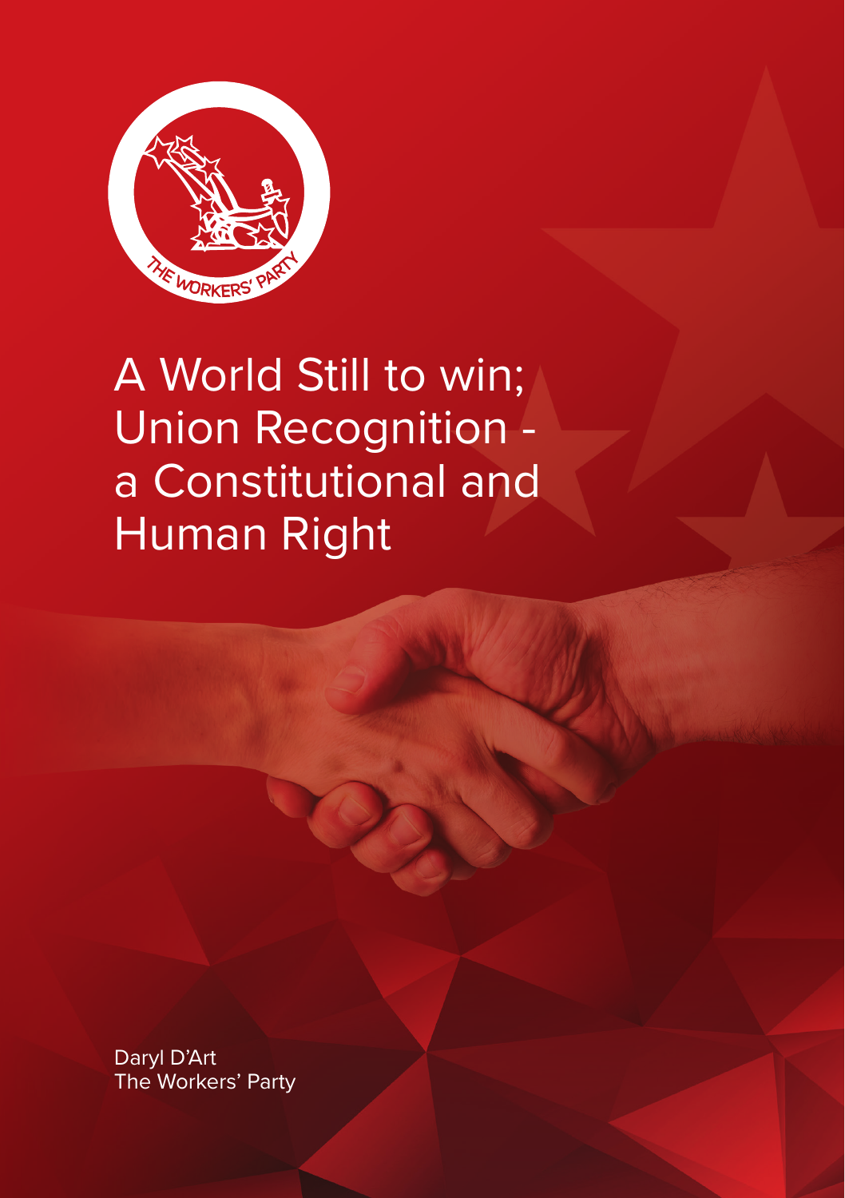# A World Still to win; Union Recognition - a Constitutional and Human Right

Daryl D'Art
The Workers' Party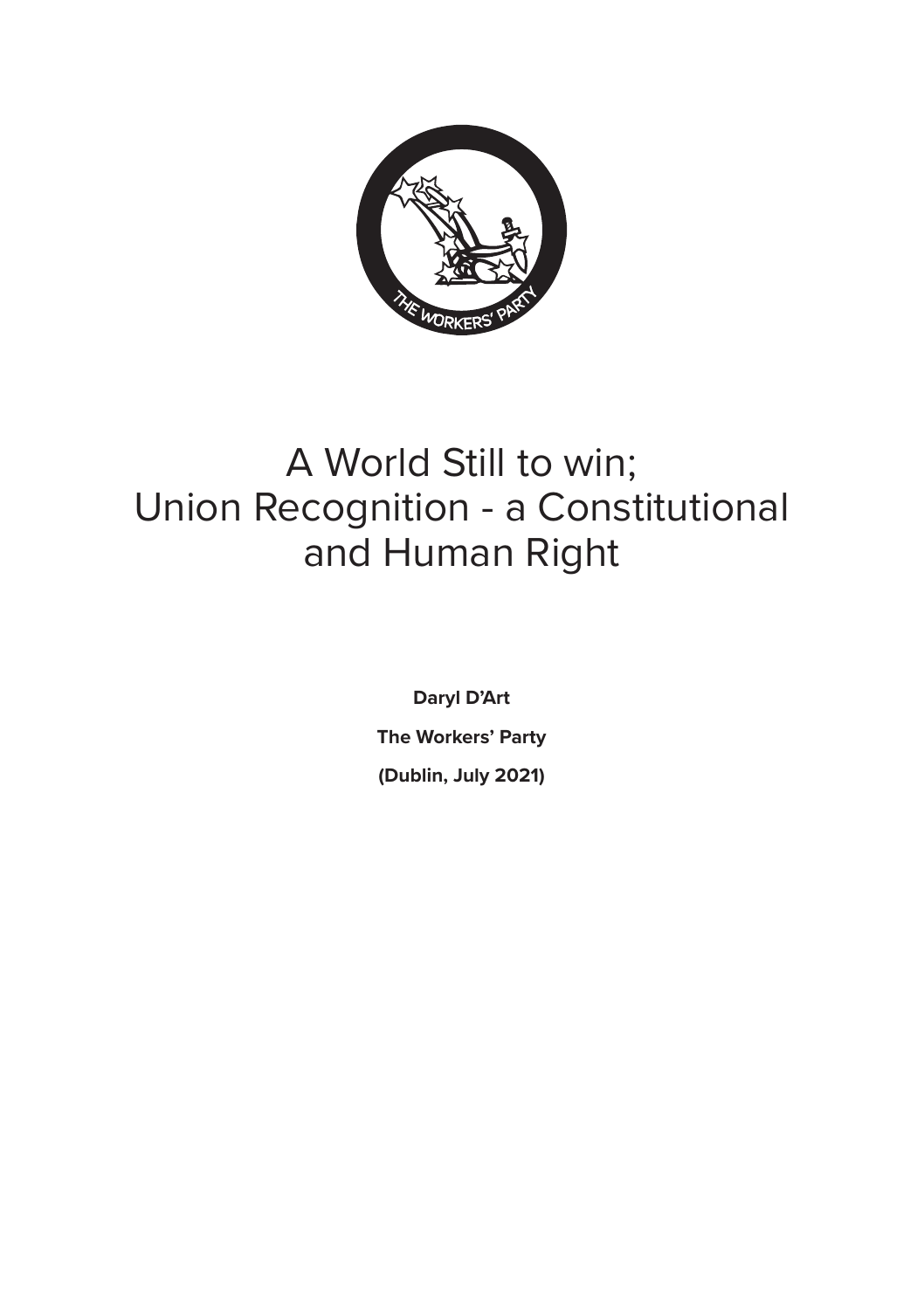# A World Still to win; Union Recognition - a Constitutional and Human Right

**Daryl D'Art**

**The Workers' Party**

**(Dublin, July 2021)**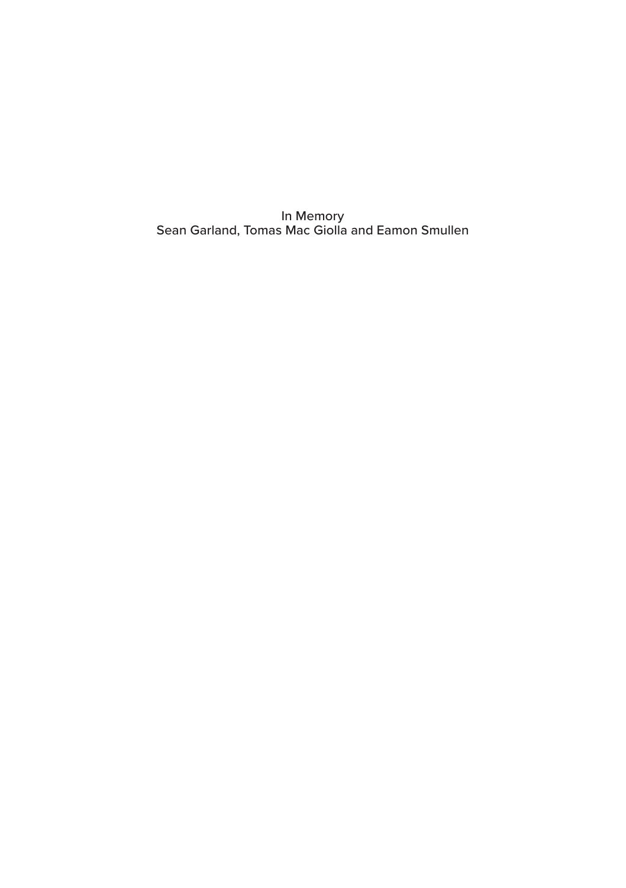In Memory
Sean Garland, Tomas Mac Giolla and Eamon Smullen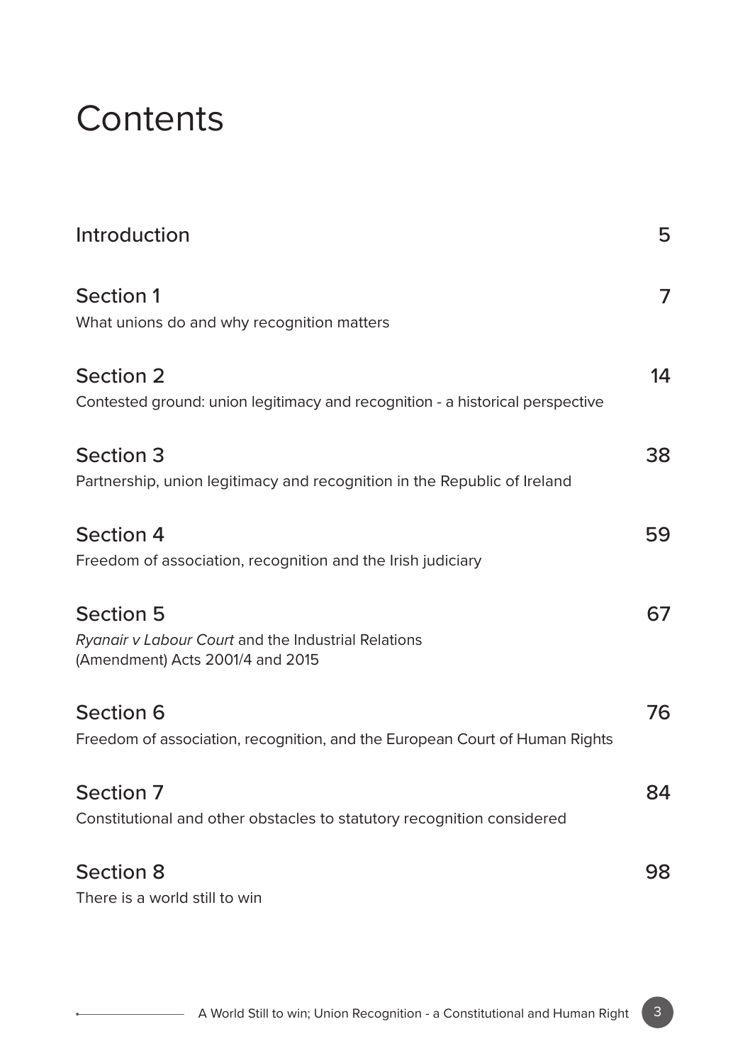# Contents

| | |
|---|---|
| Introduction | 5 |
| Section 1<br>What unions do and why recognition matters | 7 |
| Section 2<br>Contested ground: union legitimacy and recognition - a historical perspective | 14 |
| Section 3<br>Partnership, union legitimacy and recognition in the Republic of Ireland | 38 |
| Section 4<br>Freedom of association, recognition and the Irish judiciary | 59 |
| Section 5<br>*Ryanair v Labour Court* and the Industrial Relations (Amendment) Acts 2001/4 and 2015 | 67 |
| Section 6<br>Freedom of association, recognition, and the European Court of Human Rights | 76 |
| Section 7<br>Constitutional and other obstacles to statutory recognition considered | 84 |
| Section 8<br>There is a world still to win | 98 |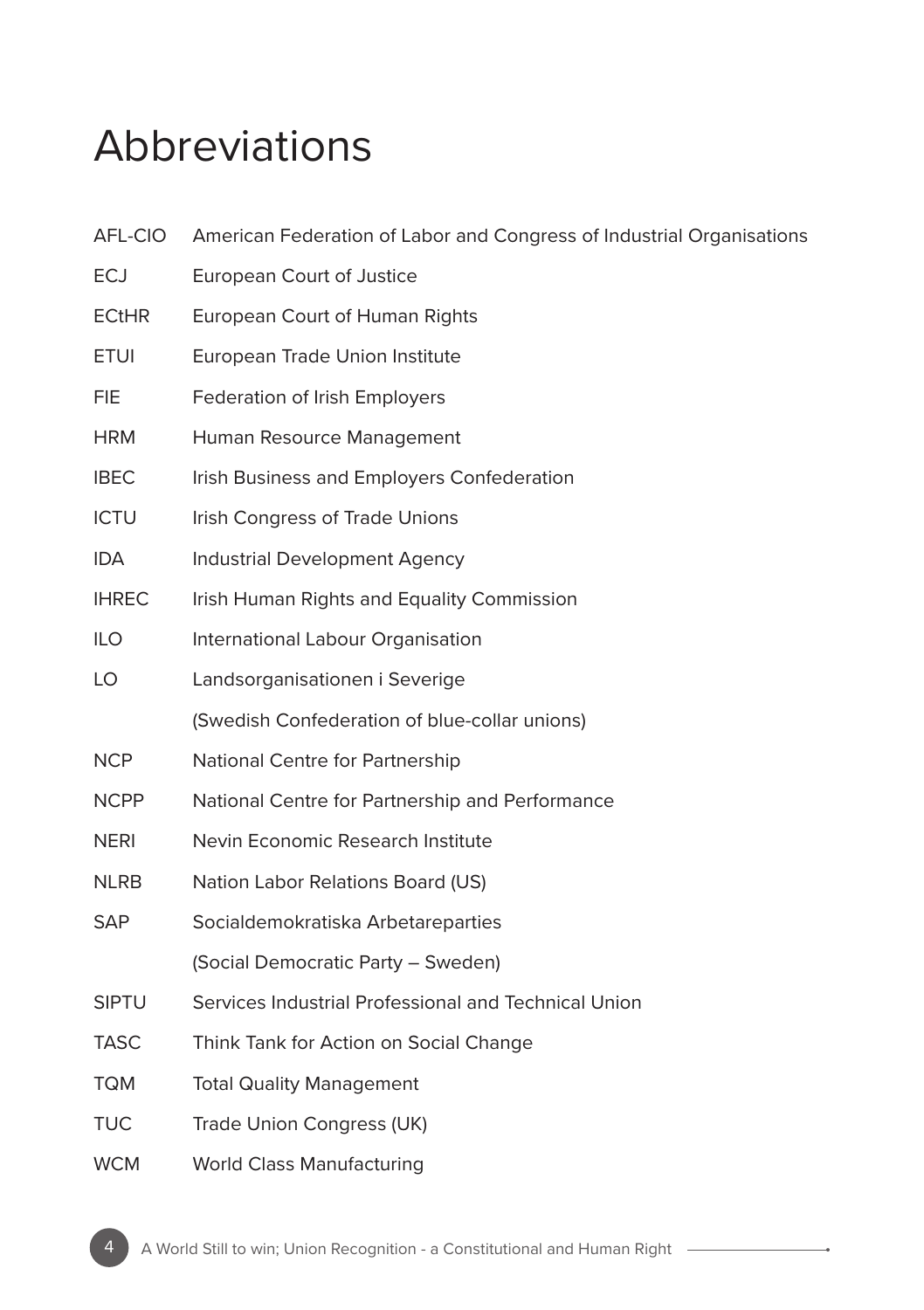# Abbreviations

| | |
|---|---|
| AFL-CIO | American Federation of Labor and Congress of Industrial Organisations |
| ECJ | European Court of Justice |
| ECtHR | European Court of Human Rights |
| ETUI | European Trade Union Institute |
| FIE | Federation of Irish Employers |
| HRM | Human Resource Management |
| IBEC | Irish Business and Employers Confederation |
| ICTU | Irish Congress of Trade Unions |
| IDA | Industrial Development Agency |
| IHREC | Irish Human Rights and Equality Commission |
| ILO | International Labour Organisation |
| LO | Landsorganisationen i Severige (Swedish Confederation of blue-collar unions) |
| NCP | National Centre for Partnership |
| NCPP | National Centre for Partnership and Performance |
| NERI | Nevin Economic Research Institute |
| NLRB | Nation Labor Relations Board (US) |
| SAP | Socialdemokratiska Arbetareparties (Social Democratic Party – Sweden) |
| SIPTU | Services Industrial Professional and Technical Union |
| TASC | Think Tank for Action on Social Change |
| TQM | Total Quality Management |
| TUC | Trade Union Congress (UK) |
| WCM | World Class Manufacturing |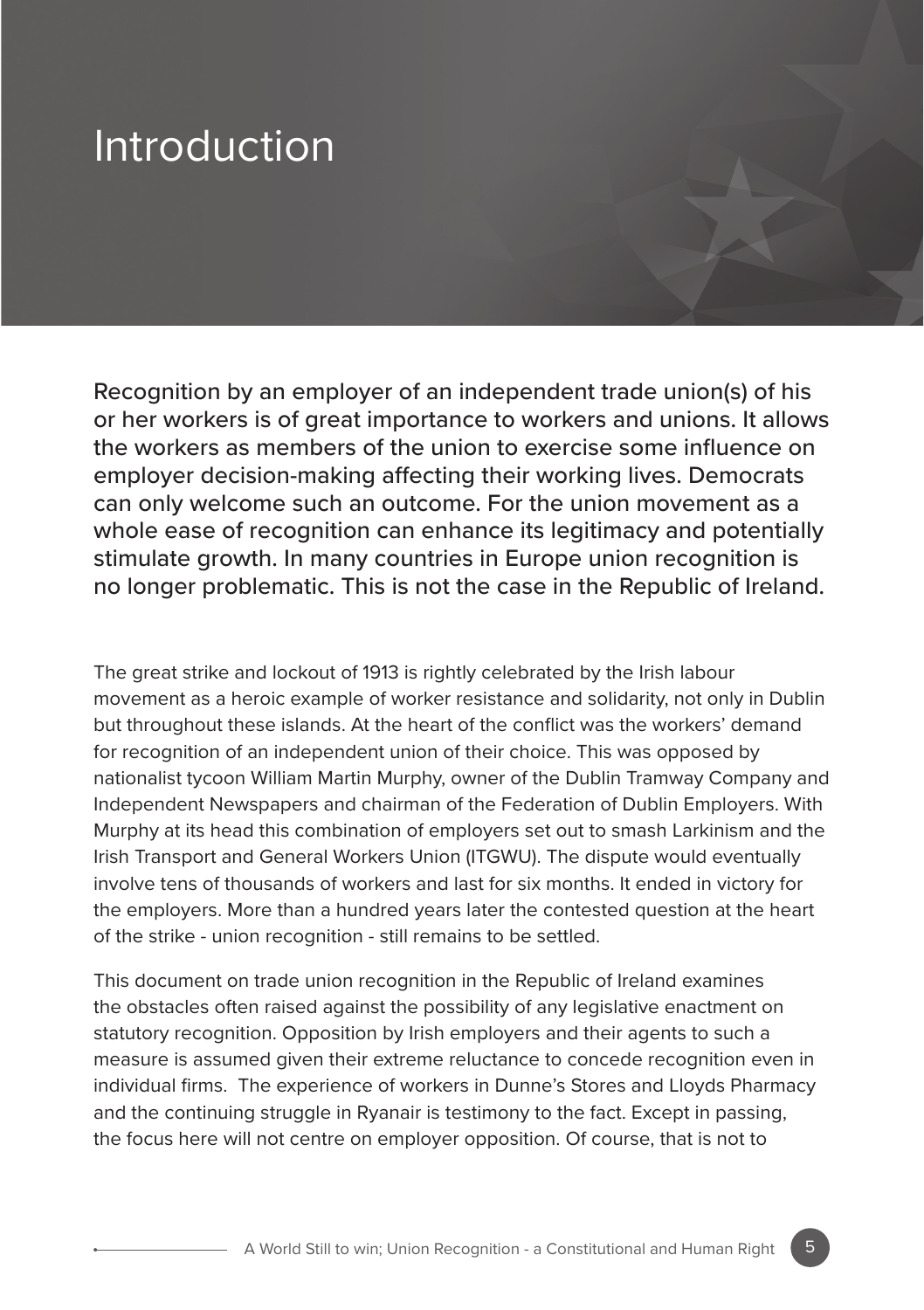# Introduction

Recognition by an employer of an independent trade union(s) of his or her workers is of great importance to workers and unions. It allows the workers as members of the union to exercise some influence on employer decision-making affecting their working lives. Democrats can only welcome such an outcome. For the union movement as a whole ease of recognition can enhance its legitimacy and potentially stimulate growth. In many countries in Europe union recognition is no longer problematic. This is not the case in the Republic of Ireland.

The great strike and lockout of 1913 is rightly celebrated by the Irish labour movement as a heroic example of worker resistance and solidarity, not only in Dublin but throughout these islands. At the heart of the conflict was the workers' demand for recognition of an independent union of their choice. This was opposed by nationalist tycoon William Martin Murphy, owner of the Dublin Tramway Company and Independent Newspapers and chairman of the Federation of Dublin Employers. With Murphy at its head this combination of employers set out to smash Larkinism and the Irish Transport and General Workers Union (ITGWU). The dispute would eventually involve tens of thousands of workers and last for six months. It ended in victory for the employers. More than a hundred years later the contested question at the heart of the strike - union recognition - still remains to be settled.

This document on trade union recognition in the Republic of Ireland examines the obstacles often raised against the possibility of any legislative enactment on statutory recognition. Opposition by Irish employers and their agents to such a measure is assumed given their extreme reluctance to concede recognition even in individual firms. The experience of workers in Dunne's Stores and Lloyds Pharmacy and the continuing struggle in Ryanair is testimony to the fact. Except in passing, the focus here will not centre on employer opposition. Of course, that is not to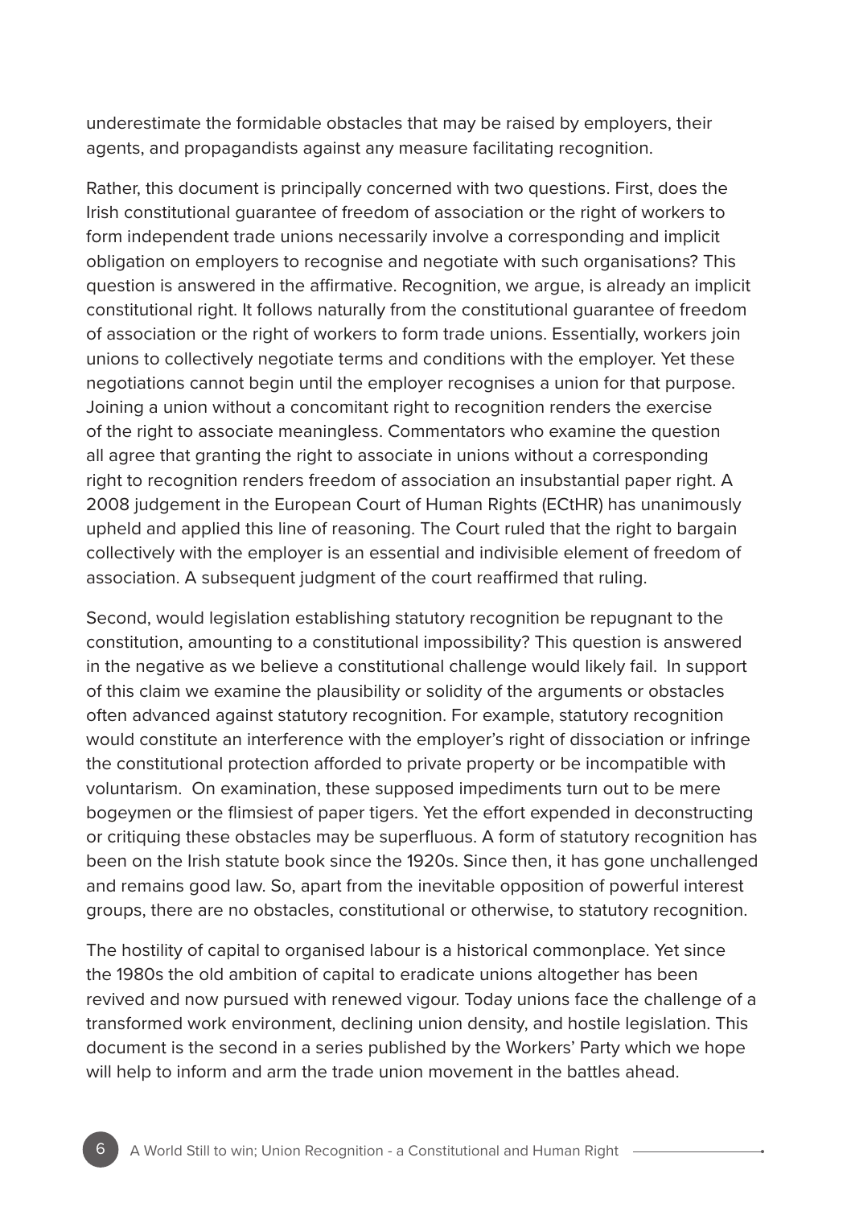underestimate the formidable obstacles that may be raised by employers, their agents, and propagandists against any measure facilitating recognition.

Rather, this document is principally concerned with two questions. First, does the Irish constitutional guarantee of freedom of association or the right of workers to form independent trade unions necessarily involve a corresponding and implicit obligation on employers to recognise and negotiate with such organisations? This question is answered in the affirmative. Recognition, we argue, is already an implicit constitutional right. It follows naturally from the constitutional guarantee of freedom of association or the right of workers to form trade unions. Essentially, workers join unions to collectively negotiate terms and conditions with the employer. Yet these negotiations cannot begin until the employer recognises a union for that purpose. Joining a union without a concomitant right to recognition renders the exercise of the right to associate meaningless. Commentators who examine the question all agree that granting the right to associate in unions without a corresponding right to recognition renders freedom of association an insubstantial paper right. A 2008 judgement in the European Court of Human Rights (ECtHR) has unanimously upheld and applied this line of reasoning. The Court ruled that the right to bargain collectively with the employer is an essential and indivisible element of freedom of association. A subsequent judgment of the court reaffirmed that ruling.

Second, would legislation establishing statutory recognition be repugnant to the constitution, amounting to a constitutional impossibility? This question is answered in the negative as we believe a constitutional challenge would likely fail. In support of this claim we examine the plausibility or solidity of the arguments or obstacles often advanced against statutory recognition. For example, statutory recognition would constitute an interference with the employer's right of dissociation or infringe the constitutional protection afforded to private property or be incompatible with voluntarism. On examination, these supposed impediments turn out to be mere bogeymen or the flimsiest of paper tigers. Yet the effort expended in deconstructing or critiquing these obstacles may be superfluous. A form of statutory recognition has been on the Irish statute book since the 1920s. Since then, it has gone unchallenged and remains good law. So, apart from the inevitable opposition of powerful interest groups, there are no obstacles, constitutional or otherwise, to statutory recognition.

The hostility of capital to organised labour is a historical commonplace. Yet since the 1980s the old ambition of capital to eradicate unions altogether has been revived and now pursued with renewed vigour. Today unions face the challenge of a transformed work environment, declining union density, and hostile legislation. This document is the second in a series published by the Workers' Party which we hope will help to inform and arm the trade union movement in the battles ahead.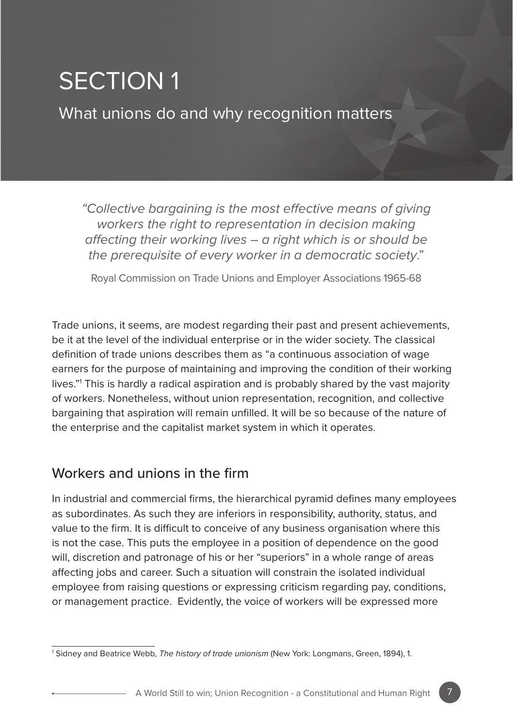# SECTION 1

## What unions do and why recognition matters

> *"Collective bargaining is the most effective means of giving workers the right to representation in decision making affecting their working lives – a right which is or should be the prerequisite of every worker in a democratic society."*
>
> Royal Commission on Trade Unions and Employer Associations 1965-68

Trade unions, it seems, are modest regarding their past and present achievements, be it at the level of the individual enterprise or in the wider society. The classical definition of trade unions describes them as "a continuous association of wage earners for the purpose of maintaining and improving the condition of their working lives."[1] This is hardly a radical aspiration and is probably shared by the vast majority of workers. Nonetheless, without union representation, recognition, and collective bargaining that aspiration will remain unfilled. It will be so because of the nature of the enterprise and the capitalist market system in which it operates.

### Workers and unions in the firm

In industrial and commercial firms, the hierarchical pyramid defines many employees as subordinates. As such they are inferiors in responsibility, authority, status, and value to the firm. It is difficult to conceive of any business organisation where this is not the case. This puts the employee in a position of dependence on the good will, discretion and patronage of his or her "superiors" in a whole range of areas affecting jobs and career. Such a situation will constrain the isolated individual employee from raising questions or expressing criticism regarding pay, conditions, or management practice. Evidently, the voice of workers will be expressed more

---

[1] Sidney and Beatrice Webb, *The history of trade unionism* (New York: Longmans, Green, 1894), 1.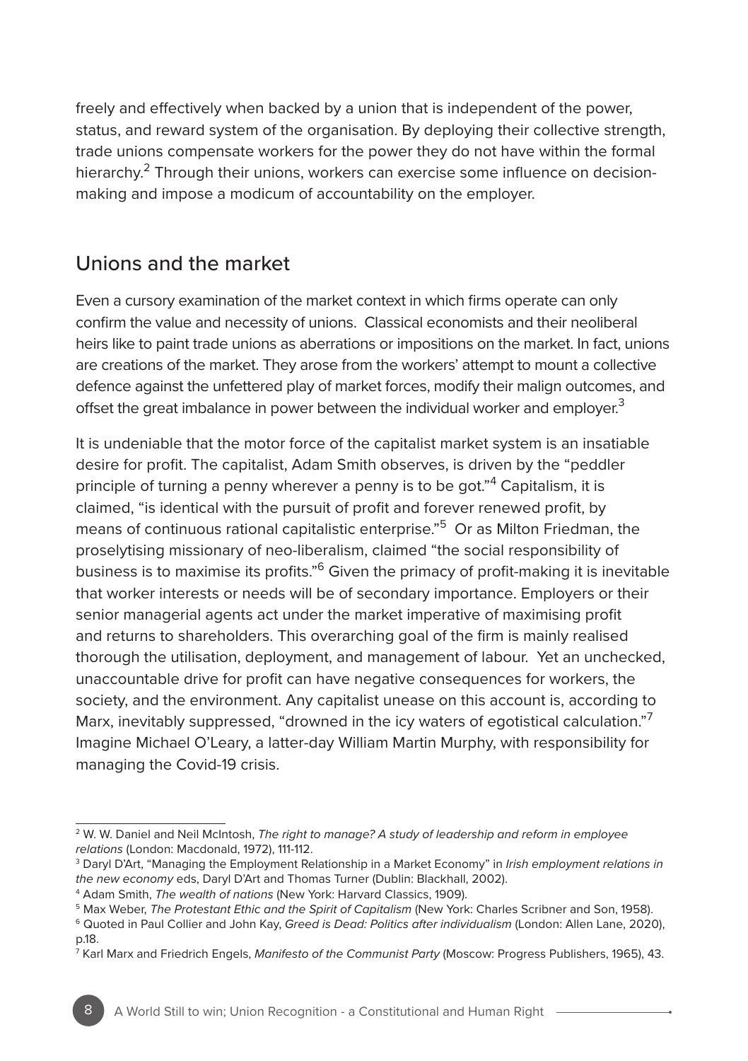freely and effectively when backed by a union that is independent of the power, status, and reward system of the organisation. By deploying their collective strength, trade unions compensate workers for the power they do not have within the formal hierarchy.[2] Through their unions, workers can exercise some influence on decision-making and impose a modicum of accountability on the employer.

## Unions and the market

Even a cursory examination of the market context in which firms operate can only confirm the value and necessity of unions. Classical economists and their neoliberal heirs like to paint trade unions as aberrations or impositions on the market. In fact, unions are creations of the market. They arose from the workers' attempt to mount a collective defence against the unfettered play of market forces, modify their malign outcomes, and offset the great imbalance in power between the individual worker and employer.[3]

It is undeniable that the motor force of the capitalist market system is an insatiable desire for profit. The capitalist, Adam Smith observes, is driven by the "peddler principle of turning a penny wherever a penny is to be got."[4] Capitalism, it is claimed, "is identical with the pursuit of profit and forever renewed profit, by means of continuous rational capitalistic enterprise."[5] Or as Milton Friedman, the proselytising missionary of neo-liberalism, claimed "the social responsibility of business is to maximise its profits."[6] Given the primacy of profit-making it is inevitable that worker interests or needs will be of secondary importance. Employers or their senior managerial agents act under the market imperative of maximising profit and returns to shareholders. This overarching goal of the firm is mainly realised thorough the utilisation, deployment, and management of labour. Yet an unchecked, unaccountable drive for profit can have negative consequences for workers, the society, and the environment. Any capitalist unease on this account is, according to Marx, inevitably suppressed, "drowned in the icy waters of egotistical calculation."[7] Imagine Michael O'Leary, a latter-day William Martin Murphy, with responsibility for managing the Covid-19 crisis.

---

[2] W. W. Daniel and Neil McIntosh, *The right to manage? A study of leadership and reform in employee relations* (London: Macdonald, 1972), 111-112.

[3] Daryl D'Art, "Managing the Employment Relationship in a Market Economy" in *Irish employment relations in the new economy* eds, Daryl D'Art and Thomas Turner (Dublin: Blackhall, 2002).

[4] Adam Smith, *The wealth of nations* (New York: Harvard Classics, 1909).

[5] Max Weber, *The Protestant Ethic and the Spirit of Capitalism* (New York: Charles Scribner and Son, 1958).

[6] Quoted in Paul Collier and John Kay, *Greed is Dead: Politics after individualism* (London: Allen Lane, 2020), p.18.

[7] Karl Marx and Friedrich Engels, *Manifesto of the Communist Party* (Moscow: Progress Publishers, 1965), 43.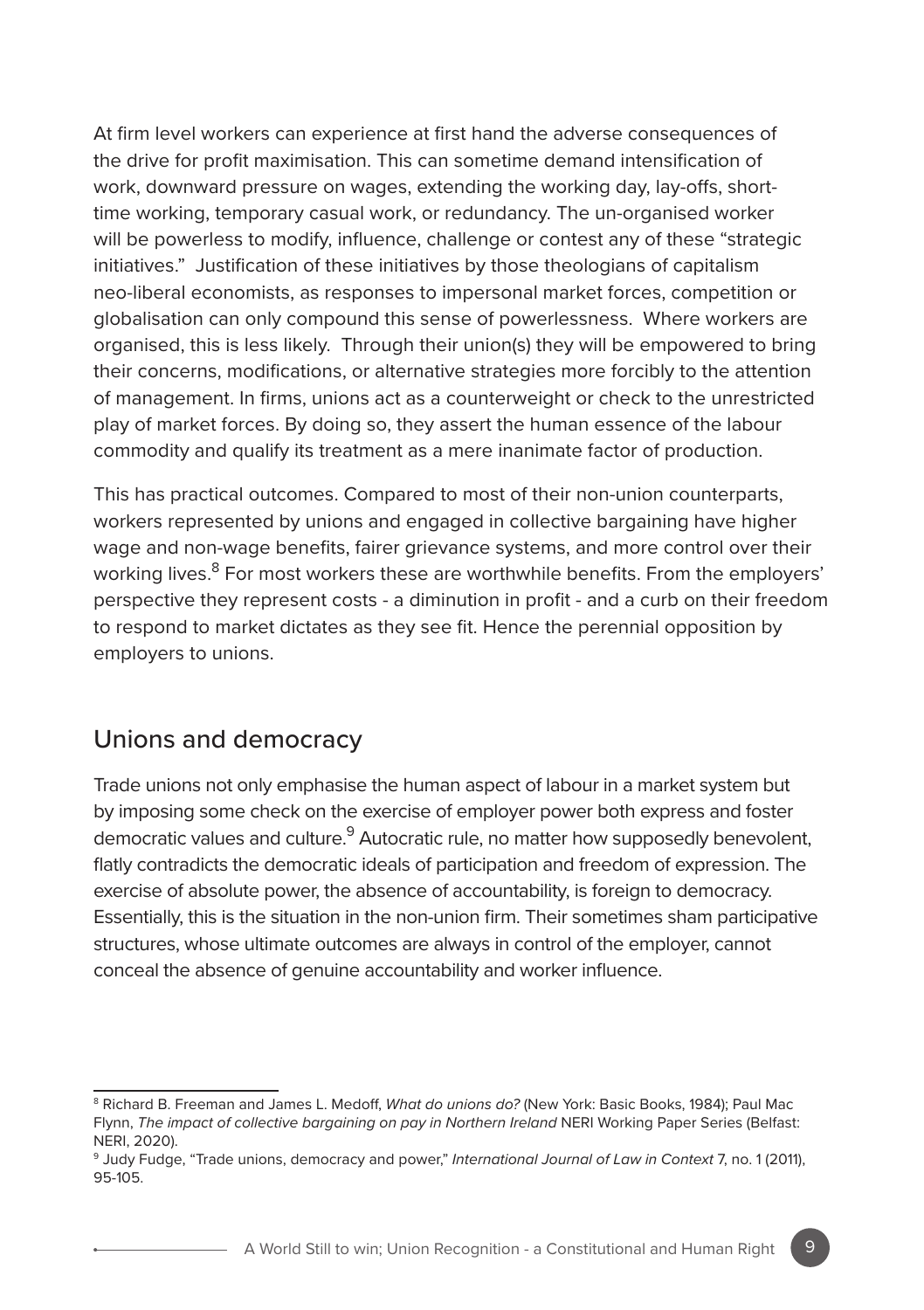At firm level workers can experience at first hand the adverse consequences of the drive for profit maximisation. This can sometime demand intensification of work, downward pressure on wages, extending the working day, lay-offs, short-time working, temporary casual work, or redundancy. The un-organised worker will be powerless to modify, influence, challenge or contest any of these "strategic initiatives." Justification of these initiatives by those theologians of capitalism neo-liberal economists, as responses to impersonal market forces, competition or globalisation can only compound this sense of powerlessness. Where workers are organised, this is less likely. Through their union(s) they will be empowered to bring their concerns, modifications, or alternative strategies more forcibly to the attention of management. In firms, unions act as a counterweight or check to the unrestricted play of market forces. By doing so, they assert the human essence of the labour commodity and qualify its treatment as a mere inanimate factor of production.

This has practical outcomes. Compared to most of their non-union counterparts, workers represented by unions and engaged in collective bargaining have higher wage and non-wage benefits, fairer grievance systems, and more control over their working lives.[8] For most workers these are worthwhile benefits. From the employers' perspective they represent costs - a diminution in profit - and a curb on their freedom to respond to market dictates as they see fit. Hence the perennial opposition by employers to unions.

## Unions and democracy

Trade unions not only emphasise the human aspect of labour in a market system but by imposing some check on the exercise of employer power both express and foster democratic values and culture.[9] Autocratic rule, no matter how supposedly benevolent, flatly contradicts the democratic ideals of participation and freedom of expression. The exercise of absolute power, the absence of accountability, is foreign to democracy. Essentially, this is the situation in the non-union firm. Their sometimes sham participative structures, whose ultimate outcomes are always in control of the employer, cannot conceal the absence of genuine accountability and worker influence.

---

[8] Richard B. Freeman and James L. Medoff, *What do unions do?* (New York: Basic Books, 1984); Paul Mac Flynn, *The impact of collective bargaining on pay in Northern Ireland* NERI Working Paper Series (Belfast: NERI, 2020).

[9] Judy Fudge, "Trade unions, democracy and power," *International Journal of Law in Context* 7, no. 1 (2011), 95-105.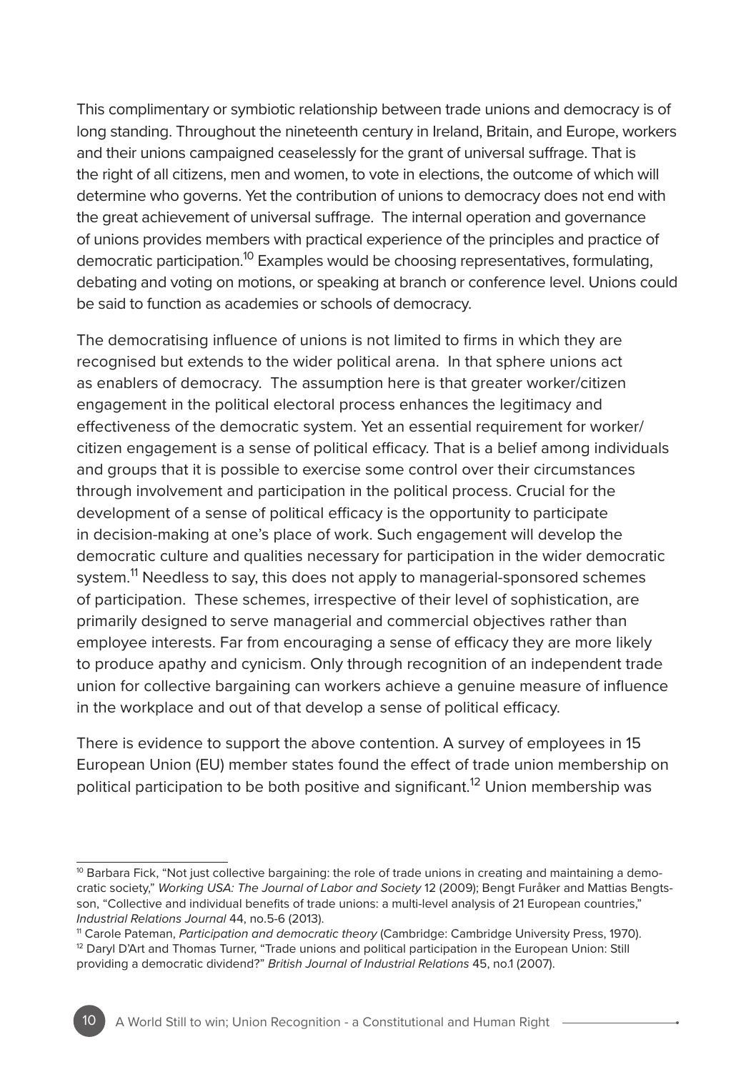This complimentary or symbiotic relationship between trade unions and democracy is of long standing. Throughout the nineteenth century in Ireland, Britain, and Europe, workers and their unions campaigned ceaselessly for the grant of universal suffrage. That is the right of all citizens, men and women, to vote in elections, the outcome of which will determine who governs. Yet the contribution of unions to democracy does not end with the great achievement of universal suffrage. The internal operation and governance of unions provides members with practical experience of the principles and practice of democratic participation.[10] Examples would be choosing representatives, formulating, debating and voting on motions, or speaking at branch or conference level. Unions could be said to function as academies or schools of democracy.

The democratising influence of unions is not limited to firms in which they are recognised but extends to the wider political arena. In that sphere unions act as enablers of democracy. The assumption here is that greater worker/citizen engagement in the political electoral process enhances the legitimacy and effectiveness of the democratic system. Yet an essential requirement for worker/citizen engagement is a sense of political efficacy. That is a belief among individuals and groups that it is possible to exercise some control over their circumstances through involvement and participation in the political process. Crucial for the development of a sense of political efficacy is the opportunity to participate in decision-making at one's place of work. Such engagement will develop the democratic culture and qualities necessary for participation in the wider democratic system.[11] Needless to say, this does not apply to managerial-sponsored schemes of participation. These schemes, irrespective of their level of sophistication, are primarily designed to serve managerial and commercial objectives rather than employee interests. Far from encouraging a sense of efficacy they are more likely to produce apathy and cynicism. Only through recognition of an independent trade union for collective bargaining can workers achieve a genuine measure of influence in the workplace and out of that develop a sense of political efficacy.

There is evidence to support the above contention. A survey of employees in 15 European Union (EU) member states found the effect of trade union membership on political participation to be both positive and significant.[12] Union membership was

---

[10] Barbara Fick, "Not just collective bargaining: the role of trade unions in creating and maintaining a democratic society," *Working USA: The Journal of Labor and Society* 12 (2009); Bengt Furåker and Mattias Bengtsson, "Collective and individual benefits of trade unions: a multi-level analysis of 21 European countries," *Industrial Relations Journal* 44, no.5-6 (2013).

[11] Carole Pateman, *Participation and democratic theory* (Cambridge: Cambridge University Press, 1970).

[12] Daryl D'Art and Thomas Turner, "Trade unions and political participation in the European Union: Still providing a democratic dividend?" *British Journal of Industrial Relations* 45, no.1 (2007).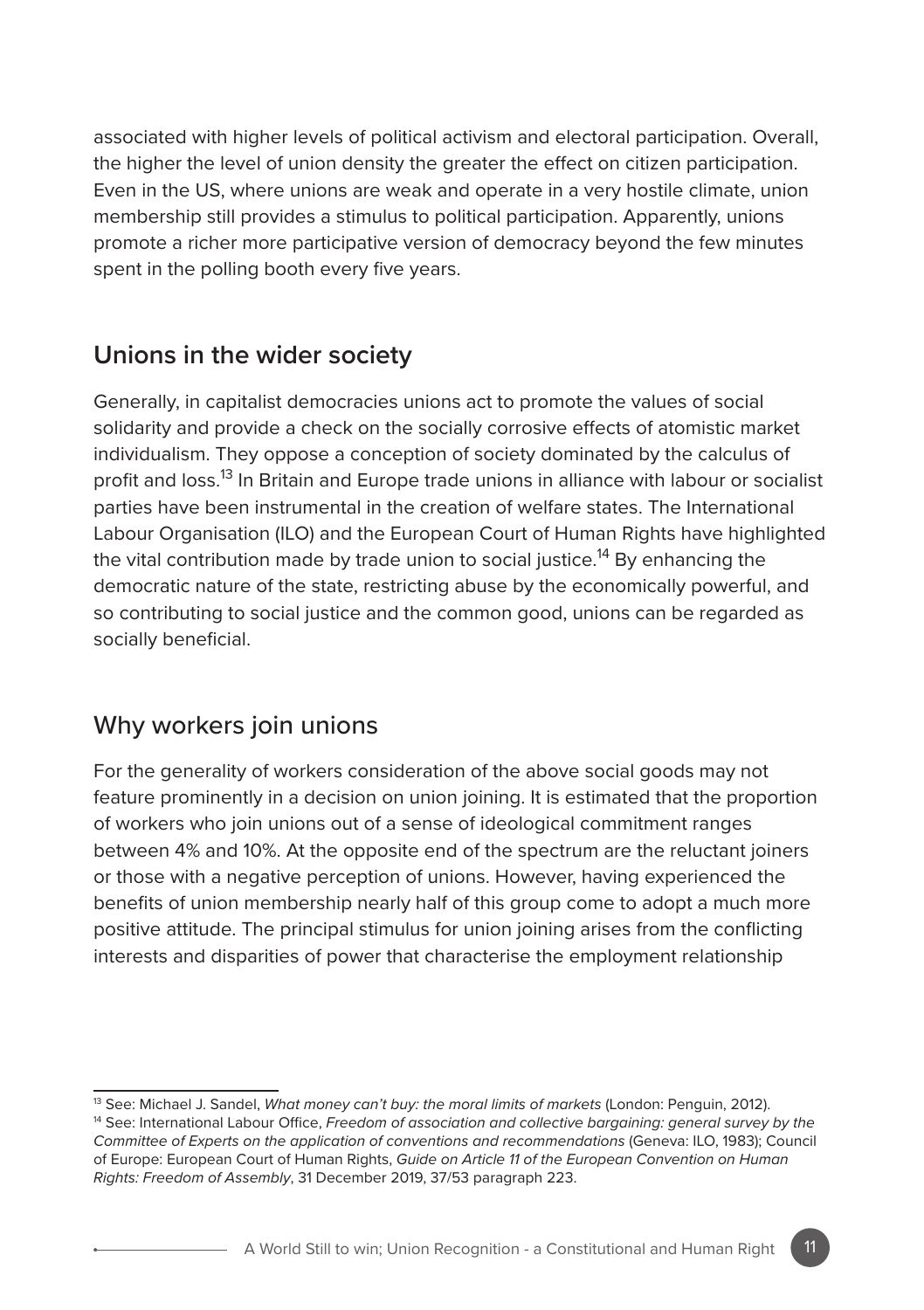associated with higher levels of political activism and electoral participation. Overall, the higher the level of union density the greater the effect on citizen participation. Even in the US, where unions are weak and operate in a very hostile climate, union membership still provides a stimulus to political participation. Apparently, unions promote a richer more participative version of democracy beyond the few minutes spent in the polling booth every five years.

## Unions in the wider society

Generally, in capitalist democracies unions act to promote the values of social solidarity and provide a check on the socially corrosive effects of atomistic market individualism. They oppose a conception of society dominated by the calculus of profit and loss.[13] In Britain and Europe trade unions in alliance with labour or socialist parties have been instrumental in the creation of welfare states. The International Labour Organisation (ILO) and the European Court of Human Rights have highlighted the vital contribution made by trade union to social justice.[14] By enhancing the democratic nature of the state, restricting abuse by the economically powerful, and so contributing to social justice and the common good, unions can be regarded as socially beneficial.

## Why workers join unions

For the generality of workers consideration of the above social goods may not feature prominently in a decision on union joining. It is estimated that the proportion of workers who join unions out of a sense of ideological commitment ranges between 4% and 10%. At the opposite end of the spectrum are the reluctant joiners or those with a negative perception of unions. However, having experienced the benefits of union membership nearly half of this group come to adopt a much more positive attitude. The principal stimulus for union joining arises from the conflicting interests and disparities of power that characterise the employment relationship

---

[13] See: Michael J. Sandel, *What money can't buy: the moral limits of markets* (London: Penguin, 2012).

[14] See: International Labour Office, *Freedom of association and collective bargaining: general survey by the Committee of Experts on the application of conventions and recommendations* (Geneva: ILO, 1983); Council of Europe: European Court of Human Rights, *Guide on Article 11 of the European Convention on Human Rights: Freedom of Assembly*, 31 December 2019, 37/53 paragraph 223.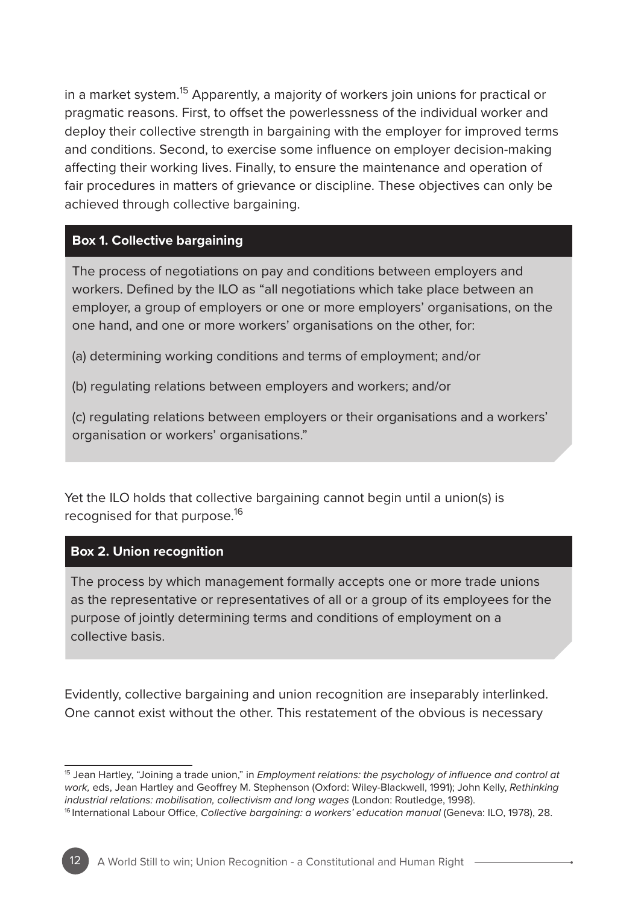in a market system.[15] Apparently, a majority of workers join unions for practical or pragmatic reasons. First, to offset the powerlessness of the individual worker and deploy their collective strength in bargaining with the employer for improved terms and conditions. Second, to exercise some influence on employer decision-making affecting their working lives. Finally, to ensure the maintenance and operation of fair procedures in matters of grievance or discipline. These objectives can only be achieved through collective bargaining.

**Box 1. Collective bargaining**

The process of negotiations on pay and conditions between employers and workers. Defined by the ILO as "all negotiations which take place between an employer, a group of employers or one or more employers' organisations, on the one hand, and one or more workers' organisations on the other, for:

(a) determining working conditions and terms of employment; and/or

(b) regulating relations between employers and workers; and/or

(c) regulating relations between employers or their organisations and a workers' organisation or workers' organisations."

Yet the ILO holds that collective bargaining cannot begin until a union(s) is recognised for that purpose.[16]

**Box 2. Union recognition**

The process by which management formally accepts one or more trade unions as the representative or representatives of all or a group of its employees for the purpose of jointly determining terms and conditions of employment on a collective basis.

Evidently, collective bargaining and union recognition are inseparably interlinked. One cannot exist without the other. This restatement of the obvious is necessary

---

[15] Jean Hartley, "Joining a trade union," in *Employment relations: the psychology of influence and control at work,* eds, Jean Hartley and Geoffrey M. Stephenson (Oxford: Wiley-Blackwell, 1991); John Kelly, *Rethinking industrial relations: mobilisation, collectivism and long wages* (London: Routledge, 1998).

[16] International Labour Office, *Collective bargaining: a workers' education manual* (Geneva: ILO, 1978), 28.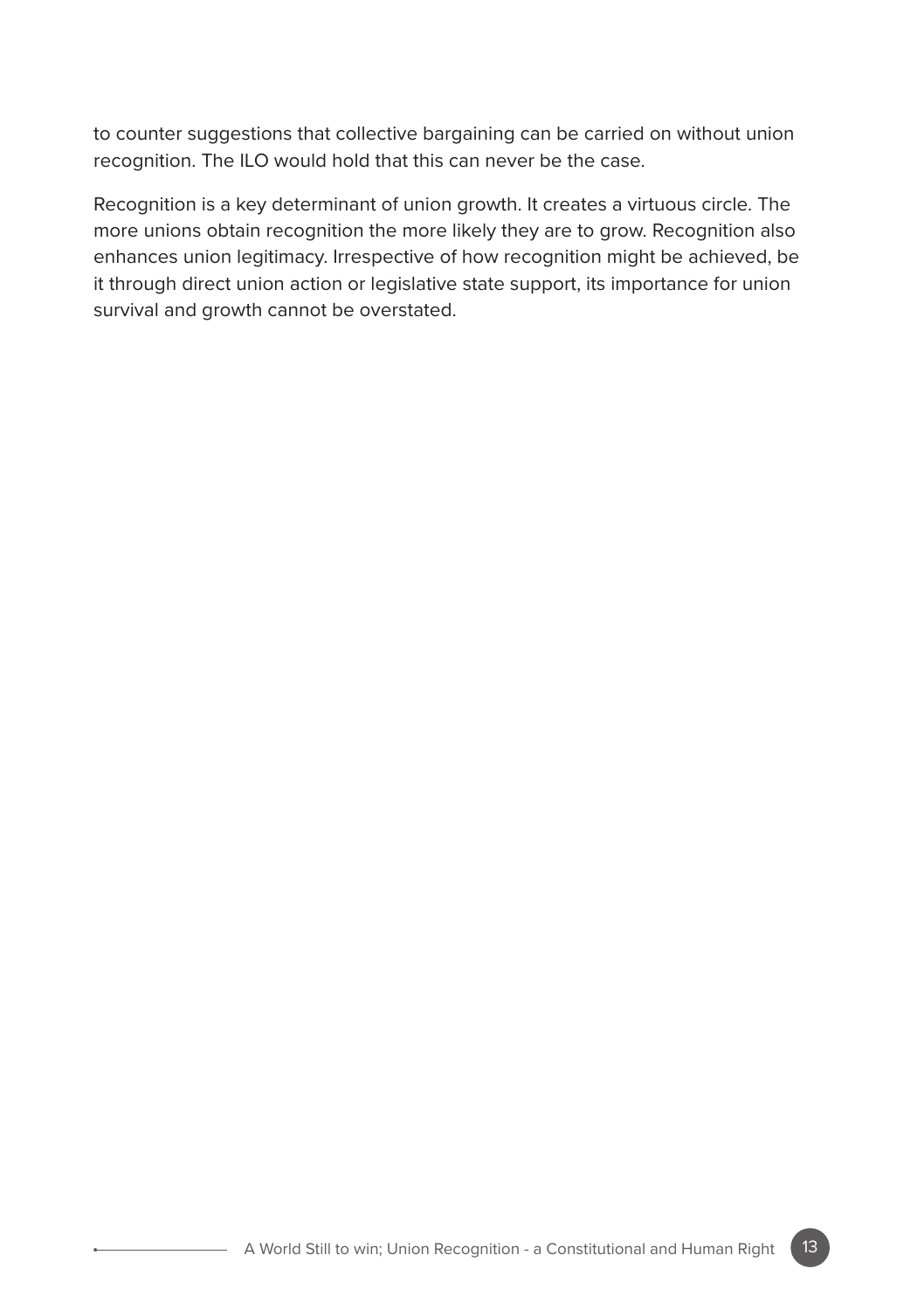to counter suggestions that collective bargaining can be carried on without union recognition. The ILO would hold that this can never be the case.

Recognition is a key determinant of union growth. It creates a virtuous circle. The more unions obtain recognition the more likely they are to grow. Recognition also enhances union legitimacy. Irrespective of how recognition might be achieved, be it through direct union action or legislative state support, its importance for union survival and growth cannot be overstated.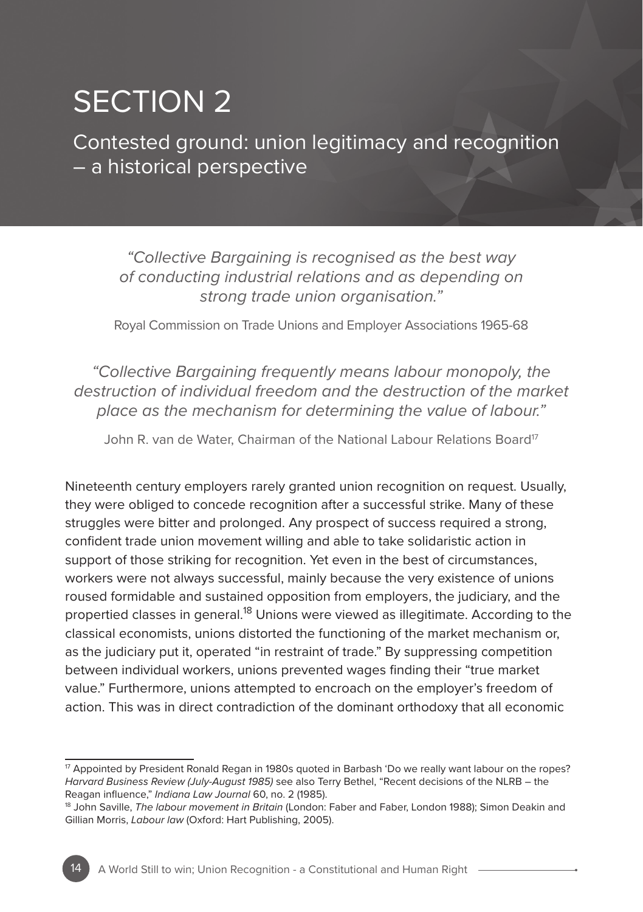# SECTION 2

## Contested ground: union legitimacy and recognition – a historical perspective

*"Collective Bargaining is recognised as the best way of conducting industrial relations and as depending on strong trade union organisation."*

Royal Commission on Trade Unions and Employer Associations 1965-68

*"Collective Bargaining frequently means labour monopoly, the destruction of individual freedom and the destruction of the market place as the mechanism for determining the value of labour."*

John R. van de Water, Chairman of the National Labour Relations Board[17]

Nineteenth century employers rarely granted union recognition on request. Usually, they were obliged to concede recognition after a successful strike. Many of these struggles were bitter and prolonged. Any prospect of success required a strong, confident trade union movement willing and able to take solidaristic action in support of those striking for recognition. Yet even in the best of circumstances, workers were not always successful, mainly because the very existence of unions roused formidable and sustained opposition from employers, the judiciary, and the propertied classes in general.[18] Unions were viewed as illegitimate. According to the classical economists, unions distorted the functioning of the market mechanism or, as the judiciary put it, operated "in restraint of trade." By suppressing competition between individual workers, unions prevented wages finding their "true market value." Furthermore, unions attempted to encroach on the employer's freedom of action. This was in direct contradiction of the dominant orthodoxy that all economic

---

[17] Appointed by President Ronald Regan in 1980s quoted in Barbash 'Do we really want labour on the ropes? *Harvard Business Review (July-August 1985)* see also Terry Bethel, "Recent decisions of the NLRB – the Reagan influence," *Indiana Law Journal* 60, no. 2 (1985).

[18] John Saville, *The labour movement in Britain* (London: Faber and Faber, London 1988); Simon Deakin and Gillian Morris, *Labour law* (Oxford: Hart Publishing, 2005).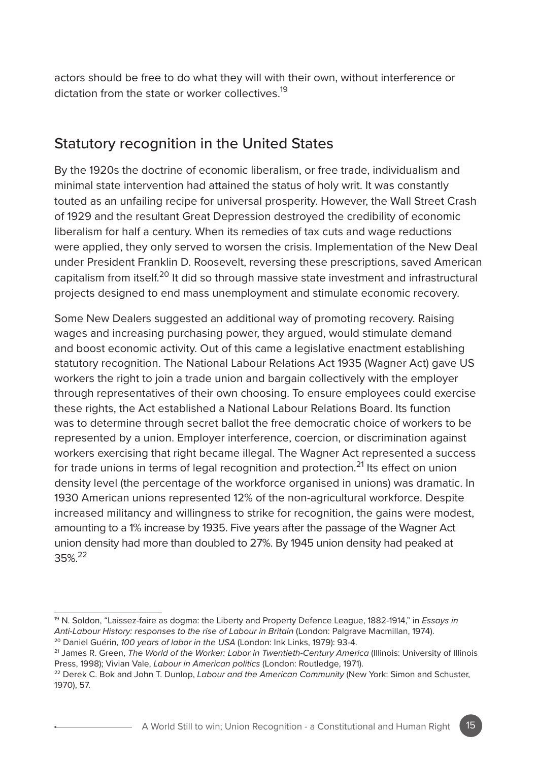actors should be free to do what they will with their own, without interference or dictation from the state or worker collectives.[19]

## Statutory recognition in the United States

By the 1920s the doctrine of economic liberalism, or free trade, individualism and minimal state intervention had attained the status of holy writ. It was constantly touted as an unfailing recipe for universal prosperity. However, the Wall Street Crash of 1929 and the resultant Great Depression destroyed the credibility of economic liberalism for half a century. When its remedies of tax cuts and wage reductions were applied, they only served to worsen the crisis. Implementation of the New Deal under President Franklin D. Roosevelt, reversing these prescriptions, saved American capitalism from itself.[20] It did so through massive state investment and infrastructural projects designed to end mass unemployment and stimulate economic recovery.

Some New Dealers suggested an additional way of promoting recovery. Raising wages and increasing purchasing power, they argued, would stimulate demand and boost economic activity. Out of this came a legislative enactment establishing statutory recognition. The National Labour Relations Act 1935 (Wagner Act) gave US workers the right to join a trade union and bargain collectively with the employer through representatives of their own choosing. To ensure employees could exercise these rights, the Act established a National Labour Relations Board. Its function was to determine through secret ballot the free democratic choice of workers to be represented by a union. Employer interference, coercion, or discrimination against workers exercising that right became illegal. The Wagner Act represented a success for trade unions in terms of legal recognition and protection.[21] Its effect on union density level (the percentage of the workforce organised in unions) was dramatic. In 1930 American unions represented 12% of the non-agricultural workforce. Despite increased militancy and willingness to strike for recognition, the gains were modest, amounting to a 1% increase by 1935. Five years after the passage of the Wagner Act union density had more than doubled to 27%. By 1945 union density had peaked at 35%.[22]

---

[19] N. Soldon, "Laissez-faire as dogma: the Liberty and Property Defence League, 1882-1914," in *Essays in Anti-Labour History: responses to the rise of Labour in Britain* (London: Palgrave Macmillan, 1974).

[20] Daniel Guérin, *100 years of labor in the USA* (London: Ink Links, 1979): 93-4.

[21] James R. Green, *The World of the Worker: Labor in Twentieth-Century America* (Illinois: University of Illinois Press, 1998); Vivian Vale, *Labour in American politics* (London: Routledge, 1971).

[22] Derek C. Bok and John T. Dunlop, *Labour and the American Community* (New York: Simon and Schuster, 1970), 57.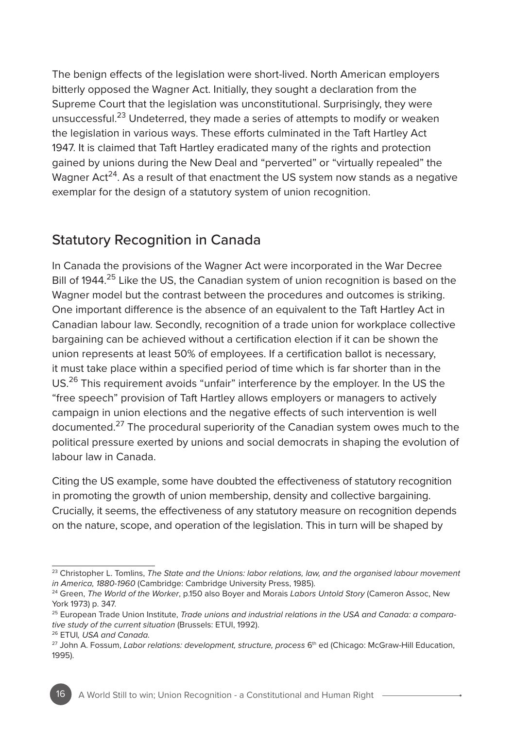The benign effects of the legislation were short-lived. North American employers bitterly opposed the Wagner Act. Initially, they sought a declaration from the Supreme Court that the legislation was unconstitutional. Surprisingly, they were unsuccessful.[23] Undeterred, they made a series of attempts to modify or weaken the legislation in various ways. These efforts culminated in the Taft Hartley Act 1947. It is claimed that Taft Hartley eradicated many of the rights and protection gained by unions during the New Deal and "perverted" or "virtually repealed" the Wagner Act[24]. As a result of that enactment the US system now stands as a negative exemplar for the design of a statutory system of union recognition.

## Statutory Recognition in Canada

In Canada the provisions of the Wagner Act were incorporated in the War Decree Bill of 1944.[25] Like the US, the Canadian system of union recognition is based on the Wagner model but the contrast between the procedures and outcomes is striking. One important difference is the absence of an equivalent to the Taft Hartley Act in Canadian labour law. Secondly, recognition of a trade union for workplace collective bargaining can be achieved without a certification election if it can be shown the union represents at least 50% of employees. If a certification ballot is necessary, it must take place within a specified period of time which is far shorter than in the US.[26] This requirement avoids "unfair" interference by the employer. In the US the "free speech" provision of Taft Hartley allows employers or managers to actively campaign in union elections and the negative effects of such intervention is well documented.[27] The procedural superiority of the Canadian system owes much to the political pressure exerted by unions and social democrats in shaping the evolution of labour law in Canada.

Citing the US example, some have doubted the effectiveness of statutory recognition in promoting the growth of union membership, density and collective bargaining. Crucially, it seems, the effectiveness of any statutory measure on recognition depends on the nature, scope, and operation of the legislation. This in turn will be shaped by

---

[23] Christopher L. Tomlins, *The State and the Unions: labor relations, law, and the organised labour movement in America, 1880-1960* (Cambridge: Cambridge University Press, 1985).

[24] Green, *The World of the Worker*, p.150 also Boyer and Morais *Labors Untold Story* (Cameron Assoc, New York 1973) p. 347.

[25] European Trade Union Institute, *Trade unions and industrial relations in the USA and Canada: a comparative study of the current situation* (Brussels: ETUI, 1992).

[26] ETUI*, USA and Canada.*

[27] John A. Fossum, *Labor relations: development, structure, process* 6th ed (Chicago: McGraw-Hill Education, 1995).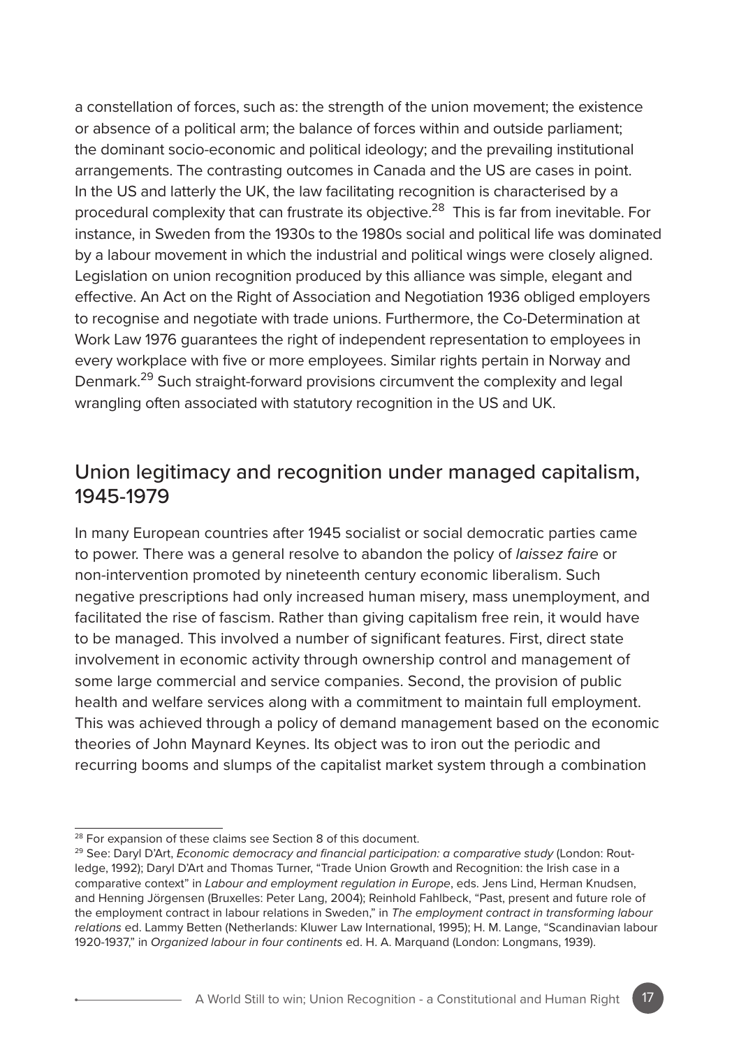a constellation of forces, such as: the strength of the union movement; the existence or absence of a political arm; the balance of forces within and outside parliament; the dominant socio-economic and political ideology; and the prevailing institutional arrangements. The contrasting outcomes in Canada and the US are cases in point. In the US and latterly the UK, the law facilitating recognition is characterised by a procedural complexity that can frustrate its objective.[28] This is far from inevitable. For instance, in Sweden from the 1930s to the 1980s social and political life was dominated by a labour movement in which the industrial and political wings were closely aligned. Legislation on union recognition produced by this alliance was simple, elegant and effective. An Act on the Right of Association and Negotiation 1936 obliged employers to recognise and negotiate with trade unions. Furthermore, the Co-Determination at Work Law 1976 guarantees the right of independent representation to employees in every workplace with five or more employees. Similar rights pertain in Norway and Denmark.[29] Such straight-forward provisions circumvent the complexity and legal wrangling often associated with statutory recognition in the US and UK.

## Union legitimacy and recognition under managed capitalism, 1945-1979

In many European countries after 1945 socialist or social democratic parties came to power. There was a general resolve to abandon the policy of *laissez faire* or non-intervention promoted by nineteenth century economic liberalism. Such negative prescriptions had only increased human misery, mass unemployment, and facilitated the rise of fascism. Rather than giving capitalism free rein, it would have to be managed. This involved a number of significant features. First, direct state involvement in economic activity through ownership control and management of some large commercial and service companies. Second, the provision of public health and welfare services along with a commitment to maintain full employment. This was achieved through a policy of demand management based on the economic theories of John Maynard Keynes. Its object was to iron out the periodic and recurring booms and slumps of the capitalist market system through a combination

---

[28] For expansion of these claims see Section 8 of this document.

[29] See: Daryl D'Art, *Economic democracy and financial participation: a comparative study* (London: Routledge, 1992); Daryl D'Art and Thomas Turner, "Trade Union Growth and Recognition: the Irish case in a comparative context" in *Labour and employment regulation in Europe*, eds. Jens Lind, Herman Knudsen, and Henning Jörgensen (Bruxelles: Peter Lang, 2004); Reinhold Fahlbeck, "Past, present and future role of the employment contract in labour relations in Sweden," in *The employment contract in transforming labour relations* ed. Lammy Betten (Netherlands: Kluwer Law International, 1995); H. M. Lange, "Scandinavian labour 1920-1937," in *Organized labour in four continents* ed. H. A. Marquand (London: Longmans, 1939).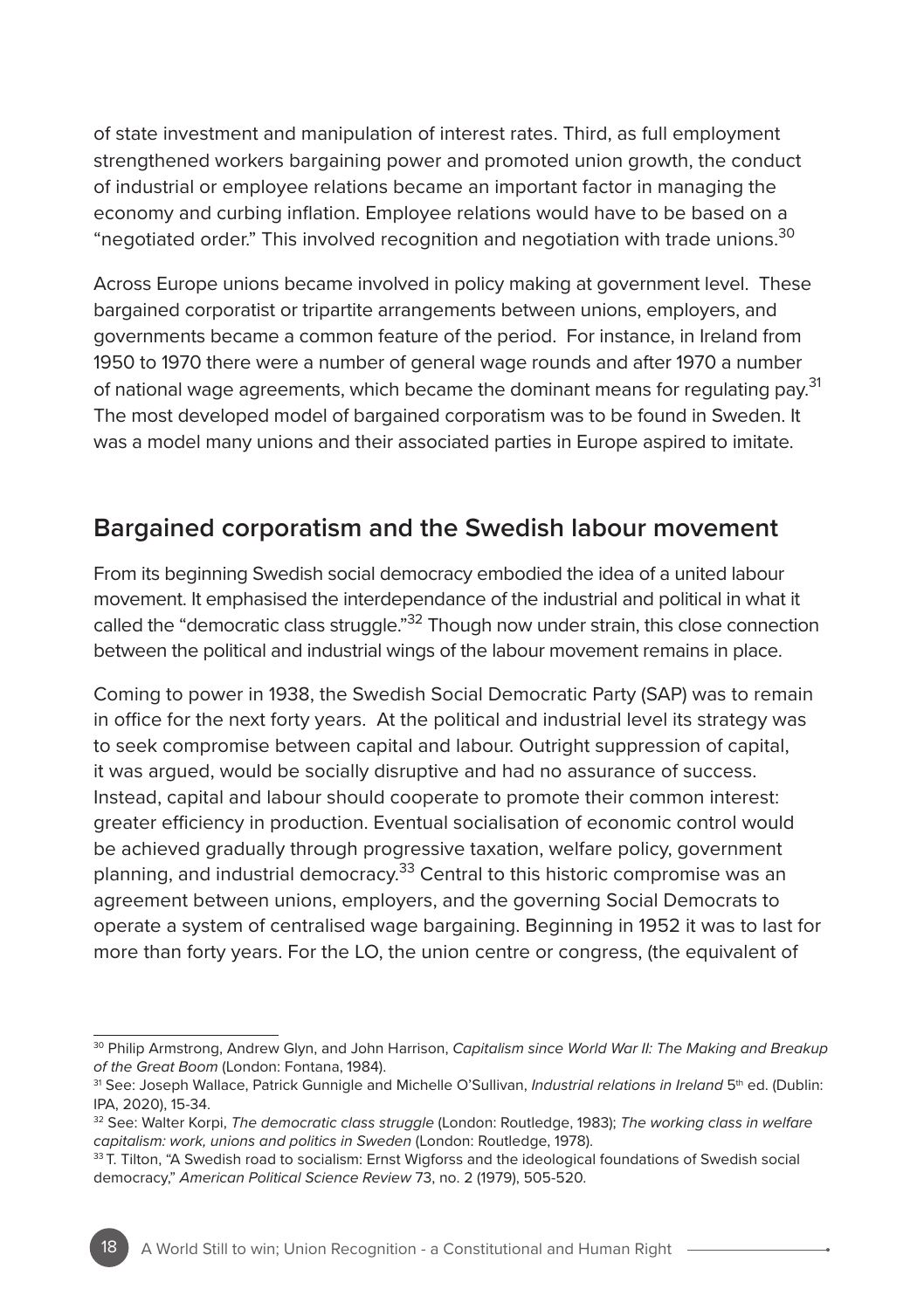of state investment and manipulation of interest rates. Third, as full employment strengthened workers bargaining power and promoted union growth, the conduct of industrial or employee relations became an important factor in managing the economy and curbing inflation. Employee relations would have to be based on a "negotiated order." This involved recognition and negotiation with trade unions.[30]

Across Europe unions became involved in policy making at government level. These bargained corporatist or tripartite arrangements between unions, employers, and governments became a common feature of the period. For instance, in Ireland from 1950 to 1970 there were a number of general wage rounds and after 1970 a number of national wage agreements, which became the dominant means for regulating pay.[31] The most developed model of bargained corporatism was to be found in Sweden. It was a model many unions and their associated parties in Europe aspired to imitate.

## Bargained corporatism and the Swedish labour movement

From its beginning Swedish social democracy embodied the idea of a united labour movement. It emphasised the interdependance of the industrial and political in what it called the "democratic class struggle."[32] Though now under strain, this close connection between the political and industrial wings of the labour movement remains in place.

Coming to power in 1938, the Swedish Social Democratic Party (SAP) was to remain in office for the next forty years. At the political and industrial level its strategy was to seek compromise between capital and labour. Outright suppression of capital, it was argued, would be socially disruptive and had no assurance of success. Instead, capital and labour should cooperate to promote their common interest: greater efficiency in production. Eventual socialisation of economic control would be achieved gradually through progressive taxation, welfare policy, government planning, and industrial democracy.[33] Central to this historic compromise was an agreement between unions, employers, and the governing Social Democrats to operate a system of centralised wage bargaining. Beginning in 1952 it was to last for more than forty years. For the LO, the union centre or congress, (the equivalent of

---

[30] Philip Armstrong, Andrew Glyn, and John Harrison, *Capitalism since World War II: The Making and Breakup of the Great Boom* (London: Fontana, 1984).

[31] See: Joseph Wallace, Patrick Gunnigle and Michelle O'Sullivan, *Industrial relations in Ireland* 5th ed. (Dublin: IPA, 2020), 15-34.

[32] See: Walter Korpi, *The democratic class struggle* (London: Routledge, 1983); *The working class in welfare capitalism: work, unions and politics in Sweden* (London: Routledge, 1978).

[33] T. Tilton, "A Swedish road to socialism: Ernst Wigforss and the ideological foundations of Swedish social democracy," *American Political Science Review* 73, no. 2 (1979), 505-520.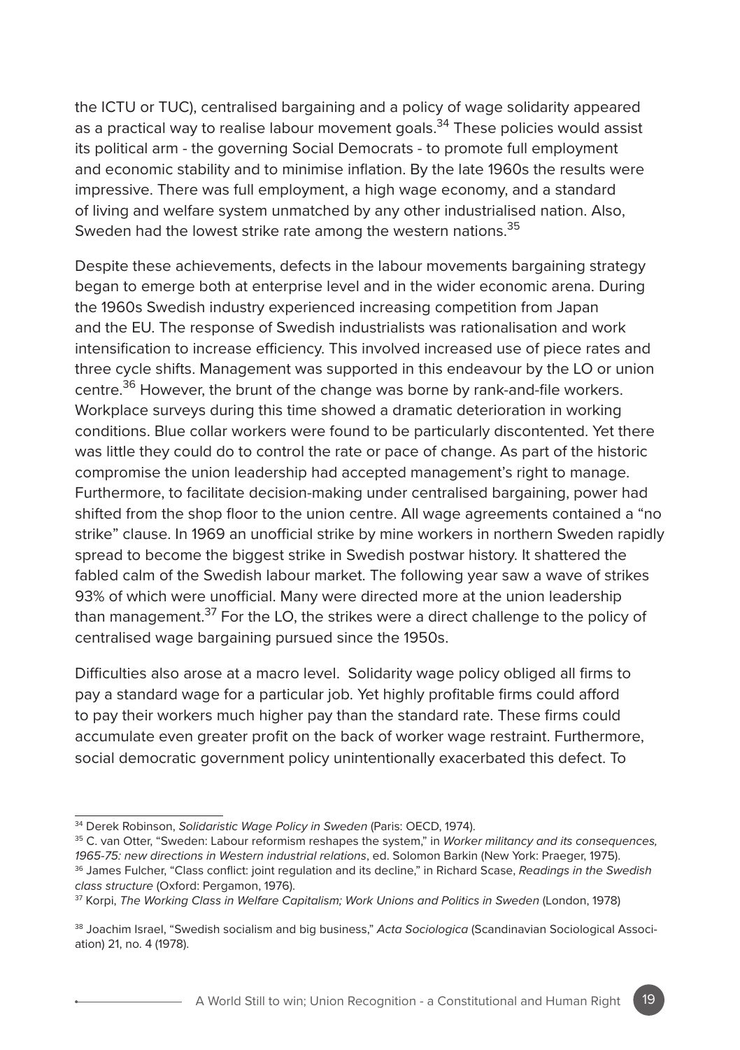the ICTU or TUC), centralised bargaining and a policy of wage solidarity appeared as a practical way to realise labour movement goals.[34] These policies would assist its political arm - the governing Social Democrats - to promote full employment and economic stability and to minimise inflation. By the late 1960s the results were impressive. There was full employment, a high wage economy, and a standard of living and welfare system unmatched by any other industrialised nation. Also, Sweden had the lowest strike rate among the western nations.[35]

Despite these achievements, defects in the labour movements bargaining strategy began to emerge both at enterprise level and in the wider economic arena. During the 1960s Swedish industry experienced increasing competition from Japan and the EU. The response of Swedish industrialists was rationalisation and work intensification to increase efficiency. This involved increased use of piece rates and three cycle shifts. Management was supported in this endeavour by the LO or union centre.[36] However, the brunt of the change was borne by rank-and-file workers. Workplace surveys during this time showed a dramatic deterioration in working conditions. Blue collar workers were found to be particularly discontented. Yet there was little they could do to control the rate or pace of change. As part of the historic compromise the union leadership had accepted management's right to manage. Furthermore, to facilitate decision-making under centralised bargaining, power had shifted from the shop floor to the union centre. All wage agreements contained a "no strike" clause. In 1969 an unofficial strike by mine workers in northern Sweden rapidly spread to become the biggest strike in Swedish postwar history. It shattered the fabled calm of the Swedish labour market. The following year saw a wave of strikes 93% of which were unofficial. Many were directed more at the union leadership than management.[37] For the LO, the strikes were a direct challenge to the policy of centralised wage bargaining pursued since the 1950s.

Difficulties also arose at a macro level. Solidarity wage policy obliged all firms to pay a standard wage for a particular job. Yet highly profitable firms could afford to pay their workers much higher pay than the standard rate. These firms could accumulate even greater profit on the back of worker wage restraint. Furthermore, social democratic government policy unintentionally exacerbated this defect. To

---

[34] Derek Robinson, *Solidaristic Wage Policy in Sweden* (Paris: OECD, 1974).

[35] C. van Otter, "Sweden: Labour reformism reshapes the system," in *Worker militancy and its consequences, 1965-75: new directions in Western industrial relations*, ed. Solomon Barkin (New York: Praeger, 1975).

[36] James Fulcher, "Class conflict: joint regulation and its decline," in Richard Scase, *Readings in the Swedish class structure* (Oxford: Pergamon, 1976).

[37] Korpi, *The Working Class in Welfare Capitalism; Work Unions and Politics in Sweden* (London, 1978)

[38] Joachim Israel, "Swedish socialism and big business," *Acta Sociologica* (Scandinavian Sociological Association) 21, no. 4 (1978).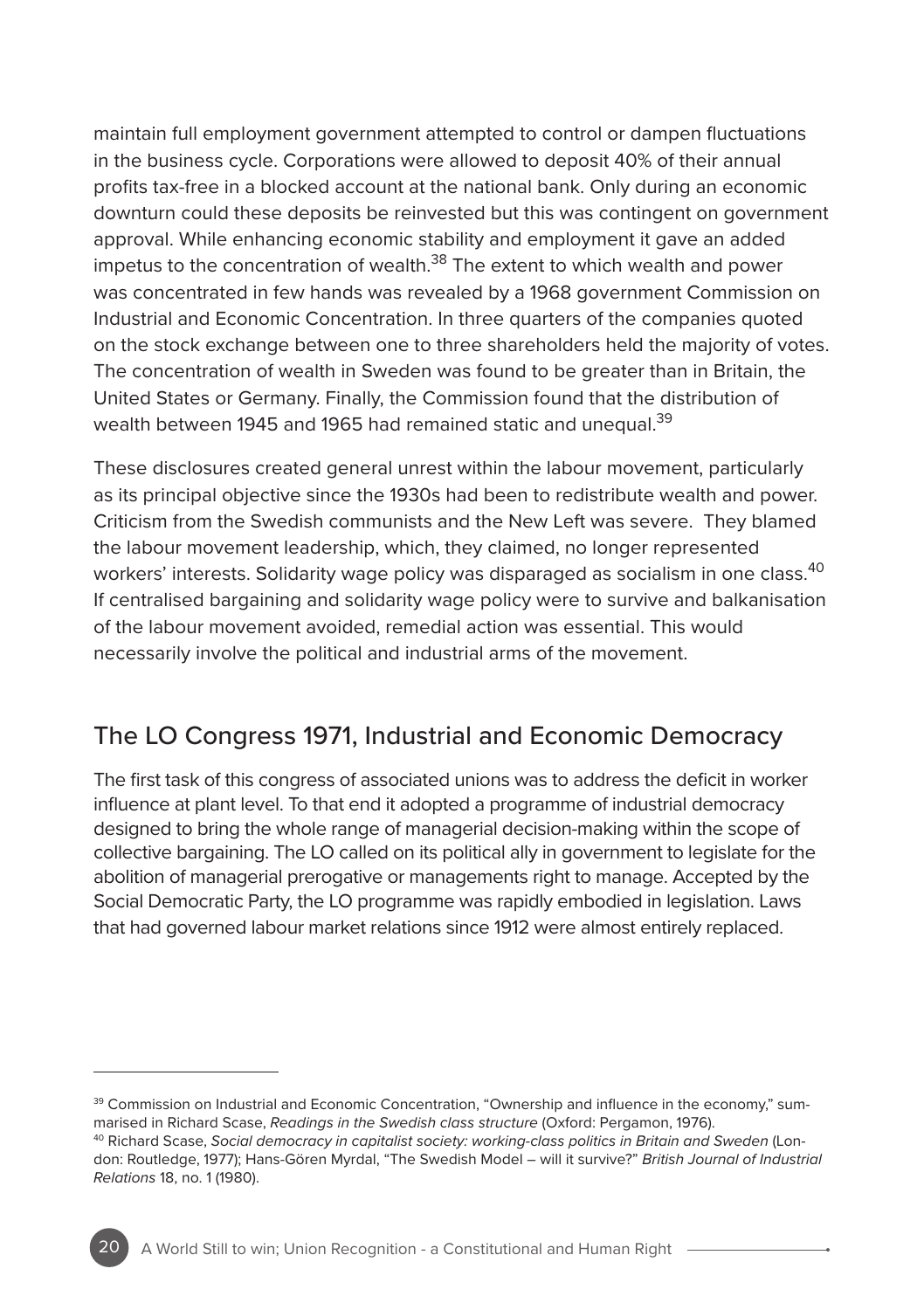maintain full employment government attempted to control or dampen fluctuations in the business cycle. Corporations were allowed to deposit 40% of their annual profits tax-free in a blocked account at the national bank. Only during an economic downturn could these deposits be reinvested but this was contingent on government approval. While enhancing economic stability and employment it gave an added impetus to the concentration of wealth.[38] The extent to which wealth and power was concentrated in few hands was revealed by a 1968 government Commission on Industrial and Economic Concentration. In three quarters of the companies quoted on the stock exchange between one to three shareholders held the majority of votes. The concentration of wealth in Sweden was found to be greater than in Britain, the United States or Germany. Finally, the Commission found that the distribution of wealth between 1945 and 1965 had remained static and unequal.[39]

These disclosures created general unrest within the labour movement, particularly as its principal objective since the 1930s had been to redistribute wealth and power. Criticism from the Swedish communists and the New Left was severe. They blamed the labour movement leadership, which, they claimed, no longer represented workers' interests. Solidarity wage policy was disparaged as socialism in one class.[40] If centralised bargaining and solidarity wage policy were to survive and balkanisation of the labour movement avoided, remedial action was essential. This would necessarily involve the political and industrial arms of the movement.

## The LO Congress 1971, Industrial and Economic Democracy

The first task of this congress of associated unions was to address the deficit in worker influence at plant level. To that end it adopted a programme of industrial democracy designed to bring the whole range of managerial decision-making within the scope of collective bargaining. The LO called on its political ally in government to legislate for the abolition of managerial prerogative or managements right to manage. Accepted by the Social Democratic Party, the LO programme was rapidly embodied in legislation. Laws that had governed labour market relations since 1912 were almost entirely replaced.

---

[39] Commission on Industrial and Economic Concentration, "Ownership and influence in the economy," summarised in Richard Scase, *Readings in the Swedish class structure* (Oxford: Pergamon, 1976).

[40] Richard Scase, *Social democracy in capitalist society: working-class politics in Britain and Sweden* (London: Routledge, 1977); Hans-Gören Myrdal, "The Swedish Model – will it survive?" *British Journal of Industrial Relations* 18, no. 1 (1980).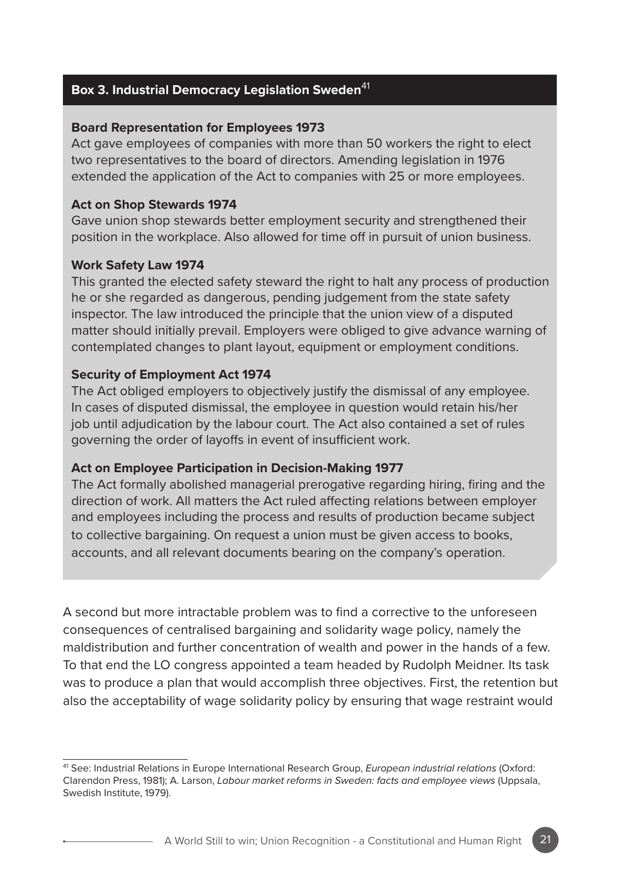### Box 3. Industrial Democracy Legislation Sweden[41]

**Board Representation for Employees 1973**

Act gave employees of companies with more than 50 workers the right to elect two representatives to the board of directors. Amending legislation in 1976 extended the application of the Act to companies with 25 or more employees.

**Act on Shop Stewards 1974**

Gave union shop stewards better employment security and strengthened their position in the workplace. Also allowed for time off in pursuit of union business.

**Work Safety Law 1974**

This granted the elected safety steward the right to halt any process of production he or she regarded as dangerous, pending judgement from the state safety inspector. The law introduced the principle that the union view of a disputed matter should initially prevail. Employers were obliged to give advance warning of contemplated changes to plant layout, equipment or employment conditions.

**Security of Employment Act 1974**

The Act obliged employers to objectively justify the dismissal of any employee. In cases of disputed dismissal, the employee in question would retain his/her job until adjudication by the labour court. The Act also contained a set of rules governing the order of layoffs in event of insufficient work.

**Act on Employee Participation in Decision-Making 1977**

The Act formally abolished managerial prerogative regarding hiring, firing and the direction of work. All matters the Act ruled affecting relations between employer and employees including the process and results of production became subject to collective bargaining. On request a union must be given access to books, accounts, and all relevant documents bearing on the company's operation.

A second but more intractable problem was to find a corrective to the unforeseen consequences of centralised bargaining and solidarity wage policy, namely the maldistribution and further concentration of wealth and power in the hands of a few. To that end the LO congress appointed a team headed by Rudolph Meidner. Its task was to produce a plan that would accomplish three objectives. First, the retention but also the acceptability of wage solidarity policy by ensuring that wage restraint would

---

[41] See: Industrial Relations in Europe International Research Group, *European industrial relations* (Oxford: Clarendon Press, 1981); A. Larson, *Labour market reforms in Sweden: facts and employee views* (Uppsala, Swedish Institute, 1979).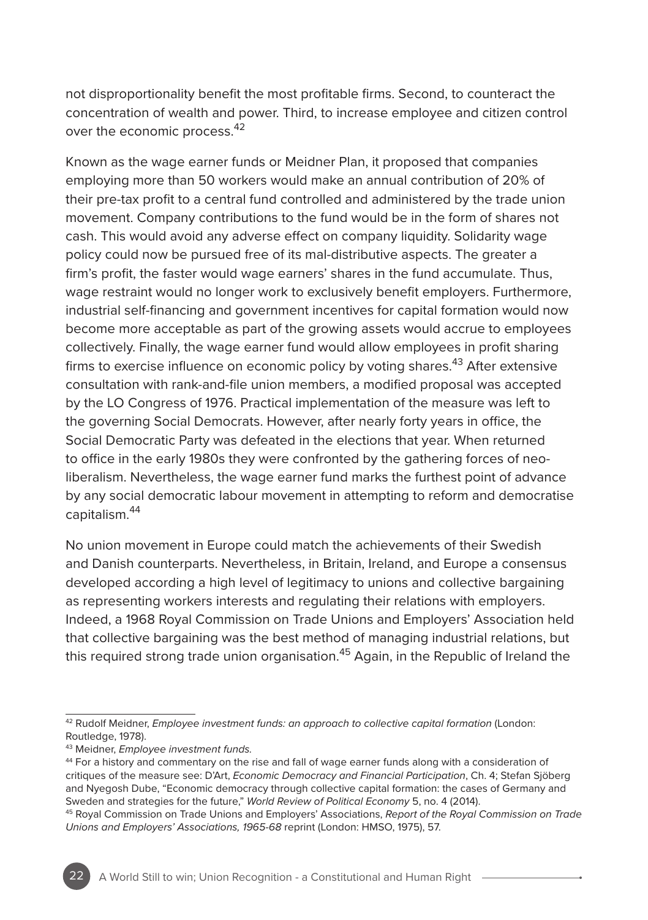not disproportionality benefit the most profitable firms. Second, to counteract the concentration of wealth and power. Third, to increase employee and citizen control over the economic process.[42]

Known as the wage earner funds or Meidner Plan, it proposed that companies employing more than 50 workers would make an annual contribution of 20% of their pre-tax profit to a central fund controlled and administered by the trade union movement. Company contributions to the fund would be in the form of shares not cash. This would avoid any adverse effect on company liquidity. Solidarity wage policy could now be pursued free of its mal-distributive aspects. The greater a firm's profit, the faster would wage earners' shares in the fund accumulate. Thus, wage restraint would no longer work to exclusively benefit employers. Furthermore, industrial self-financing and government incentives for capital formation would now become more acceptable as part of the growing assets would accrue to employees collectively. Finally, the wage earner fund would allow employees in profit sharing firms to exercise influence on economic policy by voting shares.[43] After extensive consultation with rank-and-file union members, a modified proposal was accepted by the LO Congress of 1976. Practical implementation of the measure was left to the governing Social Democrats. However, after nearly forty years in office, the Social Democratic Party was defeated in the elections that year. When returned to office in the early 1980s they were confronted by the gathering forces of neo-liberalism. Nevertheless, the wage earner fund marks the furthest point of advance by any social democratic labour movement in attempting to reform and democratise capitalism.[44]

No union movement in Europe could match the achievements of their Swedish and Danish counterparts. Nevertheless, in Britain, Ireland, and Europe a consensus developed according a high level of legitimacy to unions and collective bargaining as representing workers interests and regulating their relations with employers. Indeed, a 1968 Royal Commission on Trade Unions and Employers' Association held that collective bargaining was the best method of managing industrial relations, but this required strong trade union organisation.[45] Again, in the Republic of Ireland the

---

[42] Rudolf Meidner, *Employee investment funds: an approach to collective capital formation* (London: Routledge, 1978).

[43] Meidner, *Employee investment funds.*

[44] For a history and commentary on the rise and fall of wage earner funds along with a consideration of critiques of the measure see: D'Art, *Economic Democracy and Financial Participation*, Ch. 4; Stefan Sjöberg and Nyegosh Dube, "Economic democracy through collective capital formation: the cases of Germany and Sweden and strategies for the future," *World Review of Political Economy* 5, no. 4 (2014).

[45] Royal Commission on Trade Unions and Employers' Associations, *Report of the Royal Commission on Trade Unions and Employers' Associations, 1965-68* reprint (London: HMSO, 1975), 57.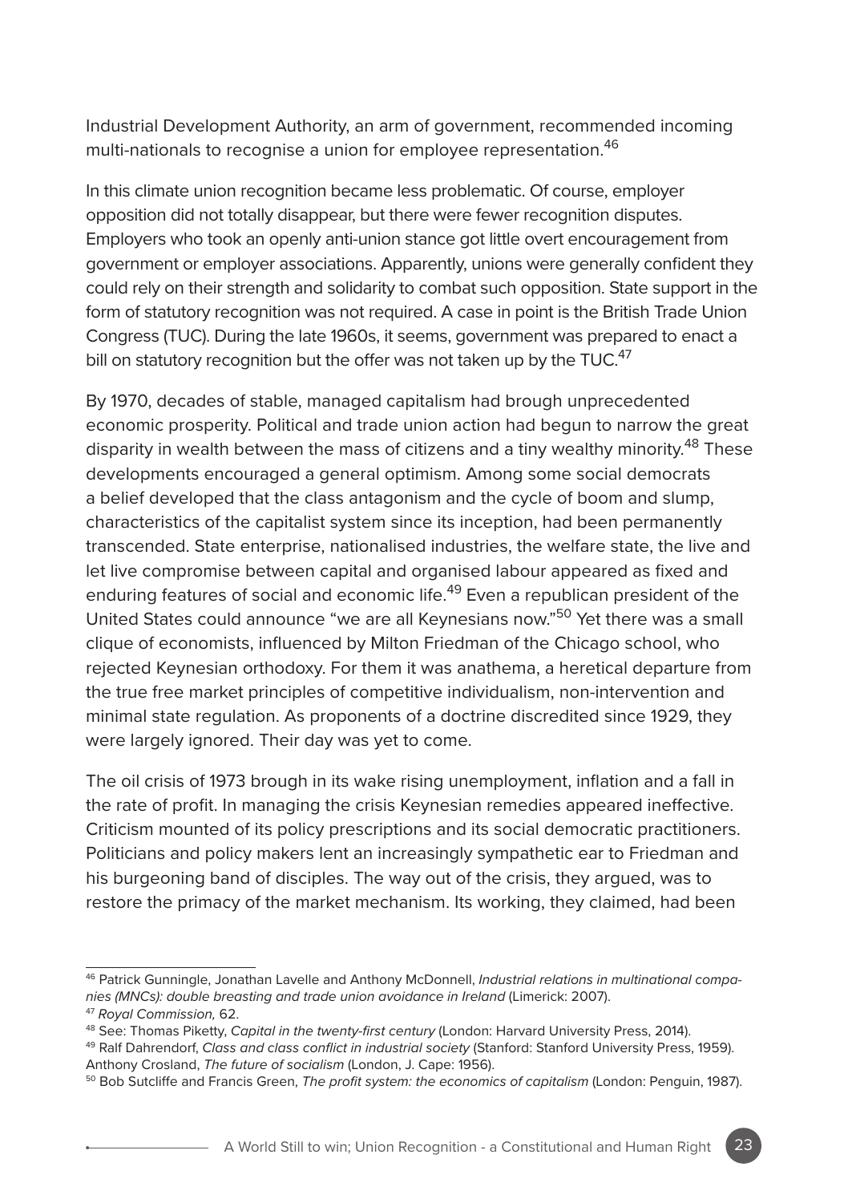Industrial Development Authority, an arm of government, recommended incoming multi-nationals to recognise a union for employee representation.[46]

In this climate union recognition became less problematic. Of course, employer opposition did not totally disappear, but there were fewer recognition disputes. Employers who took an openly anti-union stance got little overt encouragement from government or employer associations. Apparently, unions were generally confident they could rely on their strength and solidarity to combat such opposition. State support in the form of statutory recognition was not required. A case in point is the British Trade Union Congress (TUC). During the late 1960s, it seems, government was prepared to enact a bill on statutory recognition but the offer was not taken up by the TUC.[47]

By 1970, decades of stable, managed capitalism had brough unprecedented economic prosperity. Political and trade union action had begun to narrow the great disparity in wealth between the mass of citizens and a tiny wealthy minority.[48] These developments encouraged a general optimism. Among some social democrats a belief developed that the class antagonism and the cycle of boom and slump, characteristics of the capitalist system since its inception, had been permanently transcended. State enterprise, nationalised industries, the welfare state, the live and let live compromise between capital and organised labour appeared as fixed and enduring features of social and economic life.[49] Even a republican president of the United States could announce "we are all Keynesians now."[50] Yet there was a small clique of economists, influenced by Milton Friedman of the Chicago school, who rejected Keynesian orthodoxy. For them it was anathema, a heretical departure from the true free market principles of competitive individualism, non-intervention and minimal state regulation. As proponents of a doctrine discredited since 1929, they were largely ignored. Their day was yet to come.

The oil crisis of 1973 brough in its wake rising unemployment, inflation and a fall in the rate of profit. In managing the crisis Keynesian remedies appeared ineffective. Criticism mounted of its policy prescriptions and its social democratic practitioners. Politicians and policy makers lent an increasingly sympathetic ear to Friedman and his burgeoning band of disciples. The way out of the crisis, they argued, was to restore the primacy of the market mechanism. Its working, they claimed, had been

---

[46] Patrick Gunningle, Jonathan Lavelle and Anthony McDonnell, *Industrial relations in multinational companies (MNCs): double breasting and trade union avoidance in Ireland* (Limerick: 2007).

[47] *Royal Commission,* 62.

[48] See: Thomas Piketty, *Capital in the twenty-first century* (London: Harvard University Press, 2014).

[49] Ralf Dahrendorf, *Class and class conflict in industrial society* (Stanford: Stanford University Press, 1959). Anthony Crosland, *The future of socialism* (London, J. Cape: 1956).

[50] Bob Sutcliffe and Francis Green, *The profit system: the economics of capitalism* (London: Penguin, 1987).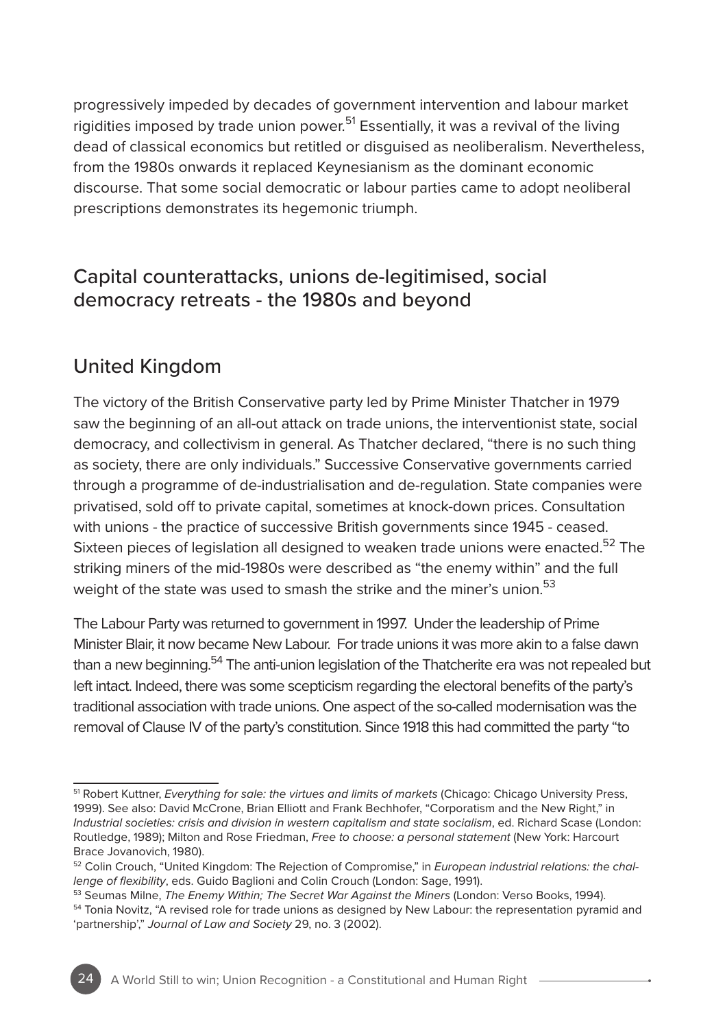progressively impeded by decades of government intervention and labour market rigidities imposed by trade union power.[51] Essentially, it was a revival of the living dead of classical economics but retitled or disguised as neoliberalism. Nevertheless, from the 1980s onwards it replaced Keynesianism as the dominant economic discourse. That some social democratic or labour parties came to adopt neoliberal prescriptions demonstrates its hegemonic triumph.

## Capital counterattacks, unions de-legitimised, social democracy retreats - the 1980s and beyond

## United Kingdom

The victory of the British Conservative party led by Prime Minister Thatcher in 1979 saw the beginning of an all-out attack on trade unions, the interventionist state, social democracy, and collectivism in general. As Thatcher declared, "there is no such thing as society, there are only individuals." Successive Conservative governments carried through a programme of de-industrialisation and de-regulation. State companies were privatised, sold off to private capital, sometimes at knock-down prices. Consultation with unions - the practice of successive British governments since 1945 - ceased. Sixteen pieces of legislation all designed to weaken trade unions were enacted.[52] The striking miners of the mid-1980s were described as "the enemy within" and the full weight of the state was used to smash the strike and the miner's union.[53]

The Labour Party was returned to government in 1997. Under the leadership of Prime Minister Blair, it now became New Labour. For trade unions it was more akin to a false dawn than a new beginning.[54] The anti-union legislation of the Thatcherite era was not repealed but left intact. Indeed, there was some scepticism regarding the electoral benefits of the party's traditional association with trade unions. One aspect of the so-called modernisation was the removal of Clause IV of the party's constitution. Since 1918 this had committed the party "to

---

[51] Robert Kuttner, *Everything for sale: the virtues and limits of markets* (Chicago: Chicago University Press, 1999). See also: David McCrone, Brian Elliott and Frank Bechhofer, "Corporatism and the New Right," in *Industrial societies: crisis and division in western capitalism and state socialism*, ed. Richard Scase (London: Routledge, 1989); Milton and Rose Friedman, *Free to choose: a personal statement* (New York: Harcourt Brace Jovanovich, 1980).

[52] Colin Crouch, "United Kingdom: The Rejection of Compromise," in *European industrial relations: the challenge of flexibility*, eds. Guido Baglioni and Colin Crouch (London: Sage, 1991).

[53] Seumas Milne, *The Enemy Within; The Secret War Against the Miners* (London: Verso Books, 1994).

[54] Tonia Novitz, "A revised role for trade unions as designed by New Labour: the representation pyramid and 'partnership'," *Journal of Law and Society* 29, no. 3 (2002).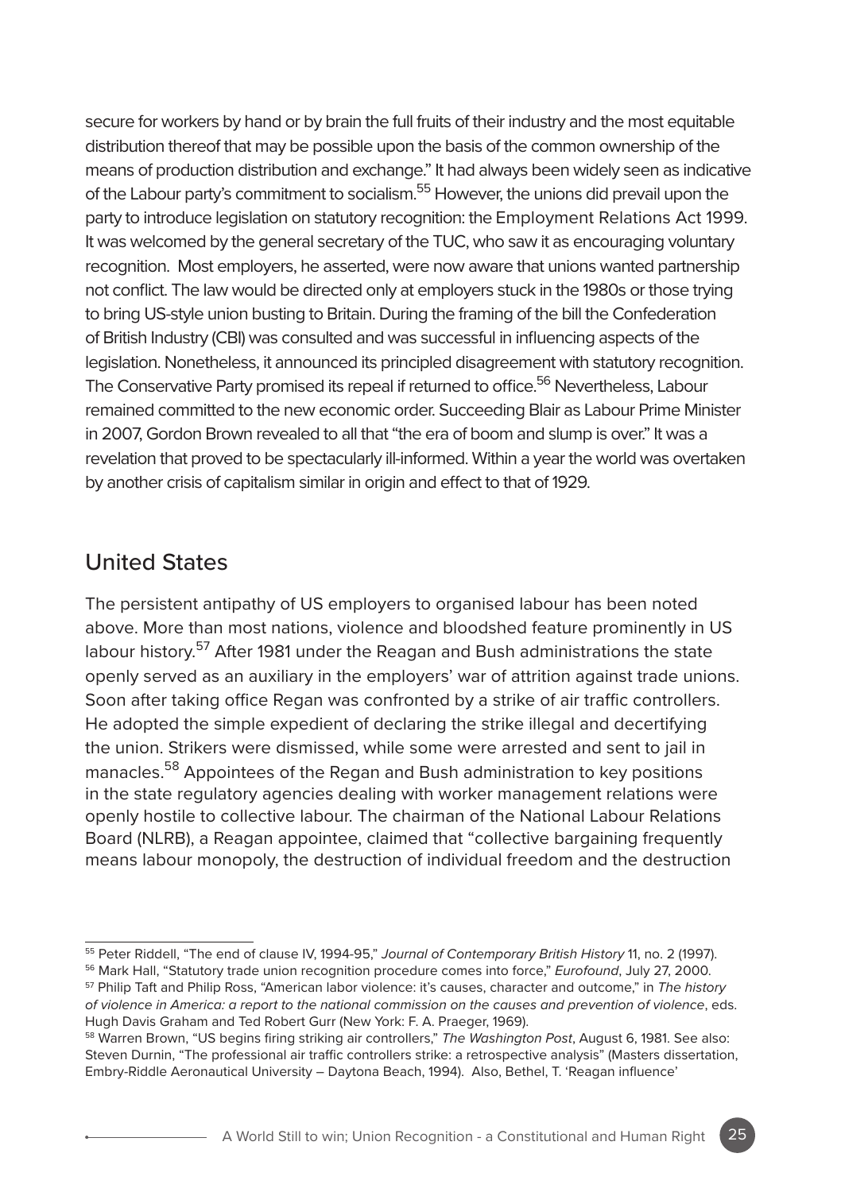secure for workers by hand or by brain the full fruits of their industry and the most equitable distribution thereof that may be possible upon the basis of the common ownership of the means of production distribution and exchange." It had always been widely seen as indicative of the Labour party's commitment to socialism.[55] However, the unions did prevail upon the party to introduce legislation on statutory recognition: the Employment Relations Act 1999. It was welcomed by the general secretary of the TUC, who saw it as encouraging voluntary recognition. Most employers, he asserted, were now aware that unions wanted partnership not conflict. The law would be directed only at employers stuck in the 1980s or those trying to bring US-style union busting to Britain. During the framing of the bill the Confederation of British Industry (CBI) was consulted and was successful in influencing aspects of the legislation. Nonetheless, it announced its principled disagreement with statutory recognition. The Conservative Party promised its repeal if returned to office.[56] Nevertheless, Labour remained committed to the new economic order. Succeeding Blair as Labour Prime Minister in 2007, Gordon Brown revealed to all that "the era of boom and slump is over." It was a revelation that proved to be spectacularly ill-informed. Within a year the world was overtaken by another crisis of capitalism similar in origin and effect to that of 1929.

## United States

The persistent antipathy of US employers to organised labour has been noted above. More than most nations, violence and bloodshed feature prominently in US labour history.[57] After 1981 under the Reagan and Bush administrations the state openly served as an auxiliary in the employers' war of attrition against trade unions. Soon after taking office Regan was confronted by a strike of air traffic controllers. He adopted the simple expedient of declaring the strike illegal and decertifying the union. Strikers were dismissed, while some were arrested and sent to jail in manacles.[58] Appointees of the Regan and Bush administration to key positions in the state regulatory agencies dealing with worker management relations were openly hostile to collective labour. The chairman of the National Labour Relations Board (NLRB), a Reagan appointee, claimed that "collective bargaining frequently means labour monopoly, the destruction of individual freedom and the destruction

---

[55] Peter Riddell, "The end of clause IV, 1994-95," *Journal of Contemporary British History* 11, no. 2 (1997).

[56] Mark Hall, "Statutory trade union recognition procedure comes into force," *Eurofound*, July 27, 2000.

[57] Philip Taft and Philip Ross, "American labor violence: it's causes, character and outcome," in *The history of violence in America: a report to the national commission on the causes and prevention of violence*, eds. Hugh Davis Graham and Ted Robert Gurr (New York: F. A. Praeger, 1969).

[58] Warren Brown, "US begins firing striking air controllers," *The Washington Post*, August 6, 1981. See also: Steven Durnin, "The professional air traffic controllers strike: a retrospective analysis" (Masters dissertation, Embry-Riddle Aeronautical University – Daytona Beach, 1994). Also, Bethel, T. 'Reagan influence'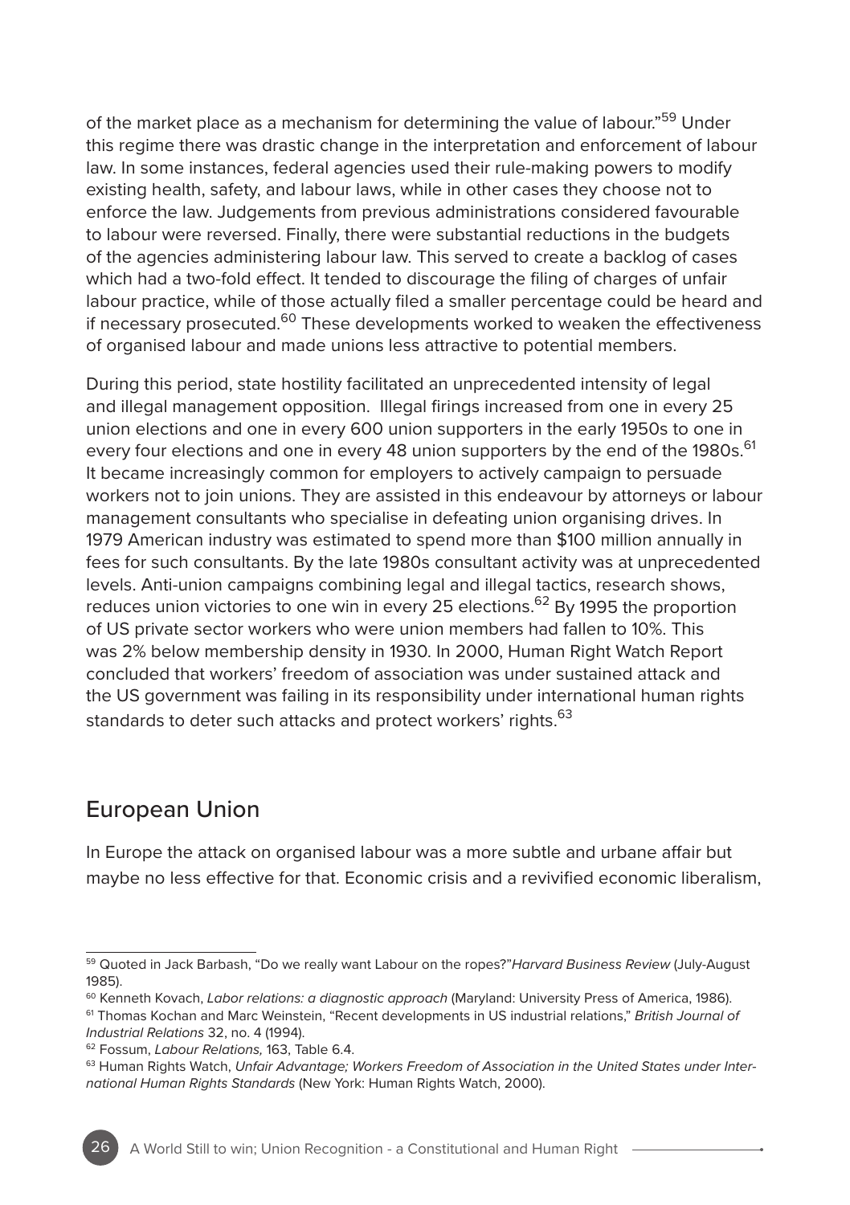of the market place as a mechanism for determining the value of labour."[59] Under this regime there was drastic change in the interpretation and enforcement of labour law. In some instances, federal agencies used their rule-making powers to modify existing health, safety, and labour laws, while in other cases they choose not to enforce the law. Judgements from previous administrations considered favourable to labour were reversed. Finally, there were substantial reductions in the budgets of the agencies administering labour law. This served to create a backlog of cases which had a two-fold effect. It tended to discourage the filing of charges of unfair labour practice, while of those actually filed a smaller percentage could be heard and if necessary prosecuted.[60] These developments worked to weaken the effectiveness of organised labour and made unions less attractive to potential members.

During this period, state hostility facilitated an unprecedented intensity of legal and illegal management opposition. Illegal firings increased from one in every 25 union elections and one in every 600 union supporters in the early 1950s to one in every four elections and one in every 48 union supporters by the end of the 1980s.[61] It became increasingly common for employers to actively campaign to persuade workers not to join unions. They are assisted in this endeavour by attorneys or labour management consultants who specialise in defeating union organising drives. In 1979 American industry was estimated to spend more than $100 million annually in fees for such consultants. By the late 1980s consultant activity was at unprecedented levels. Anti-union campaigns combining legal and illegal tactics, research shows, reduces union victories to one win in every 25 elections.[62] By 1995 the proportion of US private sector workers who were union members had fallen to 10%. This was 2% below membership density in 1930. In 2000, Human Right Watch Report concluded that workers' freedom of association was under sustained attack and the US government was failing in its responsibility under international human rights standards to deter such attacks and protect workers' rights.[63]

## European Union

In Europe the attack on organised labour was a more subtle and urbane affair but maybe no less effective for that. Economic crisis and a revivified economic liberalism,

---

[59] Quoted in Jack Barbash, "Do we really want Labour on the ropes?"*Harvard Business Review* (July-August 1985).

[60] Kenneth Kovach, *Labor relations: a diagnostic approach* (Maryland: University Press of America, 1986).

[61] Thomas Kochan and Marc Weinstein, "Recent developments in US industrial relations," *British Journal of Industrial Relations* 32, no. 4 (1994).

[62] Fossum, *Labour Relations,* 163, Table 6.4.

[63] Human Rights Watch, *Unfair Advantage; Workers Freedom of Association in the United States under International Human Rights Standards* (New York: Human Rights Watch, 2000).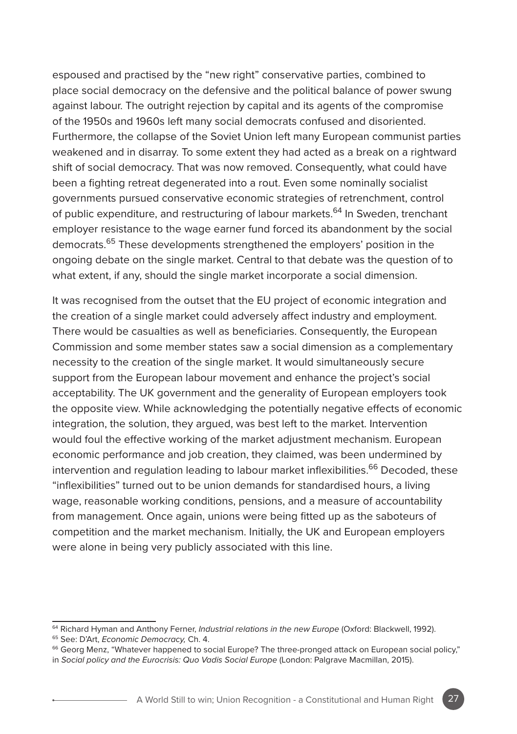espoused and practised by the "new right" conservative parties, combined to place social democracy on the defensive and the political balance of power swung against labour. The outright rejection by capital and its agents of the compromise of the 1950s and 1960s left many social democrats confused and disoriented. Furthermore, the collapse of the Soviet Union left many European communist parties weakened and in disarray. To some extent they had acted as a break on a rightward shift of social democracy. That was now removed. Consequently, what could have been a fighting retreat degenerated into a rout. Even some nominally socialist governments pursued conservative economic strategies of retrenchment, control of public expenditure, and restructuring of labour markets.[64] In Sweden, trenchant employer resistance to the wage earner fund forced its abandonment by the social democrats.[65] These developments strengthened the employers' position in the ongoing debate on the single market. Central to that debate was the question of to what extent, if any, should the single market incorporate a social dimension.

It was recognised from the outset that the EU project of economic integration and the creation of a single market could adversely affect industry and employment. There would be casualties as well as beneficiaries. Consequently, the European Commission and some member states saw a social dimension as a complementary necessity to the creation of the single market. It would simultaneously secure support from the European labour movement and enhance the project's social acceptability. The UK government and the generality of European employers took the opposite view. While acknowledging the potentially negative effects of economic integration, the solution, they argued, was best left to the market. Intervention would foul the effective working of the market adjustment mechanism. European economic performance and job creation, they claimed, was been undermined by intervention and regulation leading to labour market inflexibilities.[66] Decoded, these "inflexibilities" turned out to be union demands for standardised hours, a living wage, reasonable working conditions, pensions, and a measure of accountability from management. Once again, unions were being fitted up as the saboteurs of competition and the market mechanism. Initially, the UK and European employers were alone in being very publicly associated with this line.

---

[64] Richard Hyman and Anthony Ferner, *Industrial relations in the new Europe* (Oxford: Blackwell, 1992).

[65] See: D'Art, *Economic Democracy,* Ch. 4.

[66] Georg Menz, "Whatever happened to social Europe? The three-pronged attack on European social policy," in *Social policy and the Eurocrisis: Quo Vadis Social Europe* (London: Palgrave Macmillan, 2015).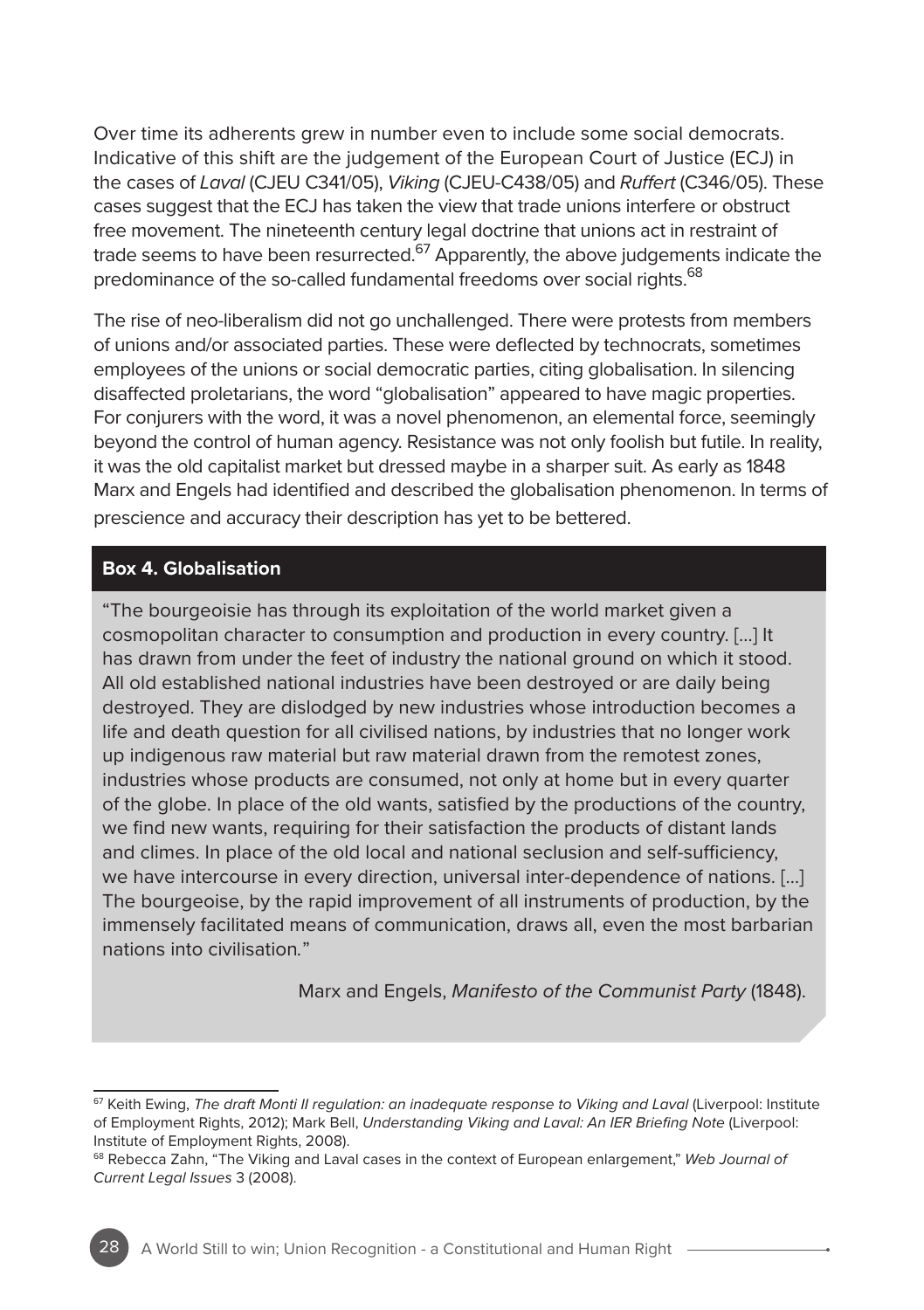Over time its adherents grew in number even to include some social democrats. Indicative of this shift are the judgement of the European Court of Justice (ECJ) in the cases of *Laval* (CJEU C341/05), *Viking* (CJEU-C438/05) and *Ruffert* (C346/05). These cases suggest that the ECJ has taken the view that trade unions interfere or obstruct free movement. The nineteenth century legal doctrine that unions act in restraint of trade seems to have been resurrected.[67] Apparently, the above judgements indicate the predominance of the so-called fundamental freedoms over social rights.[68]

The rise of neo-liberalism did not go unchallenged. There were protests from members of unions and/or associated parties. These were deflected by technocrats, sometimes employees of the unions or social democratic parties, citing globalisation. In silencing disaffected proletarians, the word "globalisation" appeared to have magic properties. For conjurers with the word, it was a novel phenomenon, an elemental force, seemingly beyond the control of human agency. Resistance was not only foolish but futile. In reality, it was the old capitalist market but dressed maybe in a sharper suit. As early as 1848 Marx and Engels had identified and described the globalisation phenomenon. In terms of prescience and accuracy their description has yet to be bettered.

**Box 4. Globalisation**

"The bourgeoisie has through its exploitation of the world market given a cosmopolitan character to consumption and production in every country. [...] It has drawn from under the feet of industry the national ground on which it stood. All old established national industries have been destroyed or are daily being destroyed. They are dislodged by new industries whose introduction becomes a life and death question for all civilised nations, by industries that no longer work up indigenous raw material but raw material drawn from the remotest zones, industries whose products are consumed, not only at home but in every quarter of the globe. In place of the old wants, satisfied by the productions of the country, we find new wants, requiring for their satisfaction the products of distant lands and climes. In place of the old local and national seclusion and self-sufficiency, we have intercourse in every direction, universal inter-dependence of nations. [...] The bourgeoise, by the rapid improvement of all instruments of production, by the immensely facilitated means of communication, draws all, even the most barbarian nations into civilisation."

Marx and Engels, *Manifesto of the Communist Party* (1848).

---

[67] Keith Ewing, *The draft Monti II regulation: an inadequate response to Viking and Laval* (Liverpool: Institute of Employment Rights, 2012); Mark Bell, *Understanding Viking and Laval: An IER Briefing Note* (Liverpool: Institute of Employment Rights, 2008).

[68] Rebecca Zahn, "The Viking and Laval cases in the context of European enlargement," *Web Journal of Current Legal Issues* 3 (2008).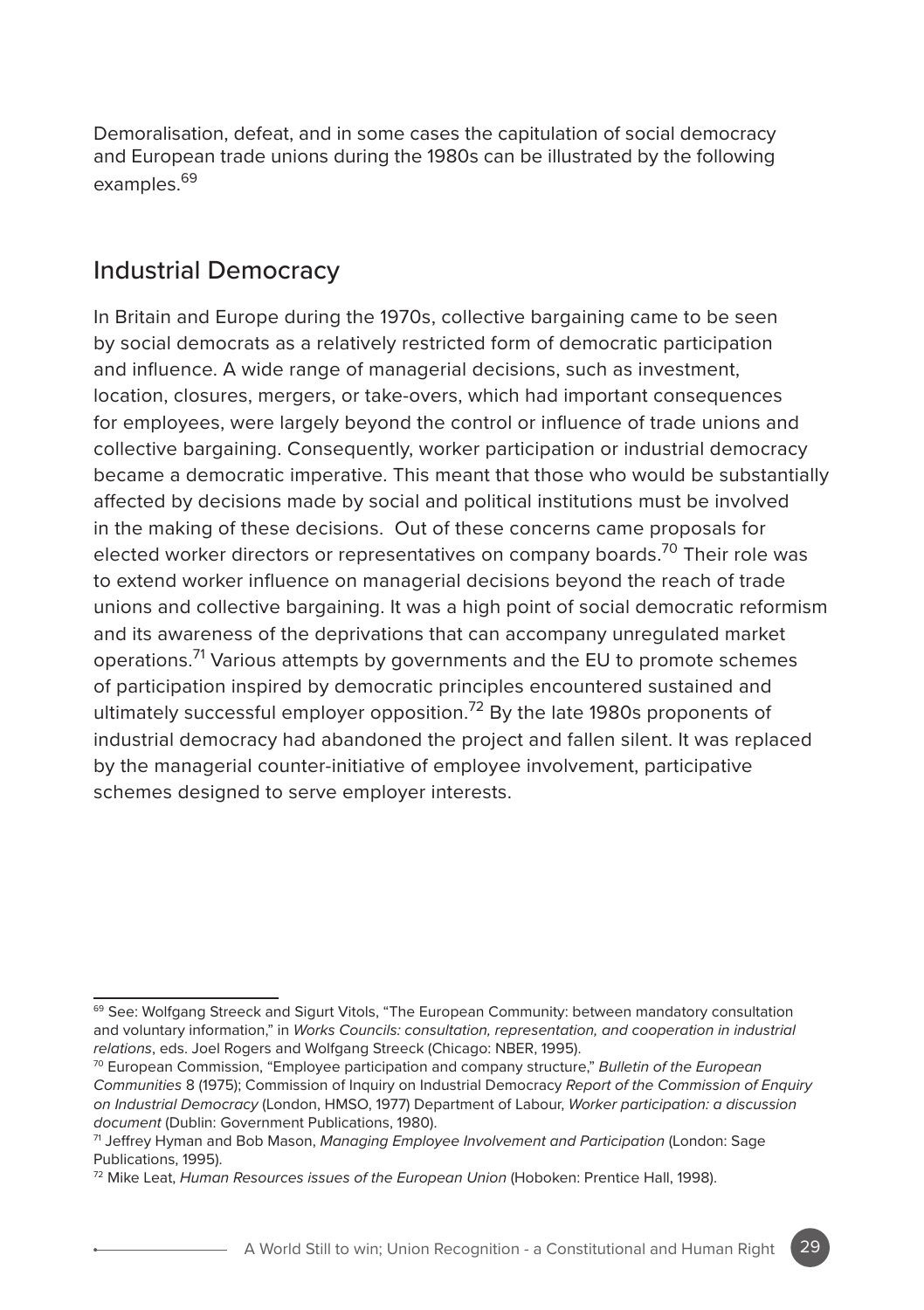Demoralisation, defeat, and in some cases the capitulation of social democracy and European trade unions during the 1980s can be illustrated by the following examples.[69]

## Industrial Democracy

In Britain and Europe during the 1970s, collective bargaining came to be seen by social democrats as a relatively restricted form of democratic participation and influence. A wide range of managerial decisions, such as investment, location, closures, mergers, or take-overs, which had important consequences for employees, were largely beyond the control or influence of trade unions and collective bargaining. Consequently, worker participation or industrial democracy became a democratic imperative. This meant that those who would be substantially affected by decisions made by social and political institutions must be involved in the making of these decisions. Out of these concerns came proposals for elected worker directors or representatives on company boards.[70] Their role was to extend worker influence on managerial decisions beyond the reach of trade unions and collective bargaining. It was a high point of social democratic reformism and its awareness of the deprivations that can accompany unregulated market operations.[71] Various attempts by governments and the EU to promote schemes of participation inspired by democratic principles encountered sustained and ultimately successful employer opposition.[72] By the late 1980s proponents of industrial democracy had abandoned the project and fallen silent. It was replaced by the managerial counter-initiative of employee involvement, participative schemes designed to serve employer interests.

---

[69] See: Wolfgang Streeck and Sigurt Vitols, "The European Community: between mandatory consultation and voluntary information," in *Works Councils: consultation, representation, and cooperation in industrial relations*, eds. Joel Rogers and Wolfgang Streeck (Chicago: NBER, 1995).

[70] European Commission, "Employee participation and company structure," *Bulletin of the European Communities* 8 (1975); Commission of Inquiry on Industrial Democracy *Report of the Commission of Enquiry on Industrial Democracy* (London, HMSO, 1977) Department of Labour, *Worker participation: a discussion document* (Dublin: Government Publications, 1980).

[71] Jeffrey Hyman and Bob Mason, *Managing Employee Involvement and Participation* (London: Sage Publications, 1995).

[72] Mike Leat, *Human Resources issues of the European Union* (Hoboken: Prentice Hall, 1998).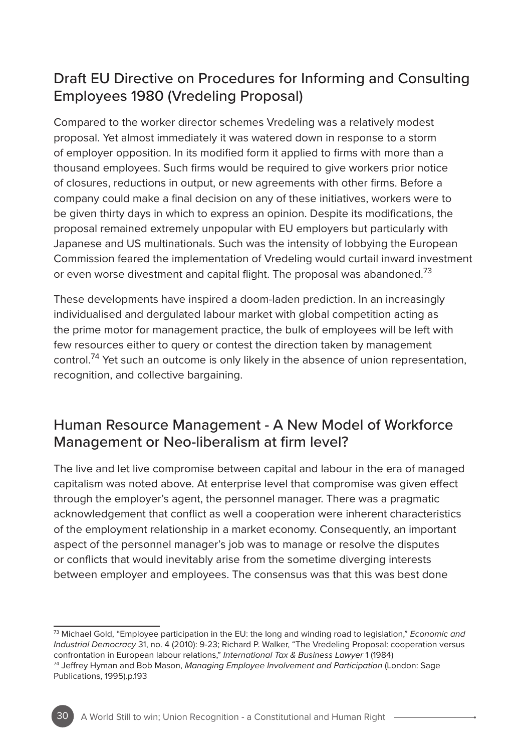## Draft EU Directive on Procedures for Informing and Consulting Employees 1980 (Vredeling Proposal)

Compared to the worker director schemes Vredeling was a relatively modest proposal. Yet almost immediately it was watered down in response to a storm of employer opposition. In its modified form it applied to firms with more than a thousand employees. Such firms would be required to give workers prior notice of closures, reductions in output, or new agreements with other firms. Before a company could make a final decision on any of these initiatives, workers were to be given thirty days in which to express an opinion. Despite its modifications, the proposal remained extremely unpopular with EU employers but particularly with Japanese and US multinationals. Such was the intensity of lobbying the European Commission feared the implementation of Vredeling would curtail inward investment or even worse divestment and capital flight. The proposal was abandoned.[73]

These developments have inspired a doom-laden prediction. In an increasingly individualised and dergulated labour market with global competition acting as the prime motor for management practice, the bulk of employees will be left with few resources either to query or contest the direction taken by management control.[74] Yet such an outcome is only likely in the absence of union representation, recognition, and collective bargaining.

## Human Resource Management - A New Model of Workforce Management or Neo-liberalism at firm level?

The live and let live compromise between capital and labour in the era of managed capitalism was noted above. At enterprise level that compromise was given effect through the employer's agent, the personnel manager. There was a pragmatic acknowledgement that conflict as well a cooperation were inherent characteristics of the employment relationship in a market economy. Consequently, an important aspect of the personnel manager's job was to manage or resolve the disputes or conflicts that would inevitably arise from the sometime diverging interests between employer and employees. The consensus was that this was best done

---

[73] Michael Gold, "Employee participation in the EU: the long and winding road to legislation," *Economic and Industrial Democracy* 31, no. 4 (2010): 9-23; Richard P. Walker, "The Vredeling Proposal: cooperation versus confrontation in European labour relations," *International Tax & Business Lawyer* 1 (1984)

[74] Jeffrey Hyman and Bob Mason, *Managing Employee Involvement and Participation* (London: Sage Publications, 1995).p.193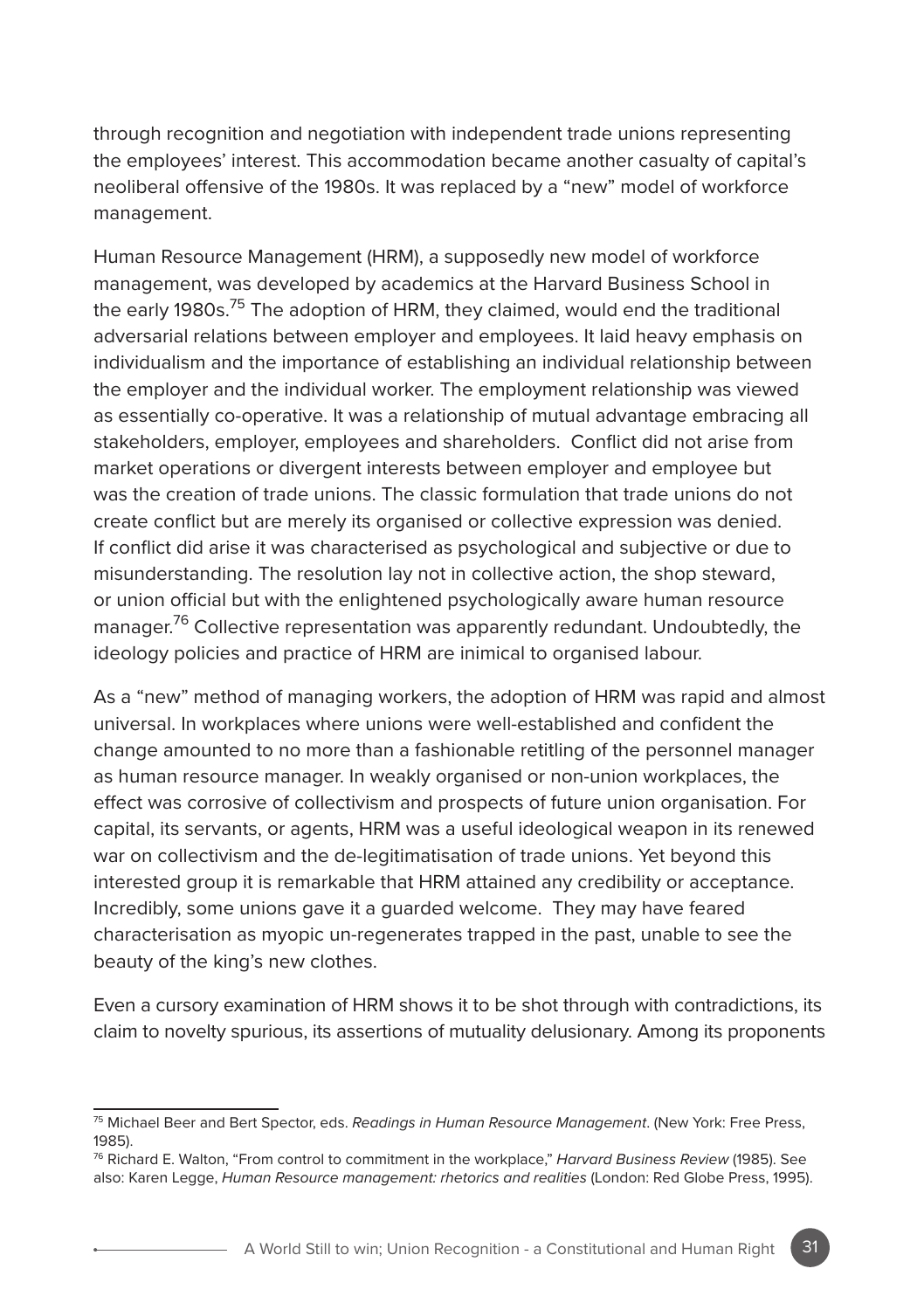through recognition and negotiation with independent trade unions representing the employees' interest. This accommodation became another casualty of capital's neoliberal offensive of the 1980s. It was replaced by a "new" model of workforce management.

Human Resource Management (HRM), a supposedly new model of workforce management, was developed by academics at the Harvard Business School in the early 1980s.[75] The adoption of HRM, they claimed, would end the traditional adversarial relations between employer and employees. It laid heavy emphasis on individualism and the importance of establishing an individual relationship between the employer and the individual worker. The employment relationship was viewed as essentially co-operative. It was a relationship of mutual advantage embracing all stakeholders, employer, employees and shareholders. Conflict did not arise from market operations or divergent interests between employer and employee but was the creation of trade unions. The classic formulation that trade unions do not create conflict but are merely its organised or collective expression was denied. If conflict did arise it was characterised as psychological and subjective or due to misunderstanding. The resolution lay not in collective action, the shop steward, or union official but with the enlightened psychologically aware human resource manager.[76] Collective representation was apparently redundant. Undoubtedly, the ideology policies and practice of HRM are inimical to organised labour.

As a "new" method of managing workers, the adoption of HRM was rapid and almost universal. In workplaces where unions were well-established and confident the change amounted to no more than a fashionable retitling of the personnel manager as human resource manager. In weakly organised or non-union workplaces, the effect was corrosive of collectivism and prospects of future union organisation. For capital, its servants, or agents, HRM was a useful ideological weapon in its renewed war on collectivism and the de-legitimatisation of trade unions. Yet beyond this interested group it is remarkable that HRM attained any credibility or acceptance. Incredibly, some unions gave it a guarded welcome. They may have feared characterisation as myopic un-regenerates trapped in the past, unable to see the beauty of the king's new clothes.

Even a cursory examination of HRM shows it to be shot through with contradictions, its claim to novelty spurious, its assertions of mutuality delusionary. Among its proponents

---

[75] Michael Beer and Bert Spector, eds. *Readings in Human Resource Management*. (New York: Free Press, 1985).

[76] Richard E. Walton, "From control to commitment in the workplace," *Harvard Business Review* (1985). See also: Karen Legge, *Human Resource management: rhetorics and realities* (London: Red Globe Press, 1995).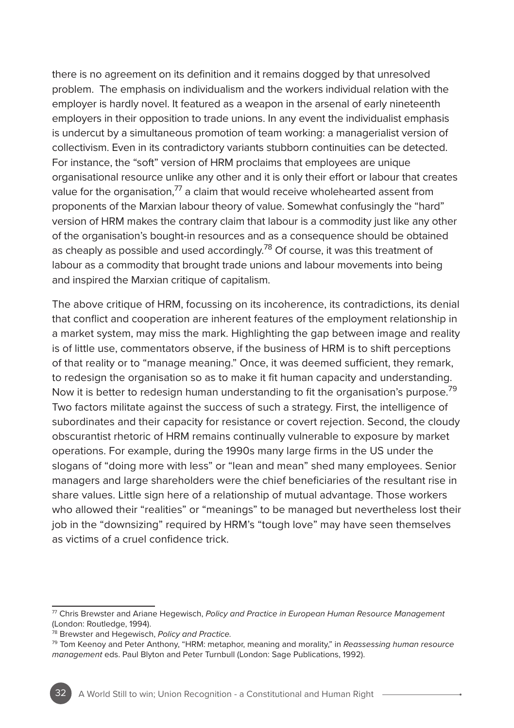there is no agreement on its definition and it remains dogged by that unresolved problem. The emphasis on individualism and the workers individual relation with the employer is hardly novel. It featured as a weapon in the arsenal of early nineteenth employers in their opposition to trade unions. In any event the individualist emphasis is undercut by a simultaneous promotion of team working: a managerialist version of collectivism. Even in its contradictory variants stubborn continuities can be detected. For instance, the "soft" version of HRM proclaims that employees are unique organisational resource unlike any other and it is only their effort or labour that creates value for the organisation,[77] a claim that would receive wholehearted assent from proponents of the Marxian labour theory of value. Somewhat confusingly the "hard" version of HRM makes the contrary claim that labour is a commodity just like any other of the organisation's bought-in resources and as a consequence should be obtained as cheaply as possible and used accordingly.[78] Of course, it was this treatment of labour as a commodity that brought trade unions and labour movements into being and inspired the Marxian critique of capitalism.

The above critique of HRM, focussing on its incoherence, its contradictions, its denial that conflict and cooperation are inherent features of the employment relationship in a market system, may miss the mark. Highlighting the gap between image and reality is of little use, commentators observe, if the business of HRM is to shift perceptions of that reality or to "manage meaning." Once, it was deemed sufficient, they remark, to redesign the organisation so as to make it fit human capacity and understanding. Now it is better to redesign human understanding to fit the organisation's purpose.[79] Two factors militate against the success of such a strategy. First, the intelligence of subordinates and their capacity for resistance or covert rejection. Second, the cloudy obscurantist rhetoric of HRM remains continually vulnerable to exposure by market operations. For example, during the 1990s many large firms in the US under the slogans of "doing more with less" or "lean and mean" shed many employees. Senior managers and large shareholders were the chief beneficiaries of the resultant rise in share values. Little sign here of a relationship of mutual advantage. Those workers who allowed their "realities" or "meanings" to be managed but nevertheless lost their job in the "downsizing" required by HRM's "tough love" may have seen themselves as victims of a cruel confidence trick.

---

[77] Chris Brewster and Ariane Hegewisch, *Policy and Practice in European Human Resource Management* (London: Routledge, 1994).

[78] Brewster and Hegewisch, *Policy and Practice.*

[79] Tom Keenoy and Peter Anthony, "HRM: metaphor, meaning and morality," in *Reassessing human resource management* eds. Paul Blyton and Peter Turnbull (London: Sage Publications, 1992).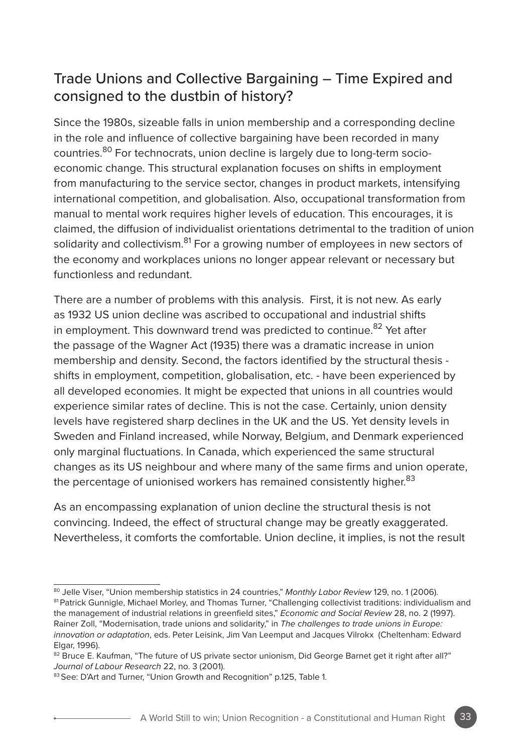## Trade Unions and Collective Bargaining – Time Expired and consigned to the dustbin of history?

Since the 1980s, sizeable falls in union membership and a corresponding decline in the role and influence of collective bargaining have been recorded in many countries.[80] For technocrats, union decline is largely due to long-term socio-economic change. This structural explanation focuses on shifts in employment from manufacturing to the service sector, changes in product markets, intensifying international competition, and globalisation. Also, occupational transformation from manual to mental work requires higher levels of education. This encourages, it is claimed, the diffusion of individualist orientations detrimental to the tradition of union solidarity and collectivism.[81] For a growing number of employees in new sectors of the economy and workplaces unions no longer appear relevant or necessary but functionless and redundant.

There are a number of problems with this analysis. First, it is not new. As early as 1932 US union decline was ascribed to occupational and industrial shifts in employment. This downward trend was predicted to continue.[82] Yet after the passage of the Wagner Act (1935) there was a dramatic increase in union membership and density. Second, the factors identified by the structural thesis - shifts in employment, competition, globalisation, etc. - have been experienced by all developed economies. It might be expected that unions in all countries would experience similar rates of decline. This is not the case. Certainly, union density levels have registered sharp declines in the UK and the US. Yet density levels in Sweden and Finland increased, while Norway, Belgium, and Denmark experienced only marginal fluctuations. In Canada, which experienced the same structural changes as its US neighbour and where many of the same firms and union operate, the percentage of unionised workers has remained consistently higher.[83]

As an encompassing explanation of union decline the structural thesis is not convincing. Indeed, the effect of structural change may be greatly exaggerated. Nevertheless, it comforts the comfortable. Union decline, it implies, is not the result

---

[80] Jelle Viser, "Union membership statistics in 24 countries," *Monthly Labor Review* 129, no. 1 (2006).

[81] Patrick Gunnigle, Michael Morley, and Thomas Turner, "Challenging collectivist traditions: individualism and the management of industrial relations in greenfield sites," *Economic and Social Review* 28, no. 2 (1997). Rainer Zoll, "Modernisation, trade unions and solidarity," in *The challenges to trade unions in Europe: innovation or adaptation*, eds. Peter Leisink, Jim Van Leemput and Jacques Vilrokx (Cheltenham: Edward Elgar, 1996).

[82] Bruce E. Kaufman, "The future of US private sector unionism, Did George Barnet get it right after all?" *Journal of Labour Research* 22, no. 3 (2001).

[83] See: D'Art and Turner, "Union Growth and Recognition" p.125, Table 1.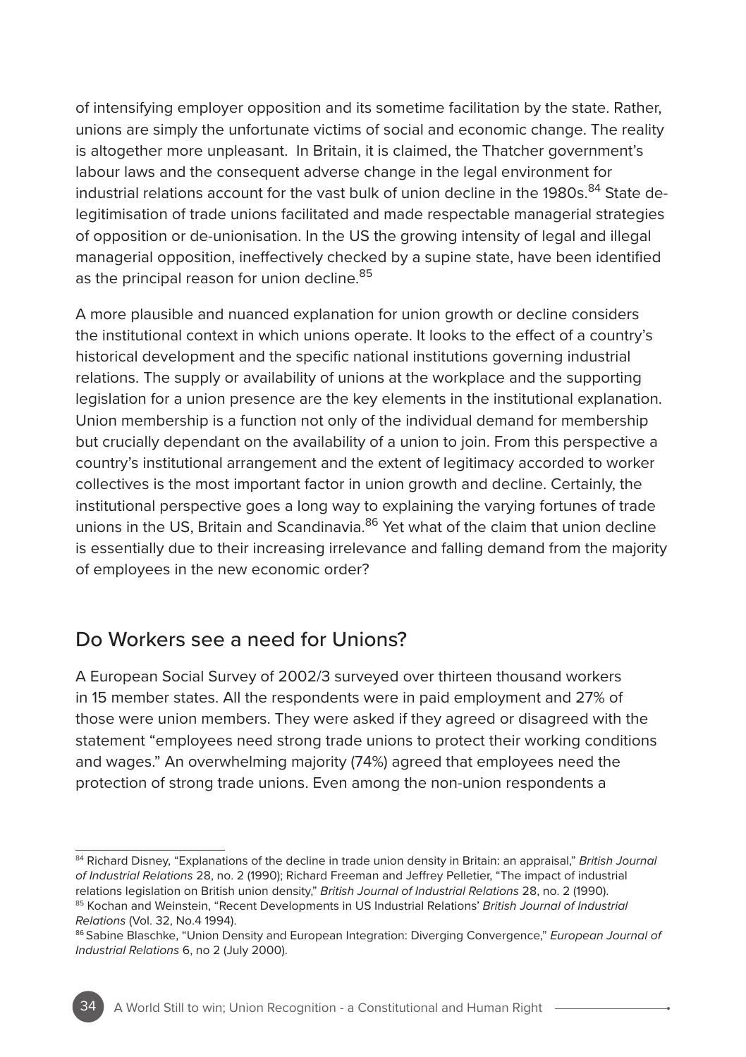of intensifying employer opposition and its sometime facilitation by the state. Rather, unions are simply the unfortunate victims of social and economic change. The reality is altogether more unpleasant. In Britain, it is claimed, the Thatcher government's labour laws and the consequent adverse change in the legal environment for industrial relations account for the vast bulk of union decline in the 1980s.[84] State de-legitimisation of trade unions facilitated and made respectable managerial strategies of opposition or de-unionisation. In the US the growing intensity of legal and illegal managerial opposition, ineffectively checked by a supine state, have been identified as the principal reason for union decline.[85]

A more plausible and nuanced explanation for union growth or decline considers the institutional context in which unions operate. It looks to the effect of a country's historical development and the specific national institutions governing industrial relations. The supply or availability of unions at the workplace and the supporting legislation for a union presence are the key elements in the institutional explanation. Union membership is a function not only of the individual demand for membership but crucially dependant on the availability of a union to join. From this perspective a country's institutional arrangement and the extent of legitimacy accorded to worker collectives is the most important factor in union growth and decline. Certainly, the institutional perspective goes a long way to explaining the varying fortunes of trade unions in the US, Britain and Scandinavia.[86] Yet what of the claim that union decline is essentially due to their increasing irrelevance and falling demand from the majority of employees in the new economic order?

## Do Workers see a need for Unions?

A European Social Survey of 2002/3 surveyed over thirteen thousand workers in 15 member states. All the respondents were in paid employment and 27% of those were union members. They were asked if they agreed or disagreed with the statement "employees need strong trade unions to protect their working conditions and wages." An overwhelming majority (74%) agreed that employees need the protection of strong trade unions. Even among the non-union respondents a

---

[84] Richard Disney, "Explanations of the decline in trade union density in Britain: an appraisal," *British Journal of Industrial Relations* 28, no. 2 (1990); Richard Freeman and Jeffrey Pelletier, "The impact of industrial relations legislation on British union density," *British Journal of Industrial Relations* 28, no. 2 (1990).

[85] Kochan and Weinstein, "Recent Developments in US Industrial Relations' *British Journal of Industrial Relations* (Vol. 32, No.4 1994).

[86] Sabine Blaschke, "Union Density and European Integration: Diverging Convergence," *European Journal of Industrial Relations* 6, no 2 (July 2000).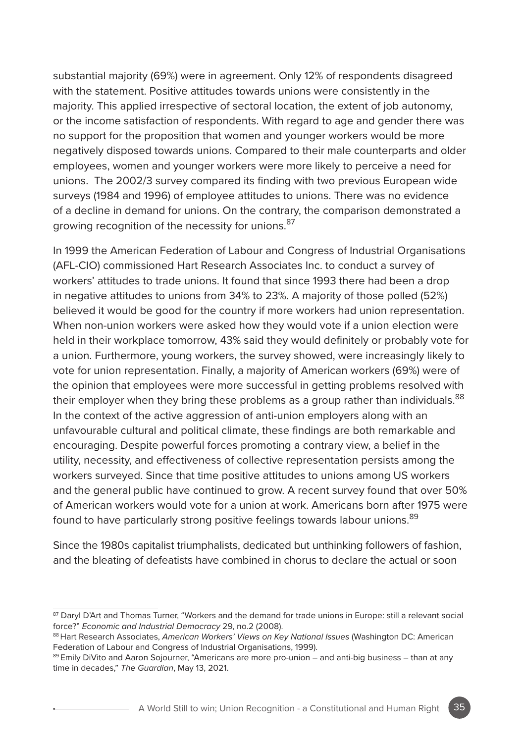substantial majority (69%) were in agreement. Only 12% of respondents disagreed with the statement. Positive attitudes towards unions were consistently in the majority. This applied irrespective of sectoral location, the extent of job autonomy, or the income satisfaction of respondents. With regard to age and gender there was no support for the proposition that women and younger workers would be more negatively disposed towards unions. Compared to their male counterparts and older employees, women and younger workers were more likely to perceive a need for unions. The 2002/3 survey compared its finding with two previous European wide surveys (1984 and 1996) of employee attitudes to unions. There was no evidence of a decline in demand for unions. On the contrary, the comparison demonstrated a growing recognition of the necessity for unions.[87]

In 1999 the American Federation of Labour and Congress of Industrial Organisations (AFL-CIO) commissioned Hart Research Associates Inc. to conduct a survey of workers' attitudes to trade unions. It found that since 1993 there had been a drop in negative attitudes to unions from 34% to 23%. A majority of those polled (52%) believed it would be good for the country if more workers had union representation. When non-union workers were asked how they would vote if a union election were held in their workplace tomorrow, 43% said they would definitely or probably vote for a union. Furthermore, young workers, the survey showed, were increasingly likely to vote for union representation. Finally, a majority of American workers (69%) were of the opinion that employees were more successful in getting problems resolved with their employer when they bring these problems as a group rather than individuals.[88] In the context of the active aggression of anti-union employers along with an unfavourable cultural and political climate, these findings are both remarkable and encouraging. Despite powerful forces promoting a contrary view, a belief in the utility, necessity, and effectiveness of collective representation persists among the workers surveyed. Since that time positive attitudes to unions among US workers and the general public have continued to grow. A recent survey found that over 50% of American workers would vote for a union at work. Americans born after 1975 were found to have particularly strong positive feelings towards labour unions.[89]

Since the 1980s capitalist triumphalists, dedicated but unthinking followers of fashion, and the bleating of defeatists have combined in chorus to declare the actual or soon

---

[87] Daryl D'Art and Thomas Turner, "Workers and the demand for trade unions in Europe: still a relevant social force?" *Economic and Industrial Democracy* 29, no.2 (2008).

[88] Hart Research Associates, *American Workers' Views on Key National Issues* (Washington DC: American Federation of Labour and Congress of Industrial Organisations, 1999).

[89] Emily DiVito and Aaron Sojourner, "Americans are more pro-union – and anti-big business – than at any time in decades," *The Guardian*, May 13, 2021.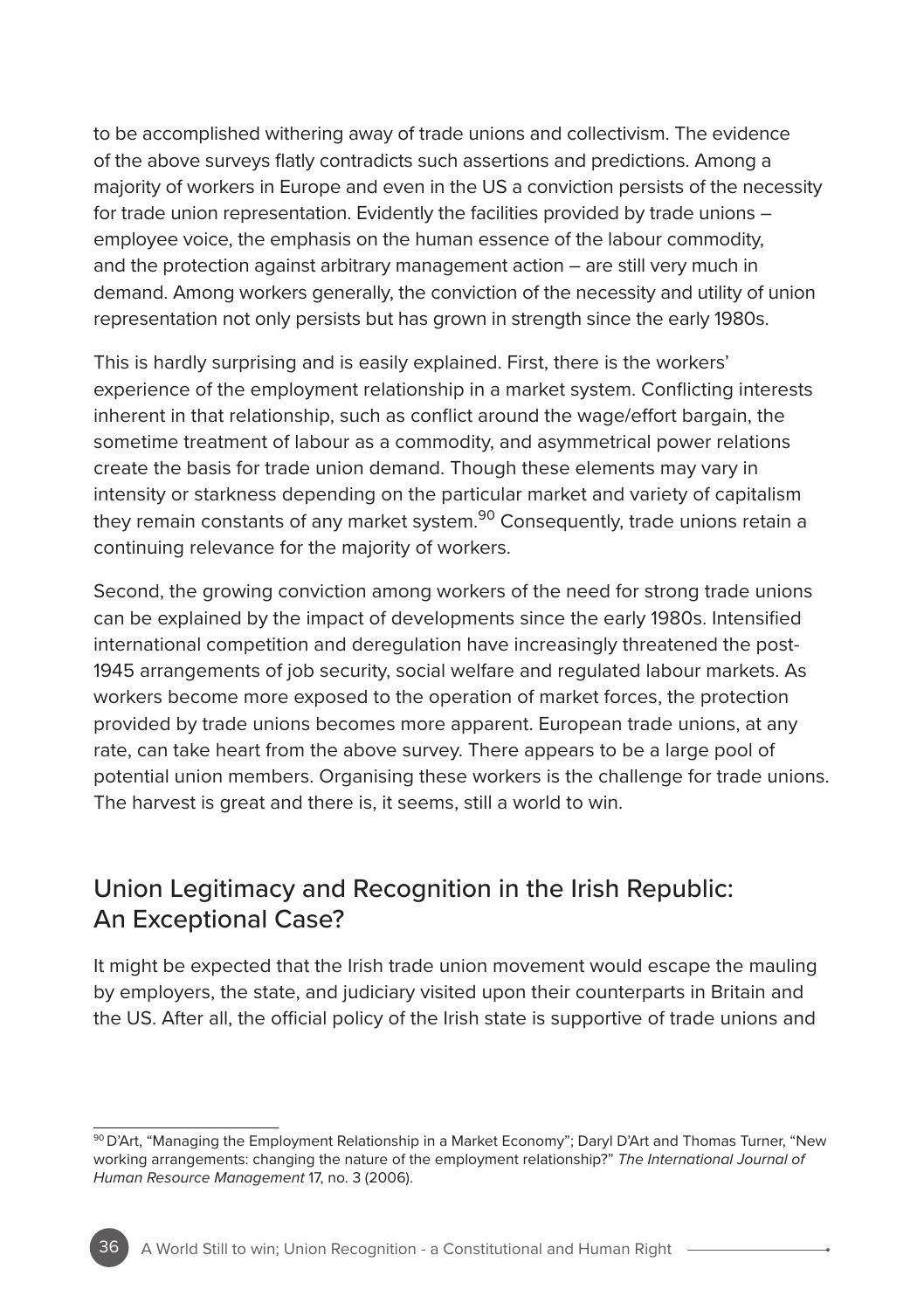to be accomplished withering away of trade unions and collectivism. The evidence of the above surveys flatly contradicts such assertions and predictions. Among a majority of workers in Europe and even in the US a conviction persists of the necessity for trade union representation. Evidently the facilities provided by trade unions – employee voice, the emphasis on the human essence of the labour commodity, and the protection against arbitrary management action – are still very much in demand. Among workers generally, the conviction of the necessity and utility of union representation not only persists but has grown in strength since the early 1980s.

This is hardly surprising and is easily explained. First, there is the workers' experience of the employment relationship in a market system. Conflicting interests inherent in that relationship, such as conflict around the wage/effort bargain, the sometime treatment of labour as a commodity, and asymmetrical power relations create the basis for trade union demand. Though these elements may vary in intensity or starkness depending on the particular market and variety of capitalism they remain constants of any market system.[90] Consequently, trade unions retain a continuing relevance for the majority of workers.

Second, the growing conviction among workers of the need for strong trade unions can be explained by the impact of developments since the early 1980s. Intensified international competition and deregulation have increasingly threatened the post-1945 arrangements of job security, social welfare and regulated labour markets. As workers become more exposed to the operation of market forces, the protection provided by trade unions becomes more apparent. European trade unions, at any rate, can take heart from the above survey. There appears to be a large pool of potential union members. Organising these workers is the challenge for trade unions. The harvest is great and there is, it seems, still a world to win.

## Union Legitimacy and Recognition in the Irish Republic: An Exceptional Case?

It might be expected that the Irish trade union movement would escape the mauling by employers, the state, and judiciary visited upon their counterparts in Britain and the US. After all, the official policy of the Irish state is supportive of trade unions and

---

[90] D'Art, "Managing the Employment Relationship in a Market Economy"; Daryl D'Art and Thomas Turner, "New working arrangements: changing the nature of the employment relationship?" *The International Journal of Human Resource Management* 17, no. 3 (2006).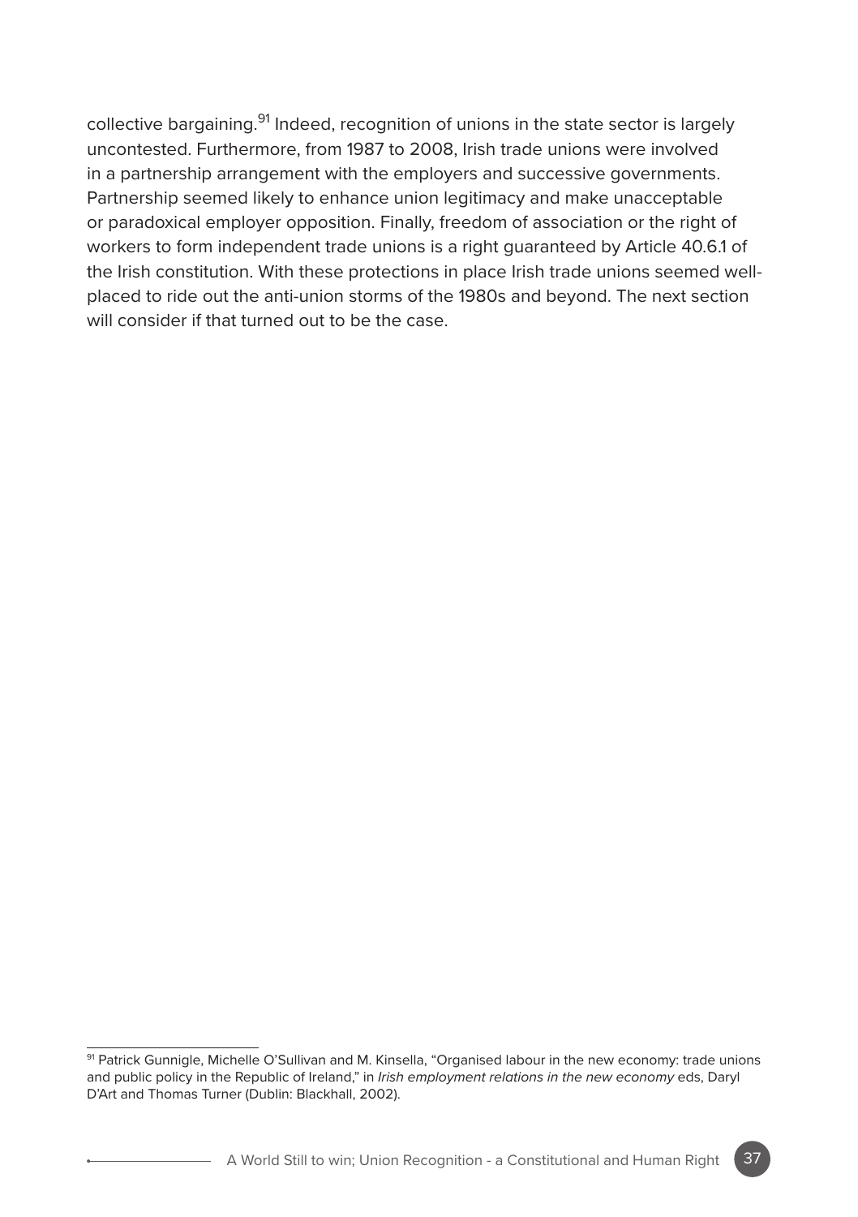collective bargaining.[91] Indeed, recognition of unions in the state sector is largely uncontested. Furthermore, from 1987 to 2008, Irish trade unions were involved in a partnership arrangement with the employers and successive governments. Partnership seemed likely to enhance union legitimacy and make unacceptable or paradoxical employer opposition. Finally, freedom of association or the right of workers to form independent trade unions is a right guaranteed by Article 40.6.1 of the Irish constitution. With these protections in place Irish trade unions seemed well-placed to ride out the anti-union storms of the 1980s and beyond. The next section will consider if that turned out to be the case.

---

[91] Patrick Gunnigle, Michelle O'Sullivan and M. Kinsella, "Organised labour in the new economy: trade unions and public policy in the Republic of Ireland," in *Irish employment relations in the new economy* eds, Daryl D'Art and Thomas Turner (Dublin: Blackhall, 2002).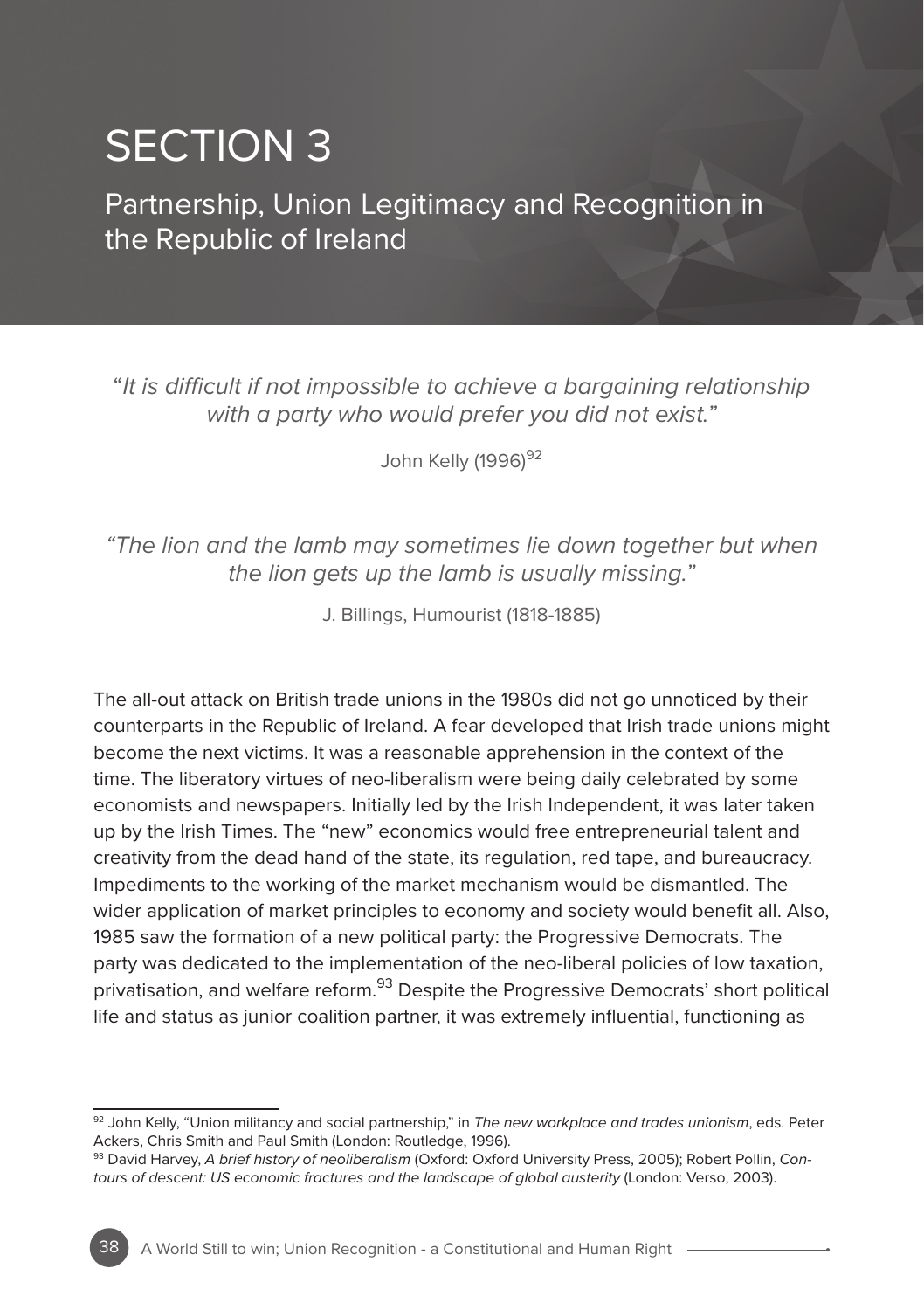# SECTION 3

## Partnership, Union Legitimacy and Recognition in the Republic of Ireland

"*It is difficult if not impossible to achieve a bargaining relationship with a party who would prefer you did not exist.*"

John Kelly (1996)[92]

*"The lion and the lamb may sometimes lie down together but when the lion gets up the lamb is usually missing."*

J. Billings, Humourist (1818-1885)

The all-out attack on British trade unions in the 1980s did not go unnoticed by their counterparts in the Republic of Ireland. A fear developed that Irish trade unions might become the next victims. It was a reasonable apprehension in the context of the time. The liberatory virtues of neo-liberalism were being daily celebrated by some economists and newspapers. Initially led by the Irish Independent, it was later taken up by the Irish Times. The "new" economics would free entrepreneurial talent and creativity from the dead hand of the state, its regulation, red tape, and bureaucracy. Impediments to the working of the market mechanism would be dismantled. The wider application of market principles to economy and society would benefit all. Also, 1985 saw the formation of a new political party: the Progressive Democrats. The party was dedicated to the implementation of the neo-liberal policies of low taxation, privatisation, and welfare reform.[93] Despite the Progressive Democrats' short political life and status as junior coalition partner, it was extremely influential, functioning as

---

[92] John Kelly, "Union militancy and social partnership," in *The new workplace and trades unionism*, eds. Peter Ackers, Chris Smith and Paul Smith (London: Routledge, 1996).

[93] David Harvey, *A brief history of neoliberalism* (Oxford: Oxford University Press, 2005); Robert Pollin, *Contours of descent: US economic fractures and the landscape of global austerity* (London: Verso, 2003).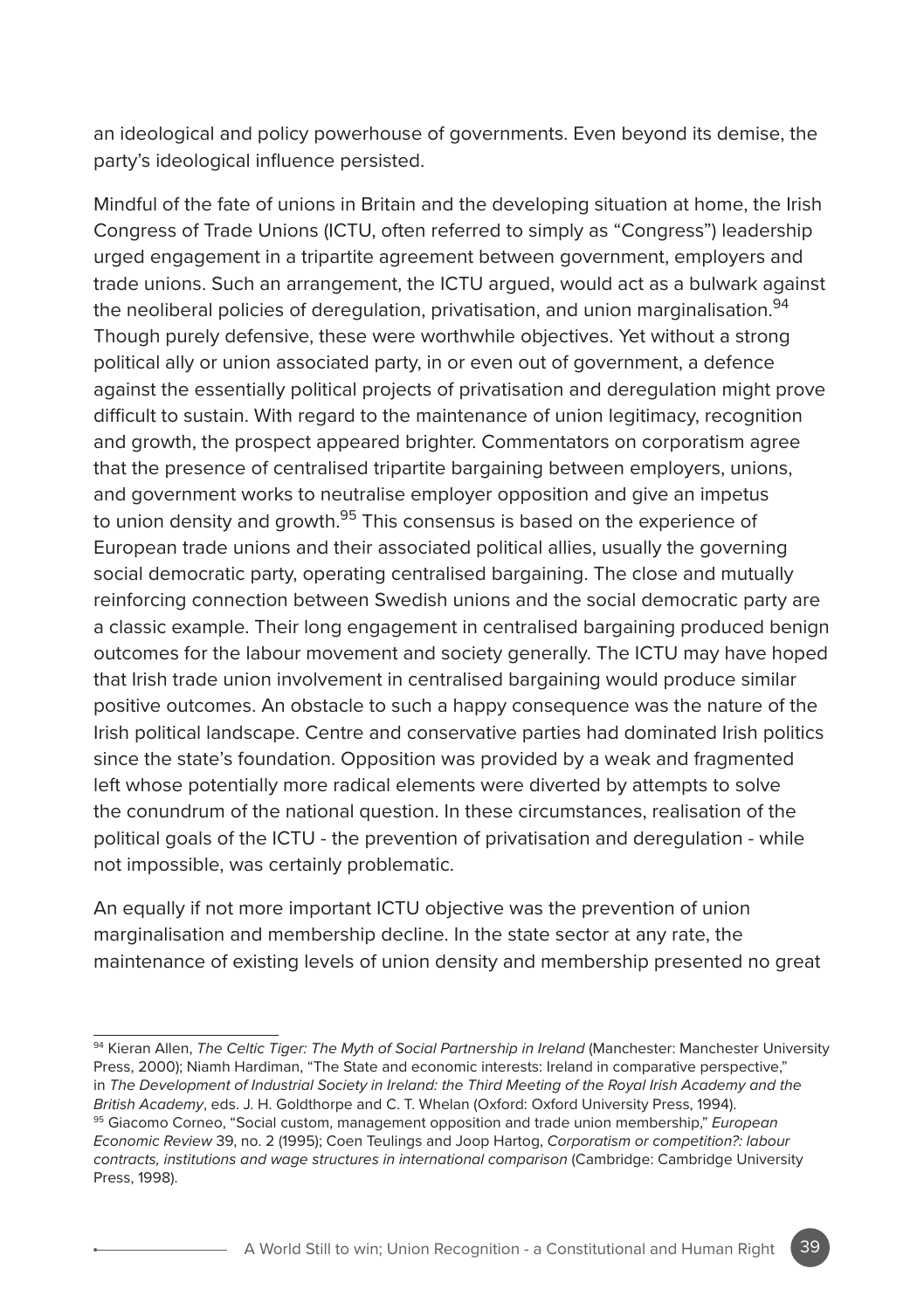an ideological and policy powerhouse of governments. Even beyond its demise, the party's ideological influence persisted.

Mindful of the fate of unions in Britain and the developing situation at home, the Irish Congress of Trade Unions (ICTU, often referred to simply as "Congress") leadership urged engagement in a tripartite agreement between government, employers and trade unions. Such an arrangement, the ICTU argued, would act as a bulwark against the neoliberal policies of deregulation, privatisation, and union marginalisation.[94] Though purely defensive, these were worthwhile objectives. Yet without a strong political ally or union associated party, in or even out of government, a defence against the essentially political projects of privatisation and deregulation might prove difficult to sustain. With regard to the maintenance of union legitimacy, recognition and growth, the prospect appeared brighter. Commentators on corporatism agree that the presence of centralised tripartite bargaining between employers, unions, and government works to neutralise employer opposition and give an impetus to union density and growth.[95] This consensus is based on the experience of European trade unions and their associated political allies, usually the governing social democratic party, operating centralised bargaining. The close and mutually reinforcing connection between Swedish unions and the social democratic party are a classic example. Their long engagement in centralised bargaining produced benign outcomes for the labour movement and society generally. The ICTU may have hoped that Irish trade union involvement in centralised bargaining would produce similar positive outcomes. An obstacle to such a happy consequence was the nature of the Irish political landscape. Centre and conservative parties had dominated Irish politics since the state's foundation. Opposition was provided by a weak and fragmented left whose potentially more radical elements were diverted by attempts to solve the conundrum of the national question. In these circumstances, realisation of the political goals of the ICTU - the prevention of privatisation and deregulation - while not impossible, was certainly problematic.

An equally if not more important ICTU objective was the prevention of union marginalisation and membership decline. In the state sector at any rate, the maintenance of existing levels of union density and membership presented no great

---

[94] Kieran Allen, *The Celtic Tiger: The Myth of Social Partnership in Ireland* (Manchester: Manchester University Press, 2000); Niamh Hardiman, "The State and economic interests: Ireland in comparative perspective," in *The Development of Industrial Society in Ireland: the Third Meeting of the Royal Irish Academy and the British Academy*, eds. J. H. Goldthorpe and C. T. Whelan (Oxford: Oxford University Press, 1994).

[95] Giacomo Corneo, "Social custom, management opposition and trade union membership," *European Economic Review* 39, no. 2 (1995); Coen Teulings and Joop Hartog, *Corporatism or competition?: labour contracts, institutions and wage structures in international comparison* (Cambridge: Cambridge University Press, 1998).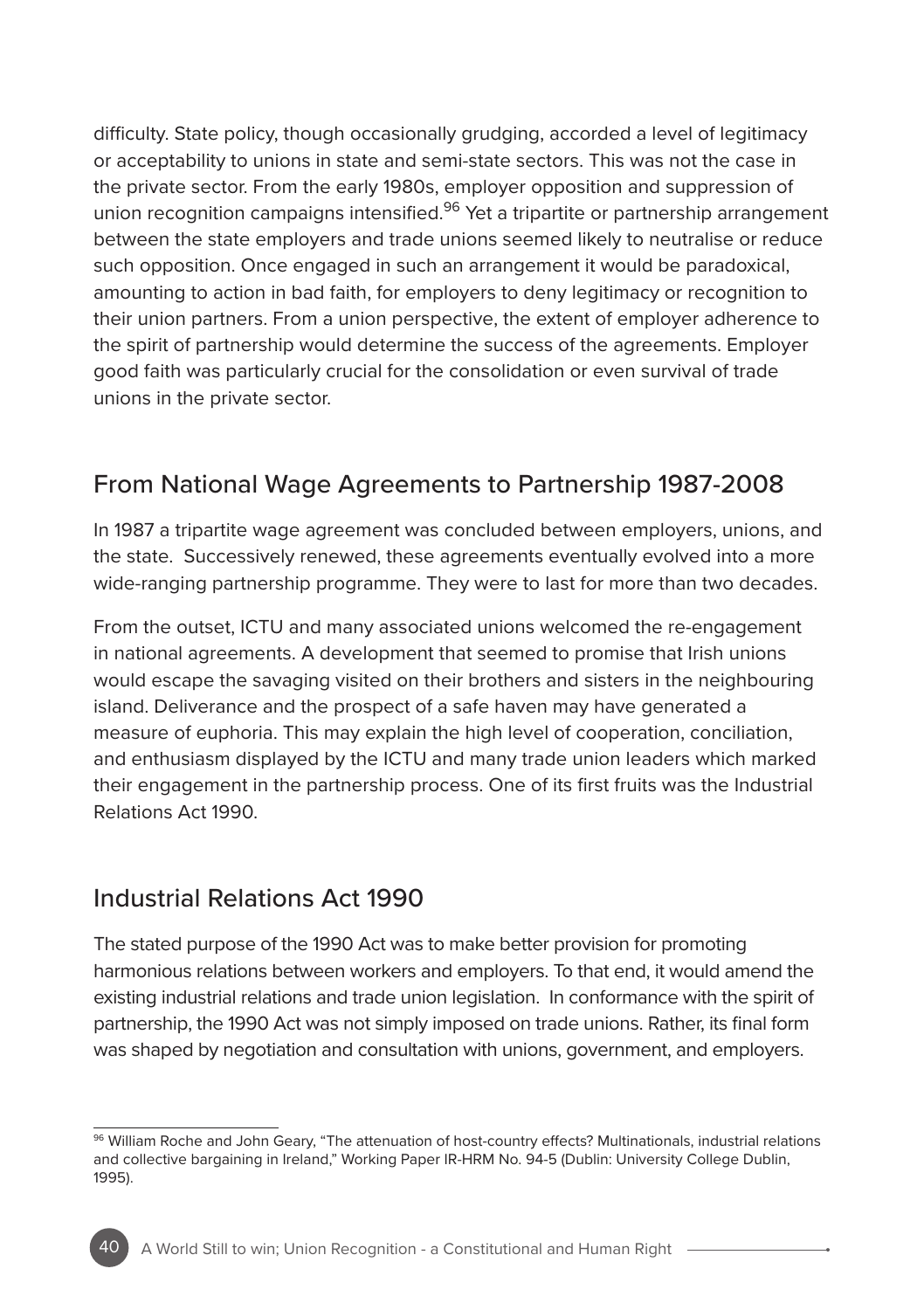difficulty. State policy, though occasionally grudging, accorded a level of legitimacy or acceptability to unions in state and semi-state sectors. This was not the case in the private sector. From the early 1980s, employer opposition and suppression of union recognition campaigns intensified.[96] Yet a tripartite or partnership arrangement between the state employers and trade unions seemed likely to neutralise or reduce such opposition. Once engaged in such an arrangement it would be paradoxical, amounting to action in bad faith, for employers to deny legitimacy or recognition to their union partners. From a union perspective, the extent of employer adherence to the spirit of partnership would determine the success of the agreements. Employer good faith was particularly crucial for the consolidation or even survival of trade unions in the private sector.

## From National Wage Agreements to Partnership 1987-2008

In 1987 a tripartite wage agreement was concluded between employers, unions, and the state. Successively renewed, these agreements eventually evolved into a more wide-ranging partnership programme. They were to last for more than two decades.

From the outset, ICTU and many associated unions welcomed the re-engagement in national agreements. A development that seemed to promise that Irish unions would escape the savaging visited on their brothers and sisters in the neighbouring island. Deliverance and the prospect of a safe haven may have generated a measure of euphoria. This may explain the high level of cooperation, conciliation, and enthusiasm displayed by the ICTU and many trade union leaders which marked their engagement in the partnership process. One of its first fruits was the Industrial Relations Act 1990.

## Industrial Relations Act 1990

The stated purpose of the 1990 Act was to make better provision for promoting harmonious relations between workers and employers. To that end, it would amend the existing industrial relations and trade union legislation. In conformance with the spirit of partnership, the 1990 Act was not simply imposed on trade unions. Rather, its final form was shaped by negotiation and consultation with unions, government, and employers.

---

[96] William Roche and John Geary, "The attenuation of host-country effects? Multinationals, industrial relations and collective bargaining in Ireland," Working Paper IR-HRM No. 94-5 (Dublin: University College Dublin, 1995).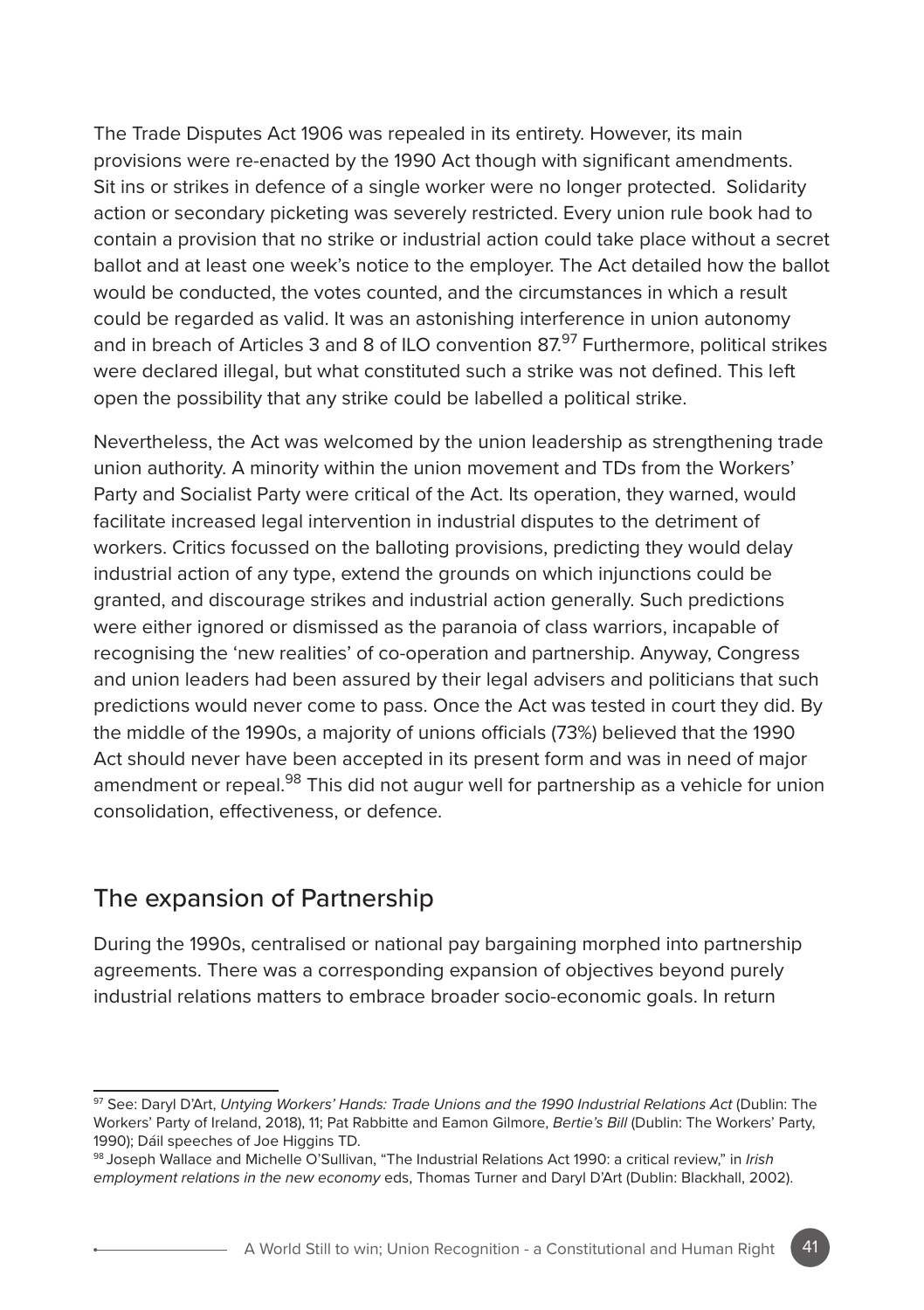The Trade Disputes Act 1906 was repealed in its entirety. However, its main provisions were re-enacted by the 1990 Act though with significant amendments. Sit ins or strikes in defence of a single worker were no longer protected. Solidarity action or secondary picketing was severely restricted. Every union rule book had to contain a provision that no strike or industrial action could take place without a secret ballot and at least one week's notice to the employer. The Act detailed how the ballot would be conducted, the votes counted, and the circumstances in which a result could be regarded as valid. It was an astonishing interference in union autonomy and in breach of Articles 3 and 8 of ILO convention 87.[97] Furthermore, political strikes were declared illegal, but what constituted such a strike was not defined. This left open the possibility that any strike could be labelled a political strike.

Nevertheless, the Act was welcomed by the union leadership as strengthening trade union authority. A minority within the union movement and TDs from the Workers' Party and Socialist Party were critical of the Act. Its operation, they warned, would facilitate increased legal intervention in industrial disputes to the detriment of workers. Critics focussed on the balloting provisions, predicting they would delay industrial action of any type, extend the grounds on which injunctions could be granted, and discourage strikes and industrial action generally. Such predictions were either ignored or dismissed as the paranoia of class warriors, incapable of recognising the 'new realities' of co-operation and partnership. Anyway, Congress and union leaders had been assured by their legal advisers and politicians that such predictions would never come to pass. Once the Act was tested in court they did. By the middle of the 1990s, a majority of unions officials (73%) believed that the 1990 Act should never have been accepted in its present form and was in need of major amendment or repeal.[98] This did not augur well for partnership as a vehicle for union consolidation, effectiveness, or defence.

## The expansion of Partnership

During the 1990s, centralised or national pay bargaining morphed into partnership agreements. There was a corresponding expansion of objectives beyond purely industrial relations matters to embrace broader socio-economic goals. In return

---

[97] See: Daryl D'Art, *Untying Workers' Hands: Trade Unions and the 1990 Industrial Relations Act* (Dublin: The Workers' Party of Ireland, 2018), 11; Pat Rabbitte and Eamon Gilmore, *Bertie's Bill* (Dublin: The Workers' Party, 1990); Dáil speeches of Joe Higgins TD.

[98] Joseph Wallace and Michelle O'Sullivan, "The Industrial Relations Act 1990: a critical review," in *Irish employment relations in the new economy* eds, Thomas Turner and Daryl D'Art (Dublin: Blackhall, 2002).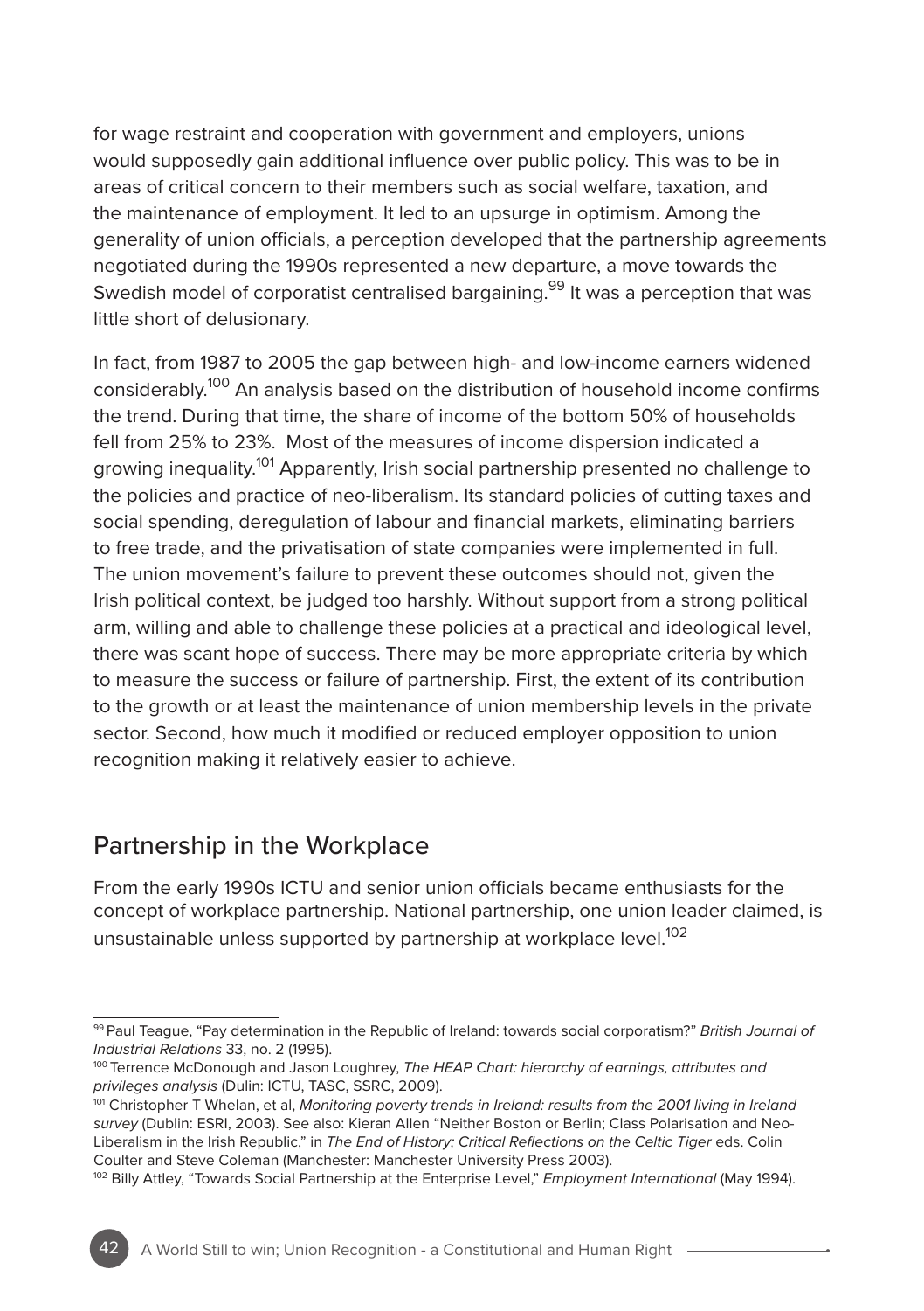for wage restraint and cooperation with government and employers, unions would supposedly gain additional influence over public policy. This was to be in areas of critical concern to their members such as social welfare, taxation, and the maintenance of employment. It led to an upsurge in optimism. Among the generality of union officials, a perception developed that the partnership agreements negotiated during the 1990s represented a new departure, a move towards the Swedish model of corporatist centralised bargaining.[99] It was a perception that was little short of delusionary.

In fact, from 1987 to 2005 the gap between high- and low-income earners widened considerably.[100] An analysis based on the distribution of household income confirms the trend. During that time, the share of income of the bottom 50% of households fell from 25% to 23%. Most of the measures of income dispersion indicated a growing inequality.[101] Apparently, Irish social partnership presented no challenge to the policies and practice of neo-liberalism. Its standard policies of cutting taxes and social spending, deregulation of labour and financial markets, eliminating barriers to free trade, and the privatisation of state companies were implemented in full. The union movement's failure to prevent these outcomes should not, given the Irish political context, be judged too harshly. Without support from a strong political arm, willing and able to challenge these policies at a practical and ideological level, there was scant hope of success. There may be more appropriate criteria by which to measure the success or failure of partnership. First, the extent of its contribution to the growth or at least the maintenance of union membership levels in the private sector. Second, how much it modified or reduced employer opposition to union recognition making it relatively easier to achieve.

## Partnership in the Workplace

From the early 1990s ICTU and senior union officials became enthusiasts for the concept of workplace partnership. National partnership, one union leader claimed, is unsustainable unless supported by partnership at workplace level.[102]

---

[99] Paul Teague, "Pay determination in the Republic of Ireland: towards social corporatism?" *British Journal of Industrial Relations* 33, no. 2 (1995).

[100] Terrence McDonough and Jason Loughrey, *The HEAP Chart: hierarchy of earnings, attributes and privileges analysis* (Dulin: ICTU, TASC, SSRC, 2009).

[101] Christopher T Whelan, et al, *Monitoring poverty trends in Ireland: results from the 2001 living in Ireland survey* (Dublin: ESRI, 2003). See also: Kieran Allen "Neither Boston or Berlin; Class Polarisation and Neo-Liberalism in the Irish Republic," in *The End of History; Critical Reflections on the Celtic Tiger* eds. Colin Coulter and Steve Coleman (Manchester: Manchester University Press 2003).

[102] Billy Attley, "Towards Social Partnership at the Enterprise Level," *Employment International* (May 1994).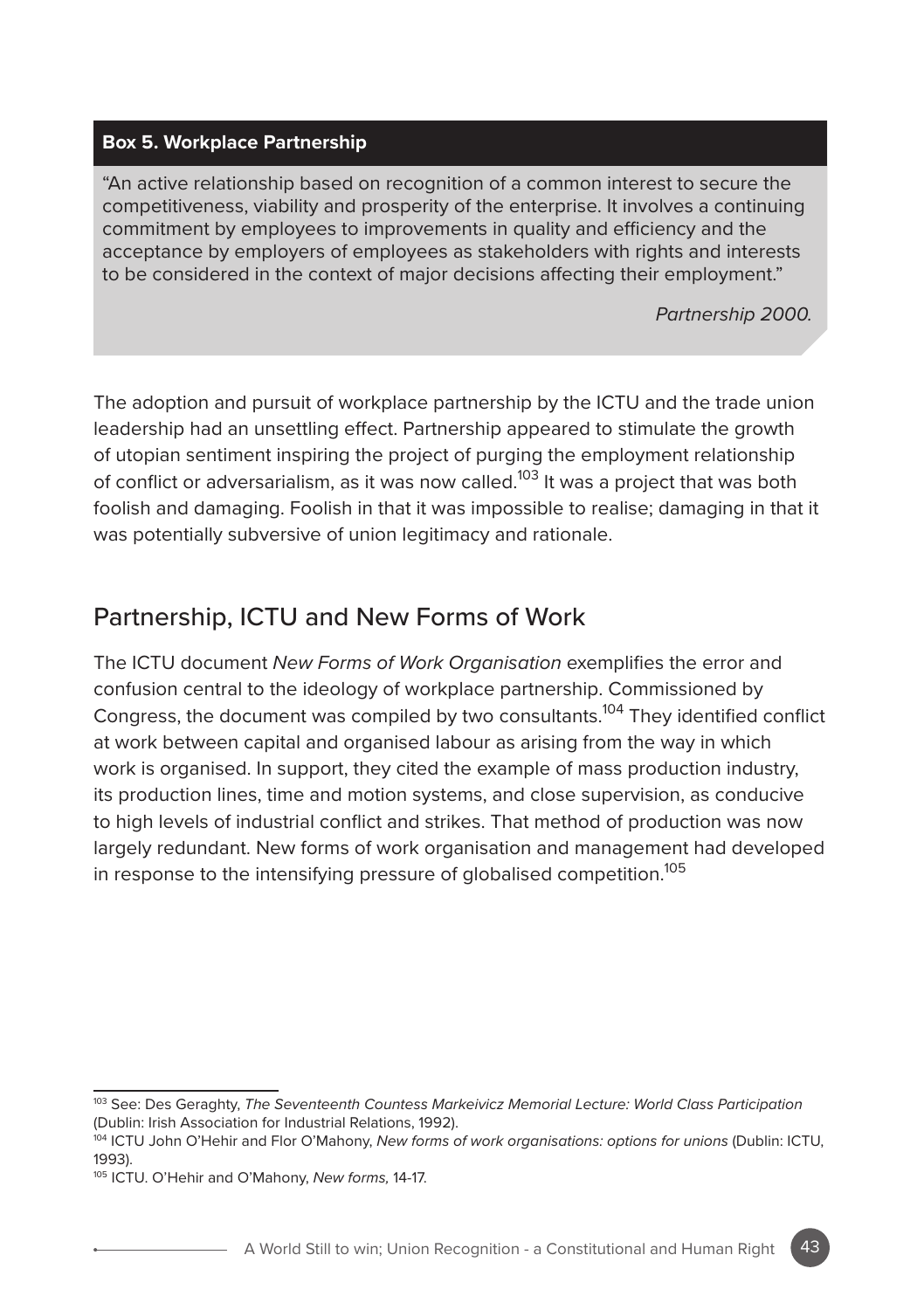**Box 5. Workplace Partnership**

"An active relationship based on recognition of a common interest to secure the competitiveness, viability and prosperity of the enterprise. It involves a continuing commitment by employees to improvements in quality and efficiency and the acceptance by employers of employees as stakeholders with rights and interests to be considered in the context of major decisions affecting their employment."

*Partnership 2000.*

The adoption and pursuit of workplace partnership by the ICTU and the trade union leadership had an unsettling effect. Partnership appeared to stimulate the growth of utopian sentiment inspiring the project of purging the employment relationship of conflict or adversarialism, as it was now called.[103] It was a project that was both foolish and damaging. Foolish in that it was impossible to realise; damaging in that it was potentially subversive of union legitimacy and rationale.

## Partnership, ICTU and New Forms of Work

The ICTU document *New Forms of Work Organisation* exemplifies the error and confusion central to the ideology of workplace partnership. Commissioned by Congress, the document was compiled by two consultants.[104] They identified conflict at work between capital and organised labour as arising from the way in which work is organised. In support, they cited the example of mass production industry, its production lines, time and motion systems, and close supervision, as conducive to high levels of industrial conflict and strikes. That method of production was now largely redundant. New forms of work organisation and management had developed in response to the intensifying pressure of globalised competition.[105]

---

[103] See: Des Geraghty, *The Seventeenth Countess Markeivicz Memorial Lecture: World Class Participation* (Dublin: Irish Association for Industrial Relations, 1992).

[104] ICTU John O'Hehir and Flor O'Mahony, *New forms of work organisations: options for unions* (Dublin: ICTU, 1993).

[105] ICTU. O'Hehir and O'Mahony, *New forms,* 14-17.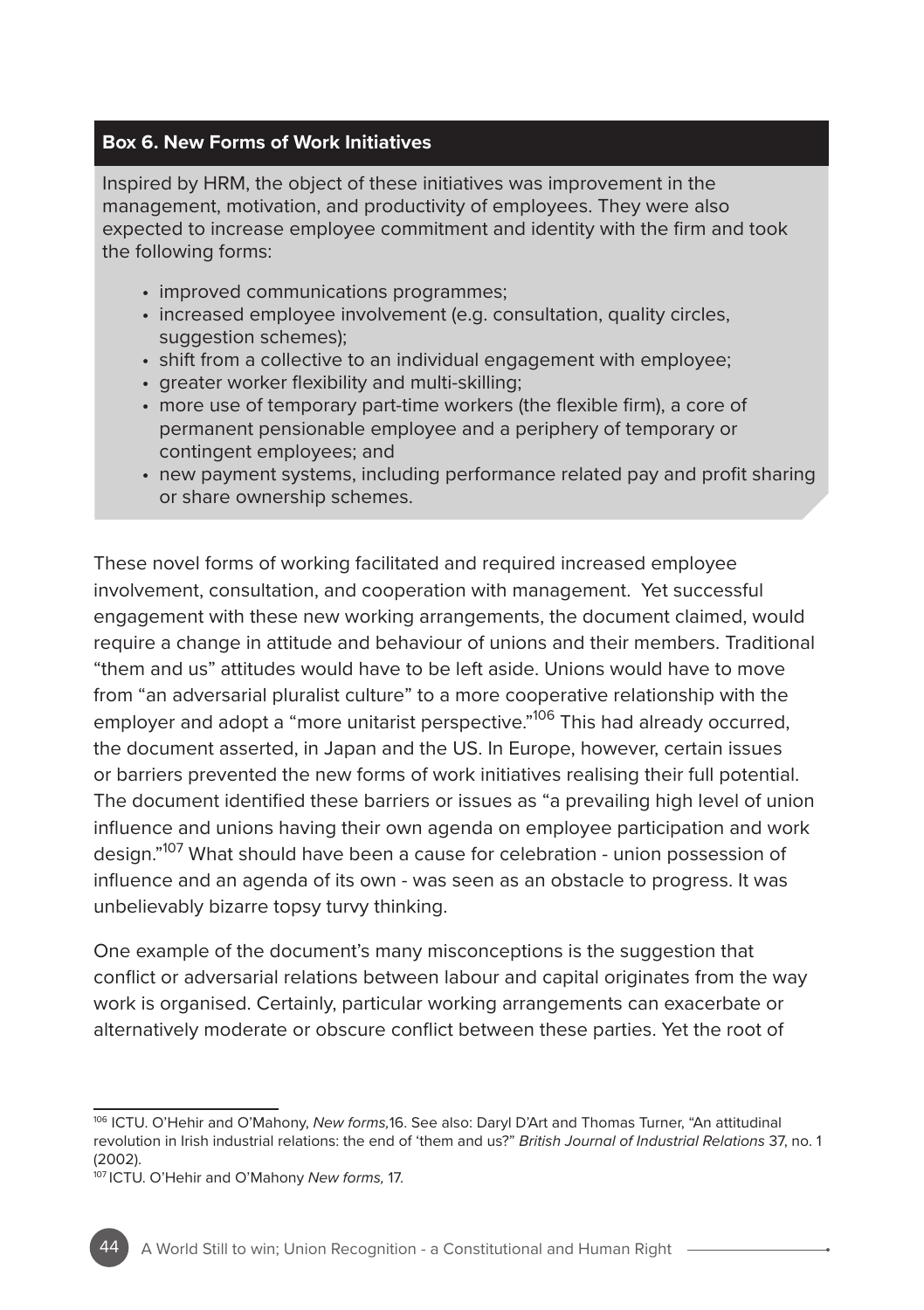**Box 6. New Forms of Work Initiatives**

Inspired by HRM, the object of these initiatives was improvement in the management, motivation, and productivity of employees. They were also expected to increase employee commitment and identity with the firm and took the following forms:

- improved communications programmes;
- increased employee involvement (e.g. consultation, quality circles, suggestion schemes);
- shift from a collective to an individual engagement with employee;
- greater worker flexibility and multi-skilling;
- more use of temporary part-time workers (the flexible firm), a core of permanent pensionable employee and a periphery of temporary or contingent employees; and
- new payment systems, including performance related pay and profit sharing or share ownership schemes.

These novel forms of working facilitated and required increased employee involvement, consultation, and cooperation with management. Yet successful engagement with these new working arrangements, the document claimed, would require a change in attitude and behaviour of unions and their members. Traditional "them and us" attitudes would have to be left aside. Unions would have to move from "an adversarial pluralist culture" to a more cooperative relationship with the employer and adopt a "more unitarist perspective."[106] This had already occurred, the document asserted, in Japan and the US. In Europe, however, certain issues or barriers prevented the new forms of work initiatives realising their full potential. The document identified these barriers or issues as "a prevailing high level of union influence and unions having their own agenda on employee participation and work design."[107] What should have been a cause for celebration - union possession of influence and an agenda of its own - was seen as an obstacle to progress. It was unbelievably bizarre topsy turvy thinking.

One example of the document's many misconceptions is the suggestion that conflict or adversarial relations between labour and capital originates from the way work is organised. Certainly, particular working arrangements can exacerbate or alternatively moderate or obscure conflict between these parties. Yet the root of

---

[106] ICTU. O'Hehir and O'Mahony, *New forms,*16. See also: Daryl D'Art and Thomas Turner, "An attitudinal revolution in Irish industrial relations: the end of 'them and us?" *British Journal of Industrial Relations* 37, no. 1 (2002).

[107] ICTU. O'Hehir and O'Mahony *New forms,* 17.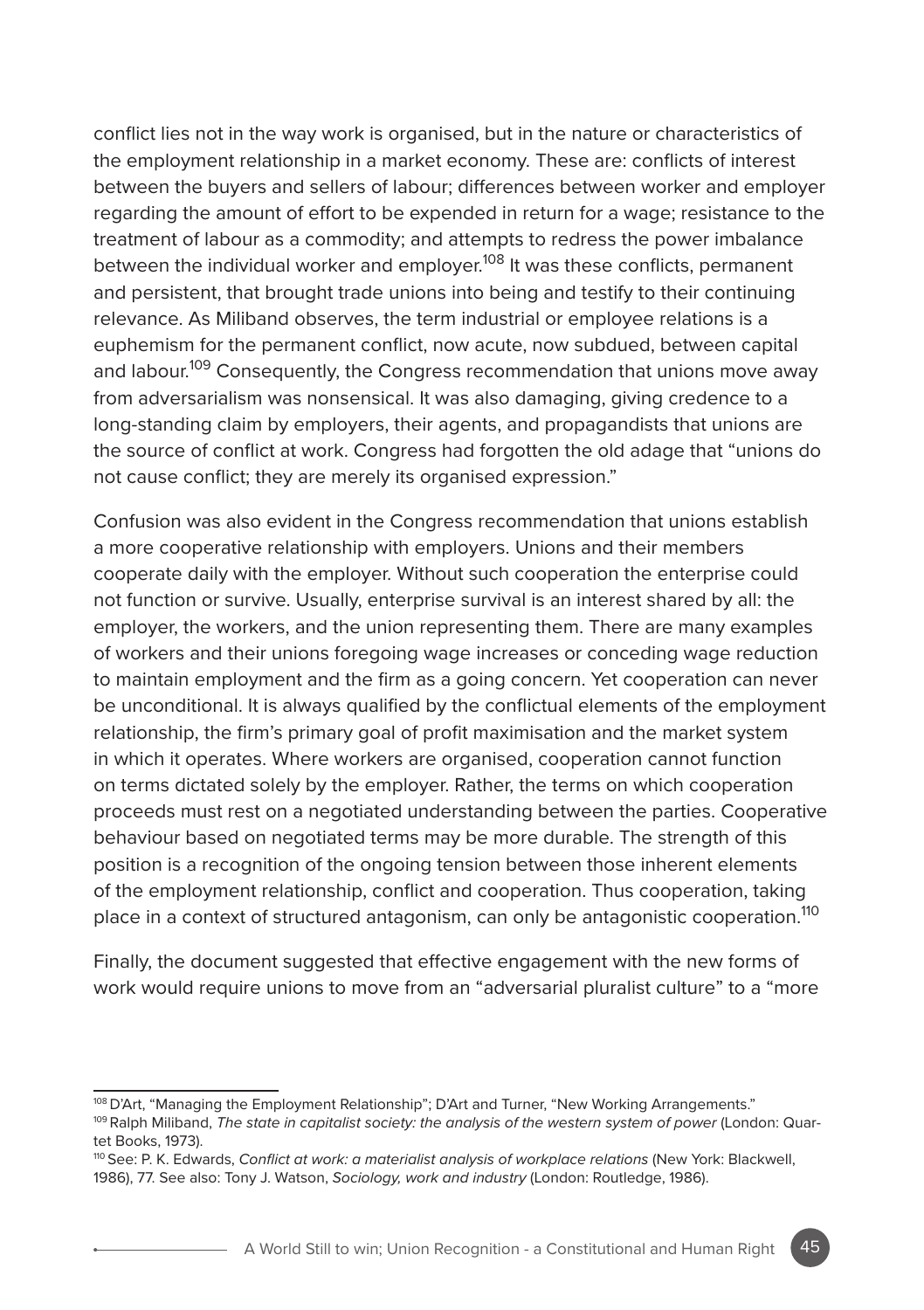conflict lies not in the way work is organised, but in the nature or characteristics of the employment relationship in a market economy. These are: conflicts of interest between the buyers and sellers of labour; differences between worker and employer regarding the amount of effort to be expended in return for a wage; resistance to the treatment of labour as a commodity; and attempts to redress the power imbalance between the individual worker and employer.[108] It was these conflicts, permanent and persistent, that brought trade unions into being and testify to their continuing relevance. As Miliband observes, the term industrial or employee relations is a euphemism for the permanent conflict, now acute, now subdued, between capital and labour.[109] Consequently, the Congress recommendation that unions move away from adversarialism was nonsensical. It was also damaging, giving credence to a long-standing claim by employers, their agents, and propagandists that unions are the source of conflict at work. Congress had forgotten the old adage that "unions do not cause conflict; they are merely its organised expression."

Confusion was also evident in the Congress recommendation that unions establish a more cooperative relationship with employers. Unions and their members cooperate daily with the employer. Without such cooperation the enterprise could not function or survive. Usually, enterprise survival is an interest shared by all: the employer, the workers, and the union representing them. There are many examples of workers and their unions foregoing wage increases or conceding wage reduction to maintain employment and the firm as a going concern. Yet cooperation can never be unconditional. It is always qualified by the conflictual elements of the employment relationship, the firm's primary goal of profit maximisation and the market system in which it operates. Where workers are organised, cooperation cannot function on terms dictated solely by the employer. Rather, the terms on which cooperation proceeds must rest on a negotiated understanding between the parties. Cooperative behaviour based on negotiated terms may be more durable. The strength of this position is a recognition of the ongoing tension between those inherent elements of the employment relationship, conflict and cooperation. Thus cooperation, taking place in a context of structured antagonism, can only be antagonistic cooperation.[110]

Finally, the document suggested that effective engagement with the new forms of work would require unions to move from an "adversarial pluralist culture" to a "more

---

[108] D'Art, "Managing the Employment Relationship"; D'Art and Turner, "New Working Arrangements."

[109] Ralph Miliband, *The state in capitalist society: the analysis of the western system of power* (London: Quartet Books, 1973).

[110] See: P. K. Edwards, *Conflict at work: a materialist analysis of workplace relations* (New York: Blackwell, 1986), 77. See also: Tony J. Watson, *Sociology, work and industry* (London: Routledge, 1986).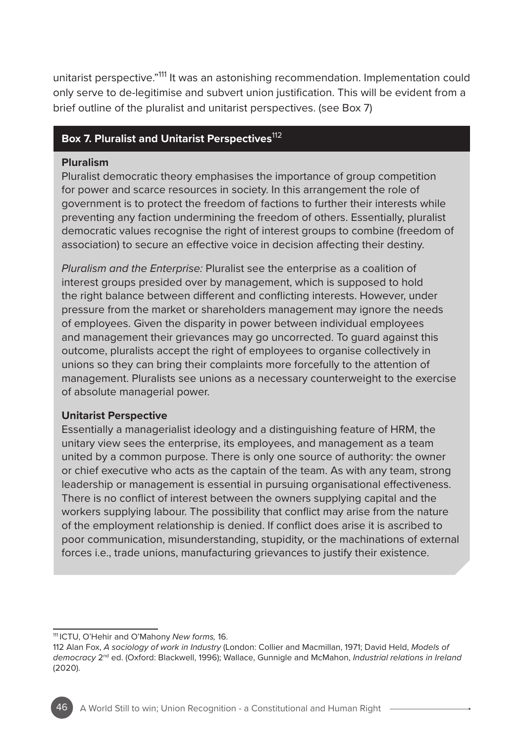unitarist perspective."[111] It was an astonishing recommendation. Implementation could only serve to de-legitimise and subvert union justification. This will be evident from a brief outline of the pluralist and unitarist perspectives. (see Box 7)

### Box 7. Pluralist and Unitarist Perspectives[112]

**Pluralism**

Pluralist democratic theory emphasises the importance of group competition for power and scarce resources in society. In this arrangement the role of government is to protect the freedom of factions to further their interests while preventing any faction undermining the freedom of others. Essentially, pluralist democratic values recognise the right of interest groups to combine (freedom of association) to secure an effective voice in decision affecting their destiny.

*Pluralism and the Enterprise:* Pluralist see the enterprise as a coalition of interest groups presided over by management, which is supposed to hold the right balance between different and conflicting interests. However, under pressure from the market or shareholders management may ignore the needs of employees. Given the disparity in power between individual employees and management their grievances may go uncorrected. To guard against this outcome, pluralists accept the right of employees to organise collectively in unions so they can bring their complaints more forcefully to the attention of management. Pluralists see unions as a necessary counterweight to the exercise of absolute managerial power.

**Unitarist Perspective**

Essentially a managerialist ideology and a distinguishing feature of HRM, the unitary view sees the enterprise, its employees, and management as a team united by a common purpose. There is only one source of authority: the owner or chief executive who acts as the captain of the team. As with any team, strong leadership or management is essential in pursuing organisational effectiveness. There is no conflict of interest between the owners supplying capital and the workers supplying labour. The possibility that conflict may arise from the nature of the employment relationship is denied. If conflict does arise it is ascribed to poor communication, misunderstanding, stupidity, or the machinations of external forces i.e., trade unions, manufacturing grievances to justify their existence.

---

111 ICTU, O'Hehir and O'Mahony *New forms,* 16.

112 Alan Fox, *A sociology of work in Industry* (London: Collier and Macmillan, 1971; David Held, *Models of democracy* 2nd ed. (Oxford: Blackwell, 1996); Wallace, Gunnigle and McMahon, *Industrial relations in Ireland* (2020).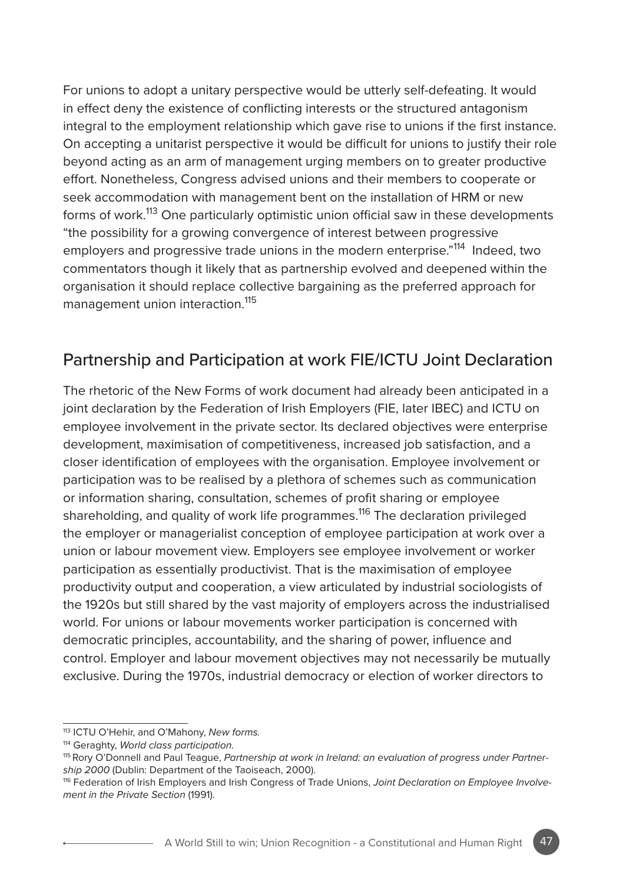For unions to adopt a unitary perspective would be utterly self-defeating. It would in effect deny the existence of conflicting interests or the structured antagonism integral to the employment relationship which gave rise to unions if the first instance. On accepting a unitarist perspective it would be difficult for unions to justify their role beyond acting as an arm of management urging members on to greater productive effort. Nonetheless, Congress advised unions and their members to cooperate or seek accommodation with management bent on the installation of HRM or new forms of work.[113] One particularly optimistic union official saw in these developments "the possibility for a growing convergence of interest between progressive employers and progressive trade unions in the modern enterprise."[114] Indeed, two commentators though it likely that as partnership evolved and deepened within the organisation it should replace collective bargaining as the preferred approach for management union interaction.[115]

## Partnership and Participation at work FIE/ICTU Joint Declaration

The rhetoric of the New Forms of work document had already been anticipated in a joint declaration by the Federation of Irish Employers (FIE, later IBEC) and ICTU on employee involvement in the private sector. Its declared objectives were enterprise development, maximisation of competitiveness, increased job satisfaction, and a closer identification of employees with the organisation. Employee involvement or participation was to be realised by a plethora of schemes such as communication or information sharing, consultation, schemes of profit sharing or employee shareholding, and quality of work life programmes.[116] The declaration privileged the employer or managerialist conception of employee participation at work over a union or labour movement view. Employers see employee involvement or worker participation as essentially productivist. That is the maximisation of employee productivity output and cooperation, a view articulated by industrial sociologists of the 1920s but still shared by the vast majority of employers across the industrialised world. For unions or labour movements worker participation is concerned with democratic principles, accountability, and the sharing of power, influence and control. Employer and labour movement objectives may not necessarily be mutually exclusive. During the 1970s, industrial democracy or election of worker directors to

---

[113] ICTU O'Hehir, and O'Mahony, *New forms.*

[114] Geraghty, *World class participation.*

[115] Rory O'Donnell and Paul Teague, *Partnership at work in Ireland: an evaluation of progress under Partnership 2000* (Dublin: Department of the Taoiseach, 2000).

[116] Federation of Irish Employers and Irish Congress of Trade Unions, *Joint Declaration on Employee Involvement in the Private Section* (1991).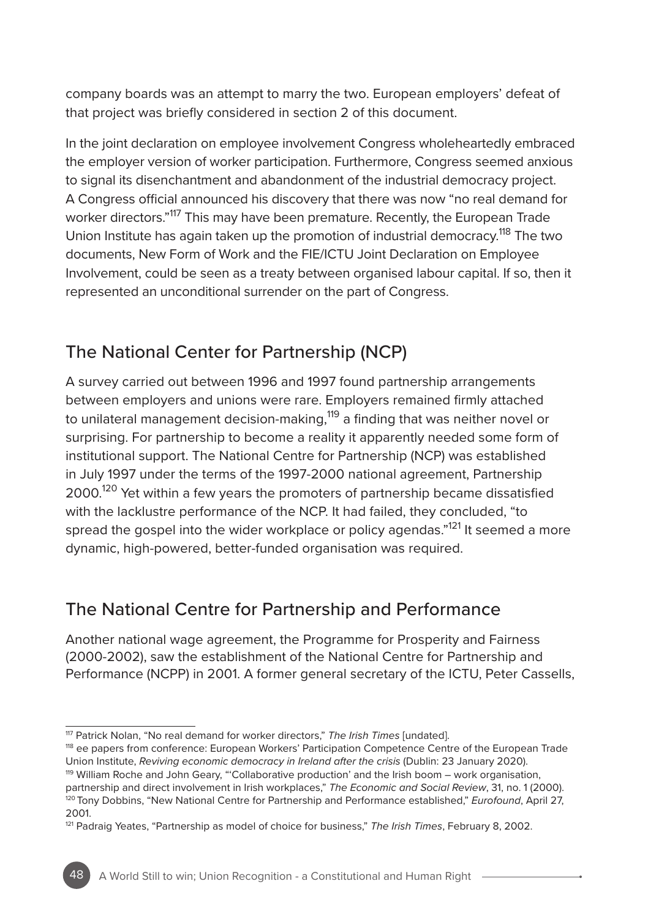company boards was an attempt to marry the two. European employers' defeat of that project was briefly considered in section 2 of this document.

In the joint declaration on employee involvement Congress wholeheartedly embraced the employer version of worker participation. Furthermore, Congress seemed anxious to signal its disenchantment and abandonment of the industrial democracy project. A Congress official announced his discovery that there was now "no real demand for worker directors."[117] This may have been premature. Recently, the European Trade Union Institute has again taken up the promotion of industrial democracy.[118] The two documents, New Form of Work and the FIE/ICTU Joint Declaration on Employee Involvement, could be seen as a treaty between organised labour capital. If so, then it represented an unconditional surrender on the part of Congress.

## The National Center for Partnership (NCP)

A survey carried out between 1996 and 1997 found partnership arrangements between employers and unions were rare. Employers remained firmly attached to unilateral management decision-making,[119] a finding that was neither novel or surprising. For partnership to become a reality it apparently needed some form of institutional support. The National Centre for Partnership (NCP) was established in July 1997 under the terms of the 1997-2000 national agreement, Partnership 2000.[120] Yet within a few years the promoters of partnership became dissatisfied with the lacklustre performance of the NCP. It had failed, they concluded, "to spread the gospel into the wider workplace or policy agendas."[121] It seemed a more dynamic, high-powered, better-funded organisation was required.

## The National Centre for Partnership and Performance

Another national wage agreement, the Programme for Prosperity and Fairness (2000-2002), saw the establishment of the National Centre for Partnership and Performance (NCPP) in 2001. A former general secretary of the ICTU, Peter Cassells,

---

[117] Patrick Nolan, "No real demand for worker directors," *The Irish Times* [undated].

[118] ee papers from conference: European Workers' Participation Competence Centre of the European Trade Union Institute, *Reviving economic democracy in Ireland after the crisis* (Dublin: 23 January 2020).

[119] William Roche and John Geary, "'Collaborative production' and the Irish boom – work organisation, partnership and direct involvement in Irish workplaces," *The Economic and Social Review*, 31, no. 1 (2000).

[120] Tony Dobbins, "New National Centre for Partnership and Performance established," *Eurofound*, April 27, 2001.

[121] Padraig Yeates, "Partnership as model of choice for business," *The Irish Times*, February 8, 2002.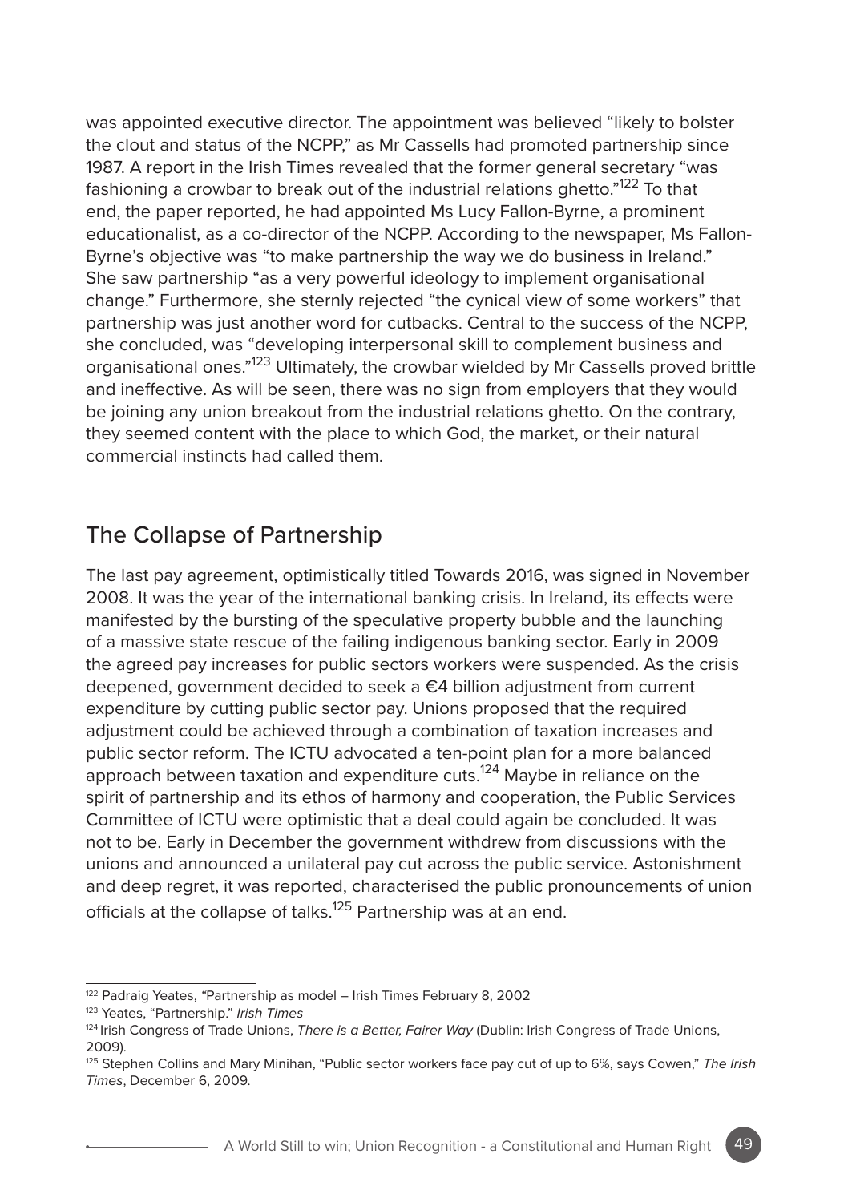was appointed executive director. The appointment was believed "likely to bolster the clout and status of the NCPP," as Mr Cassells had promoted partnership since 1987. A report in the Irish Times revealed that the former general secretary "was fashioning a crowbar to break out of the industrial relations ghetto."[122] To that end, the paper reported, he had appointed Ms Lucy Fallon-Byrne, a prominent educationalist, as a co-director of the NCPP. According to the newspaper, Ms Fallon-Byrne's objective was "to make partnership the way we do business in Ireland." She saw partnership "as a very powerful ideology to implement organisational change." Furthermore, she sternly rejected "the cynical view of some workers" that partnership was just another word for cutbacks. Central to the success of the NCPP, she concluded, was "developing interpersonal skill to complement business and organisational ones."[123] Ultimately, the crowbar wielded by Mr Cassells proved brittle and ineffective. As will be seen, there was no sign from employers that they would be joining any union breakout from the industrial relations ghetto. On the contrary, they seemed content with the place to which God, the market, or their natural commercial instincts had called them.

## The Collapse of Partnership

The last pay agreement, optimistically titled Towards 2016, was signed in November 2008. It was the year of the international banking crisis. In Ireland, its effects were manifested by the bursting of the speculative property bubble and the launching of a massive state rescue of the failing indigenous banking sector. Early in 2009 the agreed pay increases for public sectors workers were suspended. As the crisis deepened, government decided to seek a €4 billion adjustment from current expenditure by cutting public sector pay. Unions proposed that the required adjustment could be achieved through a combination of taxation increases and public sector reform. The ICTU advocated a ten-point plan for a more balanced approach between taxation and expenditure cuts.[124] Maybe in reliance on the spirit of partnership and its ethos of harmony and cooperation, the Public Services Committee of ICTU were optimistic that a deal could again be concluded. It was not to be. Early in December the government withdrew from discussions with the unions and announced a unilateral pay cut across the public service. Astonishment and deep regret, it was reported, characterised the public pronouncements of union officials at the collapse of talks.[125] Partnership was at an end.

---

[122] Padraig Yeates, "Partnership as model – Irish Times February 8, 2002

[123] Yeates, "Partnership." *Irish Times*

[124] Irish Congress of Trade Unions, *There is a Better, Fairer Way* (Dublin: Irish Congress of Trade Unions, 2009).

[125] Stephen Collins and Mary Minihan, "Public sector workers face pay cut of up to 6%, says Cowen," *The Irish Times*, December 6, 2009.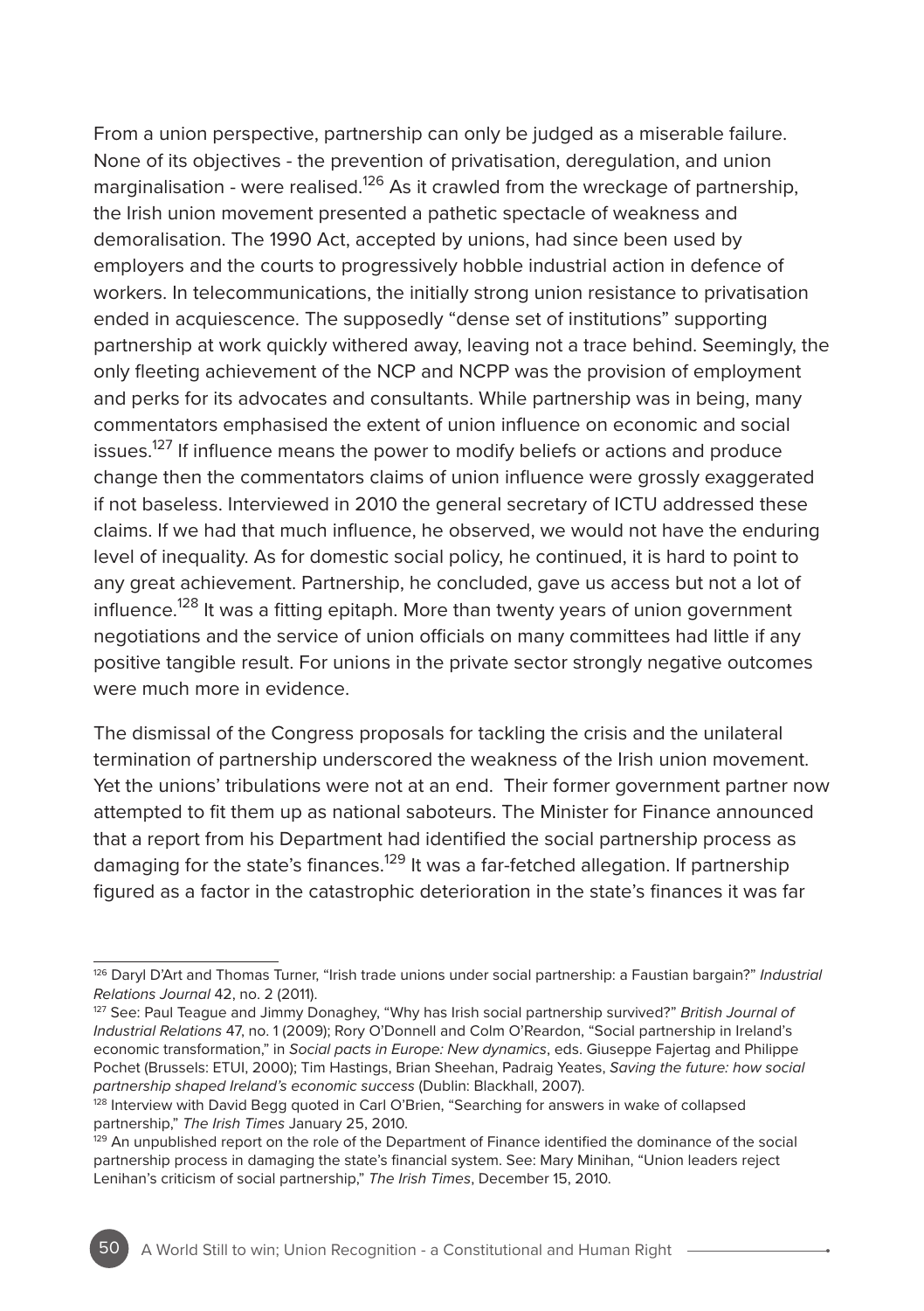From a union perspective, partnership can only be judged as a miserable failure. None of its objectives - the prevention of privatisation, deregulation, and union marginalisation - were realised.[126] As it crawled from the wreckage of partnership, the Irish union movement presented a pathetic spectacle of weakness and demoralisation. The 1990 Act, accepted by unions, had since been used by employers and the courts to progressively hobble industrial action in defence of workers. In telecommunications, the initially strong union resistance to privatisation ended in acquiescence. The supposedly "dense set of institutions" supporting partnership at work quickly withered away, leaving not a trace behind. Seemingly, the only fleeting achievement of the NCP and NCPP was the provision of employment and perks for its advocates and consultants. While partnership was in being, many commentators emphasised the extent of union influence on economic and social issues.[127] If influence means the power to modify beliefs or actions and produce change then the commentators claims of union influence were grossly exaggerated if not baseless. Interviewed in 2010 the general secretary of ICTU addressed these claims. If we had that much influence, he observed, we would not have the enduring level of inequality. As for domestic social policy, he continued, it is hard to point to any great achievement. Partnership, he concluded, gave us access but not a lot of influence.[128] It was a fitting epitaph. More than twenty years of union government negotiations and the service of union officials on many committees had little if any positive tangible result. For unions in the private sector strongly negative outcomes were much more in evidence.

The dismissal of the Congress proposals for tackling the crisis and the unilateral termination of partnership underscored the weakness of the Irish union movement. Yet the unions' tribulations were not at an end. Their former government partner now attempted to fit them up as national saboteurs. The Minister for Finance announced that a report from his Department had identified the social partnership process as damaging for the state's finances.[129] It was a far-fetched allegation. If partnership figured as a factor in the catastrophic deterioration in the state's finances it was far

---

[126] Daryl D'Art and Thomas Turner, "Irish trade unions under social partnership: a Faustian bargain?" *Industrial Relations Journal* 42, no. 2 (2011).

[127] See: Paul Teague and Jimmy Donaghey, "Why has Irish social partnership survived?" *British Journal of Industrial Relations* 47, no. 1 (2009); Rory O'Donnell and Colm O'Reardon, "Social partnership in Ireland's economic transformation," in *Social pacts in Europe: New dynamics*, eds. Giuseppe Fajertag and Philippe Pochet (Brussels: ETUI, 2000); Tim Hastings, Brian Sheehan, Padraig Yeates, *Saving the future: how social partnership shaped Ireland's economic success* (Dublin: Blackhall, 2007).

[128] Interview with David Begg quoted in Carl O'Brien, "Searching for answers in wake of collapsed partnership," *The Irish Times* January 25, 2010.

[129] An unpublished report on the role of the Department of Finance identified the dominance of the social partnership process in damaging the state's financial system. See: Mary Minihan, "Union leaders reject Lenihan's criticism of social partnership," *The Irish Times*, December 15, 2010.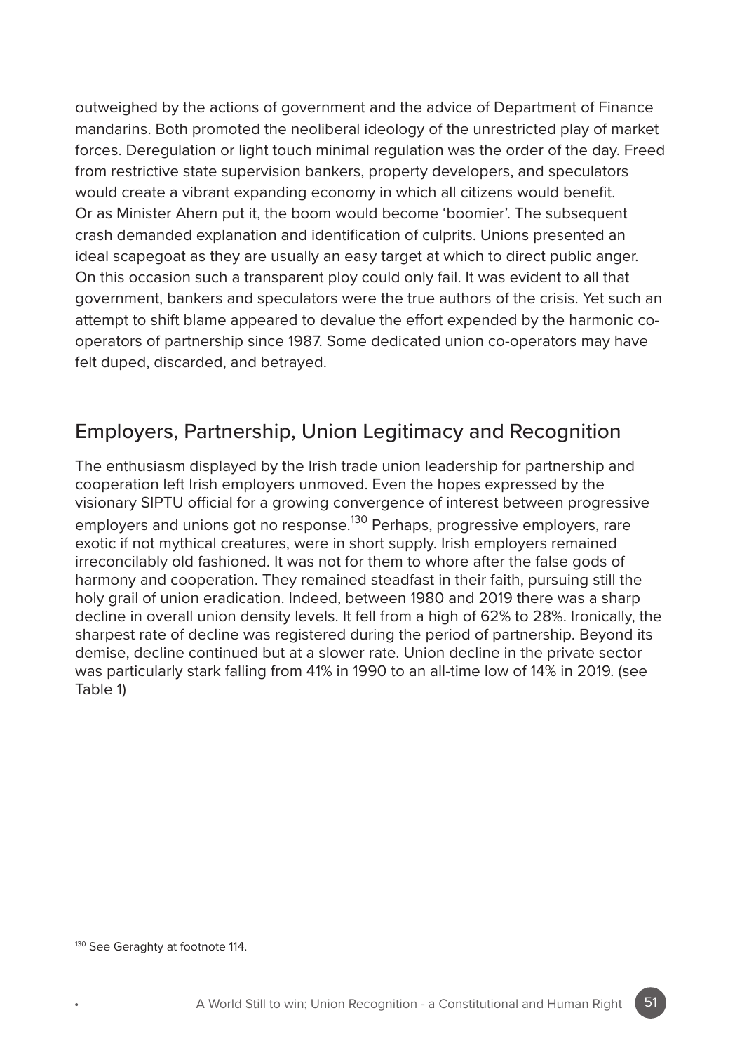outweighed by the actions of government and the advice of Department of Finance mandarins. Both promoted the neoliberal ideology of the unrestricted play of market forces. Deregulation or light touch minimal regulation was the order of the day. Freed from restrictive state supervision bankers, property developers, and speculators would create a vibrant expanding economy in which all citizens would benefit. Or as Minister Ahern put it, the boom would become 'boomier'. The subsequent crash demanded explanation and identification of culprits. Unions presented an ideal scapegoat as they are usually an easy target at which to direct public anger. On this occasion such a transparent ploy could only fail. It was evident to all that government, bankers and speculators were the true authors of the crisis. Yet such an attempt to shift blame appeared to devalue the effort expended by the harmonic co-operators of partnership since 1987. Some dedicated union co-operators may have felt duped, discarded, and betrayed.

## Employers, Partnership, Union Legitimacy and Recognition

The enthusiasm displayed by the Irish trade union leadership for partnership and cooperation left Irish employers unmoved. Even the hopes expressed by the visionary SIPTU official for a growing convergence of interest between progressive employers and unions got no response.[130] Perhaps, progressive employers, rare exotic if not mythical creatures, were in short supply. Irish employers remained irreconcilably old fashioned. It was not for them to whore after the false gods of harmony and cooperation. They remained steadfast in their faith, pursuing still the holy grail of union eradication. Indeed, between 1980 and 2019 there was a sharp decline in overall union density levels. It fell from a high of 62% to 28%. Ironically, the sharpest rate of decline was registered during the period of partnership. Beyond its demise, decline continued but at a slower rate. Union decline in the private sector was particularly stark falling from 41% in 1990 to an all-time low of 14% in 2019. (see Table 1)

[130] See Geraghty at footnote 114.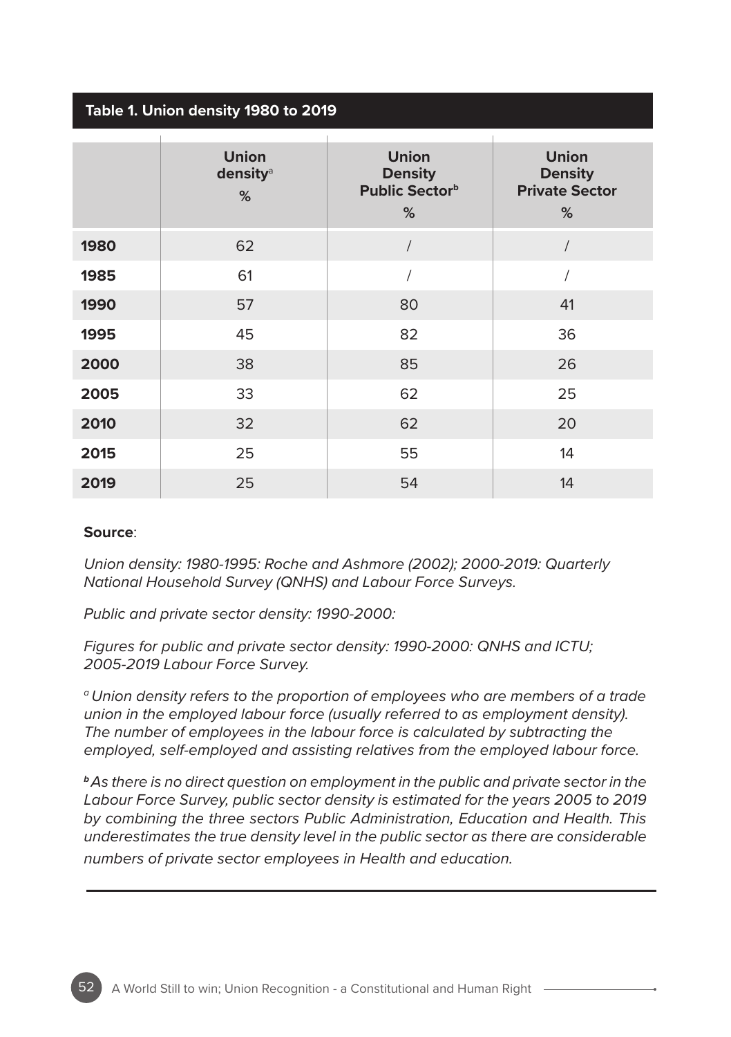**Table 1. Union density 1980 to 2019**

| | Union density[a] % | Union Density Public Sector[b] % | Union Density Private Sector % |
|---|---|---|---|
| **1980** | 62 | / | / |
| **1985** | 61 | / | / |
| **1990** | 57 | 80 | 41 |
| **1995** | 45 | 82 | 36 |
| **2000** | 38 | 85 | 26 |
| **2005** | 33 | 62 | 25 |
| **2010** | 32 | 62 | 20 |
| **2015** | 25 | 55 | 14 |
| **2019** | 25 | 54 | 14 |

**Source**:

*Union density: 1980-1995: Roche and Ashmore (2002); 2000-2019: Quarterly National Household Survey (QNHS) and Labour Force Surveys.*

*Public and private sector density: 1990-2000:*

*Figures for public and private sector density: 1990-2000: QNHS and ICTU; 2005-2019 Labour Force Survey.*

[a] *Union density refers to the proportion of employees who are members of a trade union in the employed labour force (usually referred to as employment density). The number of employees in the labour force is calculated by subtracting the employed, self-employed and assisting relatives from the employed labour force.*

[b] *As there is no direct question on employment in the public and private sector in the Labour Force Survey, public sector density is estimated for the years 2005 to 2019 by combining the three sectors Public Administration, Education and Health. This underestimates the true density level in the public sector as there are considerable numbers of private sector employees in Health and education.*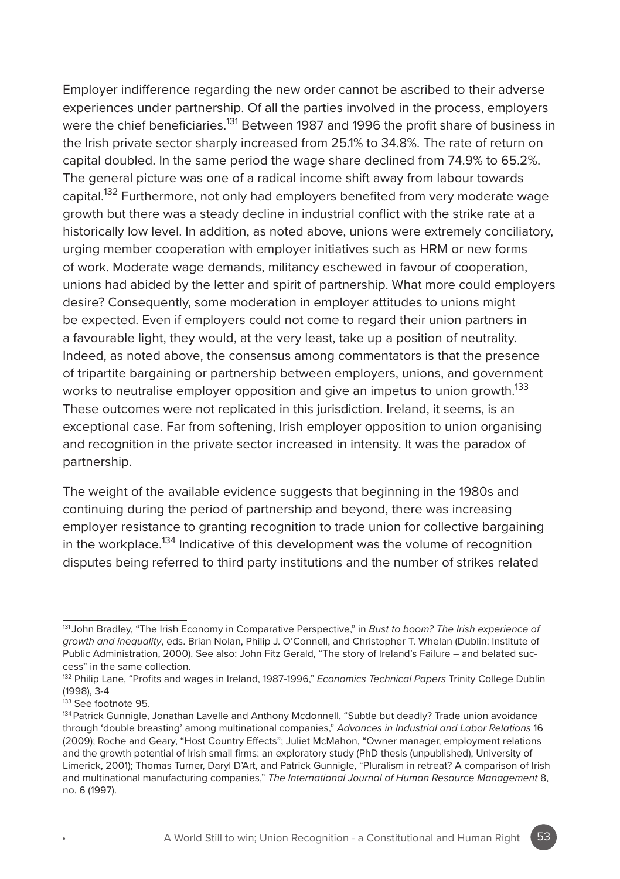Employer indifference regarding the new order cannot be ascribed to their adverse experiences under partnership. Of all the parties involved in the process, employers were the chief beneficiaries.[131] Between 1987 and 1996 the profit share of business in the Irish private sector sharply increased from 25.1% to 34.8%. The rate of return on capital doubled. In the same period the wage share declined from 74.9% to 65.2%. The general picture was one of a radical income shift away from labour towards capital.[132] Furthermore, not only had employers benefited from very moderate wage growth but there was a steady decline in industrial conflict with the strike rate at a historically low level. In addition, as noted above, unions were extremely conciliatory, urging member cooperation with employer initiatives such as HRM or new forms of work. Moderate wage demands, militancy eschewed in favour of cooperation, unions had abided by the letter and spirit of partnership. What more could employers desire? Consequently, some moderation in employer attitudes to unions might be expected. Even if employers could not come to regard their union partners in a favourable light, they would, at the very least, take up a position of neutrality. Indeed, as noted above, the consensus among commentators is that the presence of tripartite bargaining or partnership between employers, unions, and government works to neutralise employer opposition and give an impetus to union growth.[133] These outcomes were not replicated in this jurisdiction. Ireland, it seems, is an exceptional case. Far from softening, Irish employer opposition to union organising and recognition in the private sector increased in intensity. It was the paradox of partnership.

The weight of the available evidence suggests that beginning in the 1980s and continuing during the period of partnership and beyond, there was increasing employer resistance to granting recognition to trade union for collective bargaining in the workplace.[134] Indicative of this development was the volume of recognition disputes being referred to third party institutions and the number of strikes related

---

[131] John Bradley, "The Irish Economy in Comparative Perspective," in *Bust to boom? The Irish experience of growth and inequality*, eds. Brian Nolan, Philip J. O'Connell, and Christopher T. Whelan (Dublin: Institute of Public Administration, 2000). See also: John Fitz Gerald, "The story of Ireland's Failure – and belated success" in the same collection.

[132] Philip Lane, "Profits and wages in Ireland, 1987-1996," *Economics Technical Papers* Trinity College Dublin (1998), 3-4

[133] See footnote 95.

[134] Patrick Gunnigle, Jonathan Lavelle and Anthony Mcdonnell, "Subtle but deadly? Trade union avoidance through 'double breasting' among multinational companies," *Advances in Industrial and Labor Relations* 16 (2009); Roche and Geary, "Host Country Effects"; Juliet McMahon, "Owner manager, employment relations and the growth potential of Irish small firms: an exploratory study (PhD thesis (unpublished), University of Limerick, 2001); Thomas Turner, Daryl D'Art, and Patrick Gunnigle, "Pluralism in retreat? A comparison of Irish and multinational manufacturing companies," *The International Journal of Human Resource Management* 8, no. 6 (1997).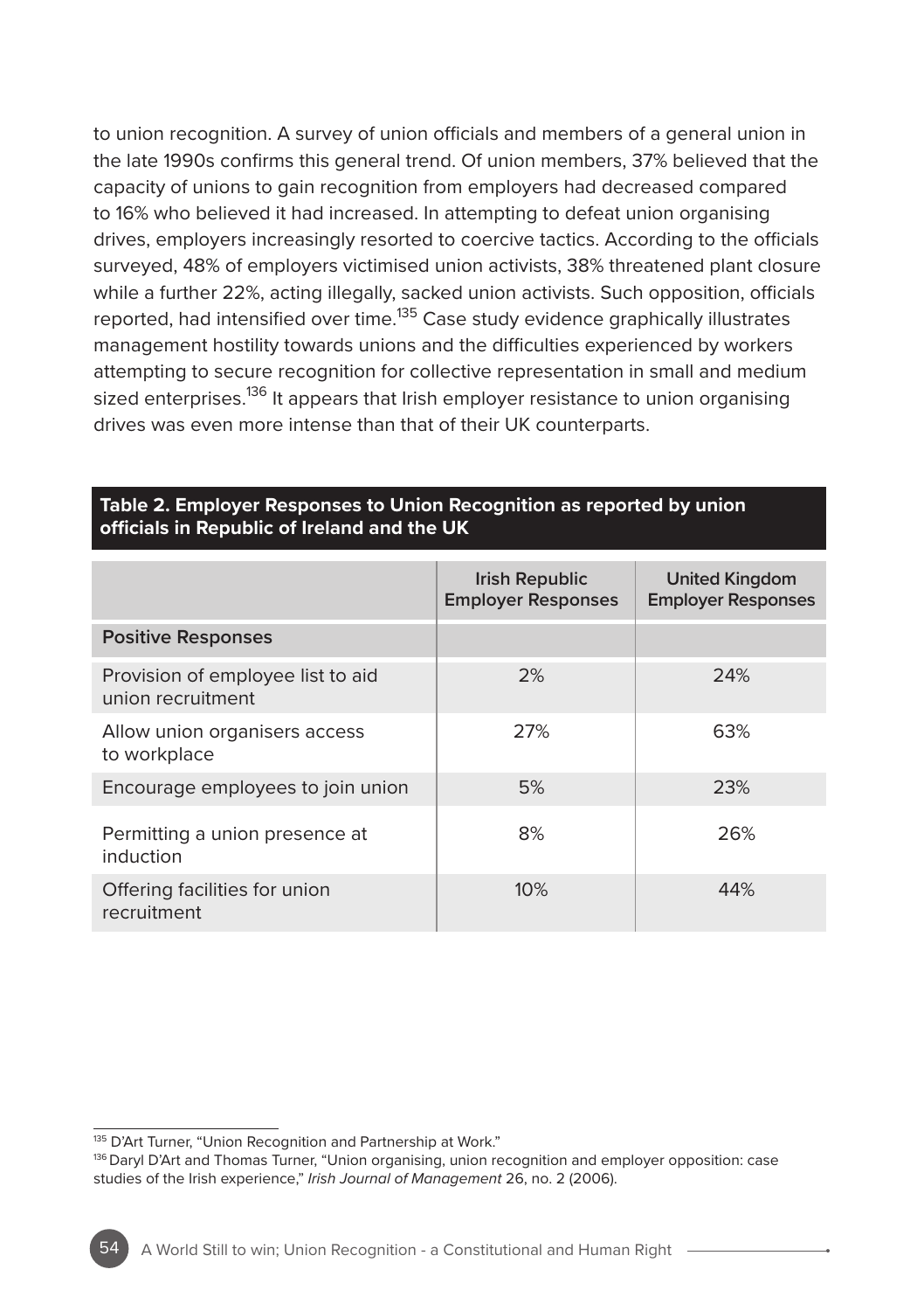to union recognition. A survey of union officials and members of a general union in the late 1990s confirms this general trend. Of union members, 37% believed that the capacity of unions to gain recognition from employers had decreased compared to 16% who believed it had increased. In attempting to defeat union organising drives, employers increasingly resorted to coercive tactics. According to the officials surveyed, 48% of employers victimised union activists, 38% threatened plant closure while a further 22%, acting illegally, sacked union activists. Such opposition, officials reported, had intensified over time.[135] Case study evidence graphically illustrates management hostility towards unions and the difficulties experienced by workers attempting to secure recognition for collective representation in small and medium sized enterprises.[136] It appears that Irish employer resistance to union organising drives was even more intense than that of their UK counterparts.

**Table 2. Employer Responses to Union Recognition as reported by union officials in Republic of Ireland and the UK**

| | Irish Republic Employer Responses | United Kingdom Employer Responses |
|---|---|---|
| **Positive Responses** | | |
| Provision of employee list to aid union recruitment | 2% | 24% |
| Allow union organisers access to workplace | 27% | 63% |
| Encourage employees to join union | 5% | 23% |
| Permitting a union presence at induction | 8% | 26% |
| Offering facilities for union recruitment | 10% | 44% |

[135] D'Art Turner, "Union Recognition and Partnership at Work."

[136] Daryl D'Art and Thomas Turner, "Union organising, union recognition and employer opposition: case studies of the Irish experience," *Irish Journal of Management* 26, no. 2 (2006).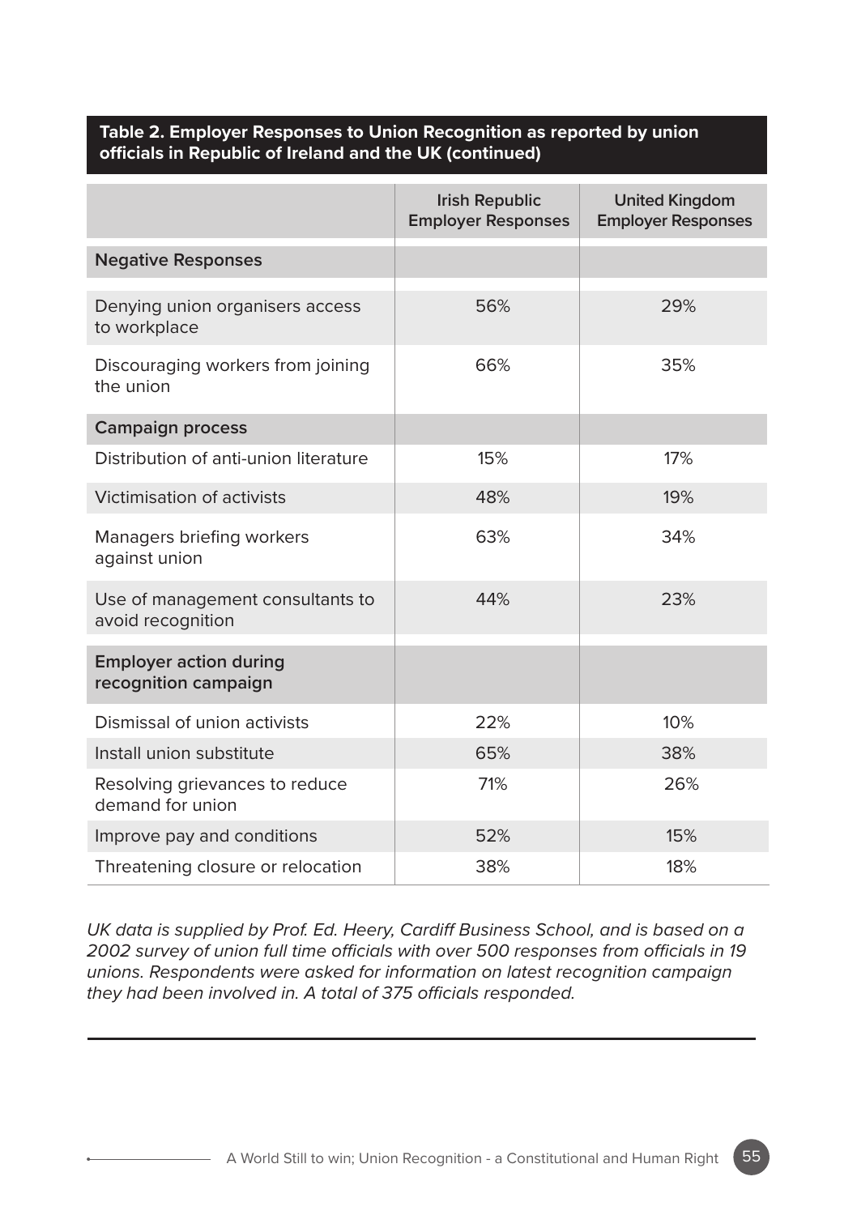**Table 2. Employer Responses to Union Recognition as reported by union officials in Republic of Ireland and the UK (continued)**

| | Irish Republic Employer Responses | United Kingdom Employer Responses |
|---|---|---|
| **Negative Responses** | | |
| Denying union organisers access to workplace | 56% | 29% |
| Discouraging workers from joining the union | 66% | 35% |
| **Campaign process** | | |
| Distribution of anti-union literature | 15% | 17% |
| Victimisation of activists | 48% | 19% |
| Managers briefing workers against union | 63% | 34% |
| Use of management consultants to avoid recognition | 44% | 23% |
| **Employer action during recognition campaign** | | |
| Dismissal of union activists | 22% | 10% |
| Install union substitute | 65% | 38% |
| Resolving grievances to reduce demand for union | 71% | 26% |
| Improve pay and conditions | 52% | 15% |
| Threatening closure or relocation | 38% | 18% |

*UK data is supplied by Prof. Ed. Heery, Cardiff Business School, and is based on a 2002 survey of union full time officials with over 500 responses from officials in 19 unions. Respondents were asked for information on latest recognition campaign they had been involved in. A total of 375 officials responded.*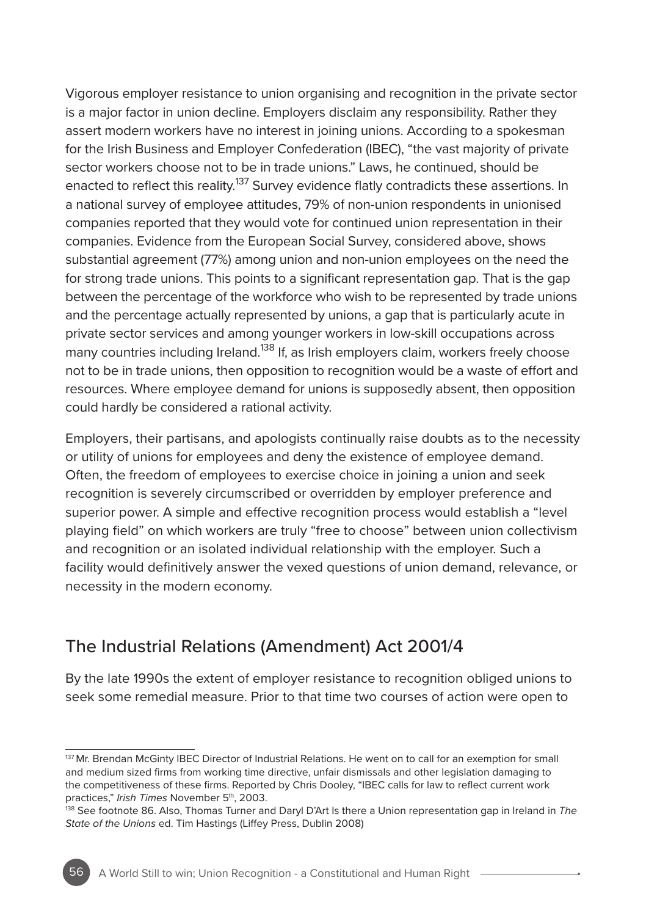Vigorous employer resistance to union organising and recognition in the private sector is a major factor in union decline. Employers disclaim any responsibility. Rather they assert modern workers have no interest in joining unions. According to a spokesman for the Irish Business and Employer Confederation (IBEC), "the vast majority of private sector workers choose not to be in trade unions." Laws, he continued, should be enacted to reflect this reality.[137] Survey evidence flatly contradicts these assertions. In a national survey of employee attitudes, 79% of non-union respondents in unionised companies reported that they would vote for continued union representation in their companies. Evidence from the European Social Survey, considered above, shows substantial agreement (77%) among union and non-union employees on the need the for strong trade unions. This points to a significant representation gap. That is the gap between the percentage of the workforce who wish to be represented by trade unions and the percentage actually represented by unions, a gap that is particularly acute in private sector services and among younger workers in low-skill occupations across many countries including Ireland.[138] If, as Irish employers claim, workers freely choose not to be in trade unions, then opposition to recognition would be a waste of effort and resources. Where employee demand for unions is supposedly absent, then opposition could hardly be considered a rational activity.

Employers, their partisans, and apologists continually raise doubts as to the necessity or utility of unions for employees and deny the existence of employee demand. Often, the freedom of employees to exercise choice in joining a union and seek recognition is severely circumscribed or overridden by employer preference and superior power. A simple and effective recognition process would establish a "level playing field" on which workers are truly "free to choose" between union collectivism and recognition or an isolated individual relationship with the employer. Such a facility would definitively answer the vexed questions of union demand, relevance, or necessity in the modern economy.

## The Industrial Relations (Amendment) Act 2001/4

By the late 1990s the extent of employer resistance to recognition obliged unions to seek some remedial measure. Prior to that time two courses of action were open to

---

[137] Mr. Brendan McGinty IBEC Director of Industrial Relations. He went on to call for an exemption for small and medium sized firms from working time directive, unfair dismissals and other legislation damaging to the competitiveness of these firms. Reported by Chris Dooley, "IBEC calls for law to reflect current work practices," *Irish Times* November 5th, 2003.

[138] See footnote 86. Also, Thomas Turner and Daryl D'Art Is there a Union representation gap in Ireland in *The State of the Unions* ed. Tim Hastings (Liffey Press, Dublin 2008)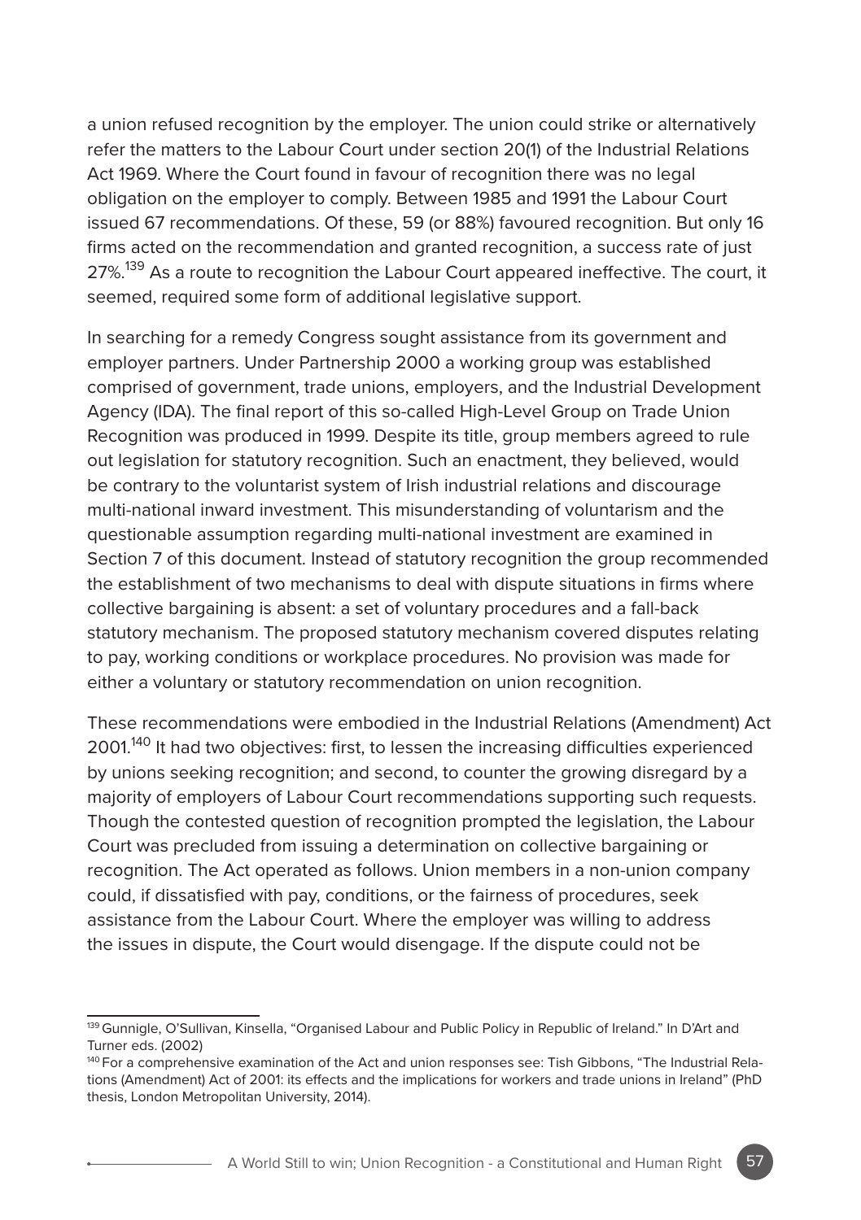a union refused recognition by the employer. The union could strike or alternatively refer the matters to the Labour Court under section 20(1) of the Industrial Relations Act 1969. Where the Court found in favour of recognition there was no legal obligation on the employer to comply. Between 1985 and 1991 the Labour Court issued 67 recommendations. Of these, 59 (or 88%) favoured recognition. But only 16 firms acted on the recommendation and granted recognition, a success rate of just 27%.[139] As a route to recognition the Labour Court appeared ineffective. The court, it seemed, required some form of additional legislative support.

In searching for a remedy Congress sought assistance from its government and employer partners. Under Partnership 2000 a working group was established comprised of government, trade unions, employers, and the Industrial Development Agency (IDA). The final report of this so-called High-Level Group on Trade Union Recognition was produced in 1999. Despite its title, group members agreed to rule out legislation for statutory recognition. Such an enactment, they believed, would be contrary to the voluntarist system of Irish industrial relations and discourage multi-national inward investment. This misunderstanding of voluntarism and the questionable assumption regarding multi-national investment are examined in Section 7 of this document. Instead of statutory recognition the group recommended the establishment of two mechanisms to deal with dispute situations in firms where collective bargaining is absent: a set of voluntary procedures and a fall-back statutory mechanism. The proposed statutory mechanism covered disputes relating to pay, working conditions or workplace procedures. No provision was made for either a voluntary or statutory recommendation on union recognition.

These recommendations were embodied in the Industrial Relations (Amendment) Act 2001.[140] It had two objectives: first, to lessen the increasing difficulties experienced by unions seeking recognition; and second, to counter the growing disregard by a majority of employers of Labour Court recommendations supporting such requests. Though the contested question of recognition prompted the legislation, the Labour Court was precluded from issuing a determination on collective bargaining or recognition. The Act operated as follows. Union members in a non-union company could, if dissatisfied with pay, conditions, or the fairness of procedures, seek assistance from the Labour Court. Where the employer was willing to address the issues in dispute, the Court would disengage. If the dispute could not be

---

[139] Gunnigle, O'Sullivan, Kinsella, "Organised Labour and Public Policy in Republic of Ireland." In D'Art and Turner eds. (2002)

[140] For a comprehensive examination of the Act and union responses see: Tish Gibbons, "The Industrial Relations (Amendment) Act of 2001: its effects and the implications for workers and trade unions in Ireland" (PhD thesis, London Metropolitan University, 2014).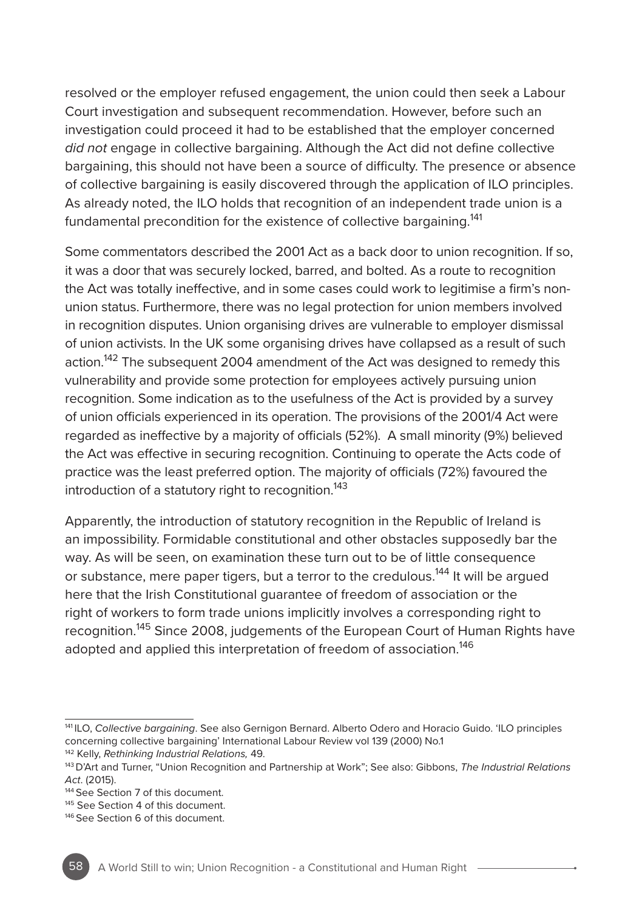resolved or the employer refused engagement, the union could then seek a Labour Court investigation and subsequent recommendation. However, before such an investigation could proceed it had to be established that the employer concerned *did not* engage in collective bargaining. Although the Act did not define collective bargaining, this should not have been a source of difficulty. The presence or absence of collective bargaining is easily discovered through the application of ILO principles. As already noted, the ILO holds that recognition of an independent trade union is a fundamental precondition for the existence of collective bargaining.[141]

Some commentators described the 2001 Act as a back door to union recognition. If so, it was a door that was securely locked, barred, and bolted. As a route to recognition the Act was totally ineffective, and in some cases could work to legitimise a firm's non-union status. Furthermore, there was no legal protection for union members involved in recognition disputes. Union organising drives are vulnerable to employer dismissal of union activists. In the UK some organising drives have collapsed as a result of such action.[142] The subsequent 2004 amendment of the Act was designed to remedy this vulnerability and provide some protection for employees actively pursuing union recognition. Some indication as to the usefulness of the Act is provided by a survey of union officials experienced in its operation. The provisions of the 2001/4 Act were regarded as ineffective by a majority of officials (52%). A small minority (9%) believed the Act was effective in securing recognition. Continuing to operate the Acts code of practice was the least preferred option. The majority of officials (72%) favoured the introduction of a statutory right to recognition.[143]

Apparently, the introduction of statutory recognition in the Republic of Ireland is an impossibility. Formidable constitutional and other obstacles supposedly bar the way. As will be seen, on examination these turn out to be of little consequence or substance, mere paper tigers, but a terror to the credulous.[144] It will be argued here that the Irish Constitutional guarantee of freedom of association or the right of workers to form trade unions implicitly involves a corresponding right to recognition.[145] Since 2008, judgements of the European Court of Human Rights have adopted and applied this interpretation of freedom of association.[146]

---

[141] ILO, *Collective bargaining*. See also Gernigon Bernard. Alberto Odero and Horacio Guido. 'ILO principles concerning collective bargaining' International Labour Review vol 139 (2000) No.1

[142] Kelly, *Rethinking Industrial Relations,* 49.

[143] D'Art and Turner, "Union Recognition and Partnership at Work"; See also: Gibbons, *The Industrial Relations Act*. (2015).

[144] See Section 7 of this document.

[145] See Section 4 of this document.

[146] See Section 6 of this document.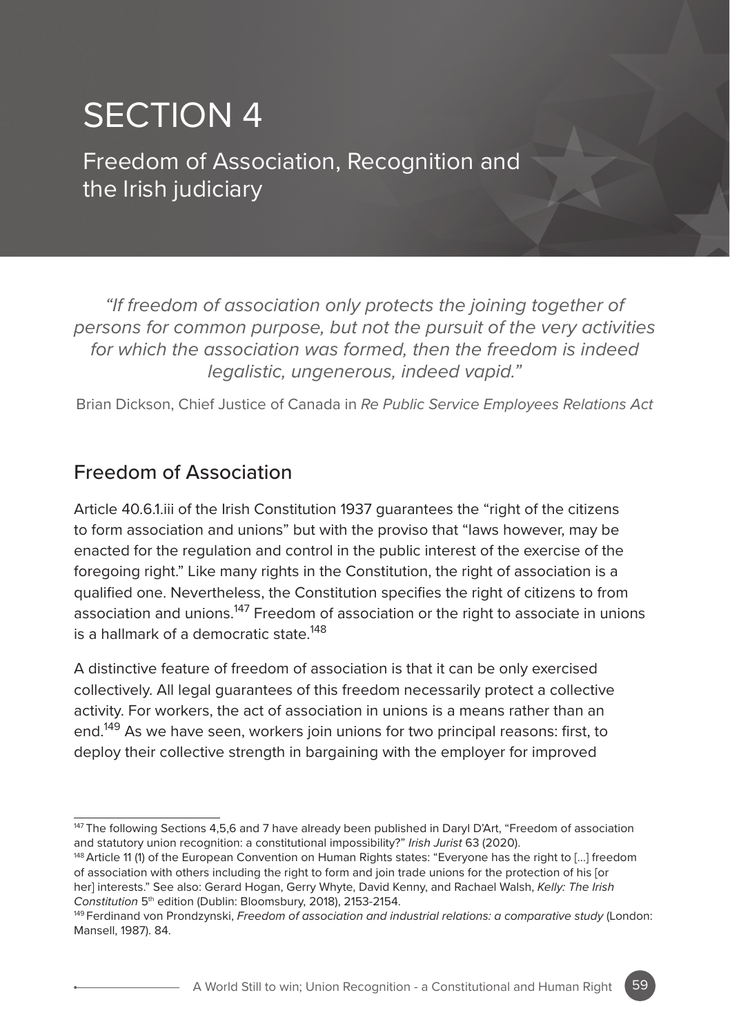# SECTION 4

## Freedom of Association, Recognition and the Irish judiciary

*"If freedom of association only protects the joining together of persons for common purpose, but not the pursuit of the very activities for which the association was formed, then the freedom is indeed legalistic, ungenerous, indeed vapid."*

Brian Dickson, Chief Justice of Canada in *Re Public Service Employees Relations Act*

### Freedom of Association

Article 40.6.1.iii of the Irish Constitution 1937 guarantees the "right of the citizens to form association and unions" but with the proviso that "laws however, may be enacted for the regulation and control in the public interest of the exercise of the foregoing right." Like many rights in the Constitution, the right of association is a qualified one. Nevertheless, the Constitution specifies the right of citizens to from association and unions.[147] Freedom of association or the right to associate in unions is a hallmark of a democratic state.[148]

A distinctive feature of freedom of association is that it can be only exercised collectively. All legal guarantees of this freedom necessarily protect a collective activity. For workers, the act of association in unions is a means rather than an end.[149] As we have seen, workers join unions for two principal reasons: first, to deploy their collective strength in bargaining with the employer for improved

---

[147] The following Sections 4,5,6 and 7 have already been published in Daryl D'Art, "Freedom of association and statutory union recognition: a constitutional impossibility?" *Irish Jurist* 63 (2020).

[148] Article 11 (1) of the European Convention on Human Rights states: "Everyone has the right to [...] freedom of association with others including the right to form and join trade unions for the protection of his [or her] interests." See also: Gerard Hogan, Gerry Whyte, David Kenny, and Rachael Walsh, *Kelly: The Irish Constitution* 5th edition (Dublin: Bloomsbury, 2018), 2153-2154.

[149] Ferdinand von Prondzynski, *Freedom of association and industrial relations: a comparative study* (London: Mansell, 1987). 84.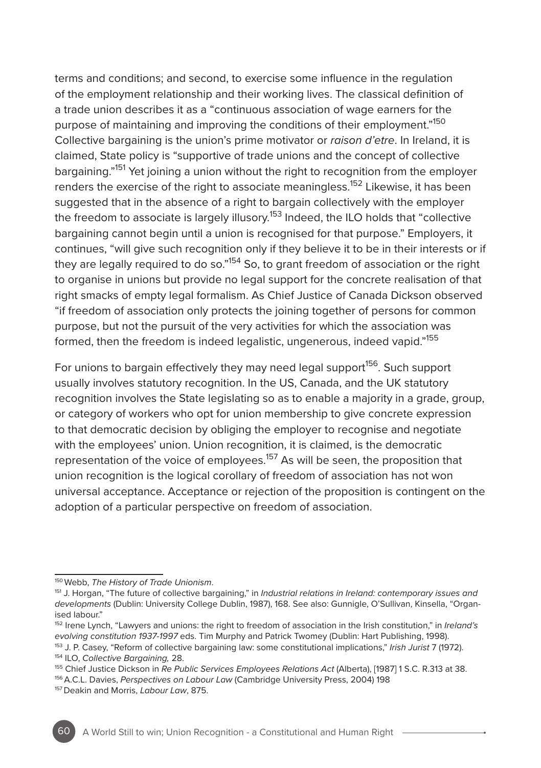terms and conditions; and second, to exercise some influence in the regulation of the employment relationship and their working lives. The classical definition of a trade union describes it as a "continuous association of wage earners for the purpose of maintaining and improving the conditions of their employment."[150] Collective bargaining is the union's prime motivator or *raison d'etre*. In Ireland, it is claimed, State policy is "supportive of trade unions and the concept of collective bargaining."[151] Yet joining a union without the right to recognition from the employer renders the exercise of the right to associate meaningless.[152] Likewise, it has been suggested that in the absence of a right to bargain collectively with the employer the freedom to associate is largely illusory.[153] Indeed, the ILO holds that "collective bargaining cannot begin until a union is recognised for that purpose." Employers, it continues, "will give such recognition only if they believe it to be in their interests or if they are legally required to do so."[154] So, to grant freedom of association or the right to organise in unions but provide no legal support for the concrete realisation of that right smacks of empty legal formalism. As Chief Justice of Canada Dickson observed "if freedom of association only protects the joining together of persons for common purpose, but not the pursuit of the very activities for which the association was formed, then the freedom is indeed legalistic, ungenerous, indeed vapid."[155]

For unions to bargain effectively they may need legal support[156]. Such support usually involves statutory recognition. In the US, Canada, and the UK statutory recognition involves the State legislating so as to enable a majority in a grade, group, or category of workers who opt for union membership to give concrete expression to that democratic decision by obliging the employer to recognise and negotiate with the employees' union. Union recognition, it is claimed, is the democratic representation of the voice of employees.[157] As will be seen, the proposition that union recognition is the logical corollary of freedom of association has not won universal acceptance. Acceptance or rejection of the proposition is contingent on the adoption of a particular perspective on freedom of association.

---

[150] Webb, *The History of Trade Unionism*.

[151] J. Horgan, "The future of collective bargaining," in *Industrial relations in Ireland: contemporary issues and developments* (Dublin: University College Dublin, 1987), 168. See also: Gunnigle, O'Sullivan, Kinsella, "Organised labour."

[152] Irene Lynch, "Lawyers and unions: the right to freedom of association in the Irish constitution," in *Ireland's evolving constitution 1937-1997* eds. Tim Murphy and Patrick Twomey (Dublin: Hart Publishing, 1998).

[153] J. P. Casey, "Reform of collective bargaining law: some constitutional implications," *Irish Jurist* 7 (1972).

[154] ILO, *Collective Bargaining,* 28.

[155] Chief Justice Dickson in *Re Public Services Employees Relations Act* (Alberta), [1987] 1 S.C. R.313 at 38.

[156] A.C.L. Davies, *Perspectives on Labour Law* (Cambridge University Press, 2004) 198

[157] Deakin and Morris, *Labour Law*, 875.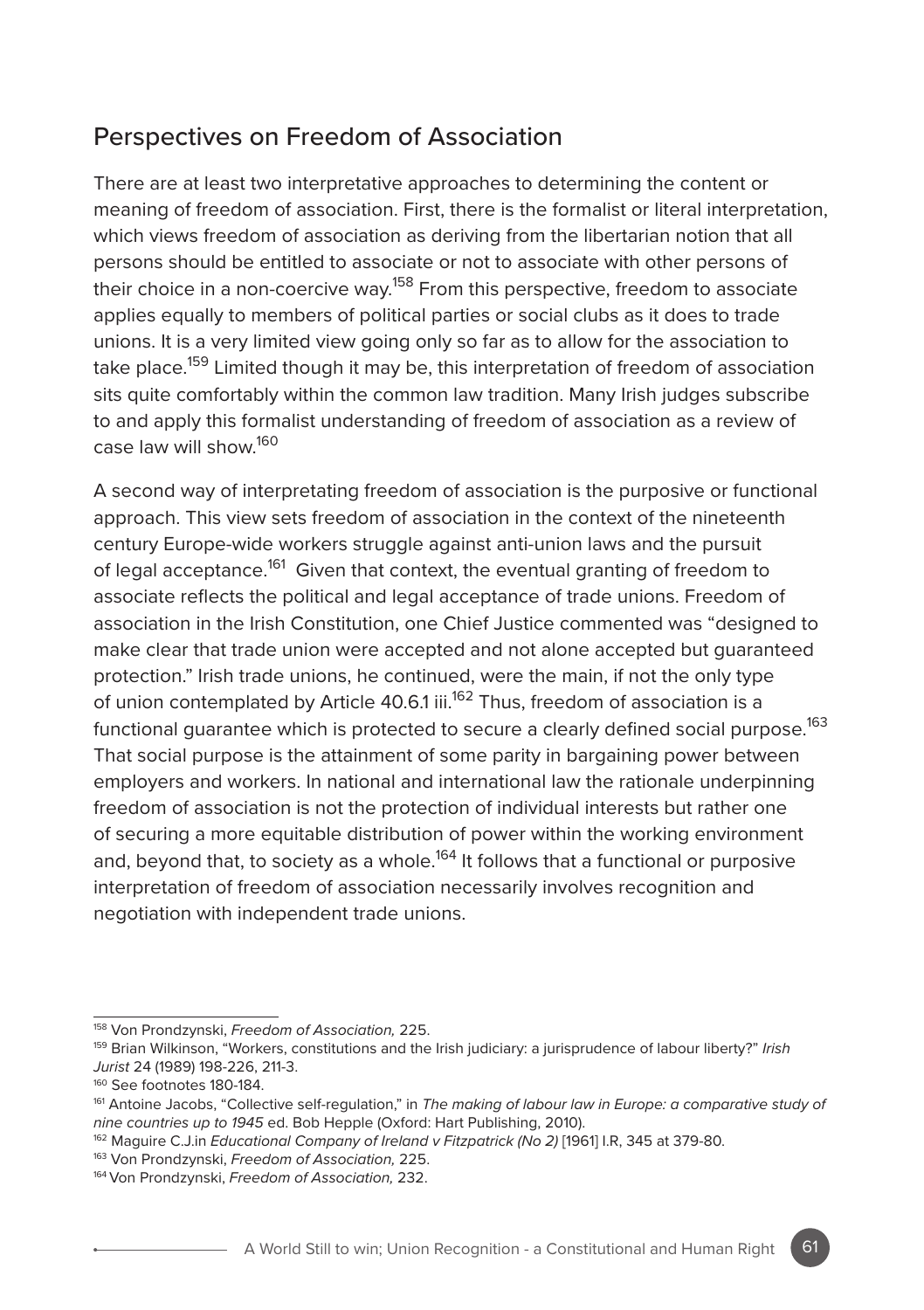## Perspectives on Freedom of Association

There are at least two interpretative approaches to determining the content or meaning of freedom of association. First, there is the formalist or literal interpretation, which views freedom of association as deriving from the libertarian notion that all persons should be entitled to associate or not to associate with other persons of their choice in a non-coercive way.[158] From this perspective, freedom to associate applies equally to members of political parties or social clubs as it does to trade unions. It is a very limited view going only so far as to allow for the association to take place.[159] Limited though it may be, this interpretation of freedom of association sits quite comfortably within the common law tradition. Many Irish judges subscribe to and apply this formalist understanding of freedom of association as a review of case law will show.[160]

A second way of interpretating freedom of association is the purposive or functional approach. This view sets freedom of association in the context of the nineteenth century Europe-wide workers struggle against anti-union laws and the pursuit of legal acceptance.[161] Given that context, the eventual granting of freedom to associate reflects the political and legal acceptance of trade unions. Freedom of association in the Irish Constitution, one Chief Justice commented was "designed to make clear that trade union were accepted and not alone accepted but guaranteed protection." Irish trade unions, he continued, were the main, if not the only type of union contemplated by Article 40.6.1 iii.[162] Thus, freedom of association is a functional guarantee which is protected to secure a clearly defined social purpose.[163] That social purpose is the attainment of some parity in bargaining power between employers and workers. In national and international law the rationale underpinning freedom of association is not the protection of individual interests but rather one of securing a more equitable distribution of power within the working environment and, beyond that, to society as a whole.[164] It follows that a functional or purposive interpretation of freedom of association necessarily involves recognition and negotiation with independent trade unions.

---

[158] Von Prondzynski, *Freedom of Association,* 225.

[159] Brian Wilkinson, "Workers, constitutions and the Irish judiciary: a jurisprudence of labour liberty?" *Irish Jurist* 24 (1989) 198-226, 211-3.

[160] See footnotes 180-184.

[161] Antoine Jacobs, "Collective self-regulation," in *The making of labour law in Europe: a comparative study of nine countries up to 1945* ed. Bob Hepple (Oxford: Hart Publishing, 2010).

[162] Maguire C.J.in *Educational Company of Ireland v Fitzpatrick (No 2)* [1961] I.R, 345 at 379-80.

[163] Von Prondzynski, *Freedom of Association,* 225.

[164] Von Prondzynski, *Freedom of Association,* 232.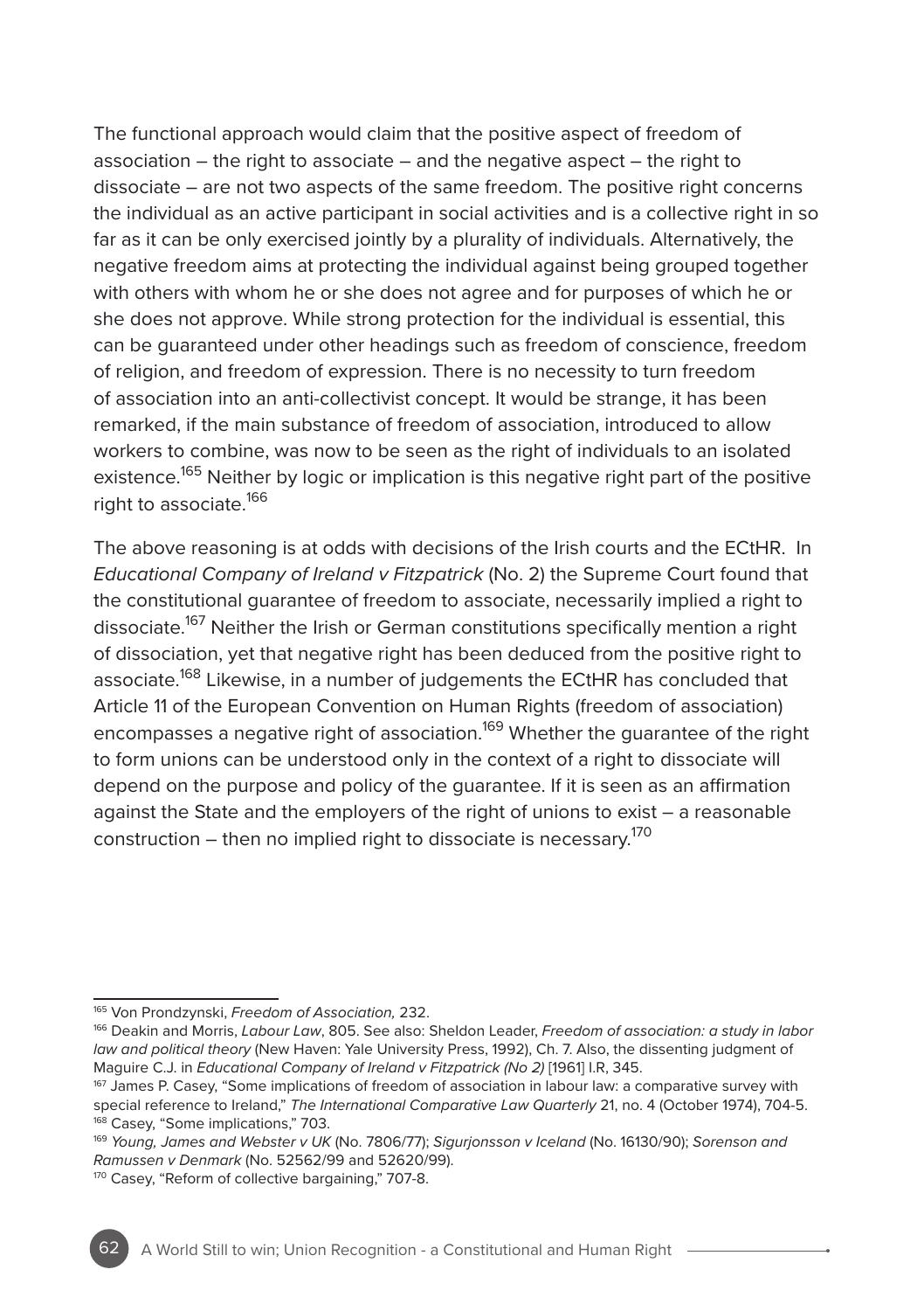The functional approach would claim that the positive aspect of freedom of association – the right to associate – and the negative aspect – the right to dissociate – are not two aspects of the same freedom. The positive right concerns the individual as an active participant in social activities and is a collective right in so far as it can be only exercised jointly by a plurality of individuals. Alternatively, the negative freedom aims at protecting the individual against being grouped together with others with whom he or she does not agree and for purposes of which he or she does not approve. While strong protection for the individual is essential, this can be guaranteed under other headings such as freedom of conscience, freedom of religion, and freedom of expression. There is no necessity to turn freedom of association into an anti-collectivist concept. It would be strange, it has been remarked, if the main substance of freedom of association, introduced to allow workers to combine, was now to be seen as the right of individuals to an isolated existence.[165] Neither by logic or implication is this negative right part of the positive right to associate.[166]

The above reasoning is at odds with decisions of the Irish courts and the ECtHR. In *Educational Company of Ireland v Fitzpatrick* (No. 2) the Supreme Court found that the constitutional guarantee of freedom to associate, necessarily implied a right to dissociate.[167] Neither the Irish or German constitutions specifically mention a right of dissociation, yet that negative right has been deduced from the positive right to associate.[168] Likewise, in a number of judgements the ECtHR has concluded that Article 11 of the European Convention on Human Rights (freedom of association) encompasses a negative right of association.[169] Whether the guarantee of the right to form unions can be understood only in the context of a right to dissociate will depend on the purpose and policy of the guarantee. If it is seen as an affirmation against the State and the employers of the right of unions to exist – a reasonable construction – then no implied right to dissociate is necessary.[170]

---

[165] Von Prondzynski, *Freedom of Association,* 232.

[166] Deakin and Morris, *Labour Law*, 805. See also: Sheldon Leader, *Freedom of association: a study in labor law and political theory* (New Haven: Yale University Press, 1992), Ch. 7. Also, the dissenting judgment of Maguire C.J. in *Educational Company of Ireland v Fitzpatrick (No 2)* [1961] I.R, 345.

[167] James P. Casey, "Some implications of freedom of association in labour law: a comparative survey with special reference to Ireland," *The International Comparative Law Quarterly* 21, no. 4 (October 1974), 704-5.

[168] Casey, "Some implications," 703.

[169] *Young, James and Webster v UK* (No. 7806/77); *Sigurjonsson v Iceland* (No. 16130/90); *Sorenson and Ramussen v Denmark* (No. 52562/99 and 52620/99).

[170] Casey, "Reform of collective bargaining," 707-8.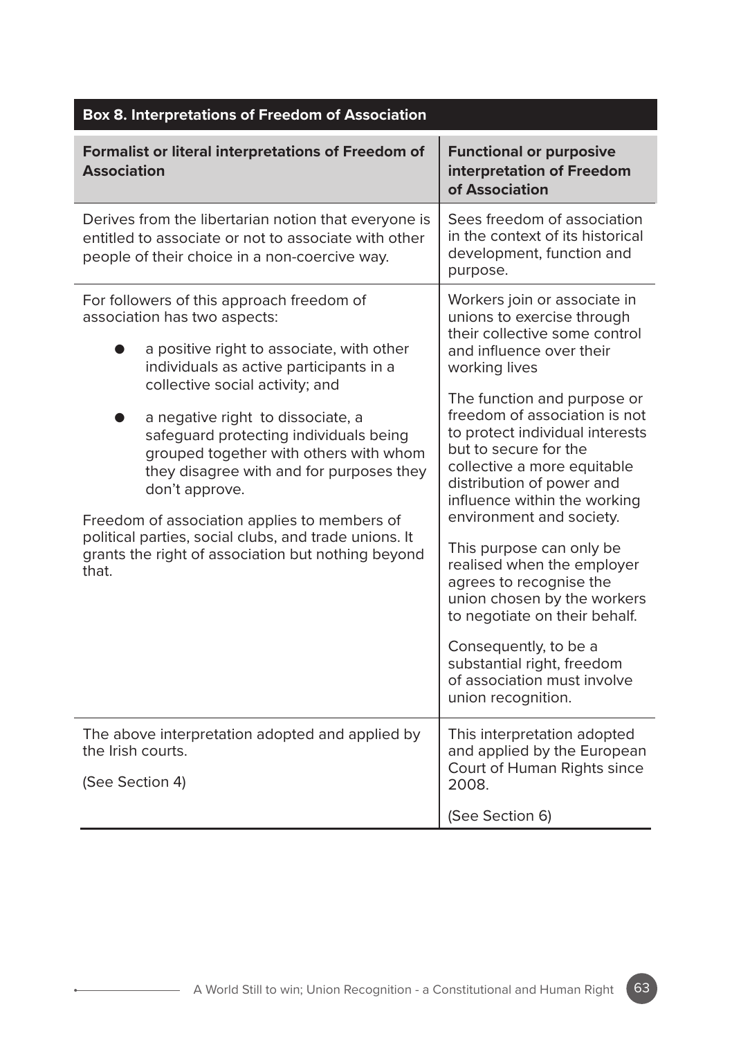**Box 8. Interpretations of Freedom of Association**

| Formalist or literal interpretations of Freedom of Association | Functional or purposive interpretation of Freedom of Association |
|---|---|
| Derives from the libertarian notion that everyone is entitled to associate or not to associate with other people of their choice in a non-coercive way. | Sees freedom of association in the context of its historical development, function and purpose. |
| For followers of this approach freedom of association has two aspects:<br><br>● a positive right to associate, with other individuals as active participants in a collective social activity; and<br><br>● a negative right to dissociate, a safeguard protecting individuals being grouped together with others with whom they disagree with and for purposes they don't approve.<br><br>Freedom of association applies to members of political parties, social clubs, and trade unions. It grants the right of association but nothing beyond that. | Workers join or associate in unions to exercise through their collective some control and influence over their working lives<br><br>The function and purpose or freedom of association is not to protect individual interests but to secure for the collective a more equitable distribution of power and influence within the working environment and society.<br><br>This purpose can only be realised when the employer agrees to recognise the union chosen by the workers to negotiate on their behalf.<br><br>Consequently, to be a substantial right, freedom of association must involve union recognition. |
| The above interpretation adopted and applied by the Irish courts.<br><br>(See Section 4) | This interpretation adopted and applied by the European Court of Human Rights since 2008.<br><br>(See Section 6) |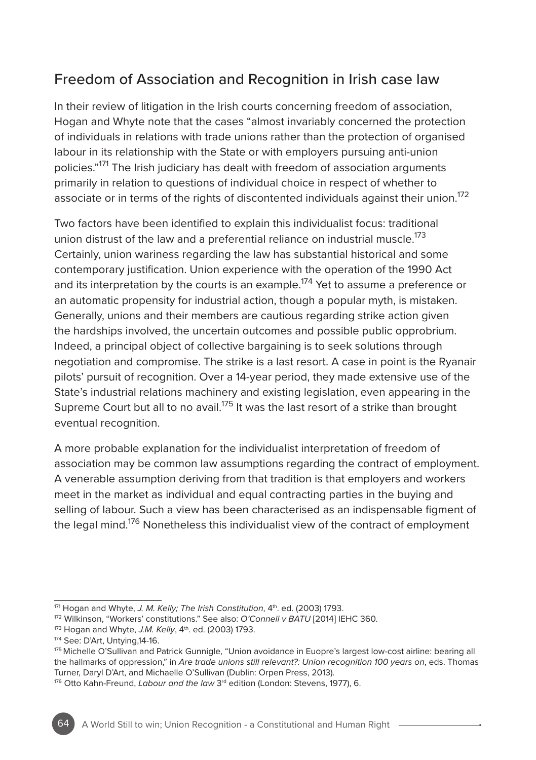## Freedom of Association and Recognition in Irish case law

In their review of litigation in the Irish courts concerning freedom of association, Hogan and Whyte note that the cases "almost invariably concerned the protection of individuals in relations with trade unions rather than the protection of organised labour in its relationship with the State or with employers pursuing anti-union policies."[171] The Irish judiciary has dealt with freedom of association arguments primarily in relation to questions of individual choice in respect of whether to associate or in terms of the rights of discontented individuals against their union.[172]

Two factors have been identified to explain this individualist focus: traditional union distrust of the law and a preferential reliance on industrial muscle.[173] Certainly, union wariness regarding the law has substantial historical and some contemporary justification. Union experience with the operation of the 1990 Act and its interpretation by the courts is an example.[174] Yet to assume a preference or an automatic propensity for industrial action, though a popular myth, is mistaken. Generally, unions and their members are cautious regarding strike action given the hardships involved, the uncertain outcomes and possible public opprobrium. Indeed, a principal object of collective bargaining is to seek solutions through negotiation and compromise. The strike is a last resort. A case in point is the Ryanair pilots' pursuit of recognition. Over a 14-year period, they made extensive use of the State's industrial relations machinery and existing legislation, even appearing in the Supreme Court but all to no avail.[175] It was the last resort of a strike than brought eventual recognition.

A more probable explanation for the individualist interpretation of freedom of association may be common law assumptions regarding the contract of employment. A venerable assumption deriving from that tradition is that employers and workers meet in the market as individual and equal contracting parties in the buying and selling of labour. Such a view has been characterised as an indispensable figment of the legal mind.[176] Nonetheless this individualist view of the contract of employment

---

[171] Hogan and Whyte, *J. M. Kelly; The Irish Constitution*, 4th. ed. (2003) 1793.

[172] Wilkinson, "Workers' constitutions." See also: *O'Connell v BATU* [2014] IEHC 360.

[173] Hogan and Whyte, *J.M. Kelly*, 4th. ed. (2003) 1793.

[174] See: D'Art, Untying,14-16.

[175] Michelle O'Sullivan and Patrick Gunnigle, "Union avoidance in Euopre's largest low-cost airline: bearing all the hallmarks of oppression," in *Are trade unions still relevant?: Union recognition 100 years on*, eds. Thomas Turner, Daryl D'Art, and Michaelle O'Sullivan (Dublin: Orpen Press, 2013).

[176] Otto Kahn-Freund, *Labour and the law* 3rd edition (London: Stevens, 1977), 6.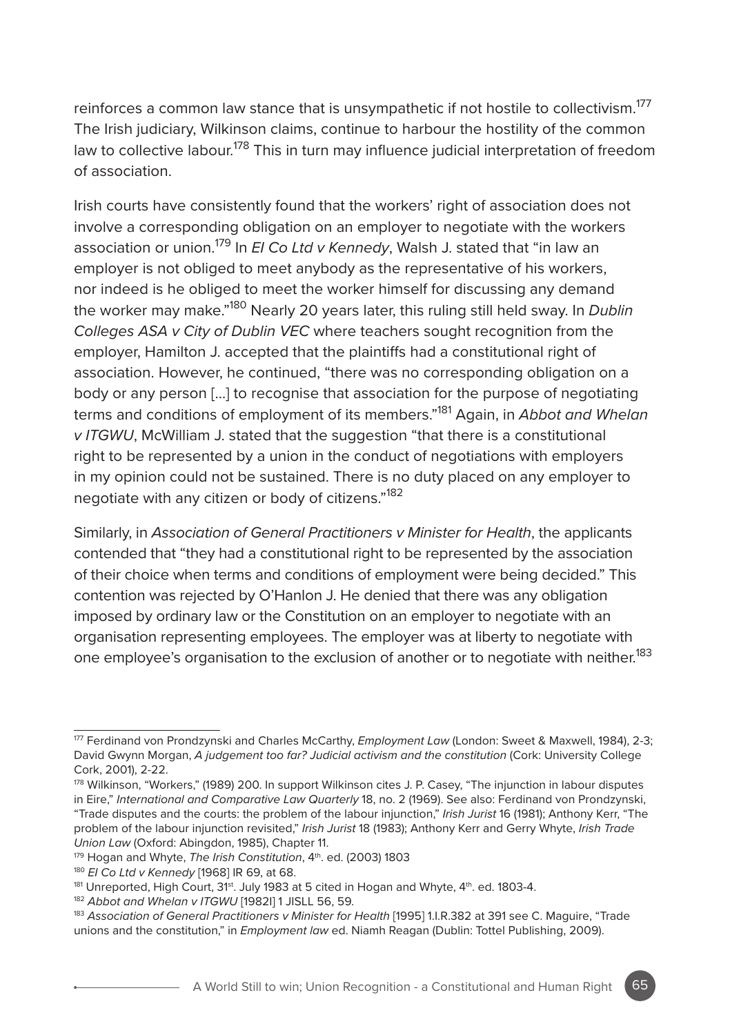reinforces a common law stance that is unsympathetic if not hostile to collectivism.[177] The Irish judiciary, Wilkinson claims, continue to harbour the hostility of the common law to collective labour.[178] This in turn may influence judicial interpretation of freedom of association.

Irish courts have consistently found that the workers' right of association does not involve a corresponding obligation on an employer to negotiate with the workers association or union.[179] In *EI Co Ltd v Kennedy*, Walsh J. stated that "in law an employer is not obliged to meet anybody as the representative of his workers, nor indeed is he obliged to meet the worker himself for discussing any demand the worker may make."[180] Nearly 20 years later, this ruling still held sway. In *Dublin Colleges ASA v City of Dublin VEC* where teachers sought recognition from the employer, Hamilton J. accepted that the plaintiffs had a constitutional right of association. However, he continued, "there was no corresponding obligation on a body or any person [...] to recognise that association for the purpose of negotiating terms and conditions of employment of its members."[181] Again, in *Abbot and Whelan v ITGWU*, McWilliam J. stated that the suggestion "that there is a constitutional right to be represented by a union in the conduct of negotiations with employers in my opinion could not be sustained. There is no duty placed on any employer to negotiate with any citizen or body of citizens."[182]

Similarly, in *Association of General Practitioners v Minister for Health*, the applicants contended that "they had a constitutional right to be represented by the association of their choice when terms and conditions of employment were being decided." This contention was rejected by O'Hanlon J. He denied that there was any obligation imposed by ordinary law or the Constitution on an employer to negotiate with an organisation representing employees. The employer was at liberty to negotiate with one employee's organisation to the exclusion of another or to negotiate with neither.[183]

---

[177] Ferdinand von Prondzynski and Charles McCarthy, *Employment Law* (London: Sweet & Maxwell, 1984), 2-3; David Gwynn Morgan, *A judgement too far? Judicial activism and the constitution* (Cork: University College Cork, 2001), 2-22.

[178] Wilkinson, "Workers," (1989) 200. In support Wilkinson cites J. P. Casey, "The injunction in labour disputes in Eire," *International and Comparative Law Quarterly* 18, no. 2 (1969). See also: Ferdinand von Prondzynski, "Trade disputes and the courts: the problem of the labour injunction," *Irish Jurist* 16 (1981); Anthony Kerr, "The problem of the labour injunction revisited," *Irish Jurist* 18 (1983); Anthony Kerr and Gerry Whyte, *Irish Trade Union Law* (Oxford: Abingdon, 1985), Chapter 11.

[179] Hogan and Whyte, *The Irish Constitution*, 4th. ed. (2003) 1803

[180] *EI Co Ltd v Kennedy* [1968] IR 69, at 68.

[181] Unreported, High Court, 31st. July 1983 at 5 cited in Hogan and Whyte, 4th. ed. 1803-4.

[182] *Abbot and Whelan v ITGWU* [1982I] 1 JISLL 56, 59.

[183] *Association of General Practitioners v Minister for Health* [1995] 1.I.R.382 at 391 see C. Maguire, "Trade unions and the constitution," in *Employment law* ed. Niamh Reagan (Dublin: Tottel Publishing, 2009).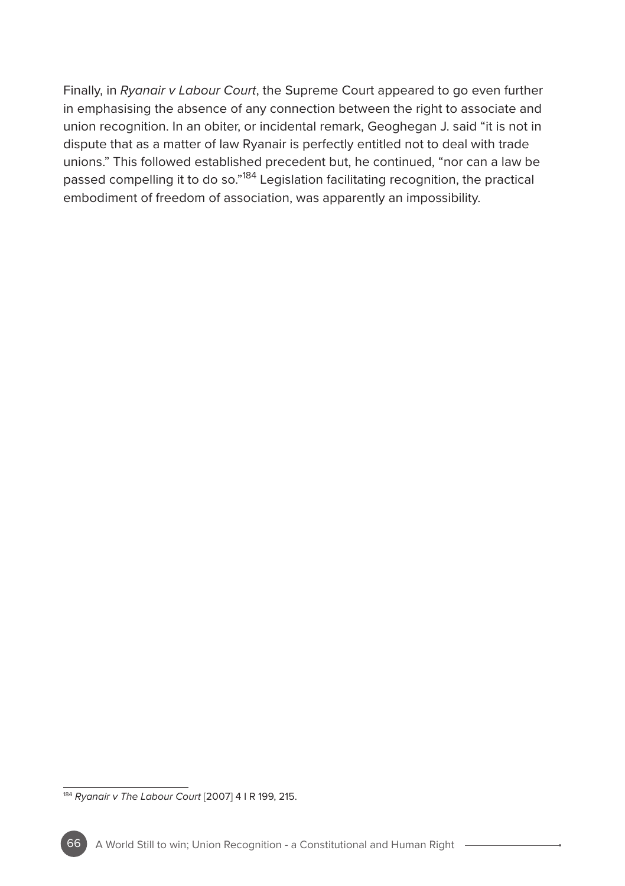Finally, in *Ryanair v Labour Court*, the Supreme Court appeared to go even further in emphasising the absence of any connection between the right to associate and union recognition. In an obiter, or incidental remark, Geoghegan J. said "it is not in dispute that as a matter of law Ryanair is perfectly entitled not to deal with trade unions." This followed established precedent but, he continued, "nor can a law be passed compelling it to do so."[184] Legislation facilitating recognition, the practical embodiment of freedom of association, was apparently an impossibility.

[184] *Ryanair v The Labour Court* [2007] 4 I R 199, 215.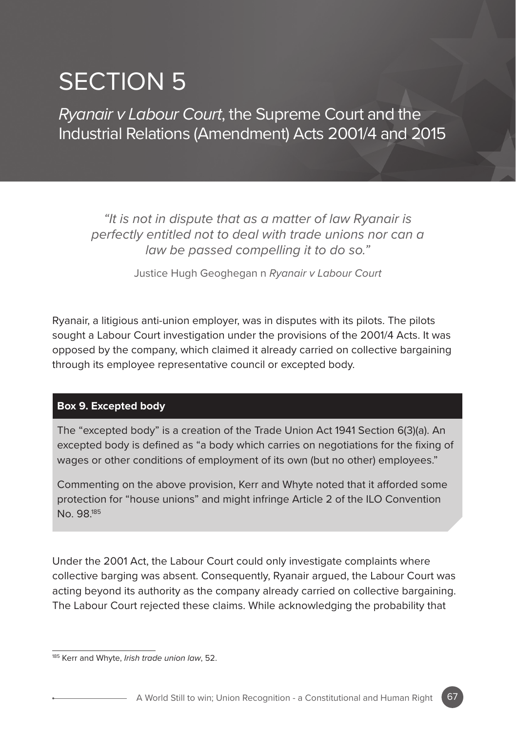# SECTION 5

## *Ryanair v Labour Court*, the Supreme Court and the Industrial Relations (Amendment) Acts 2001/4 and 2015

> *"It is not in dispute that as a matter of law Ryanair is perfectly entitled not to deal with trade unions nor can a law be passed compelling it to do so."*
>
> Justice Hugh Geoghegan n *Ryanair v Labour Court*

Ryanair, a litigious anti-union employer, was in disputes with its pilots. The pilots sought a Labour Court investigation under the provisions of the 2001/4 Acts. It was opposed by the company, which claimed it already carried on collective bargaining through its employee representative council or excepted body.

**Box 9. Excepted body**

The "excepted body" is a creation of the Trade Union Act 1941 Section 6(3)(a). An excepted body is defined as "a body which carries on negotiations for the fixing of wages or other conditions of employment of its own (but no other) employees."

Commenting on the above provision, Kerr and Whyte noted that it afforded some protection for "house unions" and might infringe Article 2 of the ILO Convention No. 98.[185]

Under the 2001 Act, the Labour Court could only investigate complaints where collective barging was absent. Consequently, Ryanair argued, the Labour Court was acting beyond its authority as the company already carried on collective bargaining. The Labour Court rejected these claims. While acknowledging the probability that

[185] Kerr and Whyte, *Irish trade union law*, 52.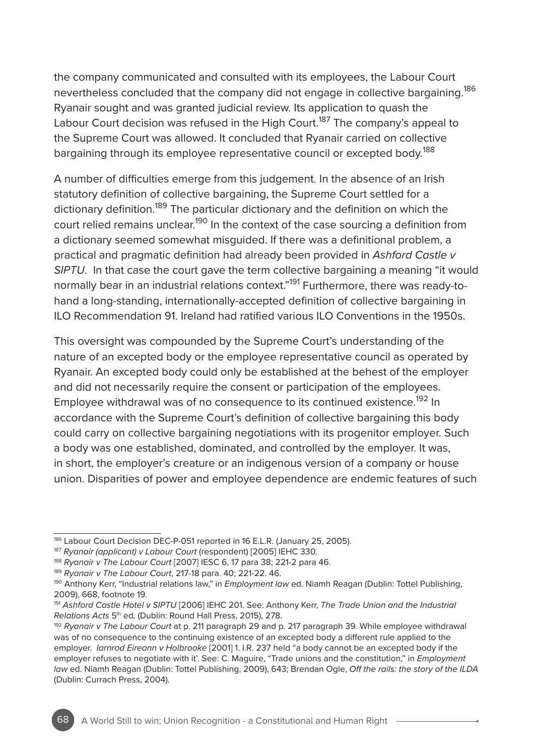the company communicated and consulted with its employees, the Labour Court nevertheless concluded that the company did not engage in collective bargaining.[186] Ryanair sought and was granted judicial review. Its application to quash the Labour Court decision was refused in the High Court.[187] The company's appeal to the Supreme Court was allowed. It concluded that Ryanair carried on collective bargaining through its employee representative council or excepted body.[188]

A number of difficulties emerge from this judgement. In the absence of an Irish statutory definition of collective bargaining, the Supreme Court settled for a dictionary definition.[189] The particular dictionary and the definition on which the court relied remains unclear.[190] In the context of the case sourcing a definition from a dictionary seemed somewhat misguided. If there was a definitional problem, a practical and pragmatic definition had already been provided in *Ashford Castle v SIPTU*. In that case the court gave the term collective bargaining a meaning "it would normally bear in an industrial relations context."[191] Furthermore, there was ready-to-hand a long-standing, internationally-accepted definition of collective bargaining in ILO Recommendation 91. Ireland had ratified various ILO Conventions in the 1950s.

This oversight was compounded by the Supreme Court's understanding of the nature of an excepted body or the employee representative council as operated by Ryanair. An excepted body could only be established at the behest of the employer and did not necessarily require the consent or participation of the employees. Employee withdrawal was of no consequence to its continued existence.[192] In accordance with the Supreme Court's definition of collective bargaining this body could carry on collective bargaining negotiations with its progenitor employer. Such a body was one established, dominated, and controlled by the employer. It was, in short, the employer's creature or an indigenous version of a company or house union. Disparities of power and employee dependence are endemic features of such

---

[186] Labour Court Decision DEC-P-051 reported in 16 E.L.R. (January 25, 2005).

[187] *Ryanair (applicant) v Labour Court* (respondent) [2005] IEHC 330.

[188] *Ryanair v The Labour Court* [2007] IESC 6, 17 para 38; 221-2 para 46.

[189] *Ryanair v The Labour Court*, 217-18 para. 40; 221-22. 46.

[190] Anthony Kerr, "Industrial relations law," in *Employment law* ed. Niamh Reagan (Dublin: Tottel Publishing, 2009), 668, footnote 19.

[191] *Ashford Castle Hotel v SIPTU* [2006] IEHC 201. See: Anthony Kerr, *The Trade Union and the Industrial Relations Acts* 5th ed. (Dublin: Round Hall Press, 2015), 278.

[192] *Ryanair v The Labour Court* at p. 211 paragraph 29 and p. 217 paragraph 39. While employee withdrawal was of no consequence to the continuing existence of an excepted body a different rule applied to the employer. *Iarnrod Eireann v Holbrooke* [2001] 1. I.R. 237 held "a body cannot be an excepted body if the employer refuses to negotiate with it'. See: C. Maguire, "Trade unions and the constitution," in *Employment law* ed. Niamh Reagan (Dublin: Tottel Publishing, 2009), 643; Brendan Ogle, *Off the rails: the story of the ILDA* (Dublin: Currach Press, 2004).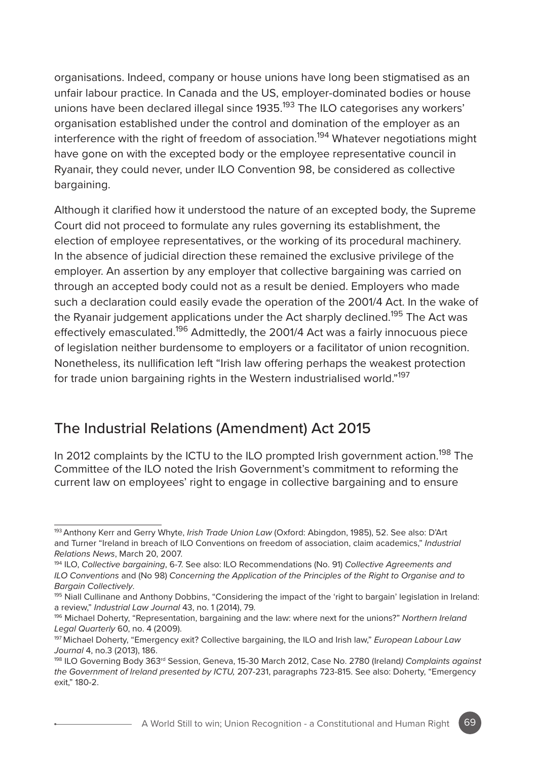organisations. Indeed, company or house unions have long been stigmatised as an unfair labour practice. In Canada and the US, employer-dominated bodies or house unions have been declared illegal since 1935.[193] The ILO categorises any workers' organisation established under the control and domination of the employer as an interference with the right of freedom of association.[194] Whatever negotiations might have gone on with the excepted body or the employee representative council in Ryanair, they could never, under ILO Convention 98, be considered as collective bargaining.

Although it clarified how it understood the nature of an excepted body, the Supreme Court did not proceed to formulate any rules governing its establishment, the election of employee representatives, or the working of its procedural machinery. In the absence of judicial direction these remained the exclusive privilege of the employer. An assertion by any employer that collective bargaining was carried on through an accepted body could not as a result be denied. Employers who made such a declaration could easily evade the operation of the 2001/4 Act. In the wake of the Ryanair judgement applications under the Act sharply declined.[195] The Act was effectively emasculated.[196] Admittedly, the 2001/4 Act was a fairly innocuous piece of legislation neither burdensome to employers or a facilitator of union recognition. Nonetheless, its nullification left "Irish law offering perhaps the weakest protection for trade union bargaining rights in the Western industrialised world."[197]

## The Industrial Relations (Amendment) Act 2015

In 2012 complaints by the ICTU to the ILO prompted Irish government action.[198] The Committee of the ILO noted the Irish Government's commitment to reforming the current law on employees' right to engage in collective bargaining and to ensure

---

[193] Anthony Kerr and Gerry Whyte, *Irish Trade Union Law* (Oxford: Abingdon, 1985), 52. See also: D'Art and Turner "Ireland in breach of ILO Conventions on freedom of association, claim academics," *Industrial Relations News*, March 20, 2007.

[194] ILO, *Collective bargaining*, 6-7. See also: ILO Recommendations (No. 91) *Collective Agreements and ILO Conventions* and (No 98) *Concerning the Application of the Principles of the Right to Organise and to Bargain Collectively*.

[195] Niall Cullinane and Anthony Dobbins, "Considering the impact of the 'right to bargain' legislation in Ireland: a review," *Industrial Law Journal* 43, no. 1 (2014), 79.

[196] Michael Doherty, "Representation, bargaining and the law: where next for the unions?" *Northern Ireland Legal Quarterly* 60, no. 4 (2009).

[197] Michael Doherty, "Emergency exit? Collective bargaining, the ILO and Irish law," *European Labour Law Journal* 4, no.3 (2013), 186.

[198] ILO Governing Body 363rd Session, Geneva, 15-30 March 2012, Case No. 2780 (Ireland*) Complaints against the Government of Ireland presented by ICTU,* 207-231, paragraphs 723-815. See also: Doherty, "Emergency exit," 180-2.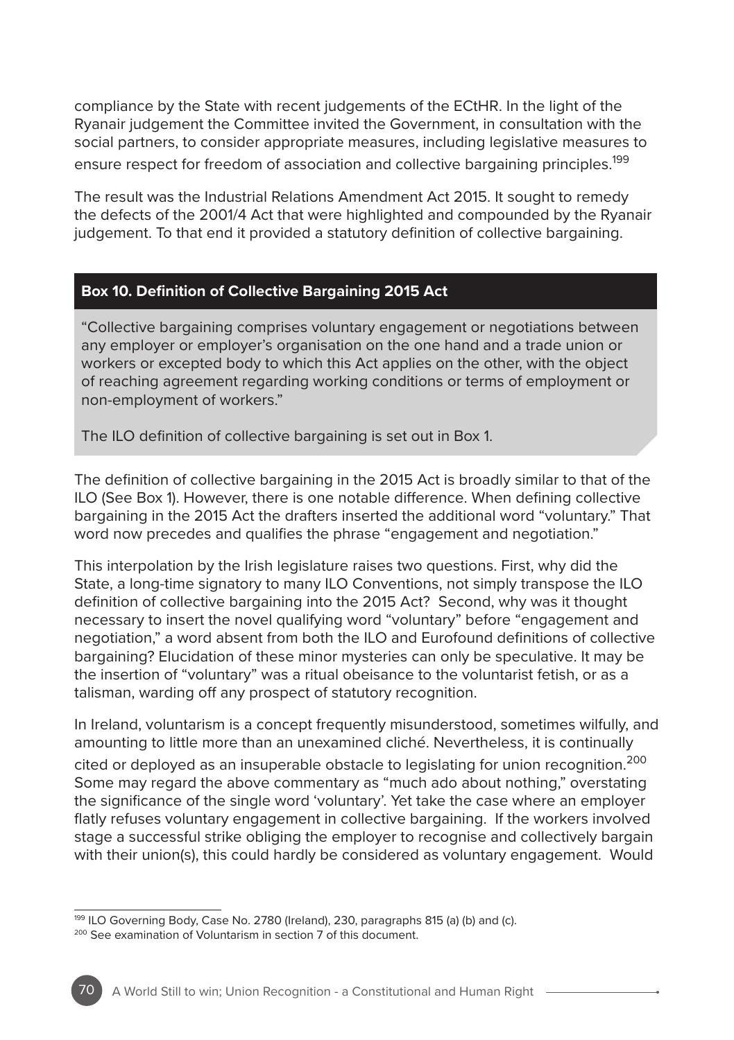compliance by the State with recent judgements of the ECtHR. In the light of the Ryanair judgement the Committee invited the Government, in consultation with the social partners, to consider appropriate measures, including legislative measures to ensure respect for freedom of association and collective bargaining principles.[199]

The result was the Industrial Relations Amendment Act 2015. It sought to remedy the defects of the 2001/4 Act that were highlighted and compounded by the Ryanair judgement. To that end it provided a statutory definition of collective bargaining.

**Box 10. Definition of Collective Bargaining 2015 Act**

> "Collective bargaining comprises voluntary engagement or negotiations between any employer or employer's organisation on the one hand and a trade union or workers or excepted body to which this Act applies on the other, with the object of reaching agreement regarding working conditions or terms of employment or non-employment of workers."
>
> The ILO definition of collective bargaining is set out in Box 1.

The definition of collective bargaining in the 2015 Act is broadly similar to that of the ILO (See Box 1). However, there is one notable difference. When defining collective bargaining in the 2015 Act the drafters inserted the additional word "voluntary." That word now precedes and qualifies the phrase "engagement and negotiation."

This interpolation by the Irish legislature raises two questions. First, why did the State, a long-time signatory to many ILO Conventions, not simply transpose the ILO definition of collective bargaining into the 2015 Act? Second, why was it thought necessary to insert the novel qualifying word "voluntary" before "engagement and negotiation," a word absent from both the ILO and Eurofound definitions of collective bargaining? Elucidation of these minor mysteries can only be speculative. It may be the insertion of "voluntary" was a ritual obeisance to the voluntarist fetish, or as a talisman, warding off any prospect of statutory recognition.

In Ireland, voluntarism is a concept frequently misunderstood, sometimes wilfully, and amounting to little more than an unexamined cliché. Nevertheless, it is continually cited or deployed as an insuperable obstacle to legislating for union recognition.[200] Some may regard the above commentary as "much ado about nothing," overstating the significance of the single word 'voluntary'. Yet take the case where an employer flatly refuses voluntary engagement in collective bargaining. If the workers involved stage a successful strike obliging the employer to recognise and collectively bargain with their union(s), this could hardly be considered as voluntary engagement. Would

---

[199] ILO Governing Body, Case No. 2780 (Ireland), 230, paragraphs 815 (a) (b) and (c).

[200] See examination of Voluntarism in section 7 of this document.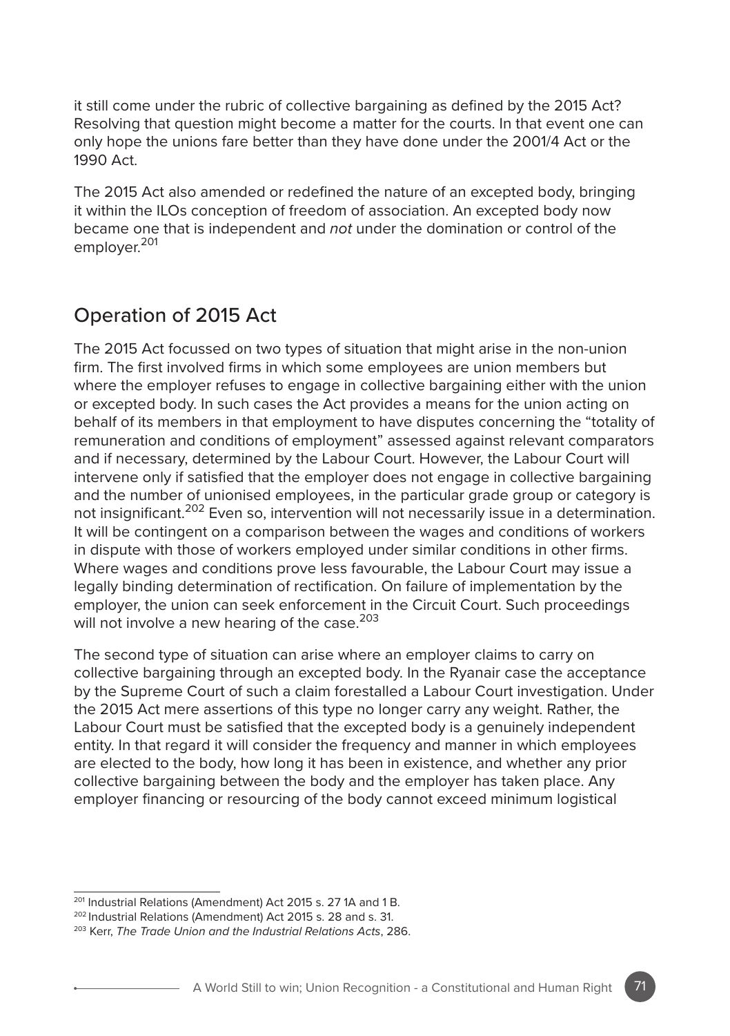it still come under the rubric of collective bargaining as defined by the 2015 Act? Resolving that question might become a matter for the courts. In that event one can only hope the unions fare better than they have done under the 2001/4 Act or the 1990 Act.

The 2015 Act also amended or redefined the nature of an excepted body, bringing it within the ILOs conception of freedom of association. An excepted body now became one that is independent and *not* under the domination or control of the employer.[201]

## Operation of 2015 Act

The 2015 Act focussed on two types of situation that might arise in the non-union firm. The first involved firms in which some employees are union members but where the employer refuses to engage in collective bargaining either with the union or excepted body. In such cases the Act provides a means for the union acting on behalf of its members in that employment to have disputes concerning the "totality of remuneration and conditions of employment" assessed against relevant comparators and if necessary, determined by the Labour Court. However, the Labour Court will intervene only if satisfied that the employer does not engage in collective bargaining and the number of unionised employees, in the particular grade group or category is not insignificant.[202] Even so, intervention will not necessarily issue in a determination. It will be contingent on a comparison between the wages and conditions of workers in dispute with those of workers employed under similar conditions in other firms. Where wages and conditions prove less favourable, the Labour Court may issue a legally binding determination of rectification. On failure of implementation by the employer, the union can seek enforcement in the Circuit Court. Such proceedings will not involve a new hearing of the case.[203]

The second type of situation can arise where an employer claims to carry on collective bargaining through an excepted body. In the Ryanair case the acceptance by the Supreme Court of such a claim forestalled a Labour Court investigation. Under the 2015 Act mere assertions of this type no longer carry any weight. Rather, the Labour Court must be satisfied that the excepted body is a genuinely independent entity. In that regard it will consider the frequency and manner in which employees are elected to the body, how long it has been in existence, and whether any prior collective bargaining between the body and the employer has taken place. Any employer financing or resourcing of the body cannot exceed minimum logistical

---

[201] Industrial Relations (Amendment) Act 2015 s. 27 1A and 1 B.

[202] Industrial Relations (Amendment) Act 2015 s. 28 and s. 31.

[203] Kerr, *The Trade Union and the Industrial Relations Acts*, 286.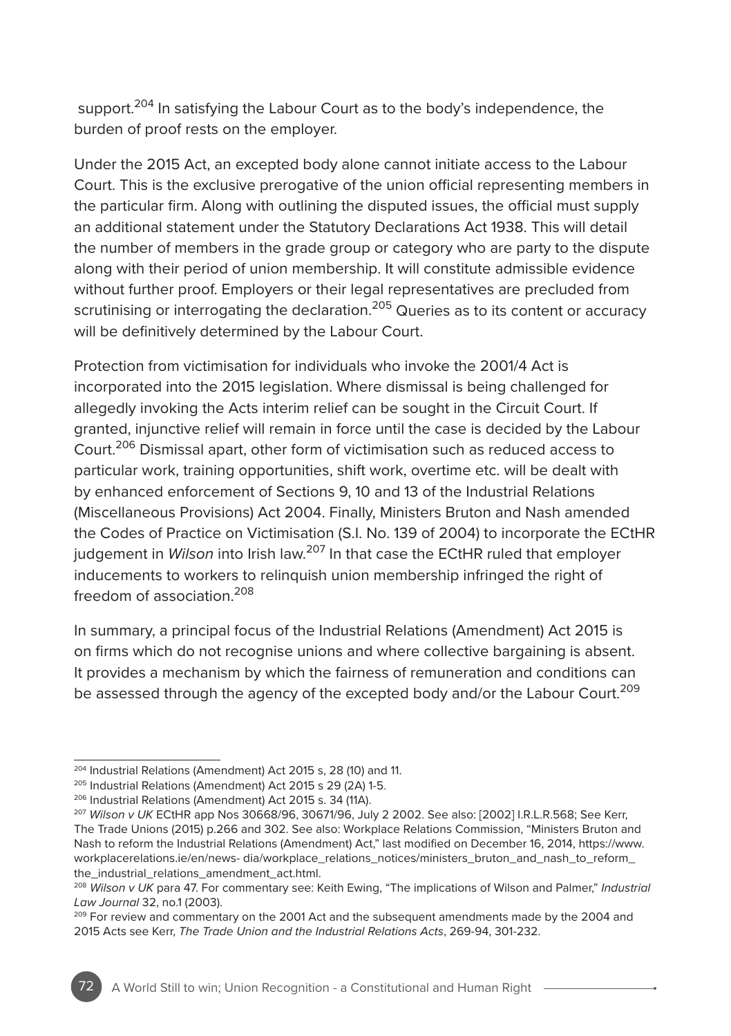support.[204] In satisfying the Labour Court as to the body's independence, the burden of proof rests on the employer.

Under the 2015 Act, an excepted body alone cannot initiate access to the Labour Court. This is the exclusive prerogative of the union official representing members in the particular firm. Along with outlining the disputed issues, the official must supply an additional statement under the Statutory Declarations Act 1938. This will detail the number of members in the grade group or category who are party to the dispute along with their period of union membership. It will constitute admissible evidence without further proof. Employers or their legal representatives are precluded from scrutinising or interrogating the declaration.[205] Queries as to its content or accuracy will be definitively determined by the Labour Court.

Protection from victimisation for individuals who invoke the 2001/4 Act is incorporated into the 2015 legislation. Where dismissal is being challenged for allegedly invoking the Acts interim relief can be sought in the Circuit Court. If granted, injunctive relief will remain in force until the case is decided by the Labour Court.[206] Dismissal apart, other form of victimisation such as reduced access to particular work, training opportunities, shift work, overtime etc. will be dealt with by enhanced enforcement of Sections 9, 10 and 13 of the Industrial Relations (Miscellaneous Provisions) Act 2004. Finally, Ministers Bruton and Nash amended the Codes of Practice on Victimisation (S.I. No. 139 of 2004) to incorporate the ECtHR judgement in *Wilson* into Irish law.[207] In that case the ECtHR ruled that employer inducements to workers to relinquish union membership infringed the right of freedom of association.[208]

In summary, a principal focus of the Industrial Relations (Amendment) Act 2015 is on firms which do not recognise unions and where collective bargaining is absent. It provides a mechanism by which the fairness of remuneration and conditions can be assessed through the agency of the excepted body and/or the Labour Court.[209]

---

[204] Industrial Relations (Amendment) Act 2015 s, 28 (10) and 11.

[205] Industrial Relations (Amendment) Act 2015 s 29 (2A) 1-5.

[206] Industrial Relations (Amendment) Act 2015 s. 34 (11A).

[207] *Wilson v UK* ECtHR app Nos 30668/96, 30671/96, July 2 2002. See also: [2002] I.R.L.R.568; See Kerr, The Trade Unions (2015) p.266 and 302. See also: Workplace Relations Commission, "Ministers Bruton and Nash to reform the Industrial Relations (Amendment) Act," last modified on December 16, 2014, https://www.workplacerelations.ie/en/news- dia/workplace_relations_notices/ministers_bruton_and_nash_to_reform_the_industrial_relations_amendment_act.html.

[208] *Wilson v UK* para 47. For commentary see: Keith Ewing, "The implications of Wilson and Palmer," *Industrial Law Journal* 32, no.1 (2003).

[209] For review and commentary on the 2001 Act and the subsequent amendments made by the 2004 and 2015 Acts see Kerr, *The Trade Union and the Industrial Relations Acts*, 269-94, 301-232.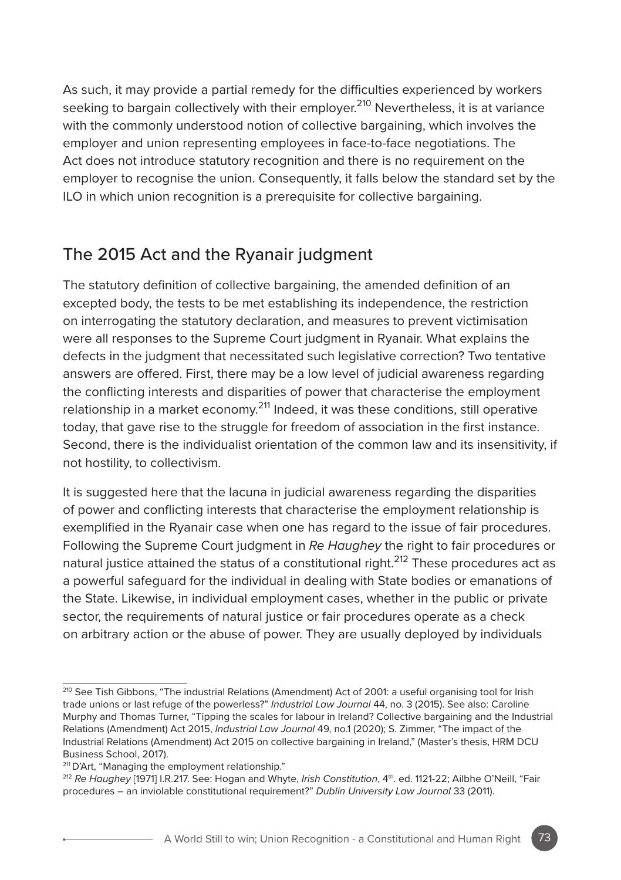As such, it may provide a partial remedy for the difficulties experienced by workers seeking to bargain collectively with their employer.[210] Nevertheless, it is at variance with the commonly understood notion of collective bargaining, which involves the employer and union representing employees in face-to-face negotiations. The Act does not introduce statutory recognition and there is no requirement on the employer to recognise the union. Consequently, it falls below the standard set by the ILO in which union recognition is a prerequisite for collective bargaining.

## The 2015 Act and the Ryanair judgment

The statutory definition of collective bargaining, the amended definition of an excepted body, the tests to be met establishing its independence, the restriction on interrogating the statutory declaration, and measures to prevent victimisation were all responses to the Supreme Court judgment in Ryanair. What explains the defects in the judgment that necessitated such legislative correction? Two tentative answers are offered. First, there may be a low level of judicial awareness regarding the conflicting interests and disparities of power that characterise the employment relationship in a market economy.[211] Indeed, it was these conditions, still operative today, that gave rise to the struggle for freedom of association in the first instance. Second, there is the individualist orientation of the common law and its insensitivity, if not hostility, to collectivism.

It is suggested here that the lacuna in judicial awareness regarding the disparities of power and conflicting interests that characterise the employment relationship is exemplified in the Ryanair case when one has regard to the issue of fair procedures. Following the Supreme Court judgment in *Re Haughey* the right to fair procedures or natural justice attained the status of a constitutional right.[212] These procedures act as a powerful safeguard for the individual in dealing with State bodies or emanations of the State. Likewise, in individual employment cases, whether in the public or private sector, the requirements of natural justice or fair procedures operate as a check on arbitrary action or the abuse of power. They are usually deployed by individuals

---

[210] See Tish Gibbons, "The industrial Relations (Amendment) Act of 2001: a useful organising tool for Irish trade unions or last refuge of the powerless?" *Industrial Law Journal* 44, no. 3 (2015). See also: Caroline Murphy and Thomas Turner, "Tipping the scales for labour in Ireland? Collective bargaining and the Industrial Relations (Amendment) Act 2015, *Industrial Law Journal* 49, no.1 (2020); S. Zimmer, "The impact of the Industrial Relations (Amendment) Act 2015 on collective bargaining in Ireland," (Master's thesis, HRM DCU Business School, 2017).

[211] D'Art, "Managing the employment relationship."

[212] *Re Haughey* [1971] I.R.217. See: Hogan and Whyte, *Irish Constitution*, 4th. ed. 1121-22; Ailbhe O'Neill, "Fair procedures – an inviolable constitutional requirement?" *Dublin University Law Journal* 33 (2011).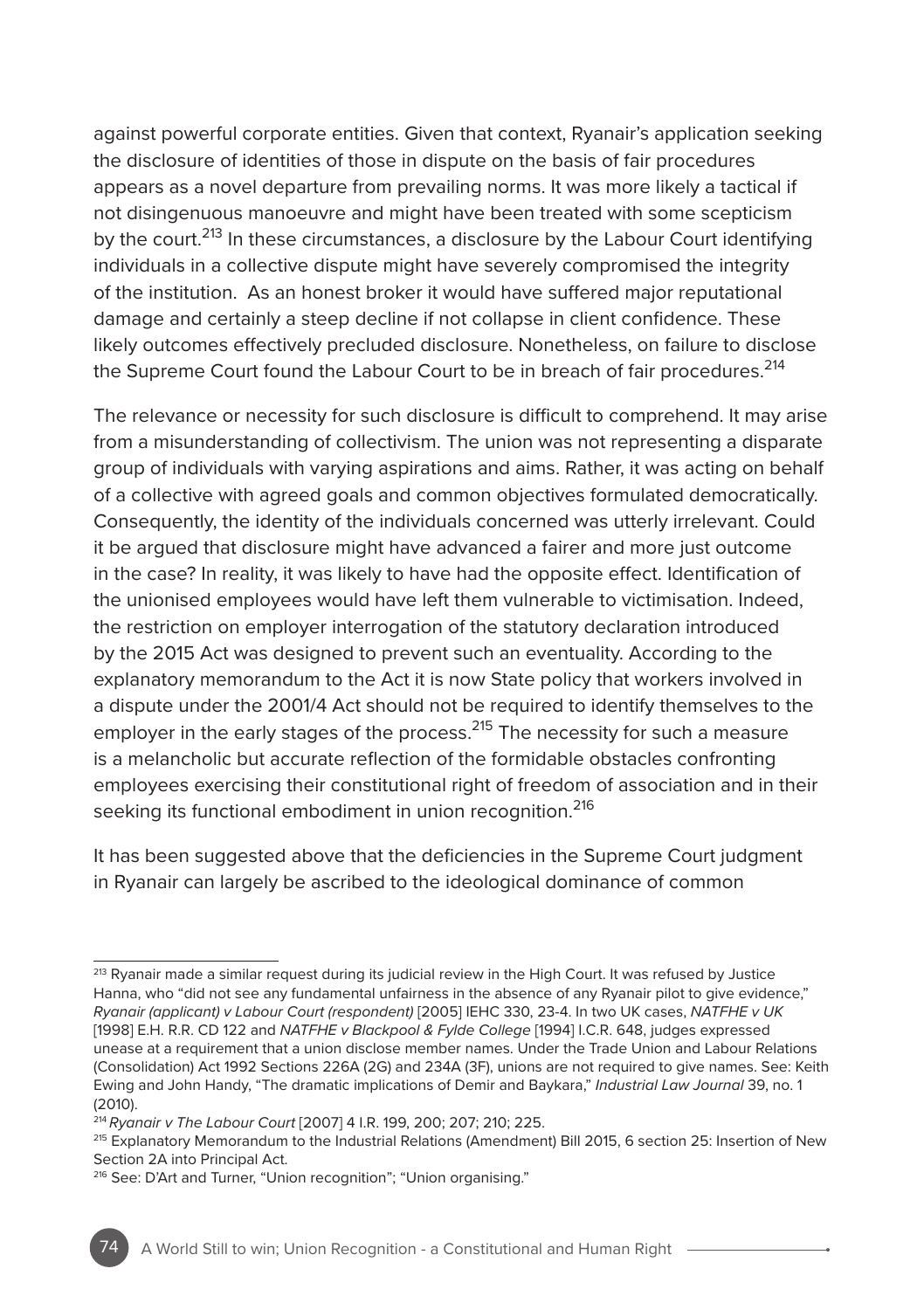against powerful corporate entities. Given that context, Ryanair's application seeking the disclosure of identities of those in dispute on the basis of fair procedures appears as a novel departure from prevailing norms. It was more likely a tactical if not disingenuous manoeuvre and might have been treated with some scepticism by the court.[213] In these circumstances, a disclosure by the Labour Court identifying individuals in a collective dispute might have severely compromised the integrity of the institution. As an honest broker it would have suffered major reputational damage and certainly a steep decline if not collapse in client confidence. These likely outcomes effectively precluded disclosure. Nonetheless, on failure to disclose the Supreme Court found the Labour Court to be in breach of fair procedures.[214]

The relevance or necessity for such disclosure is difficult to comprehend. It may arise from a misunderstanding of collectivism. The union was not representing a disparate group of individuals with varying aspirations and aims. Rather, it was acting on behalf of a collective with agreed goals and common objectives formulated democratically. Consequently, the identity of the individuals concerned was utterly irrelevant. Could it be argued that disclosure might have advanced a fairer and more just outcome in the case? In reality, it was likely to have had the opposite effect. Identification of the unionised employees would have left them vulnerable to victimisation. Indeed, the restriction on employer interrogation of the statutory declaration introduced by the 2015 Act was designed to prevent such an eventuality. According to the explanatory memorandum to the Act it is now State policy that workers involved in a dispute under the 2001/4 Act should not be required to identify themselves to the employer in the early stages of the process.[215] The necessity for such a measure is a melancholic but accurate reflection of the formidable obstacles confronting employees exercising their constitutional right of freedom of association and in their seeking its functional embodiment in union recognition.[216]

It has been suggested above that the deficiencies in the Supreme Court judgment in Ryanair can largely be ascribed to the ideological dominance of common

---

[213] Ryanair made a similar request during its judicial review in the High Court. It was refused by Justice Hanna, who "did not see any fundamental unfairness in the absence of any Ryanair pilot to give evidence," *Ryanair (applicant) v Labour Court (respondent)* [2005] IEHC 330, 23-4. In two UK cases, *NATFHE v UK* [1998] E.H. R.R. CD 122 and *NATFHE v Blackpool & Fylde College* [1994] I.C.R. 648, judges expressed unease at a requirement that a union disclose member names. Under the Trade Union and Labour Relations (Consolidation) Act 1992 Sections 226A (2G) and 234A (3F), unions are not required to give names. See: Keith Ewing and John Handy, "The dramatic implications of Demir and Baykara," *Industrial Law Journal* 39, no. 1 (2010).

[214] *Ryanair v The Labour Court* [2007] 4 I.R. 199, 200; 207; 210; 225.

[215] Explanatory Memorandum to the Industrial Relations (Amendment) Bill 2015, 6 section 25: Insertion of New Section 2A into Principal Act.

[216] See: D'Art and Turner, "Union recognition"; "Union organising."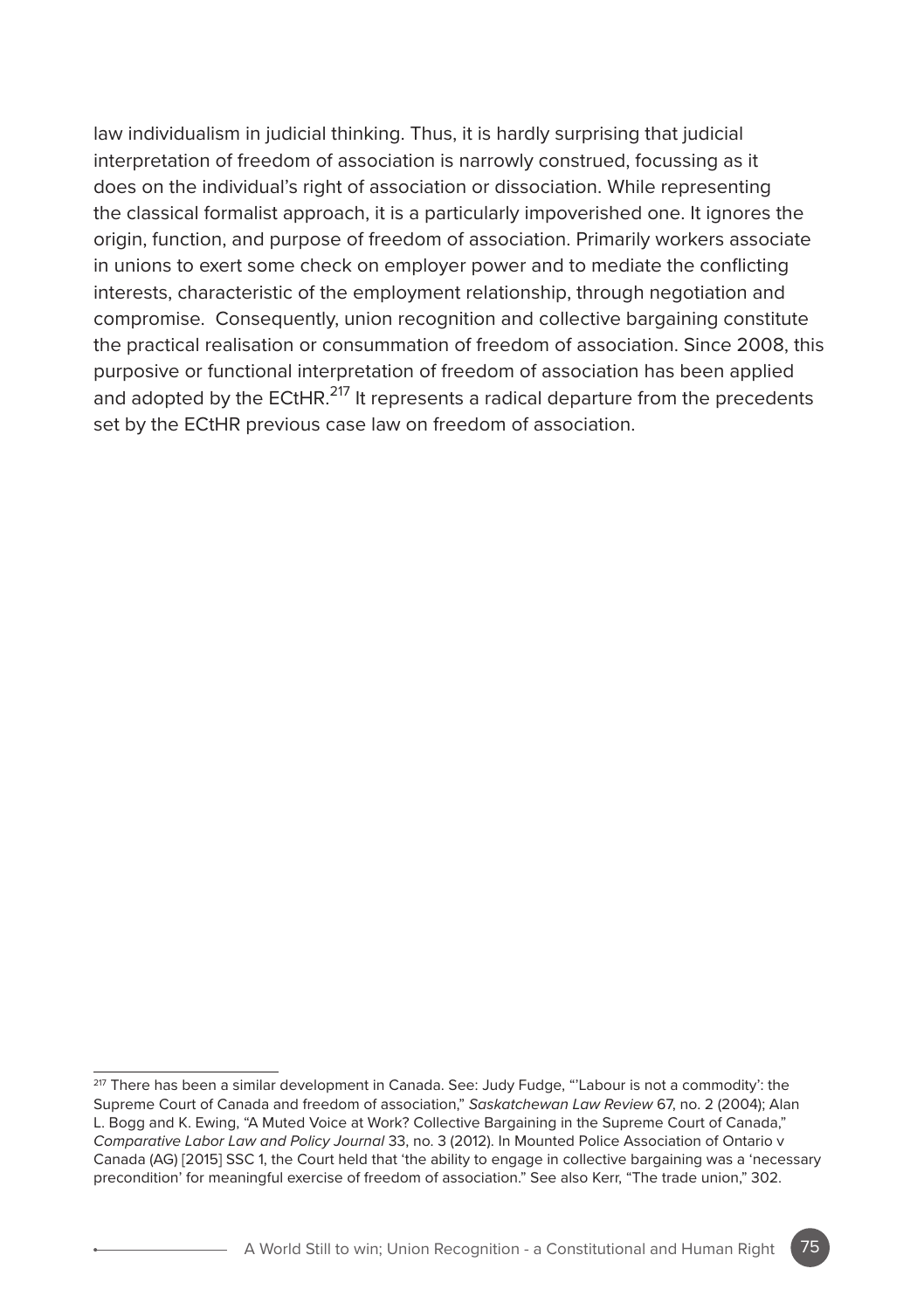law individualism in judicial thinking. Thus, it is hardly surprising that judicial interpretation of freedom of association is narrowly construed, focussing as it does on the individual's right of association or dissociation. While representing the classical formalist approach, it is a particularly impoverished one. It ignores the origin, function, and purpose of freedom of association. Primarily workers associate in unions to exert some check on employer power and to mediate the conflicting interests, characteristic of the employment relationship, through negotiation and compromise. Consequently, union recognition and collective bargaining constitute the practical realisation or consummation of freedom of association. Since 2008, this purposive or functional interpretation of freedom of association has been applied and adopted by the ECtHR.[217] It represents a radical departure from the precedents set by the ECtHR previous case law on freedom of association.

---

[217] There has been a similar development in Canada. See: Judy Fudge, "'Labour is not a commodity': the Supreme Court of Canada and freedom of association," *Saskatchewan Law Review* 67, no. 2 (2004); Alan L. Bogg and K. Ewing, "A Muted Voice at Work? Collective Bargaining in the Supreme Court of Canada," *Comparative Labor Law and Policy Journal* 33, no. 3 (2012). In Mounted Police Association of Ontario v Canada (AG) [2015] SSC 1, the Court held that 'the ability to engage in collective bargaining was a 'necessary precondition' for meaningful exercise of freedom of association." See also Kerr, "The trade union," 302.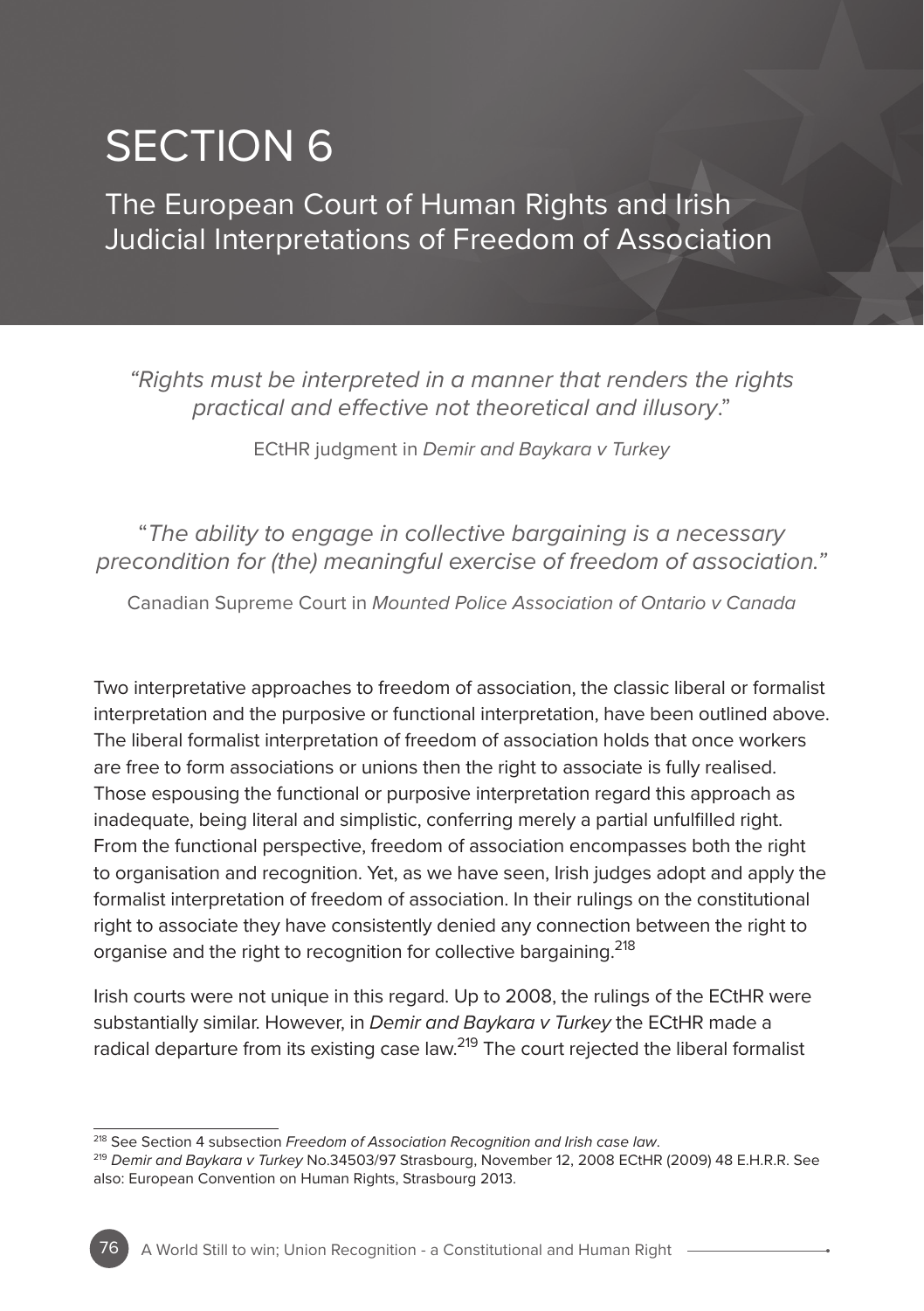# SECTION 6

## The European Court of Human Rights and Irish Judicial Interpretations of Freedom of Association

*"Rights must be interpreted in a manner that renders the rights practical and effective not theoretical and illusory."*

ECtHR judgment in *Demir and Baykara v Turkey*

"*The ability to engage in collective bargaining is a necessary precondition for (the) meaningful exercise of freedom of association."*

Canadian Supreme Court in *Mounted Police Association of Ontario v Canada*

Two interpretative approaches to freedom of association, the classic liberal or formalist interpretation and the purposive or functional interpretation, have been outlined above. The liberal formalist interpretation of freedom of association holds that once workers are free to form associations or unions then the right to associate is fully realised. Those espousing the functional or purposive interpretation regard this approach as inadequate, being literal and simplistic, conferring merely a partial unfulfilled right. From the functional perspective, freedom of association encompasses both the right to organisation and recognition. Yet, as we have seen, Irish judges adopt and apply the formalist interpretation of freedom of association. In their rulings on the constitutional right to associate they have consistently denied any connection between the right to organise and the right to recognition for collective bargaining.[218]

Irish courts were not unique in this regard. Up to 2008, the rulings of the ECtHR were substantially similar. However, in *Demir and Baykara v Turkey* the ECtHR made a radical departure from its existing case law.[219] The court rejected the liberal formalist

---

[218] See Section 4 subsection *Freedom of Association Recognition and Irish case law*.

[219] *Demir and Baykara v Turkey* No.34503/97 Strasbourg, November 12, 2008 ECtHR (2009) 48 E.H.R.R. See also: European Convention on Human Rights, Strasbourg 2013.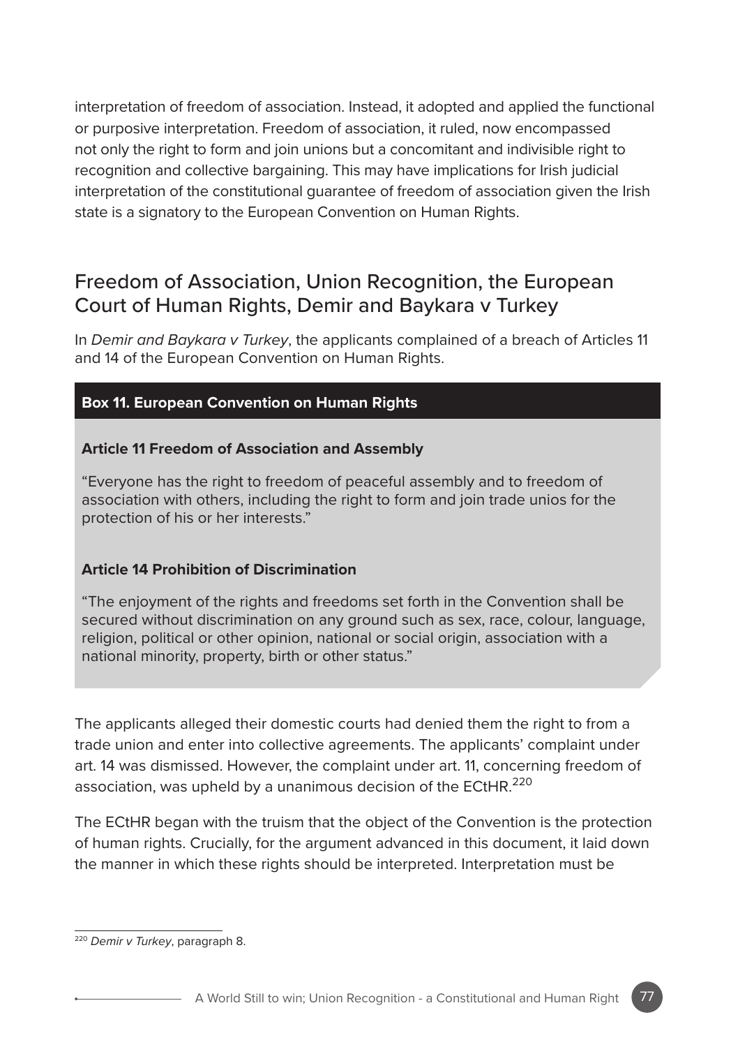interpretation of freedom of association. Instead, it adopted and applied the functional or purposive interpretation. Freedom of association, it ruled, now encompassed not only the right to form and join unions but a concomitant and indivisible right to recognition and collective bargaining. This may have implications for Irish judicial interpretation of the constitutional guarantee of freedom of association given the Irish state is a signatory to the European Convention on Human Rights.

## Freedom of Association, Union Recognition, the European Court of Human Rights, Demir and Baykara v Turkey

In *Demir and Baykara v Turkey*, the applicants complained of a breach of Articles 11 and 14 of the European Convention on Human Rights.

> **Box 11. European Convention on Human Rights**
>
> **Article 11 Freedom of Association and Assembly**
>
> "Everyone has the right to freedom of peaceful assembly and to freedom of association with others, including the right to form and join trade unios for the protection of his or her interests."
>
> **Article 14 Prohibition of Discrimination**
>
> "The enjoyment of the rights and freedoms set forth in the Convention shall be secured without discrimination on any ground such as sex, race, colour, language, religion, political or other opinion, national or social origin, association with a national minority, property, birth or other status."

The applicants alleged their domestic courts had denied them the right to from a trade union and enter into collective agreements. The applicants' complaint under art. 14 was dismissed. However, the complaint under art. 11, concerning freedom of association, was upheld by a unanimous decision of the ECtHR.[220]

The ECtHR began with the truism that the object of the Convention is the protection of human rights. Crucially, for the argument advanced in this document, it laid down the manner in which these rights should be interpreted. Interpretation must be

[220] *Demir v Turkey*, paragraph 8.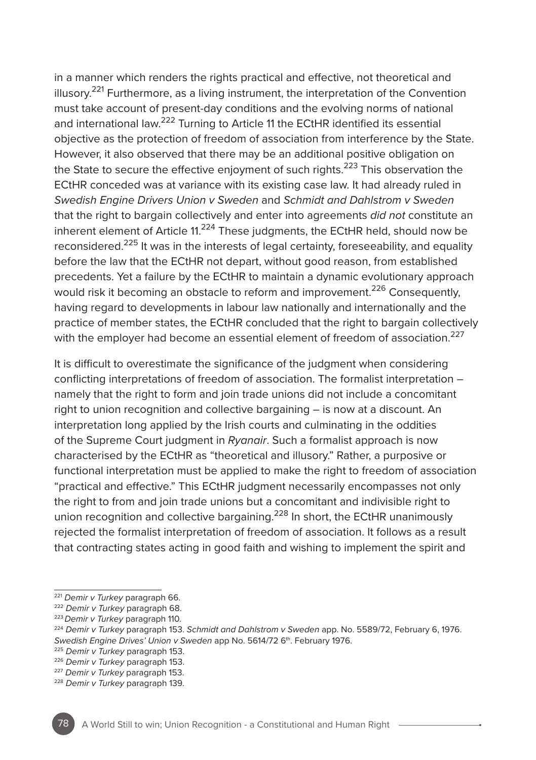in a manner which renders the rights practical and effective, not theoretical and illusory.[221] Furthermore, as a living instrument, the interpretation of the Convention must take account of present-day conditions and the evolving norms of national and international law.[222] Turning to Article 11 the ECtHR identified its essential objective as the protection of freedom of association from interference by the State. However, it also observed that there may be an additional positive obligation on the State to secure the effective enjoyment of such rights.[223] This observation the ECtHR conceded was at variance with its existing case law. It had already ruled in *Swedish Engine Drivers Union v Sweden* and *Schmidt and Dahlstrom v Sweden* that the right to bargain collectively and enter into agreements *did not* constitute an inherent element of Article 11.[224] These judgments, the ECtHR held, should now be reconsidered.[225] It was in the interests of legal certainty, foreseeability, and equality before the law that the ECtHR not depart, without good reason, from established precedents. Yet a failure by the ECtHR to maintain a dynamic evolutionary approach would risk it becoming an obstacle to reform and improvement.[226] Consequently, having regard to developments in labour law nationally and internationally and the practice of member states, the ECtHR concluded that the right to bargain collectively with the employer had become an essential element of freedom of association.[227]

It is difficult to overestimate the significance of the judgment when considering conflicting interpretations of freedom of association. The formalist interpretation – namely that the right to form and join trade unions did not include a concomitant right to union recognition and collective bargaining – is now at a discount. An interpretation long applied by the Irish courts and culminating in the oddities of the Supreme Court judgment in *Ryanair*. Such a formalist approach is now characterised by the ECtHR as "theoretical and illusory." Rather, a purposive or functional interpretation must be applied to make the right to freedom of association "practical and effective." This ECtHR judgment necessarily encompasses not only the right to from and join trade unions but a concomitant and indivisible right to union recognition and collective bargaining.[228] In short, the ECtHR unanimously rejected the formalist interpretation of freedom of association. It follows as a result that contracting states acting in good faith and wishing to implement the spirit and

---

[221] *Demir v Turkey* paragraph 66.

[222] *Demir v Turkey* paragraph 68.

[223] *Demir v Turkey* paragraph 110.

[224] *Demir v Turkey* paragraph 153. *Schmidt and Dahlstrom v Sweden* app. No. 5589/72, February 6, 1976. *Swedish Engine Drives' Union v Sweden* app No. 5614/72 6th. February 1976.

[225] *Demir v Turkey* paragraph 153.

[226] *Demir v Turkey* paragraph 153.

[227] *Demir v Turkey* paragraph 153.

[228] *Demir v Turkey* paragraph 139.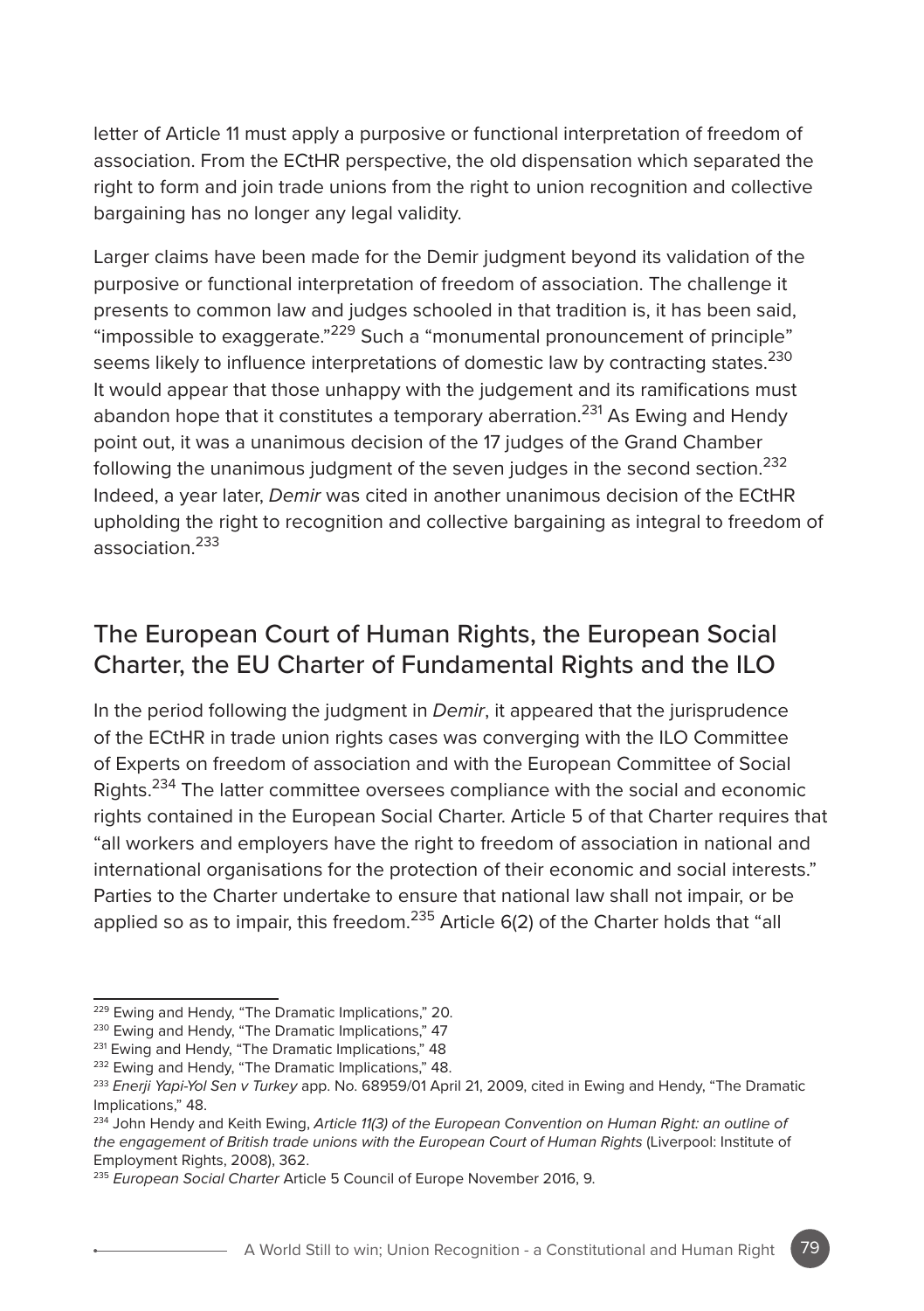letter of Article 11 must apply a purposive or functional interpretation of freedom of association. From the ECtHR perspective, the old dispensation which separated the right to form and join trade unions from the right to union recognition and collective bargaining has no longer any legal validity.

Larger claims have been made for the Demir judgment beyond its validation of the purposive or functional interpretation of freedom of association. The challenge it presents to common law and judges schooled in that tradition is, it has been said, "impossible to exaggerate."[229] Such a "monumental pronouncement of principle" seems likely to influence interpretations of domestic law by contracting states.[230] It would appear that those unhappy with the judgement and its ramifications must abandon hope that it constitutes a temporary aberration.[231] As Ewing and Hendy point out, it was a unanimous decision of the 17 judges of the Grand Chamber following the unanimous judgment of the seven judges in the second section.[232] Indeed, a year later, *Demir* was cited in another unanimous decision of the ECtHR upholding the right to recognition and collective bargaining as integral to freedom of association.[233]

## The European Court of Human Rights, the European Social Charter, the EU Charter of Fundamental Rights and the ILO

In the period following the judgment in *Demir*, it appeared that the jurisprudence of the ECtHR in trade union rights cases was converging with the ILO Committee of Experts on freedom of association and with the European Committee of Social Rights.[234] The latter committee oversees compliance with the social and economic rights contained in the European Social Charter. Article 5 of that Charter requires that "all workers and employers have the right to freedom of association in national and international organisations for the protection of their economic and social interests." Parties to the Charter undertake to ensure that national law shall not impair, or be applied so as to impair, this freedom.[235] Article 6(2) of the Charter holds that "all

---

[229] Ewing and Hendy, "The Dramatic Implications," 20.

[230] Ewing and Hendy, "The Dramatic Implications," 47

[231] Ewing and Hendy, "The Dramatic Implications," 48

[232] Ewing and Hendy, "The Dramatic Implications," 48.

[233] *Enerji Yapi-Yol Sen v Turkey* app. No. 68959/01 April 21, 2009, cited in Ewing and Hendy, "The Dramatic Implications," 48.

[234] John Hendy and Keith Ewing, *Article 11(3) of the European Convention on Human Right: an outline of the engagement of British trade unions with the European Court of Human Rights* (Liverpool: Institute of Employment Rights, 2008), 362.

[235] *European Social Charter* Article 5 Council of Europe November 2016, 9.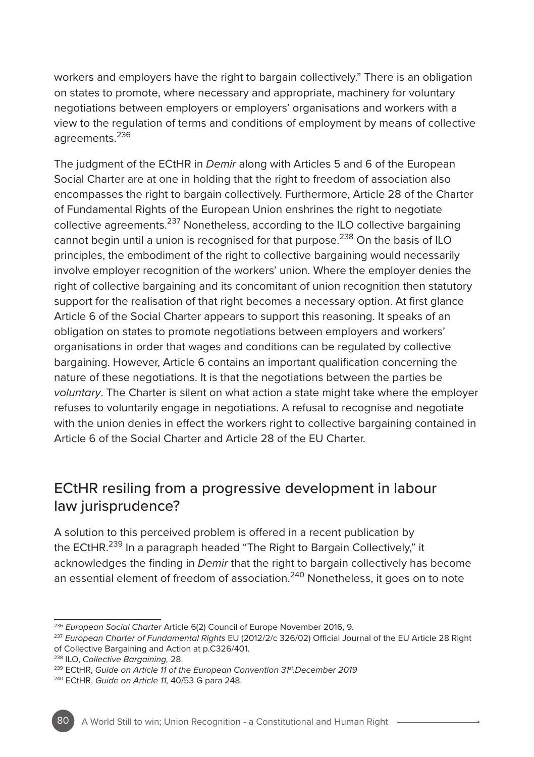workers and employers have the right to bargain collectively." There is an obligation on states to promote, where necessary and appropriate, machinery for voluntary negotiations between employers or employers' organisations and workers with a view to the regulation of terms and conditions of employment by means of collective agreements.[236]

The judgment of the ECtHR in *Demir* along with Articles 5 and 6 of the European Social Charter are at one in holding that the right to freedom of association also encompasses the right to bargain collectively. Furthermore, Article 28 of the Charter of Fundamental Rights of the European Union enshrines the right to negotiate collective agreements.[237] Nonetheless, according to the ILO collective bargaining cannot begin until a union is recognised for that purpose.[238] On the basis of ILO principles, the embodiment of the right to collective bargaining would necessarily involve employer recognition of the workers' union. Where the employer denies the right of collective bargaining and its concomitant of union recognition then statutory support for the realisation of that right becomes a necessary option. At first glance Article 6 of the Social Charter appears to support this reasoning. It speaks of an obligation on states to promote negotiations between employers and workers' organisations in order that wages and conditions can be regulated by collective bargaining. However, Article 6 contains an important qualification concerning the nature of these negotiations. It is that the negotiations between the parties be *voluntary*. The Charter is silent on what action a state might take where the employer refuses to voluntarily engage in negotiations. A refusal to recognise and negotiate with the union denies in effect the workers right to collective bargaining contained in Article 6 of the Social Charter and Article 28 of the EU Charter.

## ECtHR resiling from a progressive development in labour law jurisprudence?

A solution to this perceived problem is offered in a recent publication by the ECtHR.[239] In a paragraph headed "The Right to Bargain Collectively," it acknowledges the finding in *Demir* that the right to bargain collectively has become an essential element of freedom of association.[240] Nonetheless, it goes on to note

---

[236] *European Social Charter* Article 6(2) Council of Europe November 2016, 9.

[237] *European Charter of Fundamental Rights* EU (2012/2/c 326/02) Official Journal of the EU Article 28 Right of Collective Bargaining and Action at p.C326/401.

[238] ILO, *Collective Bargaining,* 28.

[239] ECtHR, *Guide on Article 11 of the European Convention 31st.December 2019*

[240] ECtHR, *Guide on Article 11,* 40/53 G para 248.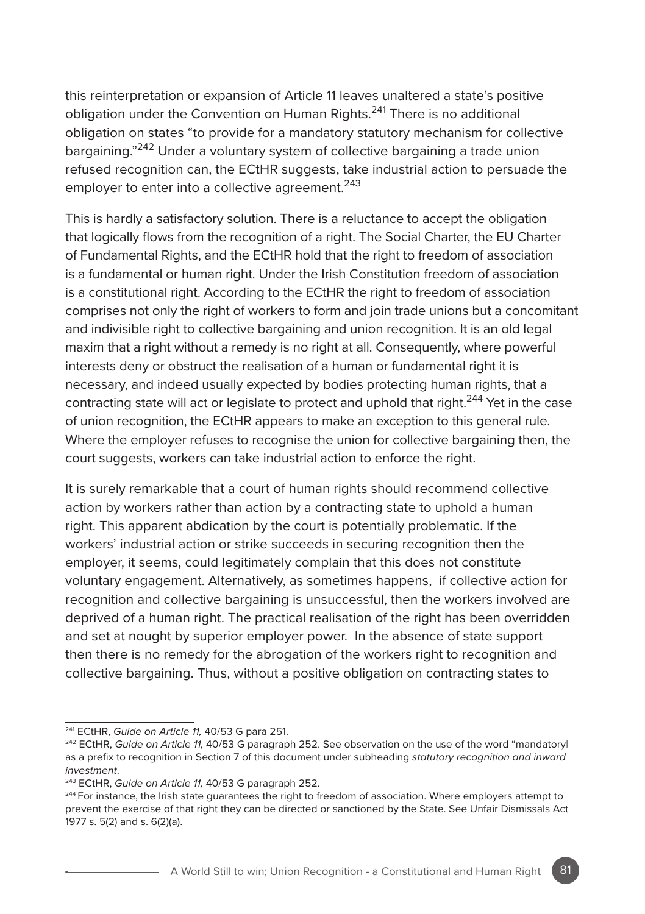this reinterpretation or expansion of Article 11 leaves unaltered a state's positive obligation under the Convention on Human Rights.[241] There is no additional obligation on states "to provide for a mandatory statutory mechanism for collective bargaining."[242] Under a voluntary system of collective bargaining a trade union refused recognition can, the ECtHR suggests, take industrial action to persuade the employer to enter into a collective agreement.[243]

This is hardly a satisfactory solution. There is a reluctance to accept the obligation that logically flows from the recognition of a right. The Social Charter, the EU Charter of Fundamental Rights, and the ECtHR hold that the right to freedom of association is a fundamental or human right. Under the Irish Constitution freedom of association is a constitutional right. According to the ECtHR the right to freedom of association comprises not only the right of workers to form and join trade unions but a concomitant and indivisible right to collective bargaining and union recognition. It is an old legal maxim that a right without a remedy is no right at all. Consequently, where powerful interests deny or obstruct the realisation of a human or fundamental right it is necessary, and indeed usually expected by bodies protecting human rights, that a contracting state will act or legislate to protect and uphold that right.[244] Yet in the case of union recognition, the ECtHR appears to make an exception to this general rule. Where the employer refuses to recognise the union for collective bargaining then, the court suggests, workers can take industrial action to enforce the right.

It is surely remarkable that a court of human rights should recommend collective action by workers rather than action by a contracting state to uphold a human right. This apparent abdication by the court is potentially problematic. If the workers' industrial action or strike succeeds in securing recognition then the employer, it seems, could legitimately complain that this does not constitute voluntary engagement. Alternatively, as sometimes happens, if collective action for recognition and collective bargaining is unsuccessful, then the workers involved are deprived of a human right. The practical realisation of the right has been overridden and set at nought by superior employer power. In the absence of state support then there is no remedy for the abrogation of the workers right to recognition and collective bargaining. Thus, without a positive obligation on contracting states to

---

[241] ECtHR, *Guide on Article 11,* 40/53 G para 251.

[242] ECtHR, *Guide on Article 11,* 40/53 G paragraph 252. See observation on the use of the word "mandatory| as a prefix to recognition in Section 7 of this document under subheading *statutory recognition and inward investment*.

[243] ECtHR, *Guide on Article 11,* 40/53 G paragraph 252.

[244] For instance, the Irish state guarantees the right to freedom of association. Where employers attempt to prevent the exercise of that right they can be directed or sanctioned by the State. See Unfair Dismissals Act 1977 s. 5(2) and s. 6(2)(a).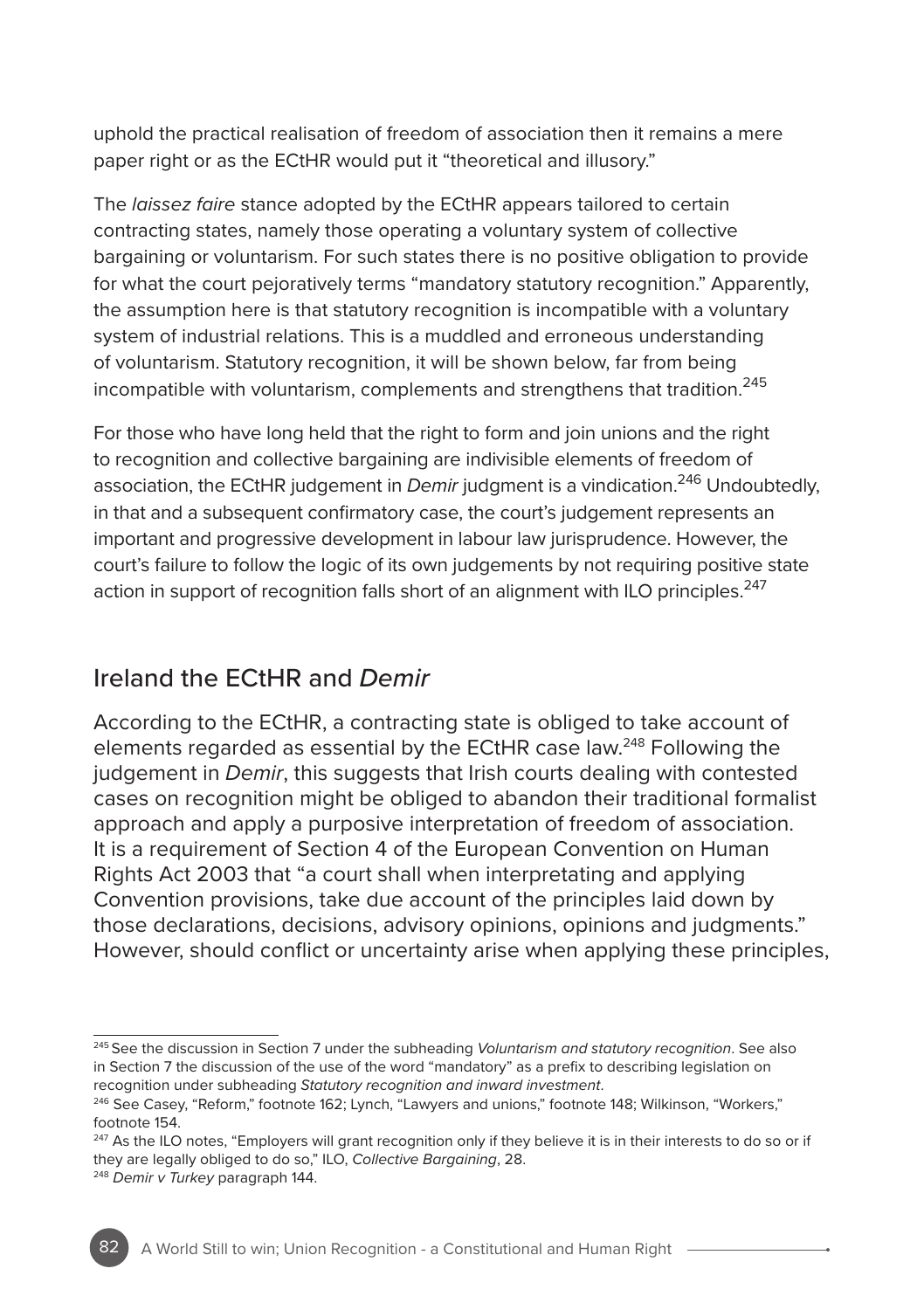uphold the practical realisation of freedom of association then it remains a mere paper right or as the ECtHR would put it "theoretical and illusory."

The *laissez faire* stance adopted by the ECtHR appears tailored to certain contracting states, namely those operating a voluntary system of collective bargaining or voluntarism. For such states there is no positive obligation to provide for what the court pejoratively terms "mandatory statutory recognition." Apparently, the assumption here is that statutory recognition is incompatible with a voluntary system of industrial relations. This is a muddled and erroneous understanding of voluntarism. Statutory recognition, it will be shown below, far from being incompatible with voluntarism, complements and strengthens that tradition.[245]

For those who have long held that the right to form and join unions and the right to recognition and collective bargaining are indivisible elements of freedom of association, the ECtHR judgement in *Demir* judgment is a vindication.[246] Undoubtedly, in that and a subsequent confirmatory case, the court's judgement represents an important and progressive development in labour law jurisprudence. However, the court's failure to follow the logic of its own judgements by not requiring positive state action in support of recognition falls short of an alignment with ILO principles.[247]

## Ireland the ECtHR and *Demir*

According to the ECtHR, a contracting state is obliged to take account of elements regarded as essential by the ECtHR case law.[248] Following the judgement in *Demir*, this suggests that Irish courts dealing with contested cases on recognition might be obliged to abandon their traditional formalist approach and apply a purposive interpretation of freedom of association. It is a requirement of Section 4 of the European Convention on Human Rights Act 2003 that "a court shall when interpretating and applying Convention provisions, take due account of the principles laid down by those declarations, decisions, advisory opinions, opinions and judgments." However, should conflict or uncertainty arise when applying these principles,

---

[245] See the discussion in Section 7 under the subheading *Voluntarism and statutory recognition*. See also in Section 7 the discussion of the use of the word "mandatory" as a prefix to describing legislation on recognition under subheading *Statutory recognition and inward investment*.

[246] See Casey, "Reform," footnote 162; Lynch, "Lawyers and unions," footnote 148; Wilkinson, "Workers," footnote 154.

[247] As the ILO notes, "Employers will grant recognition only if they believe it is in their interests to do so or if they are legally obliged to do so," ILO, *Collective Bargaining*, 28.

[248] *Demir v Turkey* paragraph 144.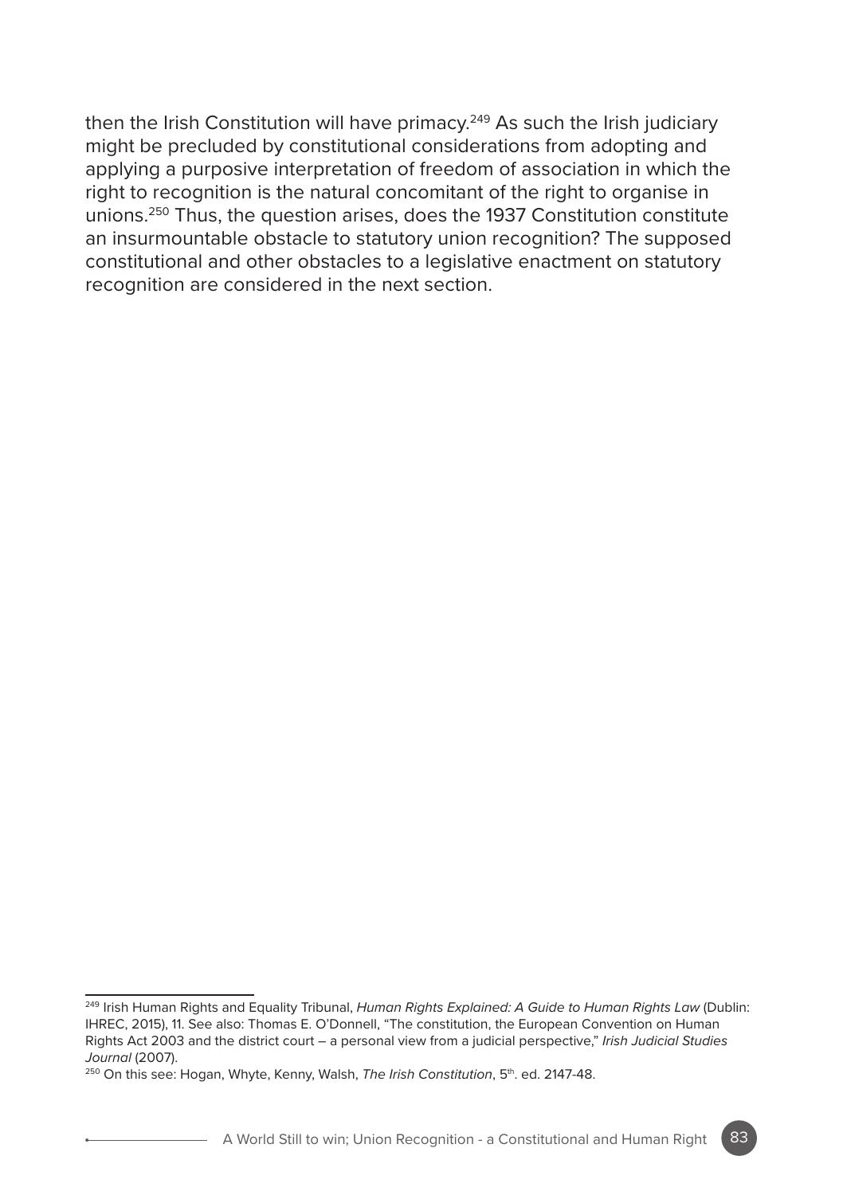then the Irish Constitution will have primacy.[249] As such the Irish judiciary might be precluded by constitutional considerations from adopting and applying a purposive interpretation of freedom of association in which the right to recognition is the natural concomitant of the right to organise in unions.[250] Thus, the question arises, does the 1937 Constitution constitute an insurmountable obstacle to statutory union recognition? The supposed constitutional and other obstacles to a legislative enactment on statutory recognition are considered in the next section.

---

[249] Irish Human Rights and Equality Tribunal, *Human Rights Explained: A Guide to Human Rights Law* (Dublin: IHREC, 2015), 11. See also: Thomas E. O'Donnell, "The constitution, the European Convention on Human Rights Act 2003 and the district court – a personal view from a judicial perspective," *Irish Judicial Studies Journal* (2007).

[250] On this see: Hogan, Whyte, Kenny, Walsh, *The Irish Constitution*, 5th. ed. 2147-48.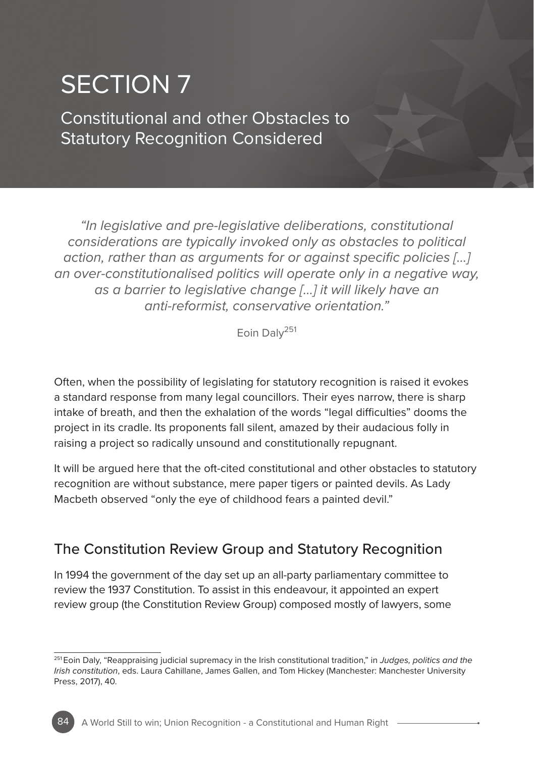# SECTION 7

## Constitutional and other Obstacles to Statutory Recognition Considered

*"In legislative and pre-legislative deliberations, constitutional considerations are typically invoked only as obstacles to political action, rather than as arguments for or against specific policies [...] an over-constitutionalised politics will operate only in a negative way, as a barrier to legislative change [...] it will likely have an anti-reformist, conservative orientation."*

Eoin Daly[251]

Often, when the possibility of legislating for statutory recognition is raised it evokes a standard response from many legal councillors. Their eyes narrow, there is sharp intake of breath, and then the exhalation of the words "legal difficulties" dooms the project in its cradle. Its proponents fall silent, amazed by their audacious folly in raising a project so radically unsound and constitutionally repugnant.

It will be argued here that the oft-cited constitutional and other obstacles to statutory recognition are without substance, mere paper tigers or painted devils. As Lady Macbeth observed "only the eye of childhood fears a painted devil."

## The Constitution Review Group and Statutory Recognition

In 1994 the government of the day set up an all-party parliamentary committee to review the 1937 Constitution. To assist in this endeavour, it appointed an expert review group (the Constitution Review Group) composed mostly of lawyers, some

---

[251] Eoin Daly, "Reappraising judicial supremacy in the Irish constitutional tradition," in *Judges, politics and the Irish constitution*, eds. Laura Cahillane, James Gallen, and Tom Hickey (Manchester: Manchester University Press, 2017), 40.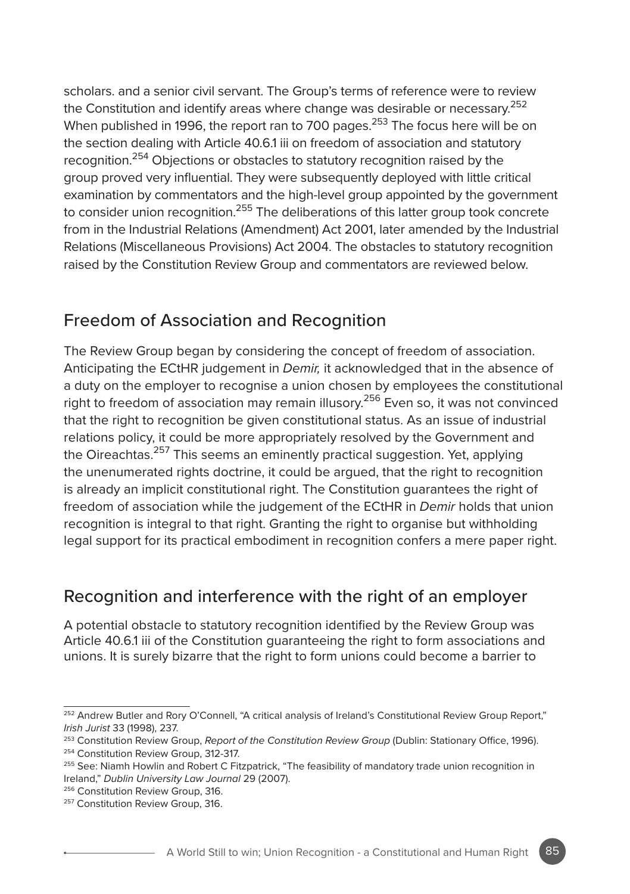scholars. and a senior civil servant. The Group's terms of reference were to review the Constitution and identify areas where change was desirable or necessary.[252] When published in 1996, the report ran to 700 pages.[253] The focus here will be on the section dealing with Article 40.6.1 iii on freedom of association and statutory recognition.[254] Objections or obstacles to statutory recognition raised by the group proved very influential. They were subsequently deployed with little critical examination by commentators and the high-level group appointed by the government to consider union recognition.[255] The deliberations of this latter group took concrete from in the Industrial Relations (Amendment) Act 2001, later amended by the Industrial Relations (Miscellaneous Provisions) Act 2004. The obstacles to statutory recognition raised by the Constitution Review Group and commentators are reviewed below.

## Freedom of Association and Recognition

The Review Group began by considering the concept of freedom of association. Anticipating the ECtHR judgement in *Demir,* it acknowledged that in the absence of a duty on the employer to recognise a union chosen by employees the constitutional right to freedom of association may remain illusory.[256] Even so, it was not convinced that the right to recognition be given constitutional status. As an issue of industrial relations policy, it could be more appropriately resolved by the Government and the Oireachtas.[257] This seems an eminently practical suggestion. Yet, applying the unenumerated rights doctrine, it could be argued, that the right to recognition is already an implicit constitutional right. The Constitution guarantees the right of freedom of association while the judgement of the ECtHR in *Demir* holds that union recognition is integral to that right. Granting the right to organise but withholding legal support for its practical embodiment in recognition confers a mere paper right.

## Recognition and interference with the right of an employer

A potential obstacle to statutory recognition identified by the Review Group was Article 40.6.1 iii of the Constitution guaranteeing the right to form associations and unions. It is surely bizarre that the right to form unions could become a barrier to

---

[252] Andrew Butler and Rory O'Connell, "A critical analysis of Ireland's Constitutional Review Group Report," *Irish Jurist* 33 (1998), 237.

[253] Constitution Review Group, *Report of the Constitution Review Group* (Dublin: Stationary Office, 1996).

[254] Constitution Review Group, 312-317.

[255] See: Niamh Howlin and Robert C Fitzpatrick, "The feasibility of mandatory trade union recognition in Ireland," *Dublin University Law Journal* 29 (2007).

[256] Constitution Review Group, 316.

[257] Constitution Review Group, 316.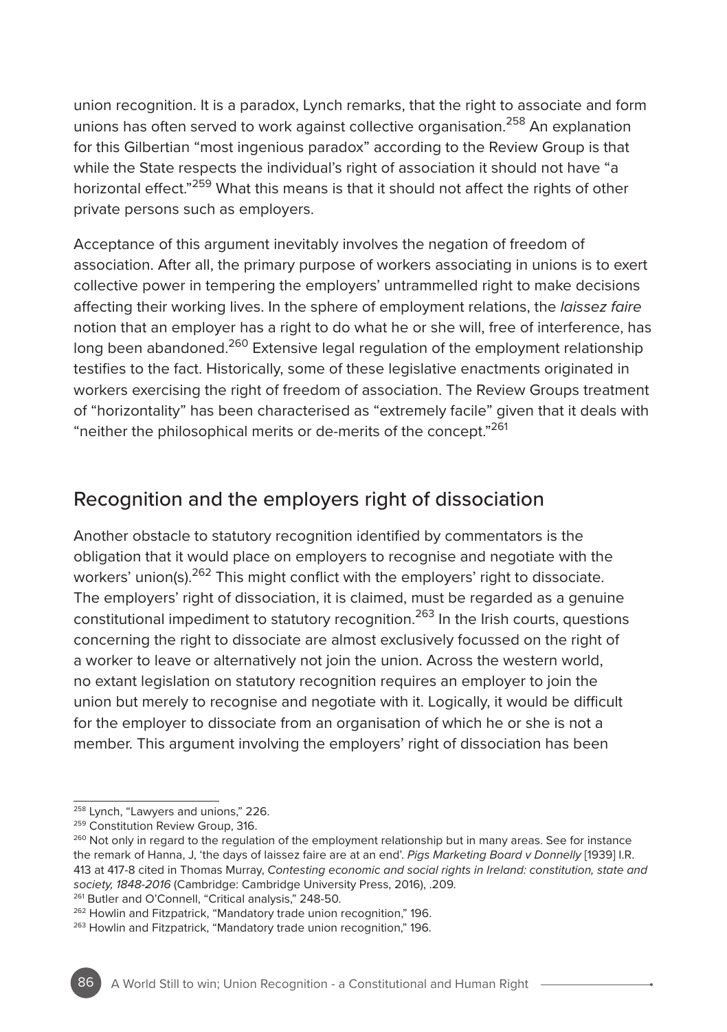union recognition. It is a paradox, Lynch remarks, that the right to associate and form unions has often served to work against collective organisation.[258] An explanation for this Gilbertian "most ingenious paradox" according to the Review Group is that while the State respects the individual's right of association it should not have "a horizontal effect."[259] What this means is that it should not affect the rights of other private persons such as employers.

Acceptance of this argument inevitably involves the negation of freedom of association. After all, the primary purpose of workers associating in unions is to exert collective power in tempering the employers' untrammelled right to make decisions affecting their working lives. In the sphere of employment relations, the *laissez faire* notion that an employer has a right to do what he or she will, free of interference, has long been abandoned.[260] Extensive legal regulation of the employment relationship testifies to the fact. Historically, some of these legislative enactments originated in workers exercising the right of freedom of association. The Review Groups treatment of "horizontality" has been characterised as "extremely facile" given that it deals with "neither the philosophical merits or de-merits of the concept."[261]

## Recognition and the employers right of dissociation

Another obstacle to statutory recognition identified by commentators is the obligation that it would place on employers to recognise and negotiate with the workers' union(s).[262] This might conflict with the employers' right to dissociate. The employers' right of dissociation, it is claimed, must be regarded as a genuine constitutional impediment to statutory recognition.[263] In the Irish courts, questions concerning the right to dissociate are almost exclusively focussed on the right of a worker to leave or alternatively not join the union. Across the western world, no extant legislation on statutory recognition requires an employer to join the union but merely to recognise and negotiate with it. Logically, it would be difficult for the employer to dissociate from an organisation of which he or she is not a member. This argument involving the employers' right of dissociation has been

---

[258] Lynch, "Lawyers and unions," 226.

[259] Constitution Review Group, 316.

[260] Not only in regard to the regulation of the employment relationship but in many areas. See for instance the remark of Hanna, J, 'the days of laissez faire are at an end'. *Pigs Marketing Board v Donnelly* [1939] I.R. 413 at 417-8 cited in Thomas Murray, *Contesting economic and social rights in Ireland: constitution, state and society, 1848-2016* (Cambridge: Cambridge University Press, 2016), .209.

[261] Butler and O'Connell, "Critical analysis," 248-50.

[262] Howlin and Fitzpatrick, "Mandatory trade union recognition," 196.

[263] Howlin and Fitzpatrick, "Mandatory trade union recognition," 196.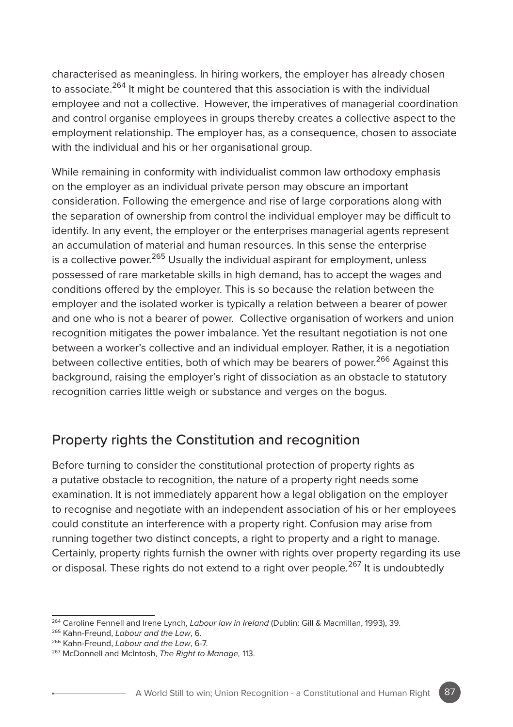characterised as meaningless. In hiring workers, the employer has already chosen to associate.[264] It might be countered that this association is with the individual employee and not a collective. However, the imperatives of managerial coordination and control organise employees in groups thereby creates a collective aspect to the employment relationship. The employer has, as a consequence, chosen to associate with the individual and his or her organisational group.

While remaining in conformity with individualist common law orthodoxy emphasis on the employer as an individual private person may obscure an important consideration. Following the emergence and rise of large corporations along with the separation of ownership from control the individual employer may be difficult to identify. In any event, the employer or the enterprises managerial agents represent an accumulation of material and human resources. In this sense the enterprise is a collective power.[265] Usually the individual aspirant for employment, unless possessed of rare marketable skills in high demand, has to accept the wages and conditions offered by the employer. This is so because the relation between the employer and the isolated worker is typically a relation between a bearer of power and one who is not a bearer of power. Collective organisation of workers and union recognition mitigates the power imbalance. Yet the resultant negotiation is not one between a worker's collective and an individual employer. Rather, it is a negotiation between collective entities, both of which may be bearers of power.[266] Against this background, raising the employer's right of dissociation as an obstacle to statutory recognition carries little weigh or substance and verges on the bogus.

## Property rights the Constitution and recognition

Before turning to consider the constitutional protection of property rights as a putative obstacle to recognition, the nature of a property right needs some examination. It is not immediately apparent how a legal obligation on the employer to recognise and negotiate with an independent association of his or her employees could constitute an interference with a property right. Confusion may arise from running together two distinct concepts, a right to property and a right to manage. Certainly, property rights furnish the owner with rights over property regarding its use or disposal. These rights do not extend to a right over people.[267] It is undoubtedly

[264] Caroline Fennell and Irene Lynch, *Labour law in Ireland* (Dublin: Gill & Macmillan, 1993), 39.

[265] Kahn-Freund, *Labour and the Law*, 6.

[266] Kahn-Freund, *Labour and the Law*, 6-7.

[267] McDonnell and McIntosh, *The Right to Manage,* 113.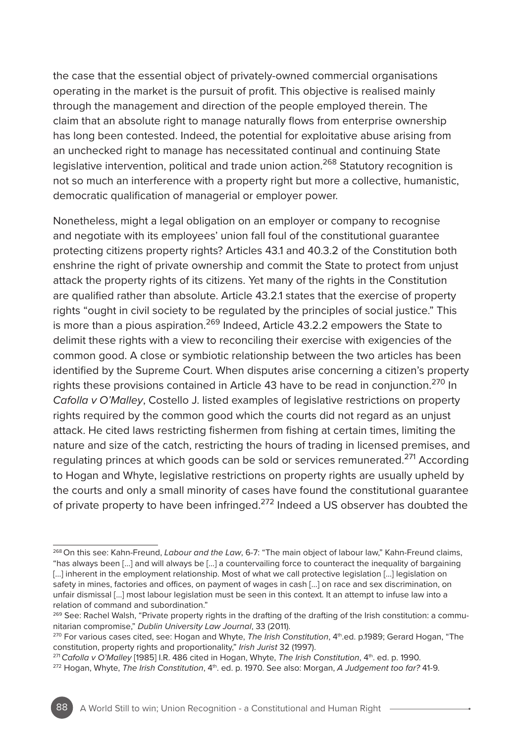the case that the essential object of privately-owned commercial organisations operating in the market is the pursuit of profit. This objective is realised mainly through the management and direction of the people employed therein. The claim that an absolute right to manage naturally flows from enterprise ownership has long been contested. Indeed, the potential for exploitative abuse arising from an unchecked right to manage has necessitated continual and continuing State legislative intervention, political and trade union action.[268] Statutory recognition is not so much an interference with a property right but more a collective, humanistic, democratic qualification of managerial or employer power.

Nonetheless, might a legal obligation on an employer or company to recognise and negotiate with its employees' union fall foul of the constitutional guarantee protecting citizens property rights? Articles 43.1 and 40.3.2 of the Constitution both enshrine the right of private ownership and commit the State to protect from unjust attack the property rights of its citizens. Yet many of the rights in the Constitution are qualified rather than absolute. Article 43.2.1 states that the exercise of property rights "ought in civil society to be regulated by the principles of social justice." This is more than a pious aspiration.[269] Indeed, Article 43.2.2 empowers the State to delimit these rights with a view to reconciling their exercise with exigencies of the common good. A close or symbiotic relationship between the two articles has been identified by the Supreme Court. When disputes arise concerning a citizen's property rights these provisions contained in Article 43 have to be read in conjunction.[270] In *Cafolla v O'Malley*, Costello J. listed examples of legislative restrictions on property rights required by the common good which the courts did not regard as an unjust attack. He cited laws restricting fishermen from fishing at certain times, limiting the nature and size of the catch, restricting the hours of trading in licensed premises, and regulating princes at which goods can be sold or services remunerated.[271] According to Hogan and Whyte, legislative restrictions on property rights are usually upheld by the courts and only a small minority of cases have found the constitutional guarantee of private property to have been infringed.[272] Indeed a US observer has doubted the

---

[268] On this see: Kahn-Freund, *Labour and the Law*, 6-7: "The main object of labour law," Kahn-Freund claims, "has always been [...] and will always be [...] a countervailing force to counteract the inequality of bargaining [...] inherent in the employment relationship. Most of what we call protective legislation [...] legislation on safety in mines, factories and offices, on payment of wages in cash [...] on race and sex discrimination, on unfair dismissal [...] most labour legislation must be seen in this context. It an attempt to infuse law into a relation of command and subordination."

[269] See: Rachel Walsh, "Private property rights in the drafting of the drafting of the Irish constitution: a communitarian compromise," *Dublin University Law Journal*, 33 (2011).

[270] For various cases cited, see: Hogan and Whyte, *The Irish Constitution*, 4th.ed. p.1989; Gerard Hogan, "The constitution, property rights and proportionality," *Irish Jurist* 32 (1997).

[271] *Cafolla v O'Malley* [1985] I.R. 486 cited in Hogan, Whyte, *The Irish Constitution*, 4th. ed. p. 1990.

[272] Hogan, Whyte, *The Irish Constitution*, 4th. ed. p. 1970. See also: Morgan, *A Judgement too far?* 41-9.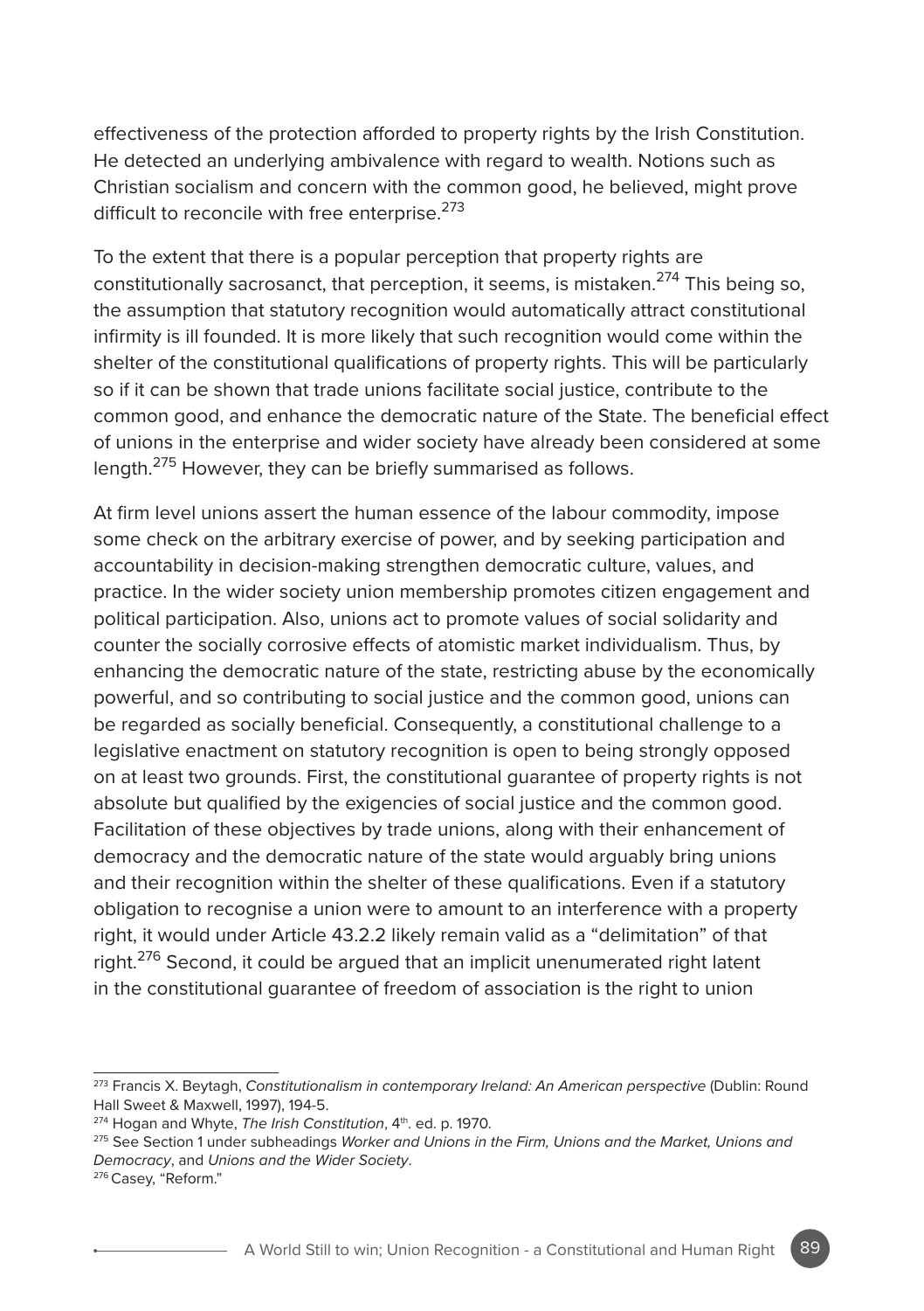effectiveness of the protection afforded to property rights by the Irish Constitution. He detected an underlying ambivalence with regard to wealth. Notions such as Christian socialism and concern with the common good, he believed, might prove difficult to reconcile with free enterprise.[273]

To the extent that there is a popular perception that property rights are constitutionally sacrosanct, that perception, it seems, is mistaken.[274] This being so, the assumption that statutory recognition would automatically attract constitutional infirmity is ill founded. It is more likely that such recognition would come within the shelter of the constitutional qualifications of property rights. This will be particularly so if it can be shown that trade unions facilitate social justice, contribute to the common good, and enhance the democratic nature of the State. The beneficial effect of unions in the enterprise and wider society have already been considered at some length.[275] However, they can be briefly summarised as follows.

At firm level unions assert the human essence of the labour commodity, impose some check on the arbitrary exercise of power, and by seeking participation and accountability in decision-making strengthen democratic culture, values, and practice. In the wider society union membership promotes citizen engagement and political participation. Also, unions act to promote values of social solidarity and counter the socially corrosive effects of atomistic market individualism. Thus, by enhancing the democratic nature of the state, restricting abuse by the economically powerful, and so contributing to social justice and the common good, unions can be regarded as socially beneficial. Consequently, a constitutional challenge to a legislative enactment on statutory recognition is open to being strongly opposed on at least two grounds. First, the constitutional guarantee of property rights is not absolute but qualified by the exigencies of social justice and the common good. Facilitation of these objectives by trade unions, along with their enhancement of democracy and the democratic nature of the state would arguably bring unions and their recognition within the shelter of these qualifications. Even if a statutory obligation to recognise a union were to amount to an interference with a property right, it would under Article 43.2.2 likely remain valid as a "delimitation" of that right.[276] Second, it could be argued that an implicit unenumerated right latent in the constitutional guarantee of freedom of association is the right to union

---

[273] Francis X. Beytagh, *Constitutionalism in contemporary Ireland: An American perspective* (Dublin: Round Hall Sweet & Maxwell, 1997), 194-5.

[274] Hogan and Whyte, *The Irish Constitution*, 4th. ed. p. 1970.

[275] See Section 1 under subheadings *Worker and Unions in the Firm, Unions and the Market, Unions and Democracy*, and *Unions and the Wider Society*.

[276] Casey, "Reform."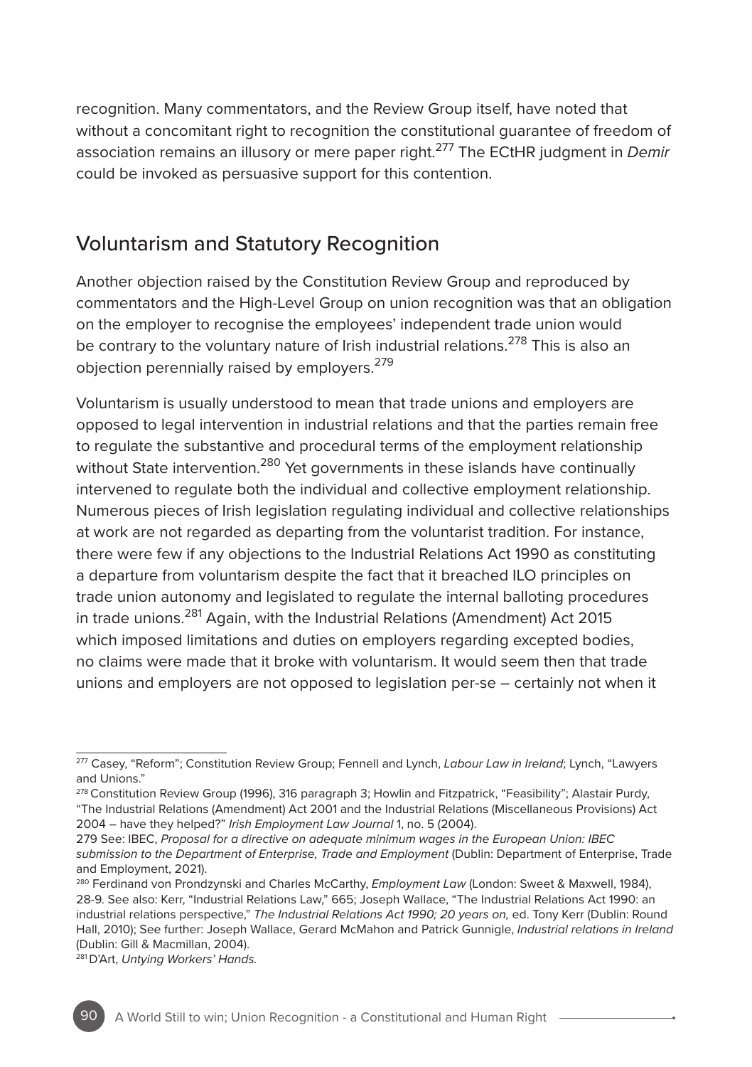recognition. Many commentators, and the Review Group itself, have noted that without a concomitant right to recognition the constitutional guarantee of freedom of association remains an illusory or mere paper right.[277] The ECtHR judgment in *Demir* could be invoked as persuasive support for this contention.

## Voluntarism and Statutory Recognition

Another objection raised by the Constitution Review Group and reproduced by commentators and the High-Level Group on union recognition was that an obligation on the employer to recognise the employees' independent trade union would be contrary to the voluntary nature of Irish industrial relations.[278] This is also an objection perennially raised by employers.[279]

Voluntarism is usually understood to mean that trade unions and employers are opposed to legal intervention in industrial relations and that the parties remain free to regulate the substantive and procedural terms of the employment relationship without State intervention.[280] Yet governments in these islands have continually intervened to regulate both the individual and collective employment relationship. Numerous pieces of Irish legislation regulating individual and collective relationships at work are not regarded as departing from the voluntarist tradition. For instance, there were few if any objections to the Industrial Relations Act 1990 as constituting a departure from voluntarism despite the fact that it breached ILO principles on trade union autonomy and legislated to regulate the internal balloting procedures in trade unions.[281] Again, with the Industrial Relations (Amendment) Act 2015 which imposed limitations and duties on employers regarding excepted bodies, no claims were made that it broke with voluntarism. It would seem then that trade unions and employers are not opposed to legislation per-se – certainly not when it

---

[277] Casey, "Reform"; Constitution Review Group; Fennell and Lynch, *Labour Law in Ireland*; Lynch, "Lawyers and Unions."

[278] Constitution Review Group (1996), 316 paragraph 3; Howlin and Fitzpatrick, "Feasibility"; Alastair Purdy, "The Industrial Relations (Amendment) Act 2001 and the Industrial Relations (Miscellaneous Provisions) Act 2004 – have they helped?" *Irish Employment Law Journal* 1, no. 5 (2004).

279 See: IBEC, *Proposal for a directive on adequate minimum wages in the European Union: IBEC submission to the Department of Enterprise, Trade and Employment* (Dublin: Department of Enterprise, Trade and Employment, 2021).

[280] Ferdinand von Prondzynski and Charles McCarthy, *Employment Law* (London: Sweet & Maxwell, 1984), 28-9. See also: Kerr, "Industrial Relations Law," 665; Joseph Wallace, "The Industrial Relations Act 1990: an industrial relations perspective," *The Industrial Relations Act 1990; 20 years on,* ed. Tony Kerr (Dublin: Round Hall, 2010); See further: Joseph Wallace, Gerard McMahon and Patrick Gunnigle, *Industrial relations in Ireland* (Dublin: Gill & Macmillan, 2004).

[281] D'Art, *Untying Workers' Hands.*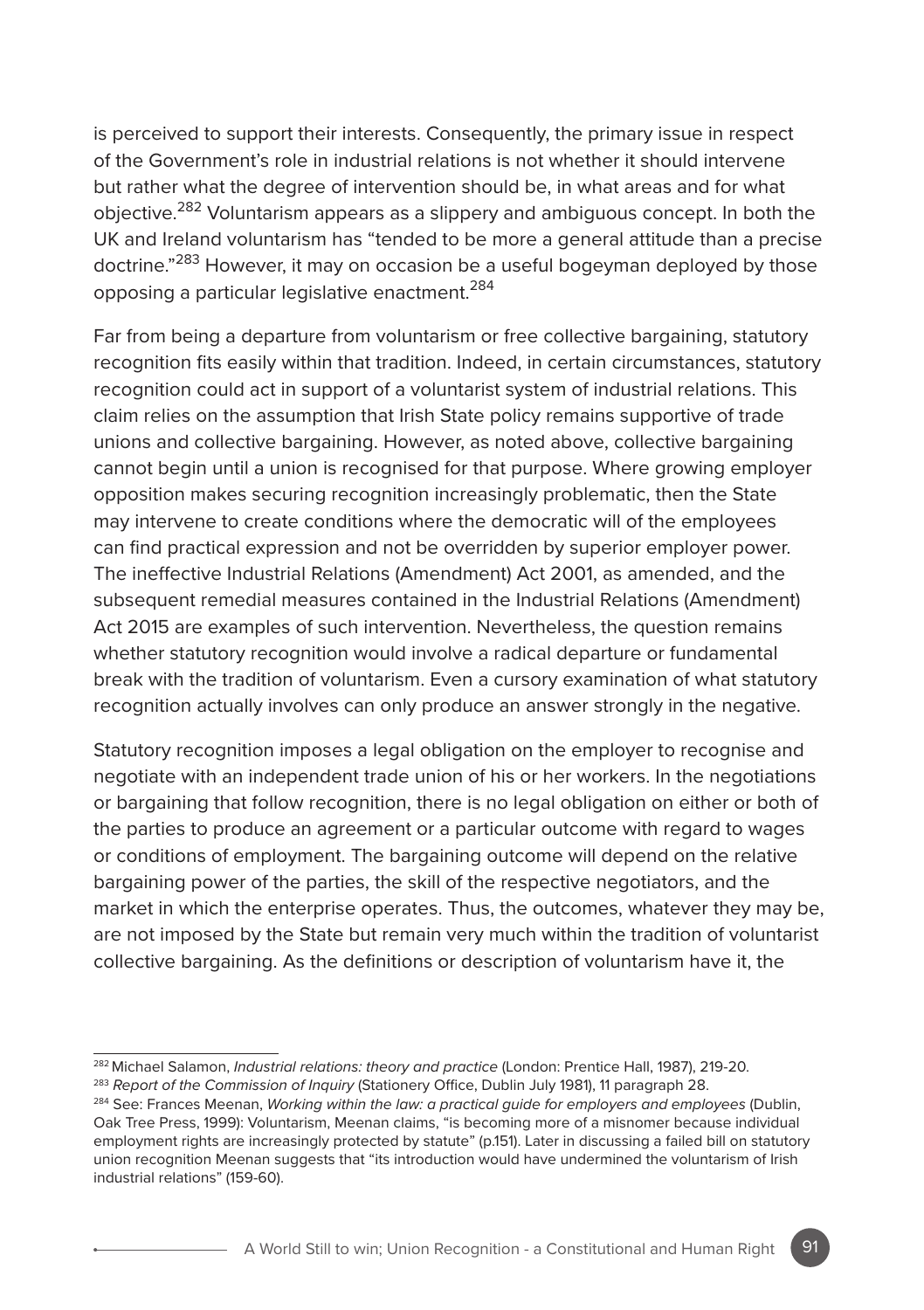is perceived to support their interests. Consequently, the primary issue in respect of the Government's role in industrial relations is not whether it should intervene but rather what the degree of intervention should be, in what areas and for what objective.[282] Voluntarism appears as a slippery and ambiguous concept. In both the UK and Ireland voluntarism has "tended to be more a general attitude than a precise doctrine."[283] However, it may on occasion be a useful bogeyman deployed by those opposing a particular legislative enactment.[284]

Far from being a departure from voluntarism or free collective bargaining, statutory recognition fits easily within that tradition. Indeed, in certain circumstances, statutory recognition could act in support of a voluntarist system of industrial relations. This claim relies on the assumption that Irish State policy remains supportive of trade unions and collective bargaining. However, as noted above, collective bargaining cannot begin until a union is recognised for that purpose. Where growing employer opposition makes securing recognition increasingly problematic, then the State may intervene to create conditions where the democratic will of the employees can find practical expression and not be overridden by superior employer power. The ineffective Industrial Relations (Amendment) Act 2001, as amended, and the subsequent remedial measures contained in the Industrial Relations (Amendment) Act 2015 are examples of such intervention. Nevertheless, the question remains whether statutory recognition would involve a radical departure or fundamental break with the tradition of voluntarism. Even a cursory examination of what statutory recognition actually involves can only produce an answer strongly in the negative.

Statutory recognition imposes a legal obligation on the employer to recognise and negotiate with an independent trade union of his or her workers. In the negotiations or bargaining that follow recognition, there is no legal obligation on either or both of the parties to produce an agreement or a particular outcome with regard to wages or conditions of employment. The bargaining outcome will depend on the relative bargaining power of the parties, the skill of the respective negotiators, and the market in which the enterprise operates. Thus, the outcomes, whatever they may be, are not imposed by the State but remain very much within the tradition of voluntarist collective bargaining. As the definitions or description of voluntarism have it, the

---

[282] Michael Salamon, *Industrial relations: theory and practice* (London: Prentice Hall, 1987), 219-20.

[283] *Report of the Commission of Inquiry* (Stationery Office, Dublin July 1981), 11 paragraph 28.

[284] See: Frances Meenan, *Working within the law: a practical guide for employers and employees* (Dublin, Oak Tree Press, 1999): Voluntarism, Meenan claims, "is becoming more of a misnomer because individual employment rights are increasingly protected by statute" (p.151). Later in discussing a failed bill on statutory union recognition Meenan suggests that "its introduction would have undermined the voluntarism of Irish industrial relations" (159-60).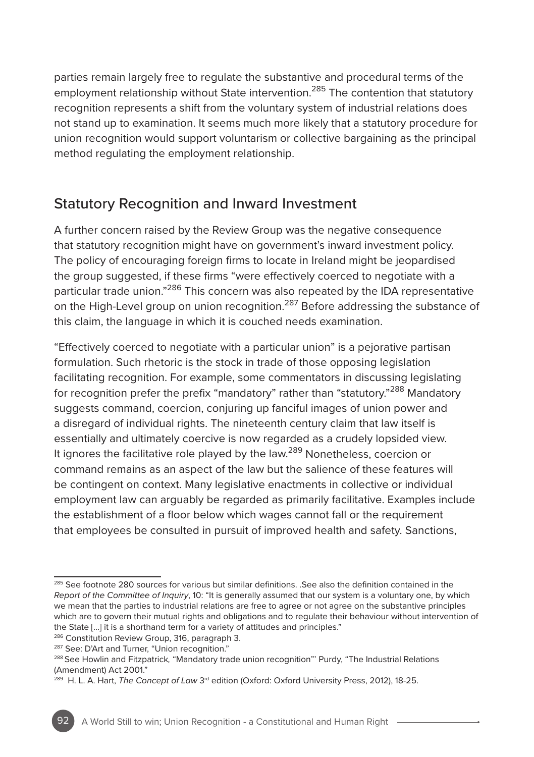parties remain largely free to regulate the substantive and procedural terms of the employment relationship without State intervention.[285] The contention that statutory recognition represents a shift from the voluntary system of industrial relations does not stand up to examination. It seems much more likely that a statutory procedure for union recognition would support voluntarism or collective bargaining as the principal method regulating the employment relationship.

## Statutory Recognition and Inward Investment

A further concern raised by the Review Group was the negative consequence that statutory recognition might have on government's inward investment policy. The policy of encouraging foreign firms to locate in Ireland might be jeopardised the group suggested, if these firms "were effectively coerced to negotiate with a particular trade union."[286] This concern was also repeated by the IDA representative on the High-Level group on union recognition.[287] Before addressing the substance of this claim, the language in which it is couched needs examination.

"Effectively coerced to negotiate with a particular union" is a pejorative partisan formulation. Such rhetoric is the stock in trade of those opposing legislation facilitating recognition. For example, some commentators in discussing legislating for recognition prefer the prefix "mandatory" rather than "statutory."[288] Mandatory suggests command, coercion, conjuring up fanciful images of union power and a disregard of individual rights. The nineteenth century claim that law itself is essentially and ultimately coercive is now regarded as a crudely lopsided view. It ignores the facilitative role played by the law.[289] Nonetheless, coercion or command remains as an aspect of the law but the salience of these features will be contingent on context. Many legislative enactments in collective or individual employment law can arguably be regarded as primarily facilitative. Examples include the establishment of a floor below which wages cannot fall or the requirement that employees be consulted in pursuit of improved health and safety. Sanctions,

---

[285] See footnote 280 sources for various but similar definitions. .See also the definition contained in the *Report of the Committee of Inquiry*, 10: "It is generally assumed that our system is a voluntary one, by which we mean that the parties to industrial relations are free to agree or not agree on the substantive principles which are to govern their mutual rights and obligations and to regulate their behaviour without intervention of the State […] it is a shorthand term for a variety of attitudes and principles."

[286] Constitution Review Group, 316, paragraph 3.

[287] See: D'Art and Turner, "Union recognition."

[288] See Howlin and Fitzpatrick*,* "Mandatory trade union recognition"' Purdy, "The Industrial Relations (Amendment) Act 2001."

[289] H. L. A. Hart, *The Concept of Law* 3rd edition (Oxford: Oxford University Press, 2012), 18-25.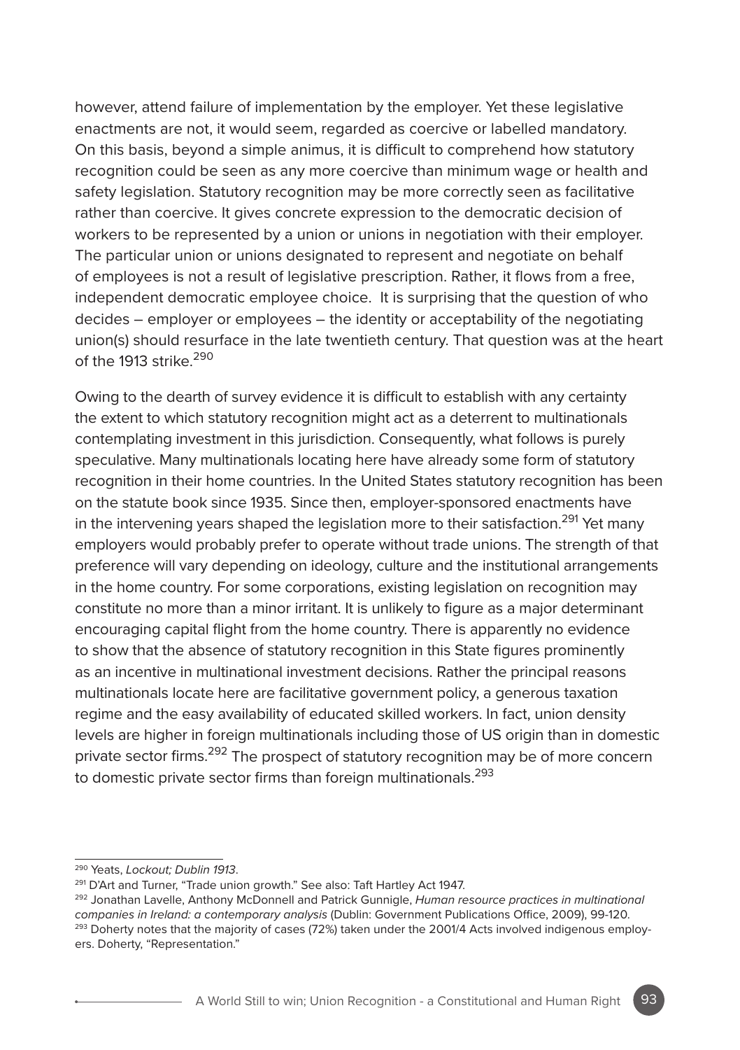however, attend failure of implementation by the employer. Yet these legislative enactments are not, it would seem, regarded as coercive or labelled mandatory. On this basis, beyond a simple animus, it is difficult to comprehend how statutory recognition could be seen as any more coercive than minimum wage or health and safety legislation. Statutory recognition may be more correctly seen as facilitative rather than coercive. It gives concrete expression to the democratic decision of workers to be represented by a union or unions in negotiation with their employer. The particular union or unions designated to represent and negotiate on behalf of employees is not a result of legislative prescription. Rather, it flows from a free, independent democratic employee choice. It is surprising that the question of who decides – employer or employees – the identity or acceptability of the negotiating union(s) should resurface in the late twentieth century. That question was at the heart of the 1913 strike.[290]

Owing to the dearth of survey evidence it is difficult to establish with any certainty the extent to which statutory recognition might act as a deterrent to multinationals contemplating investment in this jurisdiction. Consequently, what follows is purely speculative. Many multinationals locating here have already some form of statutory recognition in their home countries. In the United States statutory recognition has been on the statute book since 1935. Since then, employer-sponsored enactments have in the intervening years shaped the legislation more to their satisfaction.[291] Yet many employers would probably prefer to operate without trade unions. The strength of that preference will vary depending on ideology, culture and the institutional arrangements in the home country. For some corporations, existing legislation on recognition may constitute no more than a minor irritant. It is unlikely to figure as a major determinant encouraging capital flight from the home country. There is apparently no evidence to show that the absence of statutory recognition in this State figures prominently as an incentive in multinational investment decisions. Rather the principal reasons multinationals locate here are facilitative government policy, a generous taxation regime and the easy availability of educated skilled workers. In fact, union density levels are higher in foreign multinationals including those of US origin than in domestic private sector firms.[292] The prospect of statutory recognition may be of more concern to domestic private sector firms than foreign multinationals.[293]

---

[290] Yeats, *Lockout; Dublin 1913*.

[291] D'Art and Turner, "Trade union growth." See also: Taft Hartley Act 1947.

[292] Jonathan Lavelle, Anthony McDonnell and Patrick Gunnigle, *Human resource practices in multinational companies in Ireland: a contemporary analysis* (Dublin: Government Publications Office, 2009), 99-120.

[293] Doherty notes that the majority of cases (72%) taken under the 2001/4 Acts involved indigenous employers. Doherty, "Representation."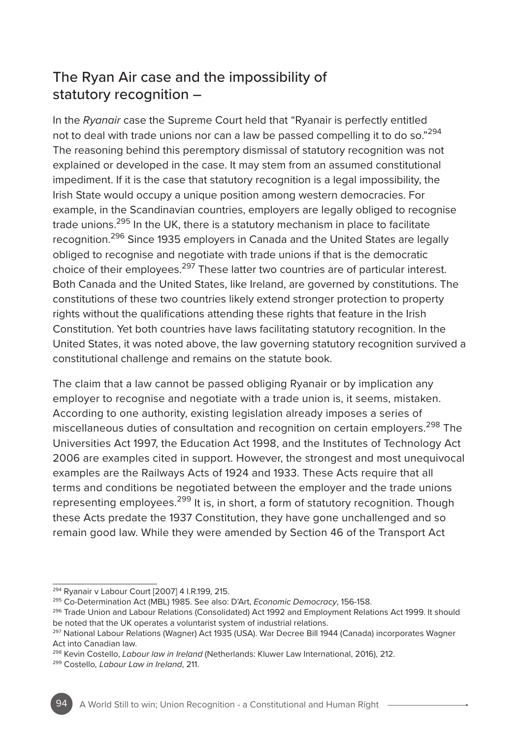## The Ryan Air case and the impossibility of statutory recognition –

In the *Ryanair* case the Supreme Court held that "Ryanair is perfectly entitled not to deal with trade unions nor can a law be passed compelling it to do so."[294] The reasoning behind this peremptory dismissal of statutory recognition was not explained or developed in the case. It may stem from an assumed constitutional impediment. If it is the case that statutory recognition is a legal impossibility, the Irish State would occupy a unique position among western democracies. For example, in the Scandinavian countries, employers are legally obliged to recognise trade unions.[295] In the UK, there is a statutory mechanism in place to facilitate recognition.[296] Since 1935 employers in Canada and the United States are legally obliged to recognise and negotiate with trade unions if that is the democratic choice of their employees.[297] These latter two countries are of particular interest. Both Canada and the United States, like Ireland, are governed by constitutions. The constitutions of these two countries likely extend stronger protection to property rights without the qualifications attending these rights that feature in the Irish Constitution. Yet both countries have laws facilitating statutory recognition. In the United States, it was noted above, the law governing statutory recognition survived a constitutional challenge and remains on the statute book.

The claim that a law cannot be passed obliging Ryanair or by implication any employer to recognise and negotiate with a trade union is, it seems, mistaken. According to one authority, existing legislation already imposes a series of miscellaneous duties of consultation and recognition on certain employers.[298] The Universities Act 1997, the Education Act 1998, and the Institutes of Technology Act 2006 are examples cited in support. However, the strongest and most unequivocal examples are the Railways Acts of 1924 and 1933. These Acts require that all terms and conditions be negotiated between the employer and the trade unions representing employees.[299] It is, in short, a form of statutory recognition. Though these Acts predate the 1937 Constitution, they have gone unchallenged and so remain good law. While they were amended by Section 46 of the Transport Act

---

[294] Ryanair v Labour Court [2007] 4 I.R.199, 215.

[295] Co-Determination Act (MBL) 1985. See also: D'Art, *Economic Democracy*, 156-158.

[296] Trade Union and Labour Relations (Consolidated) Act 1992 and Employment Relations Act 1999. It should be noted that the UK operates a voluntarist system of industrial relations.

[297] National Labour Relations (Wagner) Act 1935 (USA). War Decree Bill 1944 (Canada) incorporates Wagner Act into Canadian law.

[298] Kevin Costello, *Labour law in Ireland* (Netherlands: Kluwer Law International, 2016), 212.

[299] Costello, *Labour Law in Ireland*, 211.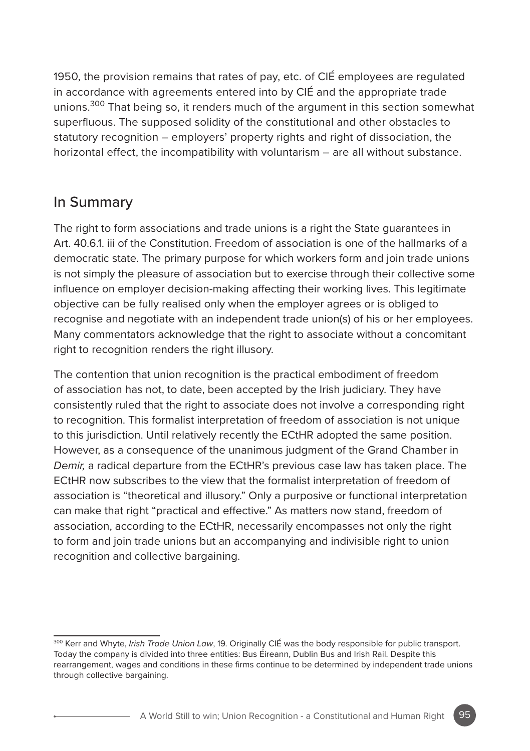1950, the provision remains that rates of pay, etc. of CIÉ employees are regulated in accordance with agreements entered into by CIÉ and the appropriate trade unions.[300] That being so, it renders much of the argument in this section somewhat superfluous. The supposed solidity of the constitutional and other obstacles to statutory recognition – employers' property rights and right of dissociation, the horizontal effect, the incompatibility with voluntarism – are all without substance.

## In Summary

The right to form associations and trade unions is a right the State guarantees in Art. 40.6.1. iii of the Constitution. Freedom of association is one of the hallmarks of a democratic state. The primary purpose for which workers form and join trade unions is not simply the pleasure of association but to exercise through their collective some influence on employer decision-making affecting their working lives. This legitimate objective can be fully realised only when the employer agrees or is obliged to recognise and negotiate with an independent trade union(s) of his or her employees. Many commentators acknowledge that the right to associate without a concomitant right to recognition renders the right illusory.

The contention that union recognition is the practical embodiment of freedom of association has not, to date, been accepted by the Irish judiciary. They have consistently ruled that the right to associate does not involve a corresponding right to recognition. This formalist interpretation of freedom of association is not unique to this jurisdiction. Until relatively recently the ECtHR adopted the same position. However, as a consequence of the unanimous judgment of the Grand Chamber in *Demir,* a radical departure from the ECtHR's previous case law has taken place. The ECtHR now subscribes to the view that the formalist interpretation of freedom of association is "theoretical and illusory." Only a purposive or functional interpretation can make that right "practical and effective." As matters now stand, freedom of association, according to the ECtHR, necessarily encompasses not only the right to form and join trade unions but an accompanying and indivisible right to union recognition and collective bargaining.

---

[300] Kerr and Whyte, *Irish Trade Union Law*, 19. Originally CIÉ was the body responsible for public transport. Today the company is divided into three entities: Bus Éireann, Dublin Bus and Irish Rail. Despite this rearrangement, wages and conditions in these firms continue to be determined by independent trade unions through collective bargaining.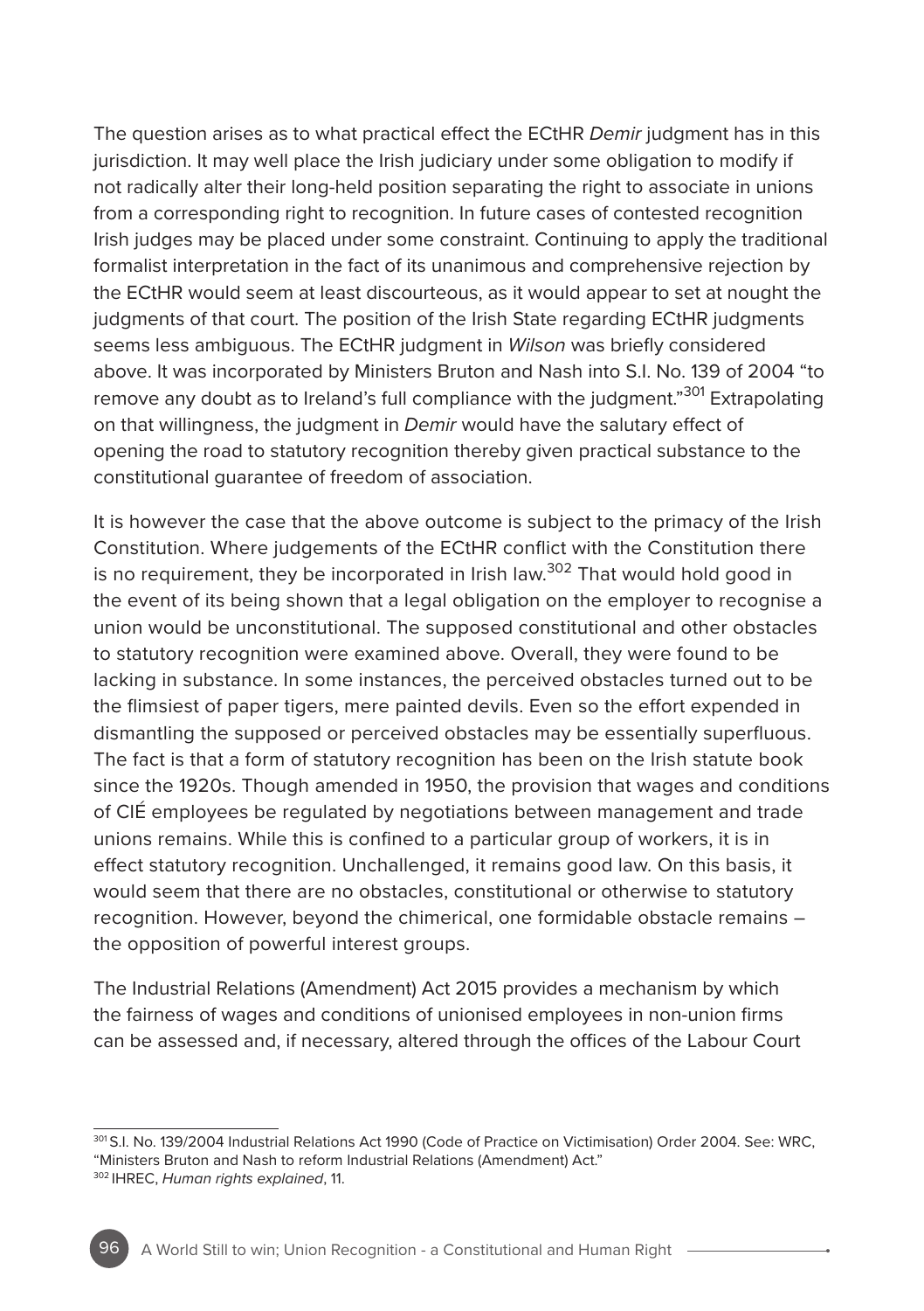The question arises as to what practical effect the ECtHR *Demir* judgment has in this jurisdiction. It may well place the Irish judiciary under some obligation to modify if not radically alter their long-held position separating the right to associate in unions from a corresponding right to recognition. In future cases of contested recognition Irish judges may be placed under some constraint. Continuing to apply the traditional formalist interpretation in the fact of its unanimous and comprehensive rejection by the ECtHR would seem at least discourteous, as it would appear to set at nought the judgments of that court. The position of the Irish State regarding ECtHR judgments seems less ambiguous. The ECtHR judgment in *Wilson* was briefly considered above. It was incorporated by Ministers Bruton and Nash into S.I. No. 139 of 2004 "to remove any doubt as to Ireland's full compliance with the judgment."[301] Extrapolating on that willingness, the judgment in *Demir* would have the salutary effect of opening the road to statutory recognition thereby given practical substance to the constitutional guarantee of freedom of association.

It is however the case that the above outcome is subject to the primacy of the Irish Constitution. Where judgements of the ECtHR conflict with the Constitution there is no requirement, they be incorporated in Irish law.[302] That would hold good in the event of its being shown that a legal obligation on the employer to recognise a union would be unconstitutional. The supposed constitutional and other obstacles to statutory recognition were examined above. Overall, they were found to be lacking in substance. In some instances, the perceived obstacles turned out to be the flimsiest of paper tigers, mere painted devils. Even so the effort expended in dismantling the supposed or perceived obstacles may be essentially superfluous. The fact is that a form of statutory recognition has been on the Irish statute book since the 1920s. Though amended in 1950, the provision that wages and conditions of CIÉ employees be regulated by negotiations between management and trade unions remains. While this is confined to a particular group of workers, it is in effect statutory recognition. Unchallenged, it remains good law. On this basis, it would seem that there are no obstacles, constitutional or otherwise to statutory recognition. However, beyond the chimerical, one formidable obstacle remains – the opposition of powerful interest groups.

The Industrial Relations (Amendment) Act 2015 provides a mechanism by which the fairness of wages and conditions of unionised employees in non-union firms can be assessed and, if necessary, altered through the offices of the Labour Court

---

[301] S.I. No. 139/2004 Industrial Relations Act 1990 (Code of Practice on Victimisation) Order 2004. See: WRC, "Ministers Bruton and Nash to reform Industrial Relations (Amendment) Act."

[302] IHREC, *Human rights explained*, 11.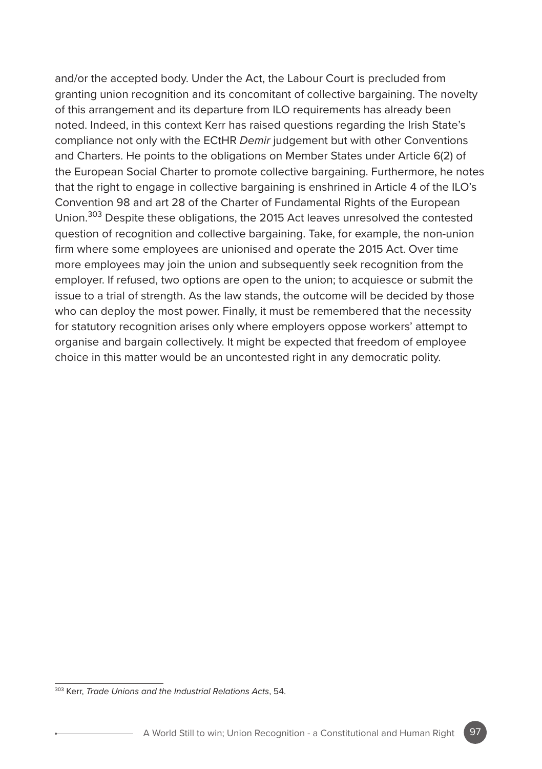and/or the accepted body. Under the Act, the Labour Court is precluded from granting union recognition and its concomitant of collective bargaining. The novelty of this arrangement and its departure from ILO requirements has already been noted. Indeed, in this context Kerr has raised questions regarding the Irish State's compliance not only with the ECtHR *Demir* judgement but with other Conventions and Charters. He points to the obligations on Member States under Article 6(2) of the European Social Charter to promote collective bargaining. Furthermore, he notes that the right to engage in collective bargaining is enshrined in Article 4 of the ILO's Convention 98 and art 28 of the Charter of Fundamental Rights of the European Union.[303] Despite these obligations, the 2015 Act leaves unresolved the contested question of recognition and collective bargaining. Take, for example, the non-union firm where some employees are unionised and operate the 2015 Act. Over time more employees may join the union and subsequently seek recognition from the employer. If refused, two options are open to the union; to acquiesce or submit the issue to a trial of strength. As the law stands, the outcome will be decided by those who can deploy the most power. Finally, it must be remembered that the necessity for statutory recognition arises only where employers oppose workers' attempt to organise and bargain collectively. It might be expected that freedom of employee choice in this matter would be an uncontested right in any democratic polity.

---

[303] Kerr, *Trade Unions and the Industrial Relations Acts*, 54.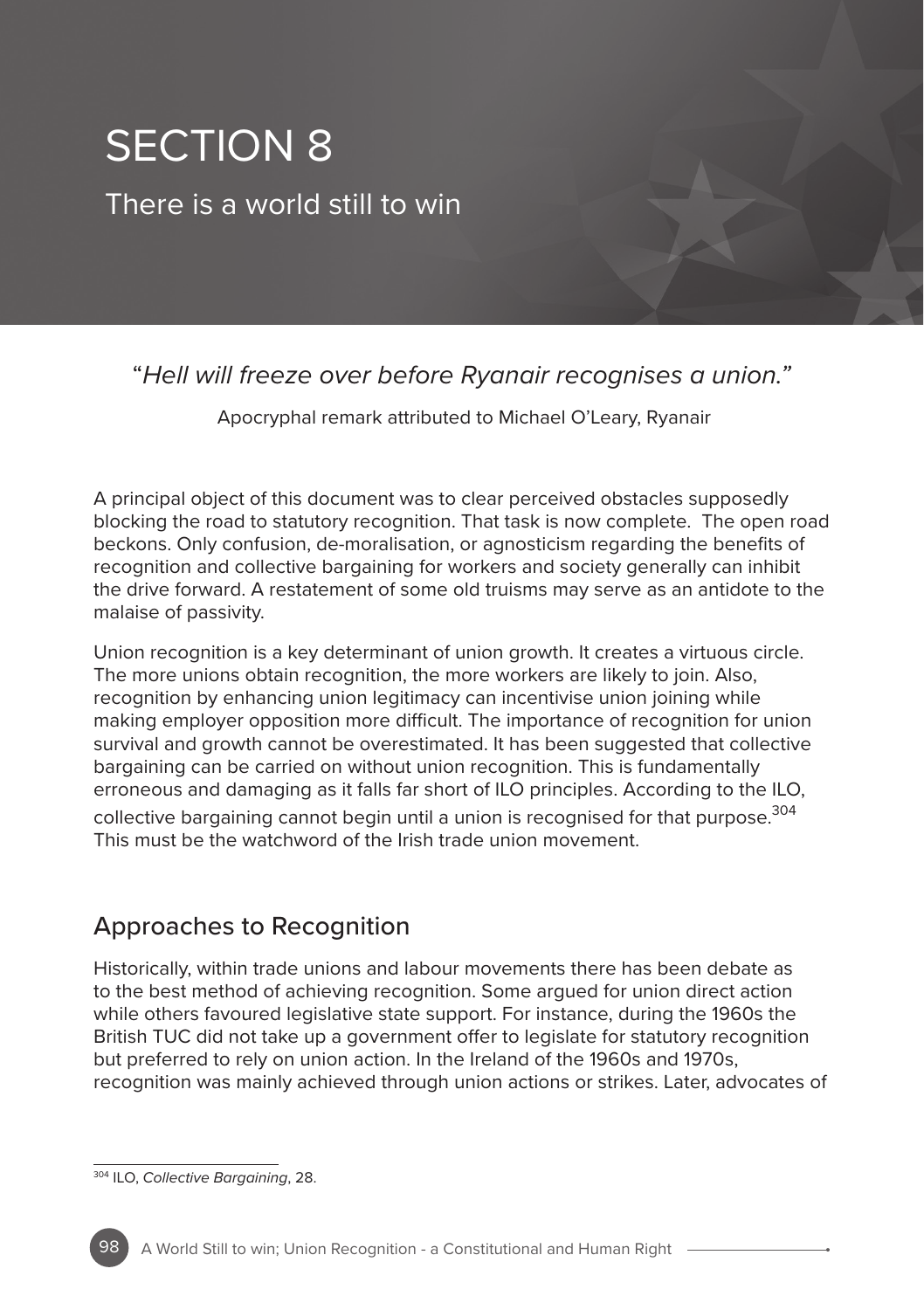# SECTION 8

## There is a world still to win

> "*Hell will freeze over before Ryanair recognises a union.*"
>
> Apocryphal remark attributed to Michael O'Leary, Ryanair

A principal object of this document was to clear perceived obstacles supposedly blocking the road to statutory recognition. That task is now complete. The open road beckons. Only confusion, de-moralisation, or agnosticism regarding the benefits of recognition and collective bargaining for workers and society generally can inhibit the drive forward. A restatement of some old truisms may serve as an antidote to the malaise of passivity.

Union recognition is a key determinant of union growth. It creates a virtuous circle. The more unions obtain recognition, the more workers are likely to join. Also, recognition by enhancing union legitimacy can incentivise union joining while making employer opposition more difficult. The importance of recognition for union survival and growth cannot be overestimated. It has been suggested that collective bargaining can be carried on without union recognition. This is fundamentally erroneous and damaging as it falls far short of ILO principles. According to the ILO, collective bargaining cannot begin until a union is recognised for that purpose.[304] This must be the watchword of the Irish trade union movement.

## Approaches to Recognition

Historically, within trade unions and labour movements there has been debate as to the best method of achieving recognition. Some argued for union direct action while others favoured legislative state support. For instance, during the 1960s the British TUC did not take up a government offer to legislate for statutory recognition but preferred to rely on union action. In the Ireland of the 1960s and 1970s, recognition was mainly achieved through union actions or strikes. Later, advocates of

---

[304] ILO, *Collective Bargaining*, 28.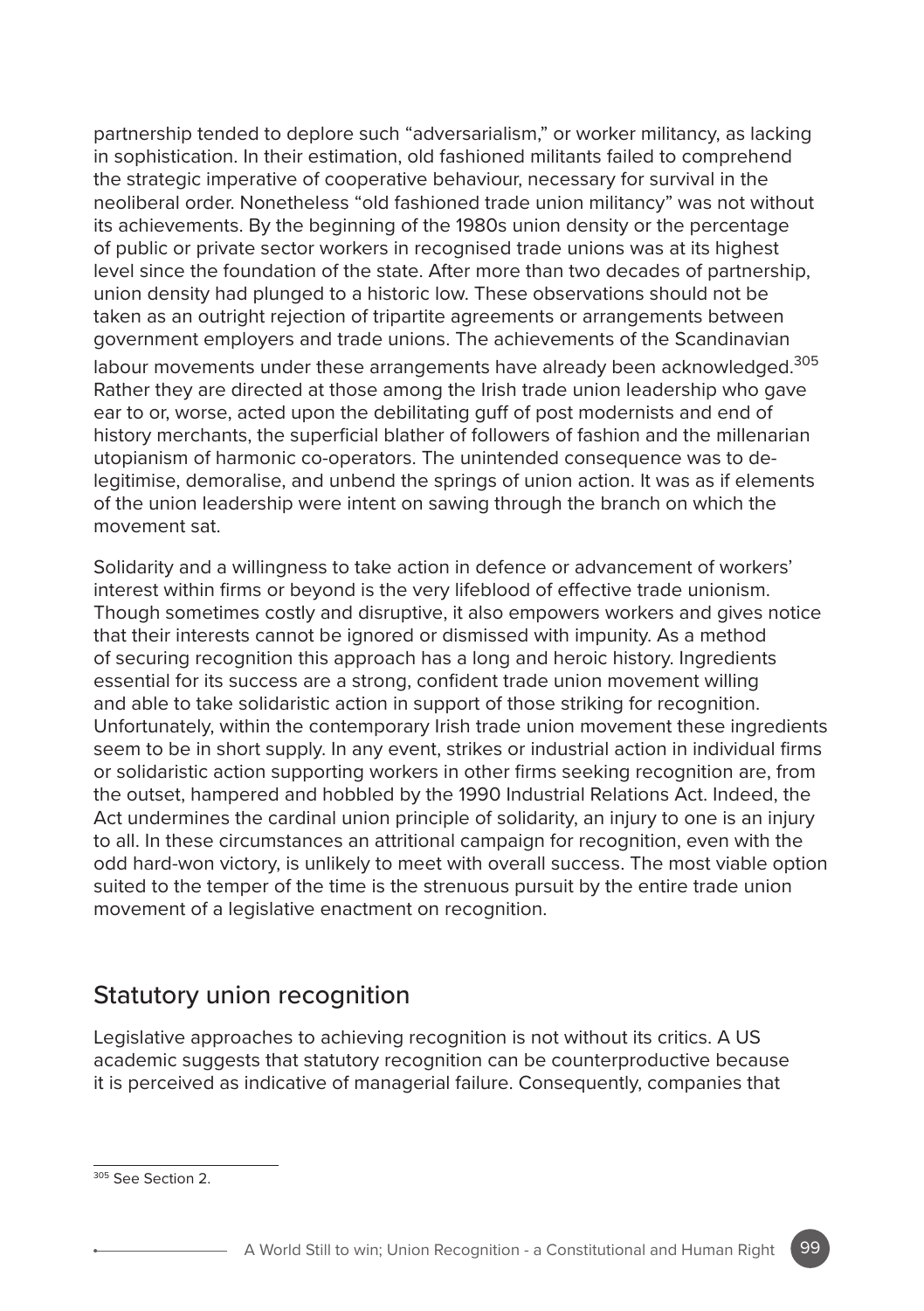partnership tended to deplore such "adversarialism," or worker militancy, as lacking in sophistication. In their estimation, old fashioned militants failed to comprehend the strategic imperative of cooperative behaviour, necessary for survival in the neoliberal order. Nonetheless "old fashioned trade union militancy" was not without its achievements. By the beginning of the 1980s union density or the percentage of public or private sector workers in recognised trade unions was at its highest level since the foundation of the state. After more than two decades of partnership, union density had plunged to a historic low. These observations should not be taken as an outright rejection of tripartite agreements or arrangements between government employers and trade unions. The achievements of the Scandinavian labour movements under these arrangements have already been acknowledged.[305] Rather they are directed at those among the Irish trade union leadership who gave ear to or, worse, acted upon the debilitating guff of post modernists and end of history merchants, the superficial blather of followers of fashion and the millenarian utopianism of harmonic co-operators. The unintended consequence was to de-legitimise, demoralise, and unbend the springs of union action. It was as if elements of the union leadership were intent on sawing through the branch on which the movement sat.

Solidarity and a willingness to take action in defence or advancement of workers' interest within firms or beyond is the very lifeblood of effective trade unionism. Though sometimes costly and disruptive, it also empowers workers and gives notice that their interests cannot be ignored or dismissed with impunity. As a method of securing recognition this approach has a long and heroic history. Ingredients essential for its success are a strong, confident trade union movement willing and able to take solidaristic action in support of those striking for recognition. Unfortunately, within the contemporary Irish trade union movement these ingredients seem to be in short supply. In any event, strikes or industrial action in individual firms or solidaristic action supporting workers in other firms seeking recognition are, from the outset, hampered and hobbled by the 1990 Industrial Relations Act. Indeed, the Act undermines the cardinal union principle of solidarity, an injury to one is an injury to all. In these circumstances an attritional campaign for recognition, even with the odd hard-won victory, is unlikely to meet with overall success. The most viable option suited to the temper of the time is the strenuous pursuit by the entire trade union movement of a legislative enactment on recognition.

## Statutory union recognition

Legislative approaches to achieving recognition is not without its critics. A US academic suggests that statutory recognition can be counterproductive because it is perceived as indicative of managerial failure. Consequently, companies that

[305] See Section 2.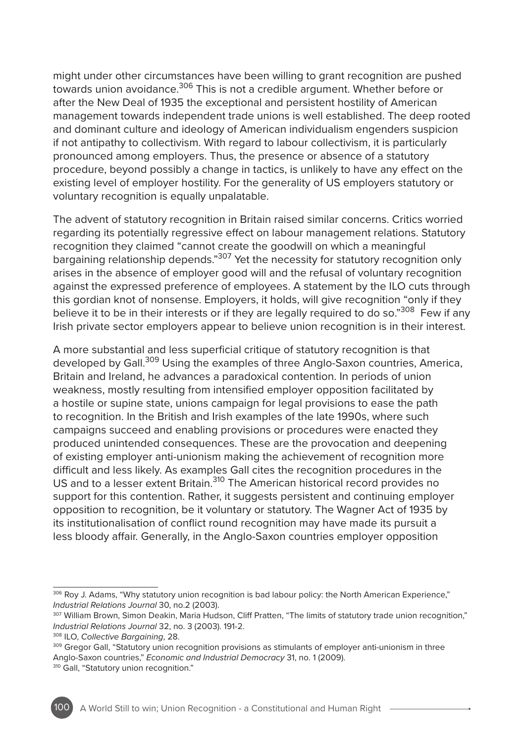might under other circumstances have been willing to grant recognition are pushed towards union avoidance.[306] This is not a credible argument. Whether before or after the New Deal of 1935 the exceptional and persistent hostility of American management towards independent trade unions is well established. The deep rooted and dominant culture and ideology of American individualism engenders suspicion if not antipathy to collectivism. With regard to labour collectivism, it is particularly pronounced among employers. Thus, the presence or absence of a statutory procedure, beyond possibly a change in tactics, is unlikely to have any effect on the existing level of employer hostility. For the generality of US employers statutory or voluntary recognition is equally unpalatable.

The advent of statutory recognition in Britain raised similar concerns. Critics worried regarding its potentially regressive effect on labour management relations. Statutory recognition they claimed "cannot create the goodwill on which a meaningful bargaining relationship depends."[307] Yet the necessity for statutory recognition only arises in the absence of employer good will and the refusal of voluntary recognition against the expressed preference of employees. A statement by the ILO cuts through this gordian knot of nonsense. Employers, it holds, will give recognition "only if they believe it to be in their interests or if they are legally required to do so."[308] Few if any Irish private sector employers appear to believe union recognition is in their interest.

A more substantial and less superficial critique of statutory recognition is that developed by Gall.[309] Using the examples of three Anglo-Saxon countries, America, Britain and Ireland, he advances a paradoxical contention. In periods of union weakness, mostly resulting from intensified employer opposition facilitated by a hostile or supine state, unions campaign for legal provisions to ease the path to recognition. In the British and Irish examples of the late 1990s, where such campaigns succeed and enabling provisions or procedures were enacted they produced unintended consequences. These are the provocation and deepening of existing employer anti-unionism making the achievement of recognition more difficult and less likely. As examples Gall cites the recognition procedures in the US and to a lesser extent Britain.[310] The American historical record provides no support for this contention. Rather, it suggests persistent and continuing employer opposition to recognition, be it voluntary or statutory. The Wagner Act of 1935 by its institutionalisation of conflict round recognition may have made its pursuit a less bloody affair. Generally, in the Anglo-Saxon countries employer opposition

---

[306] Roy J. Adams, "Why statutory union recognition is bad labour policy: the North American Experience," *Industrial Relations Journal* 30, no.2 (2003).

[307] William Brown, Simon Deakin, Maria Hudson, Cliff Pratten, "The limits of statutory trade union recognition," *Industrial Relations Journal* 32, no. 3 (2003). 191-2.

[308] ILO, *Collective Bargaining*, 28.

[309] Gregor Gall, "Statutory union recognition provisions as stimulants of employer anti-unionism in three Anglo-Saxon countries," *Economic and Industrial Democracy* 31, no. 1 (2009).

[310] Gall, "Statutory union recognition."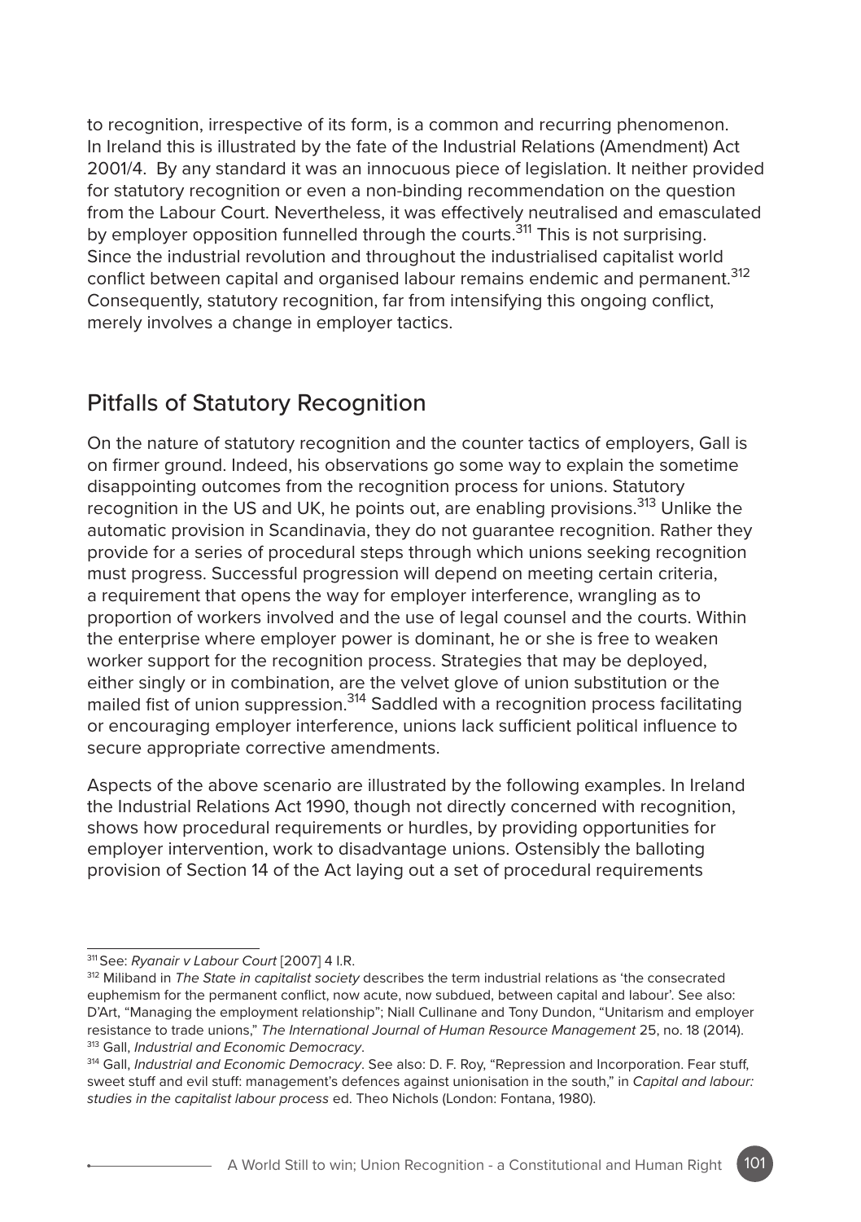to recognition, irrespective of its form, is a common and recurring phenomenon. In Ireland this is illustrated by the fate of the Industrial Relations (Amendment) Act 2001/4. By any standard it was an innocuous piece of legislation. It neither provided for statutory recognition or even a non-binding recommendation on the question from the Labour Court. Nevertheless, it was effectively neutralised and emasculated by employer opposition funnelled through the courts.[311] This is not surprising. Since the industrial revolution and throughout the industrialised capitalist world conflict between capital and organised labour remains endemic and permanent.[312] Consequently, statutory recognition, far from intensifying this ongoing conflict, merely involves a change in employer tactics.

## Pitfalls of Statutory Recognition

On the nature of statutory recognition and the counter tactics of employers, Gall is on firmer ground. Indeed, his observations go some way to explain the sometime disappointing outcomes from the recognition process for unions. Statutory recognition in the US and UK, he points out, are enabling provisions.[313] Unlike the automatic provision in Scandinavia, they do not guarantee recognition. Rather they provide for a series of procedural steps through which unions seeking recognition must progress. Successful progression will depend on meeting certain criteria, a requirement that opens the way for employer interference, wrangling as to proportion of workers involved and the use of legal counsel and the courts. Within the enterprise where employer power is dominant, he or she is free to weaken worker support for the recognition process. Strategies that may be deployed, either singly or in combination, are the velvet glove of union substitution or the mailed fist of union suppression.[314] Saddled with a recognition process facilitating or encouraging employer interference, unions lack sufficient political influence to secure appropriate corrective amendments.

Aspects of the above scenario are illustrated by the following examples. In Ireland the Industrial Relations Act 1990, though not directly concerned with recognition, shows how procedural requirements or hurdles, by providing opportunities for employer intervention, work to disadvantage unions. Ostensibly the balloting provision of Section 14 of the Act laying out a set of procedural requirements

---

[311] See: *Ryanair v Labour Court* [2007] 4 I.R.

[312] Miliband in *The State in capitalist society* describes the term industrial relations as 'the consecrated euphemism for the permanent conflict, now acute, now subdued, between capital and labour'. See also: D'Art, "Managing the employment relationship"; Niall Cullinane and Tony Dundon, "Unitarism and employer resistance to trade unions," *The International Journal of Human Resource Management* 25, no. 18 (2014).

[313] Gall, *Industrial and Economic Democracy*.

[314] Gall, *Industrial and Economic Democracy*. See also: D. F. Roy, "Repression and Incorporation. Fear stuff, sweet stuff and evil stuff: management's defences against unionisation in the south," in *Capital and labour: studies in the capitalist labour process* ed. Theo Nichols (London: Fontana, 1980).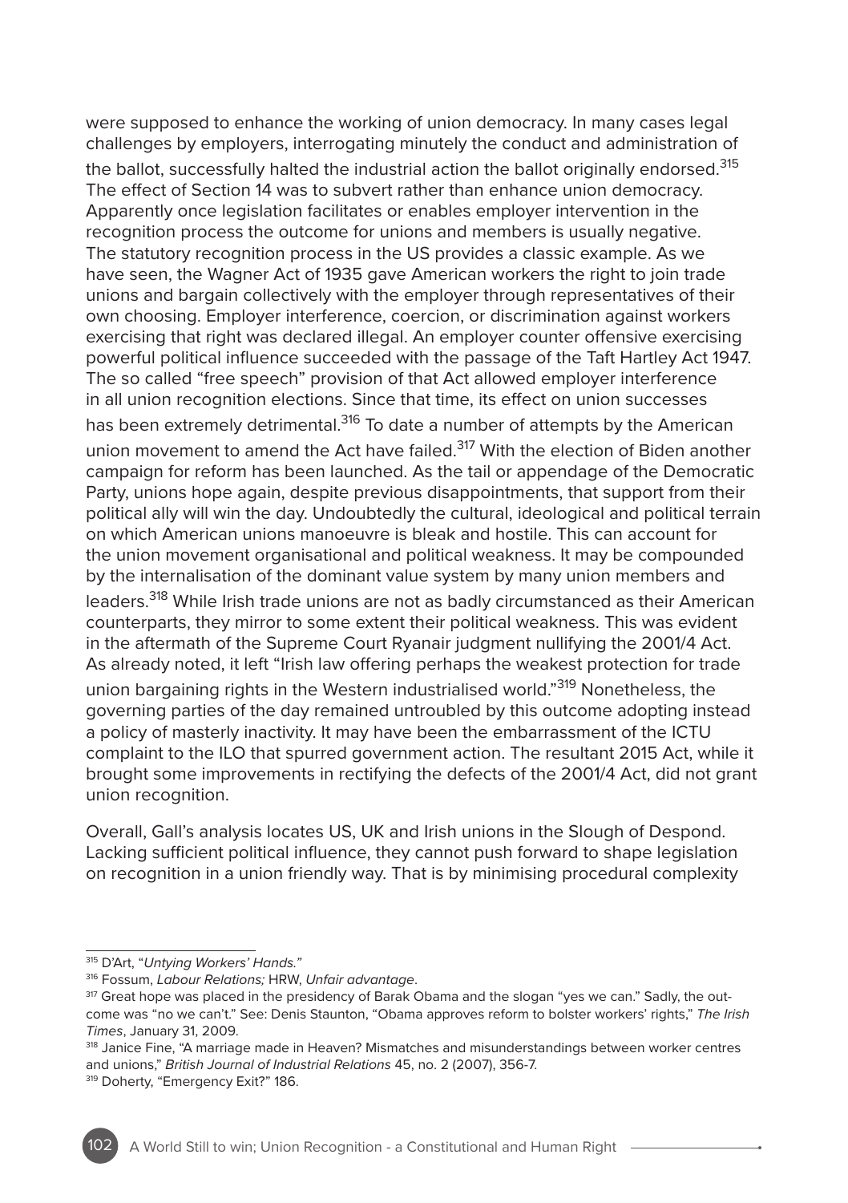were supposed to enhance the working of union democracy. In many cases legal challenges by employers, interrogating minutely the conduct and administration of the ballot, successfully halted the industrial action the ballot originally endorsed.[315] The effect of Section 14 was to subvert rather than enhance union democracy. Apparently once legislation facilitates or enables employer intervention in the recognition process the outcome for unions and members is usually negative. The statutory recognition process in the US provides a classic example. As we have seen, the Wagner Act of 1935 gave American workers the right to join trade unions and bargain collectively with the employer through representatives of their own choosing. Employer interference, coercion, or discrimination against workers exercising that right was declared illegal. An employer counter offensive exercising powerful political influence succeeded with the passage of the Taft Hartley Act 1947. The so called "free speech" provision of that Act allowed employer interference in all union recognition elections. Since that time, its effect on union successes has been extremely detrimental.[316] To date a number of attempts by the American union movement to amend the Act have failed.[317] With the election of Biden another campaign for reform has been launched. As the tail or appendage of the Democratic Party, unions hope again, despite previous disappointments, that support from their political ally will win the day. Undoubtedly the cultural, ideological and political terrain on which American unions manoeuvre is bleak and hostile. This can account for the union movement organisational and political weakness. It may be compounded by the internalisation of the dominant value system by many union members and leaders.[318] While Irish trade unions are not as badly circumstanced as their American counterparts, they mirror to some extent their political weakness. This was evident in the aftermath of the Supreme Court Ryanair judgment nullifying the 2001/4 Act. As already noted, it left "Irish law offering perhaps the weakest protection for trade union bargaining rights in the Western industrialised world."[319] Nonetheless, the governing parties of the day remained untroubled by this outcome adopting instead a policy of masterly inactivity. It may have been the embarrassment of the ICTU complaint to the ILO that spurred government action. The resultant 2015 Act, while it brought some improvements in rectifying the defects of the 2001/4 Act, did not grant union recognition.

Overall, Gall's analysis locates US, UK and Irish unions in the Slough of Despond. Lacking sufficient political influence, they cannot push forward to shape legislation on recognition in a union friendly way. That is by minimising procedural complexity

---

[315] D'Art, "*Untying Workers' Hands.*"

[316] Fossum, *Labour Relations;* HRW, *Unfair advantage*.

[317] Great hope was placed in the presidency of Barak Obama and the slogan "yes we can." Sadly, the outcome was "no we can't." See: Denis Staunton, "Obama approves reform to bolster workers' rights," *The Irish Times*, January 31, 2009.

[318] Janice Fine, "A marriage made in Heaven? Mismatches and misunderstandings between worker centres and unions," *British Journal of Industrial Relations* 45, no. 2 (2007), 356-7.

[319] Doherty, "Emergency Exit?" 186.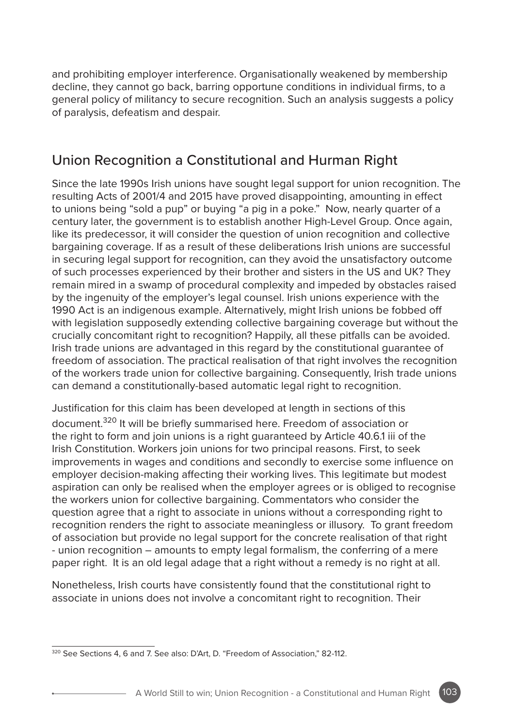and prohibiting employer interference. Organisationally weakened by membership decline, they cannot go back, barring opportune conditions in individual firms, to a general policy of militancy to secure recognition. Such an analysis suggests a policy of paralysis, defeatism and despair.

## Union Recognition a Constitutional and Hurman Right

Since the late 1990s Irish unions have sought legal support for union recognition. The resulting Acts of 2001/4 and 2015 have proved disappointing, amounting in effect to unions being "sold a pup" or buying "a pig in a poke." Now, nearly quarter of a century later, the government is to establish another High-Level Group. Once again, like its predecessor, it will consider the question of union recognition and collective bargaining coverage. If as a result of these deliberations Irish unions are successful in securing legal support for recognition, can they avoid the unsatisfactory outcome of such processes experienced by their brother and sisters in the US and UK? They remain mired in a swamp of procedural complexity and impeded by obstacles raised by the ingenuity of the employer's legal counsel. Irish unions experience with the 1990 Act is an indigenous example. Alternatively, might Irish unions be fobbed off with legislation supposedly extending collective bargaining coverage but without the crucially concomitant right to recognition? Happily, all these pitfalls can be avoided. Irish trade unions are advantaged in this regard by the constitutional guarantee of freedom of association. The practical realisation of that right involves the recognition of the workers trade union for collective bargaining. Consequently, Irish trade unions can demand a constitutionally-based automatic legal right to recognition.

Justification for this claim has been developed at length in sections of this document.[320] It will be briefly summarised here. Freedom of association or the right to form and join unions is a right guaranteed by Article 40.6.1 iii of the Irish Constitution. Workers join unions for two principal reasons. First, to seek improvements in wages and conditions and secondly to exercise some influence on employer decision-making affecting their working lives. This legitimate but modest aspiration can only be realised when the employer agrees or is obliged to recognise the workers union for collective bargaining. Commentators who consider the question agree that a right to associate in unions without a corresponding right to recognition renders the right to associate meaningless or illusory. To grant freedom of association but provide no legal support for the concrete realisation of that right - union recognition – amounts to empty legal formalism, the conferring of a mere paper right. It is an old legal adage that a right without a remedy is no right at all.

Nonetheless, Irish courts have consistently found that the constitutional right to associate in unions does not involve a concomitant right to recognition. Their

[320] See Sections 4, 6 and 7. See also: D'Art, D. "Freedom of Association," 82-112.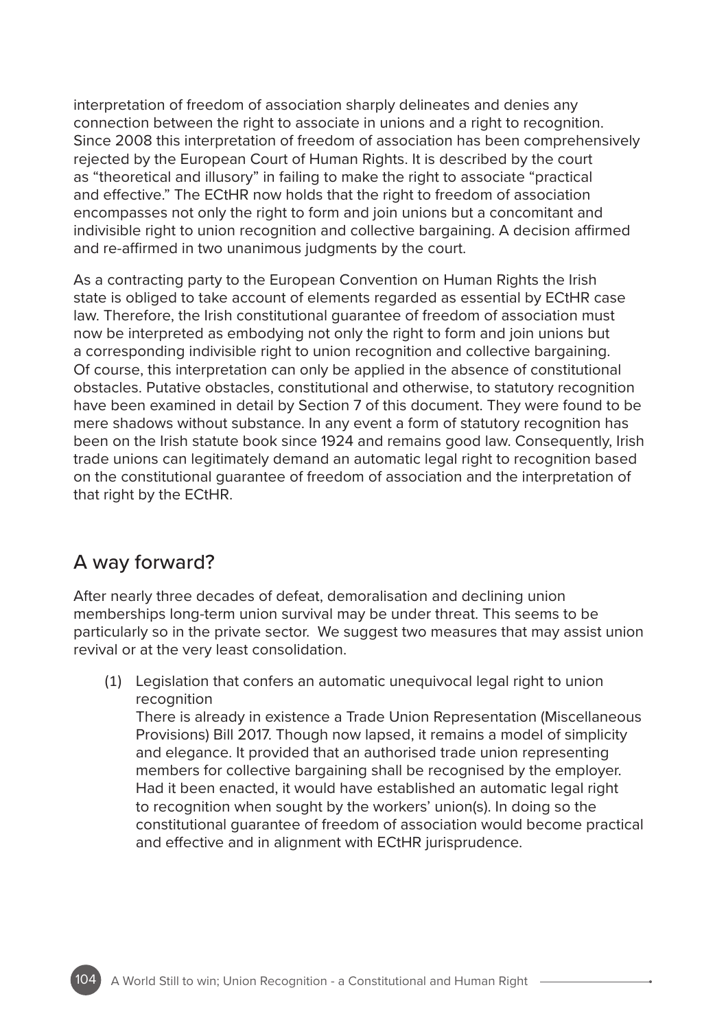interpretation of freedom of association sharply delineates and denies any connection between the right to associate in unions and a right to recognition. Since 2008 this interpretation of freedom of association has been comprehensively rejected by the European Court of Human Rights. It is described by the court as "theoretical and illusory" in failing to make the right to associate "practical and effective." The ECtHR now holds that the right to freedom of association encompasses not only the right to form and join unions but a concomitant and indivisible right to union recognition and collective bargaining. A decision affirmed and re-affirmed in two unanimous judgments by the court.

As a contracting party to the European Convention on Human Rights the Irish state is obliged to take account of elements regarded as essential by ECtHR case law. Therefore, the Irish constitutional guarantee of freedom of association must now be interpreted as embodying not only the right to form and join unions but a corresponding indivisible right to union recognition and collective bargaining. Of course, this interpretation can only be applied in the absence of constitutional obstacles. Putative obstacles, constitutional and otherwise, to statutory recognition have been examined in detail by Section 7 of this document. They were found to be mere shadows without substance. In any event a form of statutory recognition has been on the Irish statute book since 1924 and remains good law. Consequently, Irish trade unions can legitimately demand an automatic legal right to recognition based on the constitutional guarantee of freedom of association and the interpretation of that right by the ECtHR.

## A way forward?

After nearly three decades of defeat, demoralisation and declining union memberships long-term union survival may be under threat. This seems to be particularly so in the private sector. We suggest two measures that may assist union revival or at the very least consolidation.

(1) Legislation that confers an automatic unequivocal legal right to union recognition
There is already in existence a Trade Union Representation (Miscellaneous Provisions) Bill 2017. Though now lapsed, it remains a model of simplicity and elegance. It provided that an authorised trade union representing members for collective bargaining shall be recognised by the employer. Had it been enacted, it would have established an automatic legal right to recognition when sought by the workers' union(s). In doing so the constitutional guarantee of freedom of association would become practical and effective and in alignment with ECtHR jurisprudence.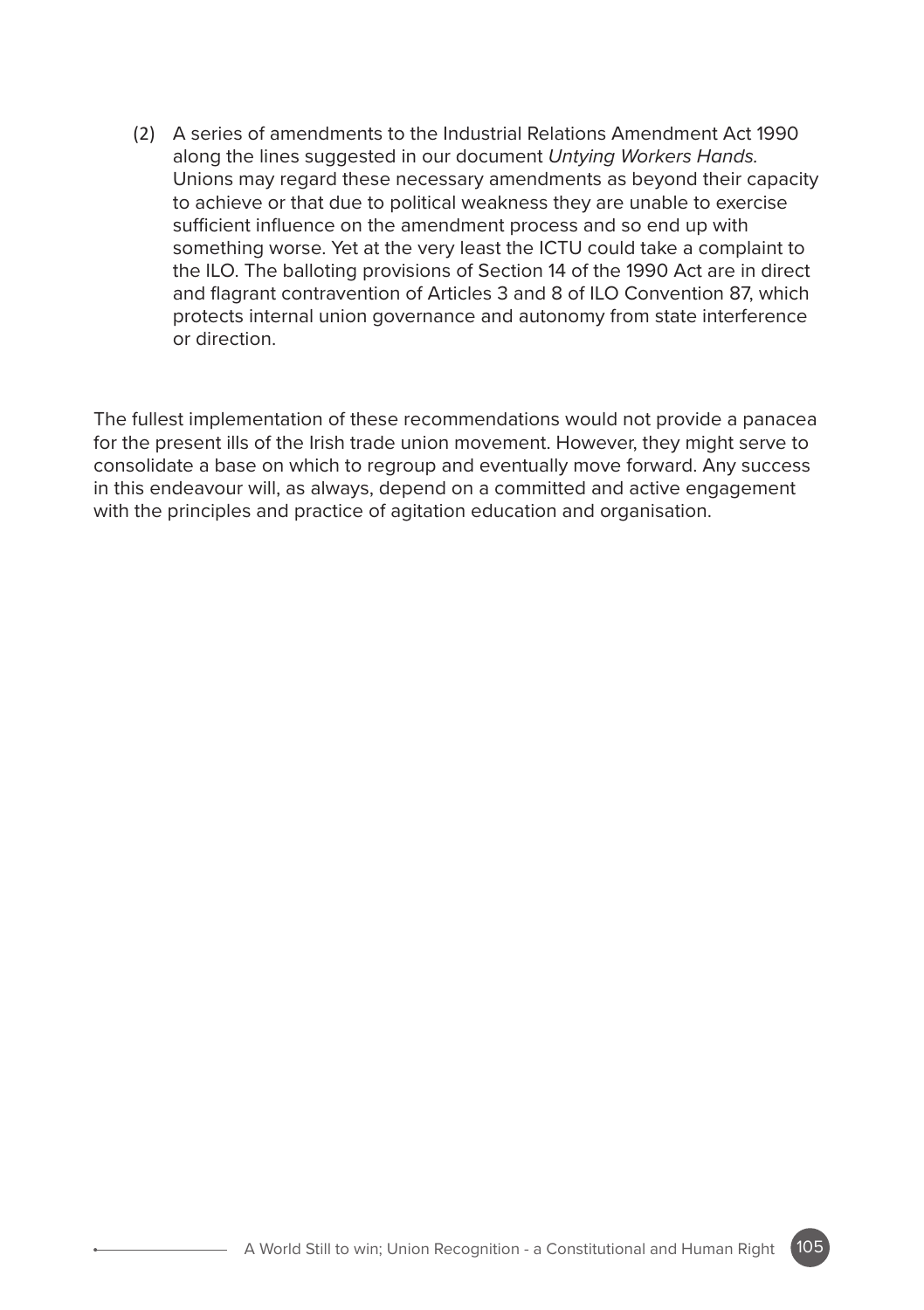(2) A series of amendments to the Industrial Relations Amendment Act 1990 along the lines suggested in our document *Untying Workers Hands*. Unions may regard these necessary amendments as beyond their capacity to achieve or that due to political weakness they are unable to exercise sufficient influence on the amendment process and so end up with something worse. Yet at the very least the ICTU could take a complaint to the ILO. The balloting provisions of Section 14 of the 1990 Act are in direct and flagrant contravention of Articles 3 and 8 of ILO Convention 87, which protects internal union governance and autonomy from state interference or direction.

The fullest implementation of these recommendations would not provide a panacea for the present ills of the Irish trade union movement. However, they might serve to consolidate a base on which to regroup and eventually move forward. Any success in this endeavour will, as always, depend on a committed and active engagement with the principles and practice of agitation education and organisation.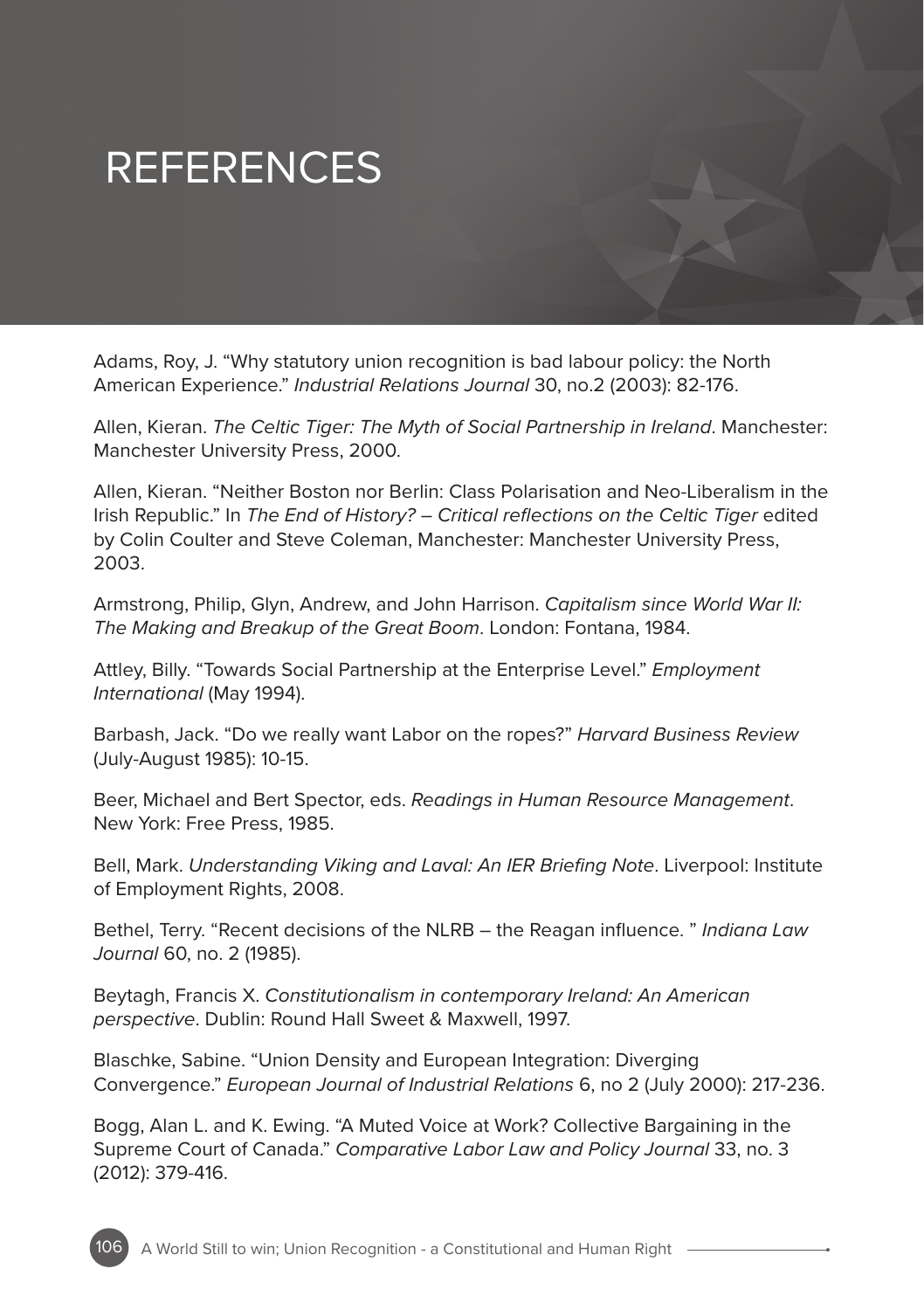# REFERENCES

Adams, Roy, J. “Why statutory union recognition is bad labour policy: the North American Experience.” *Industrial Relations Journal* 30, no.2 (2003): 82-176.

Allen, Kieran. *The Celtic Tiger: The Myth of Social Partnership in Ireland*. Manchester: Manchester University Press, 2000.

Allen, Kieran. “Neither Boston nor Berlin: Class Polarisation and Neo-Liberalism in the Irish Republic.” In *The End of History? – Critical reflections on the Celtic Tiger* edited by Colin Coulter and Steve Coleman, Manchester: Manchester University Press, 2003.

Armstrong, Philip, Glyn, Andrew, and John Harrison. *Capitalism since World War II: The Making and Breakup of the Great Boom*. London: Fontana, 1984.

Attley, Billy. “Towards Social Partnership at the Enterprise Level.” *Employment International* (May 1994).

Barbash, Jack. “Do we really want Labor on the ropes?” *Harvard Business Review* (July-August 1985): 10-15.

Beer, Michael and Bert Spector, eds. *Readings in Human Resource Management*. New York: Free Press, 1985.

Bell, Mark. *Understanding Viking and Laval: An IER Briefing Note*. Liverpool: Institute of Employment Rights, 2008.

Bethel, Terry. “Recent decisions of the NLRB – the Reagan influence. ” *Indiana Law Journal* 60, no. 2 (1985).

Beytagh, Francis X. *Constitutionalism in contemporary Ireland: An American perspective*. Dublin: Round Hall Sweet & Maxwell, 1997.

Blaschke, Sabine. “Union Density and European Integration: Diverging Convergence.” *European Journal of Industrial Relations* 6, no 2 (July 2000): 217-236.

Bogg, Alan L. and K. Ewing. “A Muted Voice at Work? Collective Bargaining in the Supreme Court of Canada.” *Comparative Labor Law and Policy Journal* 33, no. 3 (2012): 379-416.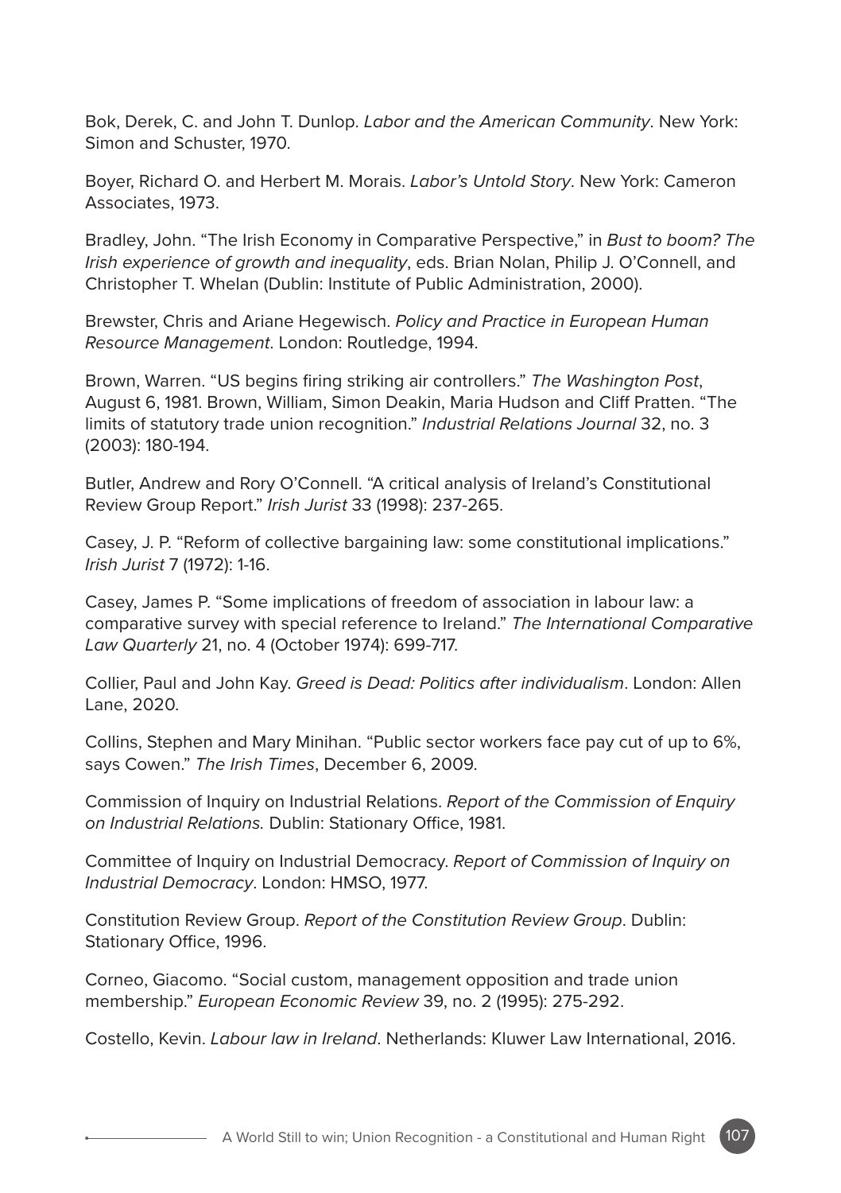Bok, Derek, C. and John T. Dunlop. *Labor and the American Community*. New York: Simon and Schuster, 1970.

Boyer, Richard O. and Herbert M. Morais. *Labor's Untold Story*. New York: Cameron Associates, 1973.

Bradley, John. "The Irish Economy in Comparative Perspective," in *Bust to boom? The Irish experience of growth and inequality*, eds. Brian Nolan, Philip J. O'Connell, and Christopher T. Whelan (Dublin: Institute of Public Administration, 2000).

Brewster, Chris and Ariane Hegewisch. *Policy and Practice in European Human Resource Management*. London: Routledge, 1994.

Brown, Warren. "US begins firing striking air controllers." *The Washington Post*, August 6, 1981. Brown, William, Simon Deakin, Maria Hudson and Cliff Pratten. "The limits of statutory trade union recognition." *Industrial Relations Journal* 32, no. 3 (2003): 180-194.

Butler, Andrew and Rory O'Connell. "A critical analysis of Ireland's Constitutional Review Group Report." *Irish Jurist* 33 (1998): 237-265.

Casey, J. P. "Reform of collective bargaining law: some constitutional implications." *Irish Jurist* 7 (1972): 1-16.

Casey, James P. "Some implications of freedom of association in labour law: a comparative survey with special reference to Ireland." *The International Comparative Law Quarterly* 21, no. 4 (October 1974): 699-717.

Collier, Paul and John Kay. *Greed is Dead: Politics after individualism*. London: Allen Lane, 2020.

Collins, Stephen and Mary Minihan. "Public sector workers face pay cut of up to 6%, says Cowen." *The Irish Times*, December 6, 2009.

Commission of Inquiry on Industrial Relations. *Report of the Commission of Enquiry on Industrial Relations.* Dublin: Stationary Office, 1981.

Committee of Inquiry on Industrial Democracy. *Report of Commission of Inquiry on Industrial Democracy*. London: HMSO, 1977.

Constitution Review Group. *Report of the Constitution Review Group*. Dublin: Stationary Office, 1996.

Corneo, Giacomo. "Social custom, management opposition and trade union membership." *European Economic Review* 39, no. 2 (1995): 275-292.

Costello, Kevin. *Labour law in Ireland*. Netherlands: Kluwer Law International, 2016.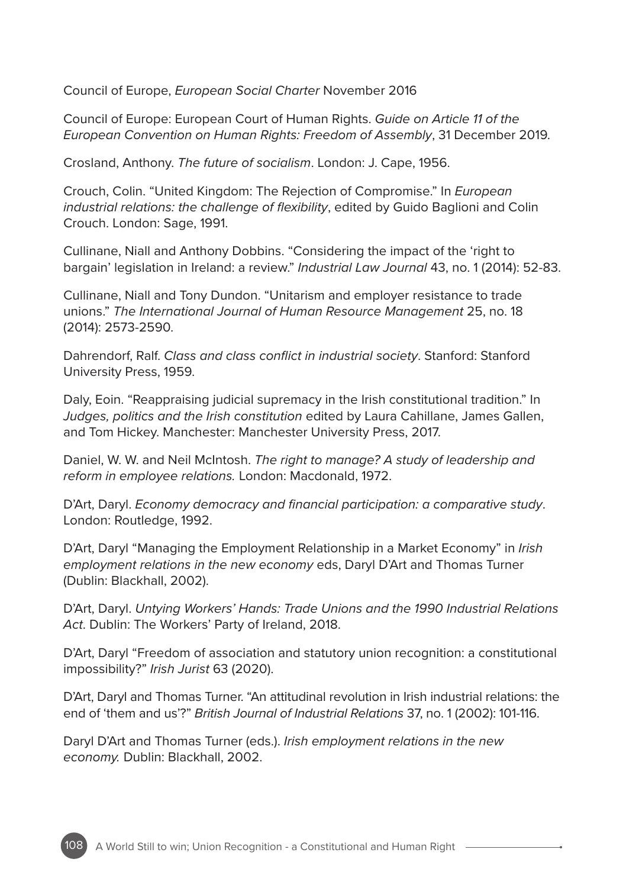Council of Europe, *European Social Charter* November 2016

Council of Europe: European Court of Human Rights. *Guide on Article 11 of the European Convention on Human Rights: Freedom of Assembly*, 31 December 2019.

Crosland, Anthony. *The future of socialism*. London: J. Cape, 1956.

Crouch, Colin. "United Kingdom: The Rejection of Compromise." In *European industrial relations: the challenge of flexibility*, edited by Guido Baglioni and Colin Crouch. London: Sage, 1991.

Cullinane, Niall and Anthony Dobbins. "Considering the impact of the 'right to bargain' legislation in Ireland: a review." *Industrial Law Journal* 43, no. 1 (2014): 52-83.

Cullinane, Niall and Tony Dundon. "Unitarism and employer resistance to trade unions." *The International Journal of Human Resource Management* 25, no. 18 (2014): 2573-2590.

Dahrendorf, Ralf. *Class and class conflict in industrial society*. Stanford: Stanford University Press, 1959.

Daly, Eoin. "Reappraising judicial supremacy in the Irish constitutional tradition." In *Judges, politics and the Irish constitution* edited by Laura Cahillane, James Gallen, and Tom Hickey. Manchester: Manchester University Press, 2017.

Daniel, W. W. and Neil McIntosh. *The right to manage? A study of leadership and reform in employee relations.* London: Macdonald, 1972.

D'Art, Daryl. *Economy democracy and financial participation: a comparative study*. London: Routledge, 1992.

D'Art, Daryl "Managing the Employment Relationship in a Market Economy" in *Irish employment relations in the new economy* eds, Daryl D'Art and Thomas Turner (Dublin: Blackhall, 2002).

D'Art, Daryl. *Untying Workers' Hands: Trade Unions and the 1990 Industrial Relations Act.* Dublin: The Workers' Party of Ireland, 2018.

D'Art, Daryl "Freedom of association and statutory union recognition: a constitutional impossibility?" *Irish Jurist* 63 (2020).

D'Art, Daryl and Thomas Turner. "An attitudinal revolution in Irish industrial relations: the end of 'them and us'?" *British Journal of Industrial Relations* 37, no. 1 (2002): 101-116.

Daryl D'Art and Thomas Turner (eds.). *Irish employment relations in the new economy.* Dublin: Blackhall, 2002.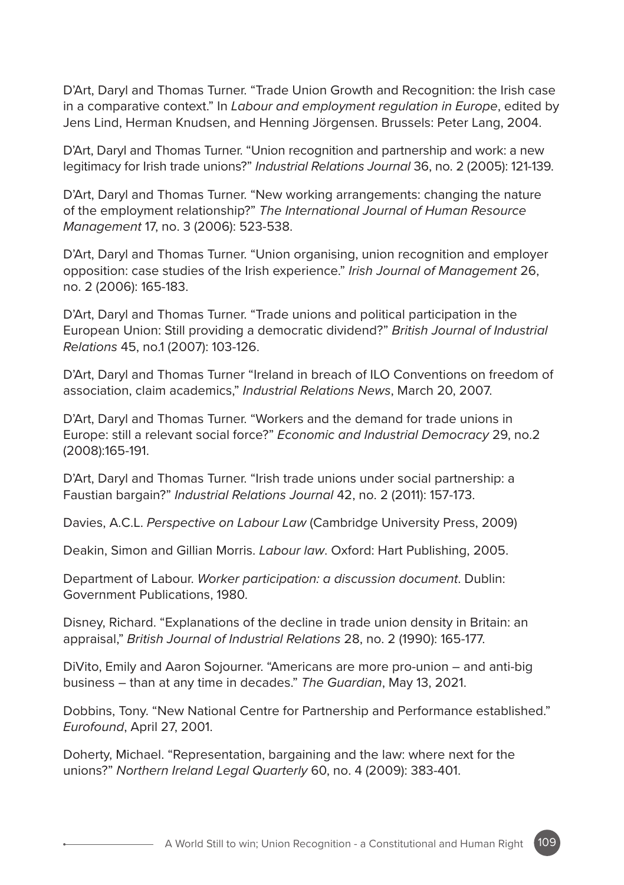D'Art, Daryl and Thomas Turner. "Trade Union Growth and Recognition: the Irish case in a comparative context." In *Labour and employment regulation in Europe*, edited by Jens Lind, Herman Knudsen, and Henning Jörgensen. Brussels: Peter Lang, 2004.

D'Art, Daryl and Thomas Turner. "Union recognition and partnership and work: a new legitimacy for Irish trade unions?" *Industrial Relations Journal* 36, no. 2 (2005): 121-139.

D'Art, Daryl and Thomas Turner. "New working arrangements: changing the nature of the employment relationship?" *The International Journal of Human Resource Management* 17, no. 3 (2006): 523-538.

D'Art, Daryl and Thomas Turner. "Union organising, union recognition and employer opposition: case studies of the Irish experience." *Irish Journal of Management* 26, no. 2 (2006): 165-183.

D'Art, Daryl and Thomas Turner. "Trade unions and political participation in the European Union: Still providing a democratic dividend?" *British Journal of Industrial Relations* 45, no.1 (2007): 103-126.

D'Art, Daryl and Thomas Turner "Ireland in breach of ILO Conventions on freedom of association, claim academics," *Industrial Relations News*, March 20, 2007.

D'Art, Daryl and Thomas Turner. "Workers and the demand for trade unions in Europe: still a relevant social force?" *Economic and Industrial Democracy* 29, no.2 (2008):165-191.

D'Art, Daryl and Thomas Turner. "Irish trade unions under social partnership: a Faustian bargain?" *Industrial Relations Journal* 42, no. 2 (2011): 157-173.

Davies, A.C.L. *Perspective on Labour Law* (Cambridge University Press, 2009)

Deakin, Simon and Gillian Morris. *Labour law*. Oxford: Hart Publishing, 2005.

Department of Labour. *Worker participation: a discussion document*. Dublin: Government Publications, 1980.

Disney, Richard. "Explanations of the decline in trade union density in Britain: an appraisal," *British Journal of Industrial Relations* 28, no. 2 (1990): 165-177.

DiVito, Emily and Aaron Sojourner. "Americans are more pro-union – and anti-big business – than at any time in decades." *The Guardian*, May 13, 2021.

Dobbins, Tony. "New National Centre for Partnership and Performance established." *Eurofound*, April 27, 2001.

Doherty, Michael. "Representation, bargaining and the law: where next for the unions?" *Northern Ireland Legal Quarterly* 60, no. 4 (2009): 383-401.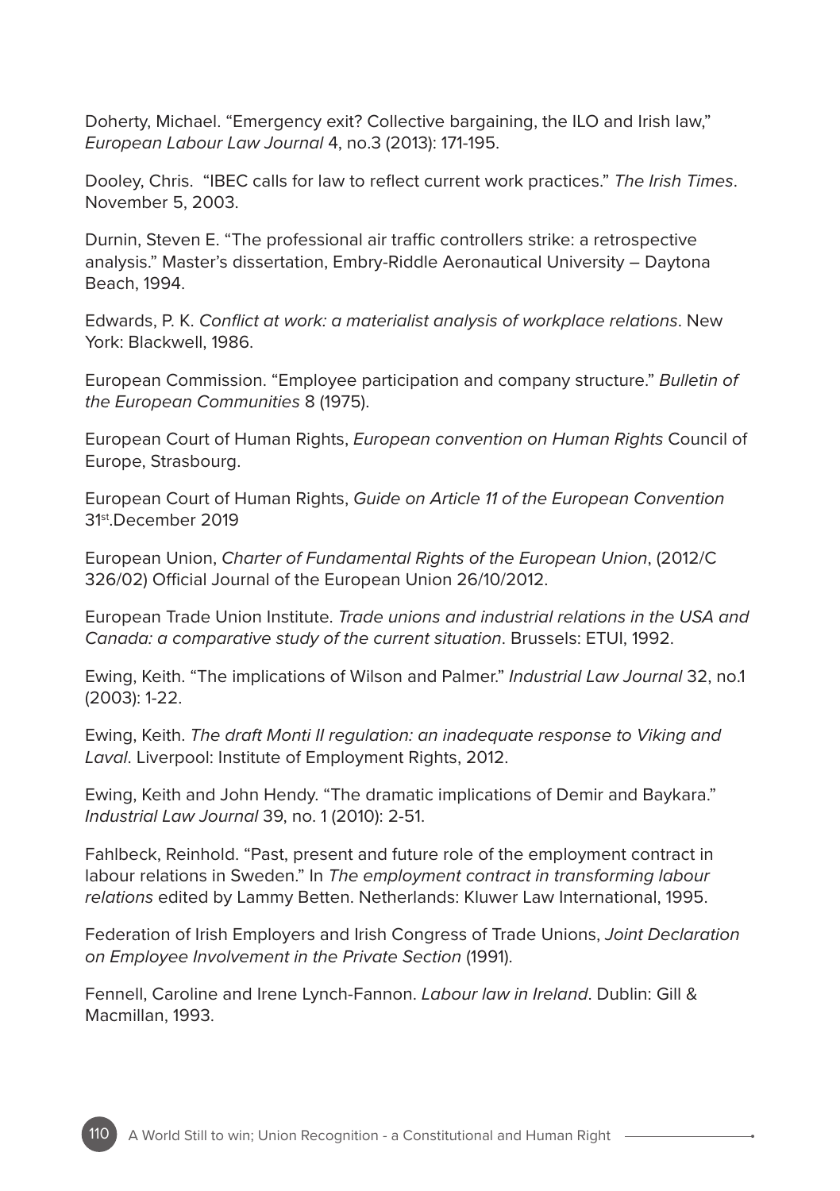Doherty, Michael. “Emergency exit? Collective bargaining, the ILO and Irish law,” *European Labour Law Journal* 4, no.3 (2013): 171-195.

Dooley, Chris. “IBEC calls for law to reflect current work practices.” *The Irish Times*. November 5, 2003.

Durnin, Steven E. “The professional air traffic controllers strike: a retrospective analysis.” Master’s dissertation, Embry-Riddle Aeronautical University – Daytona Beach, 1994.

Edwards, P. K. *Conflict at work: a materialist analysis of workplace relations*. New York: Blackwell, 1986.

European Commission. “Employee participation and company structure.” *Bulletin of the European Communities* 8 (1975).

European Court of Human Rights, *European convention on Human Rights* Council of Europe, Strasbourg.

European Court of Human Rights, *Guide on Article 11 of the European Convention* 31st.December 2019

European Union, *Charter of Fundamental Rights of the European Union*, (2012/C 326/02) Official Journal of the European Union 26/10/2012.

European Trade Union Institute. *Trade unions and industrial relations in the USA and Canada: a comparative study of the current situation*. Brussels: ETUI, 1992.

Ewing, Keith. “The implications of Wilson and Palmer.” *Industrial Law Journal* 32, no.1 (2003): 1-22.

Ewing, Keith. *The draft Monti II regulation: an inadequate response to Viking and Laval*. Liverpool: Institute of Employment Rights, 2012.

Ewing, Keith and John Hendy. “The dramatic implications of Demir and Baykara.” *Industrial Law Journal* 39, no. 1 (2010): 2-51.

Fahlbeck, Reinhold. “Past, present and future role of the employment contract in labour relations in Sweden.” In *The employment contract in transforming labour relations* edited by Lammy Betten. Netherlands: Kluwer Law International, 1995.

Federation of Irish Employers and Irish Congress of Trade Unions, *Joint Declaration on Employee Involvement in the Private Section* (1991).

Fennell, Caroline and Irene Lynch-Fannon. *Labour law in Ireland*. Dublin: Gill & Macmillan, 1993.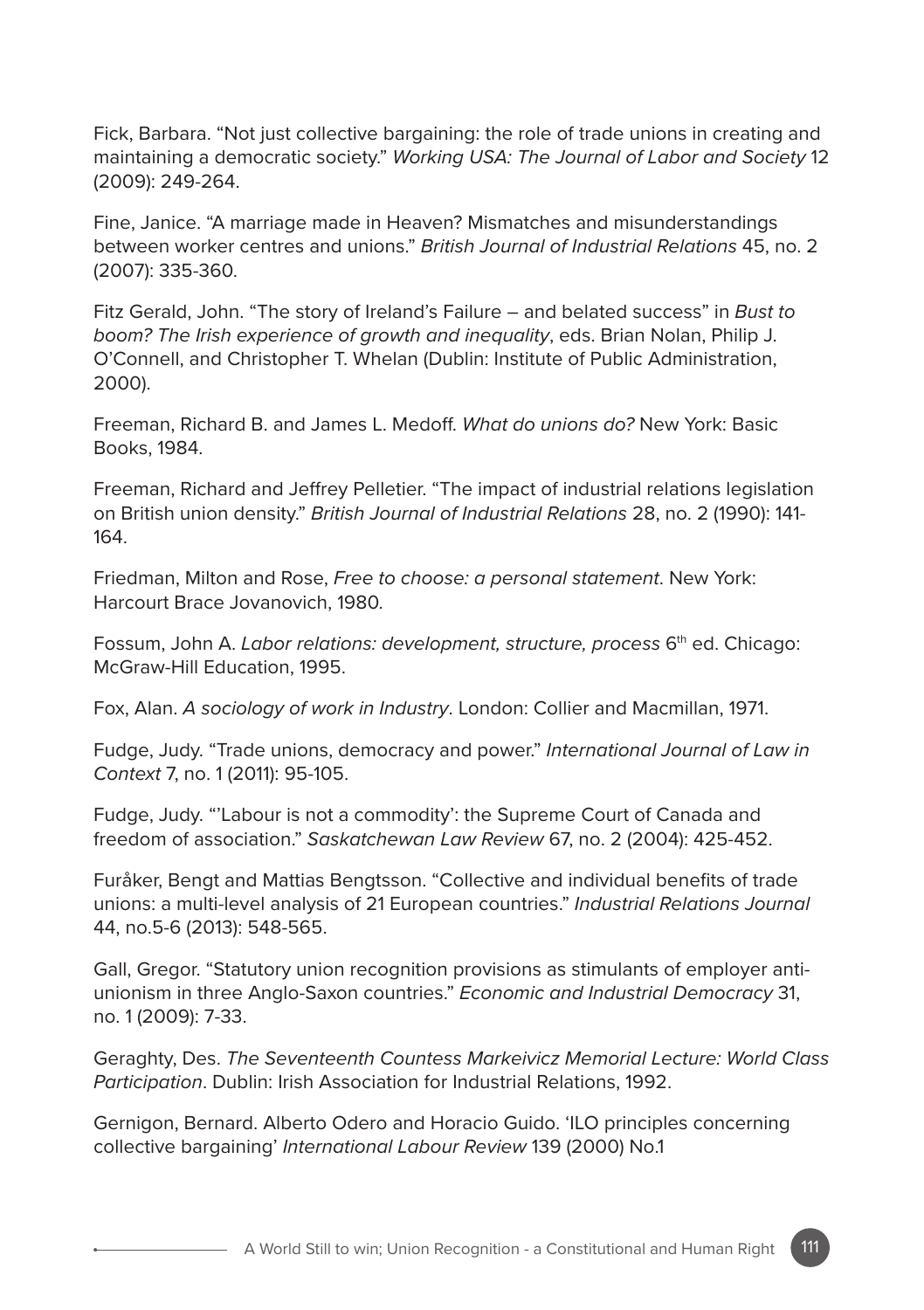Fick, Barbara. "Not just collective bargaining: the role of trade unions in creating and maintaining a democratic society." *Working USA: The Journal of Labor and Society* 12 (2009): 249-264.

Fine, Janice. "A marriage made in Heaven? Mismatches and misunderstandings between worker centres and unions." *British Journal of Industrial Relations* 45, no. 2 (2007): 335-360.

Fitz Gerald, John. "The story of Ireland's Failure – and belated success" in *Bust to boom? The Irish experience of growth and inequality*, eds. Brian Nolan, Philip J. O'Connell, and Christopher T. Whelan (Dublin: Institute of Public Administration, 2000).

Freeman, Richard B. and James L. Medoff. *What do unions do?* New York: Basic Books, 1984.

Freeman, Richard and Jeffrey Pelletier. "The impact of industrial relations legislation on British union density." *British Journal of Industrial Relations* 28, no. 2 (1990): 141-164.

Friedman, Milton and Rose, *Free to choose: a personal statement*. New York: Harcourt Brace Jovanovich, 1980.

Fossum, John A. *Labor relations: development, structure, process* 6th ed. Chicago: McGraw-Hill Education, 1995.

Fox, Alan. *A sociology of work in Industry*. London: Collier and Macmillan, 1971.

Fudge, Judy. "Trade unions, democracy and power." *International Journal of Law in Context* 7, no. 1 (2011): 95-105.

Fudge, Judy. "'Labour is not a commodity': the Supreme Court of Canada and freedom of association." *Saskatchewan Law Review* 67, no. 2 (2004): 425-452.

Furåker, Bengt and Mattias Bengtsson. "Collective and individual benefits of trade unions: a multi-level analysis of 21 European countries." *Industrial Relations Journal* 44, no.5-6 (2013): 548-565.

Gall, Gregor. "Statutory union recognition provisions as stimulants of employer anti-unionism in three Anglo-Saxon countries." *Economic and Industrial Democracy* 31, no. 1 (2009): 7-33.

Geraghty, Des. *The Seventeenth Countess Markeivicz Memorial Lecture: World Class Participation*. Dublin: Irish Association for Industrial Relations, 1992.

Gernigon, Bernard. Alberto Odero and Horacio Guido. 'ILO principles concerning collective bargaining' *International Labour Review* 139 (2000) No.1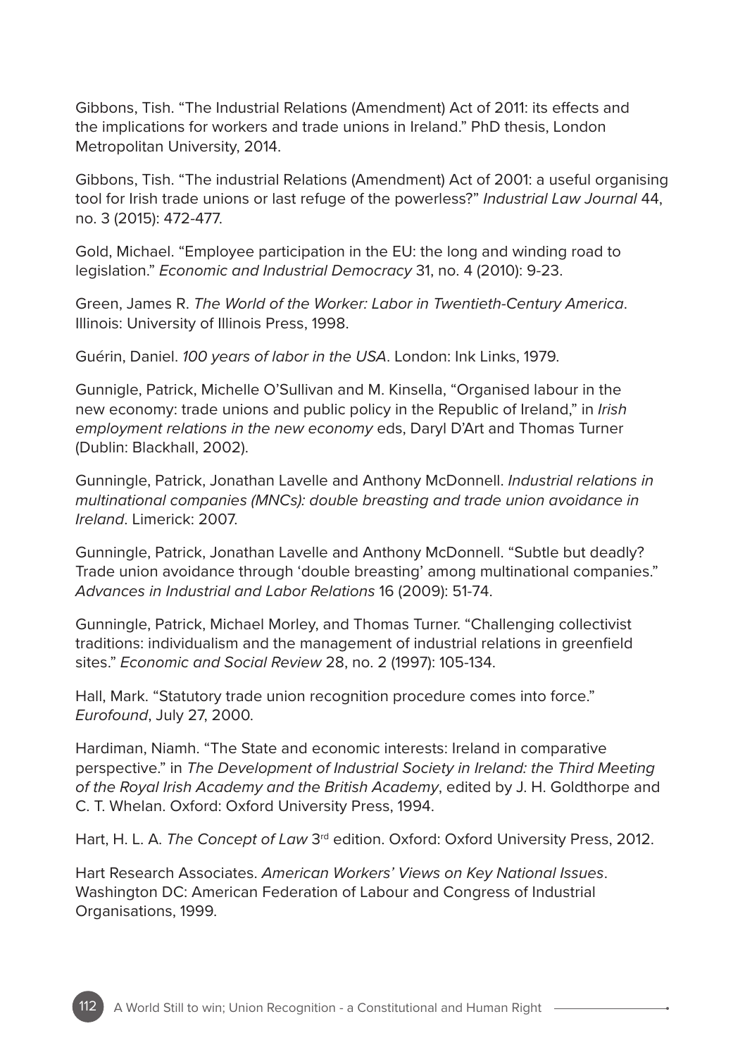Gibbons, Tish. "The Industrial Relations (Amendment) Act of 2011: its effects and the implications for workers and trade unions in Ireland." PhD thesis, London Metropolitan University, 2014.

Gibbons, Tish. "The industrial Relations (Amendment) Act of 2001: a useful organising tool for Irish trade unions or last refuge of the powerless?" *Industrial Law Journal* 44, no. 3 (2015): 472-477.

Gold, Michael. "Employee participation in the EU: the long and winding road to legislation." *Economic and Industrial Democracy* 31, no. 4 (2010): 9-23.

Green, James R. *The World of the Worker: Labor in Twentieth-Century America*. Illinois: University of Illinois Press, 1998.

Guérin, Daniel. *100 years of labor in the USA*. London: Ink Links, 1979.

Gunnigle, Patrick, Michelle O'Sullivan and M. Kinsella, "Organised labour in the new economy: trade unions and public policy in the Republic of Ireland," in *Irish employment relations in the new economy* eds, Daryl D'Art and Thomas Turner (Dublin: Blackhall, 2002).

Gunningle, Patrick, Jonathan Lavelle and Anthony McDonnell. *Industrial relations in multinational companies (MNCs): double breasting and trade union avoidance in Ireland*. Limerick: 2007.

Gunningle, Patrick, Jonathan Lavelle and Anthony McDonnell. "Subtle but deadly? Trade union avoidance through 'double breasting' among multinational companies." *Advances in Industrial and Labor Relations* 16 (2009): 51-74.

Gunningle, Patrick, Michael Morley, and Thomas Turner. "Challenging collectivist traditions: individualism and the management of industrial relations in greenfield sites." *Economic and Social Review* 28, no. 2 (1997): 105-134.

Hall, Mark. "Statutory trade union recognition procedure comes into force." *Eurofound*, July 27, 2000.

Hardiman, Niamh. "The State and economic interests: Ireland in comparative perspective." in *The Development of Industrial Society in Ireland: the Third Meeting of the Royal Irish Academy and the British Academy*, edited by J. H. Goldthorpe and C. T. Whelan. Oxford: Oxford University Press, 1994.

Hart, H. L. A. *The Concept of Law* 3rd edition. Oxford: Oxford University Press, 2012.

Hart Research Associates. *American Workers' Views on Key National Issues*. Washington DC: American Federation of Labour and Congress of Industrial Organisations, 1999.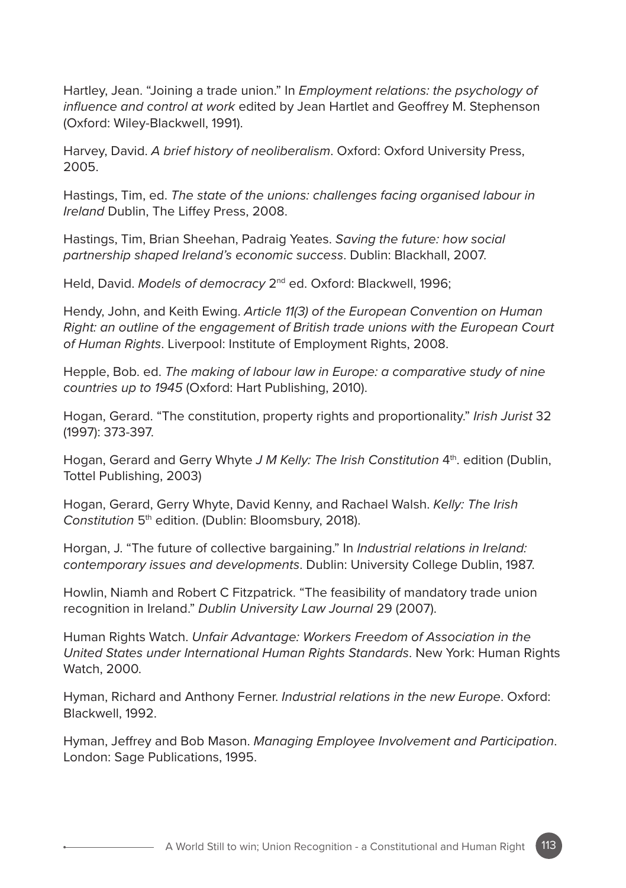Hartley, Jean. "Joining a trade union." In *Employment relations: the psychology of influence and control at work* edited by Jean Hartlet and Geoffrey M. Stephenson (Oxford: Wiley-Blackwell, 1991).

Harvey, David. *A brief history of neoliberalism*. Oxford: Oxford University Press, 2005.

Hastings, Tim, ed. *The state of the unions: challenges facing organised labour in Ireland* Dublin, The Liffey Press, 2008.

Hastings, Tim, Brian Sheehan, Padraig Yeates. *Saving the future: how social partnership shaped Ireland's economic success*. Dublin: Blackhall, 2007.

Held, David. *Models of democracy* 2nd ed. Oxford: Blackwell, 1996;

Hendy, John, and Keith Ewing. *Article 11(3) of the European Convention on Human Right: an outline of the engagement of British trade unions with the European Court of Human Rights*. Liverpool: Institute of Employment Rights, 2008.

Hepple, Bob. ed. *The making of labour law in Europe: a comparative study of nine countries up to 1945* (Oxford: Hart Publishing, 2010).

Hogan, Gerard. "The constitution, property rights and proportionality." *Irish Jurist* 32 (1997): 373-397.

Hogan, Gerard and Gerry Whyte *J M Kelly: The Irish Constitution* 4th. edition (Dublin, Tottel Publishing, 2003)

Hogan, Gerard, Gerry Whyte, David Kenny, and Rachael Walsh. *Kelly: The Irish Constitution* 5th edition. (Dublin: Bloomsbury, 2018).

Horgan, J. "The future of collective bargaining." In *Industrial relations in Ireland: contemporary issues and developments*. Dublin: University College Dublin, 1987.

Howlin, Niamh and Robert C Fitzpatrick. "The feasibility of mandatory trade union recognition in Ireland." *Dublin University Law Journal* 29 (2007).

Human Rights Watch. *Unfair Advantage: Workers Freedom of Association in the United States under International Human Rights Standards*. New York: Human Rights Watch, 2000.

Hyman, Richard and Anthony Ferner. *Industrial relations in the new Europe*. Oxford: Blackwell, 1992.

Hyman, Jeffrey and Bob Mason. *Managing Employee Involvement and Participation*. London: Sage Publications, 1995.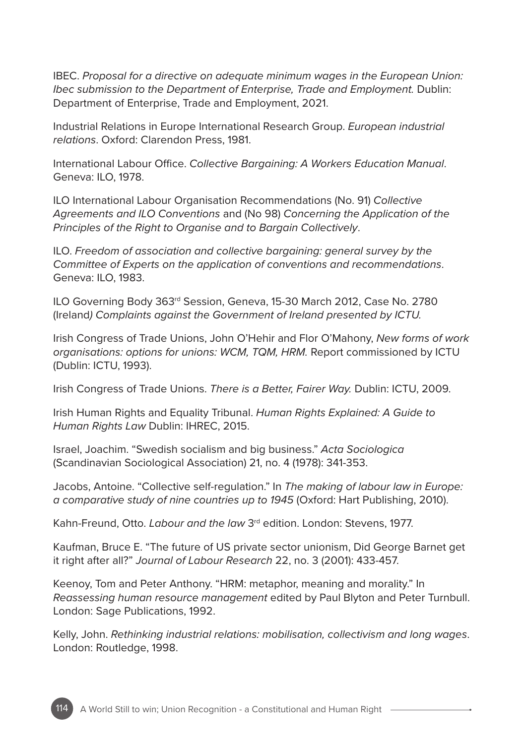IBEC. *Proposal for a directive on adequate minimum wages in the European Union: Ibec submission to the Department of Enterprise, Trade and Employment.* Dublin: Department of Enterprise, Trade and Employment, 2021.

Industrial Relations in Europe International Research Group. *European industrial relations*. Oxford: Clarendon Press, 1981.

International Labour Office. *Collective Bargaining: A Workers Education Manual*. Geneva: ILO, 1978.

ILO International Labour Organisation Recommendations (No. 91) *Collective Agreements and ILO Conventions* and (No 98) *Concerning the Application of the Principles of the Right to Organise and to Bargain Collectively*.

ILO. *Freedom of association and collective bargaining: general survey by the Committee of Experts on the application of conventions and recommendations*. Geneva: ILO, 1983.

ILO Governing Body 363rd Session, Geneva, 15-30 March 2012, Case No. 2780 (Ireland*) Complaints against the Government of Ireland presented by ICTU.*

Irish Congress of Trade Unions, John O'Hehir and Flor O'Mahony, *New forms of work organisations: options for unions: WCM, TQM, HRM.* Report commissioned by ICTU (Dublin: ICTU, 1993).

Irish Congress of Trade Unions. *There is a Better, Fairer Way.* Dublin: ICTU, 2009.

Irish Human Rights and Equality Tribunal. *Human Rights Explained: A Guide to Human Rights Law* Dublin: IHREC, 2015.

Israel, Joachim. "Swedish socialism and big business." *Acta Sociologica* (Scandinavian Sociological Association) 21, no. 4 (1978): 341-353.

Jacobs, Antoine. "Collective self-regulation." In *The making of labour law in Europe: a comparative study of nine countries up to 1945* (Oxford: Hart Publishing, 2010).

Kahn-Freund, Otto. *Labour and the law* 3rd edition. London: Stevens, 1977.

Kaufman, Bruce E. "The future of US private sector unionism, Did George Barnet get it right after all?" *Journal of Labour Research* 22, no. 3 (2001): 433-457.

Keenoy, Tom and Peter Anthony. "HRM: metaphor, meaning and morality." In *Reassessing human resource management* edited by Paul Blyton and Peter Turnbull. London: Sage Publications, 1992.

Kelly, John. *Rethinking industrial relations: mobilisation, collectivism and long wages*. London: Routledge, 1998.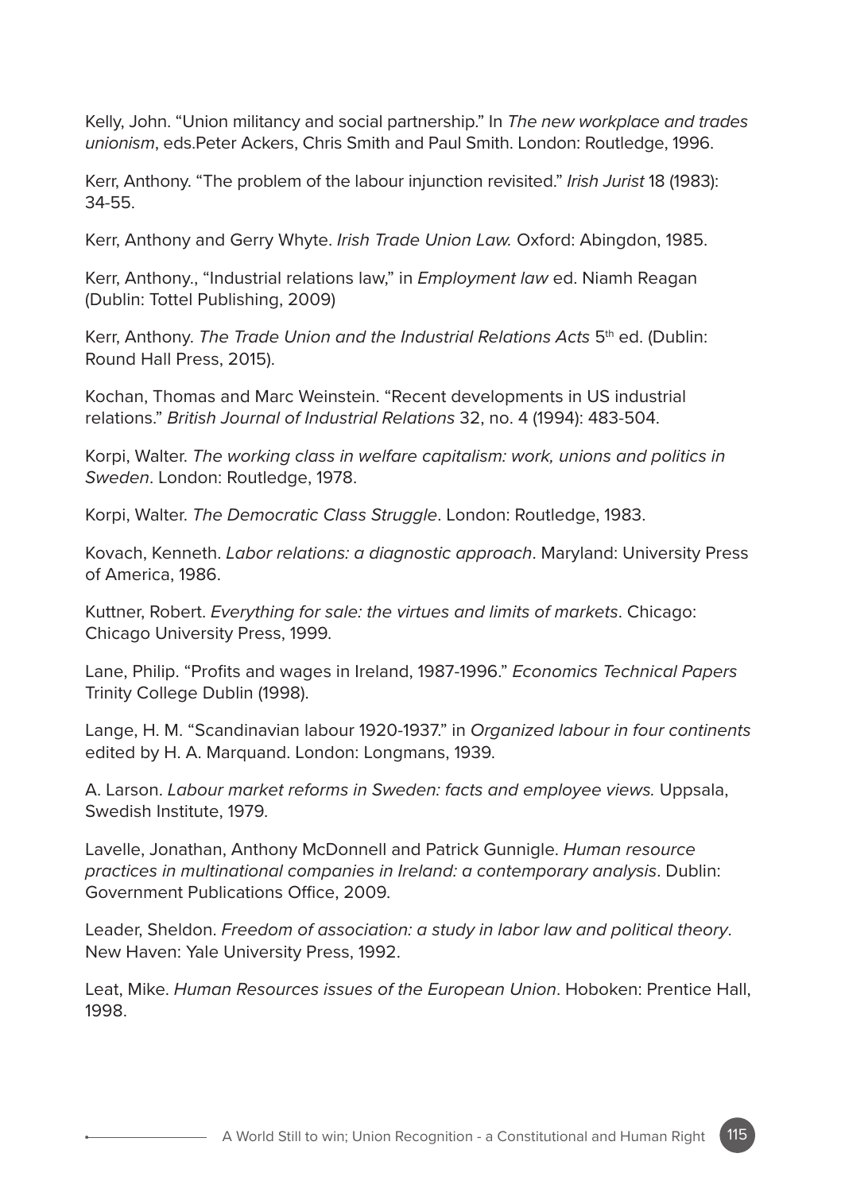Kelly, John. "Union militancy and social partnership." In *The new workplace and trades unionism*, eds.Peter Ackers, Chris Smith and Paul Smith. London: Routledge, 1996.

Kerr, Anthony. "The problem of the labour injunction revisited." *Irish Jurist* 18 (1983): 34-55.

Kerr, Anthony and Gerry Whyte. *Irish Trade Union Law.* Oxford: Abingdon, 1985.

Kerr, Anthony., "Industrial relations law," in *Employment law* ed. Niamh Reagan (Dublin: Tottel Publishing, 2009)

Kerr, Anthony. *The Trade Union and the Industrial Relations Acts* 5th ed. (Dublin: Round Hall Press, 2015).

Kochan, Thomas and Marc Weinstein. "Recent developments in US industrial relations." *British Journal of Industrial Relations* 32, no. 4 (1994): 483-504.

Korpi, Walter. *The working class in welfare capitalism: work, unions and politics in Sweden*. London: Routledge, 1978.

Korpi, Walter. *The Democratic Class Struggle*. London: Routledge, 1983.

Kovach, Kenneth. *Labor relations: a diagnostic approach*. Maryland: University Press of America, 1986.

Kuttner, Robert. *Everything for sale: the virtues and limits of markets*. Chicago: Chicago University Press, 1999.

Lane, Philip. "Profits and wages in Ireland, 1987-1996." *Economics Technical Papers* Trinity College Dublin (1998).

Lange, H. M. "Scandinavian labour 1920-1937." in *Organized labour in four continents* edited by H. A. Marquand. London: Longmans, 1939.

A. Larson. *Labour market reforms in Sweden: facts and employee views.* Uppsala, Swedish Institute, 1979.

Lavelle, Jonathan, Anthony McDonnell and Patrick Gunnigle. *Human resource practices in multinational companies in Ireland: a contemporary analysis*. Dublin: Government Publications Office, 2009.

Leader, Sheldon. *Freedom of association: a study in labor law and political theory*. New Haven: Yale University Press, 1992.

Leat, Mike. *Human Resources issues of the European Union*. Hoboken: Prentice Hall, 1998.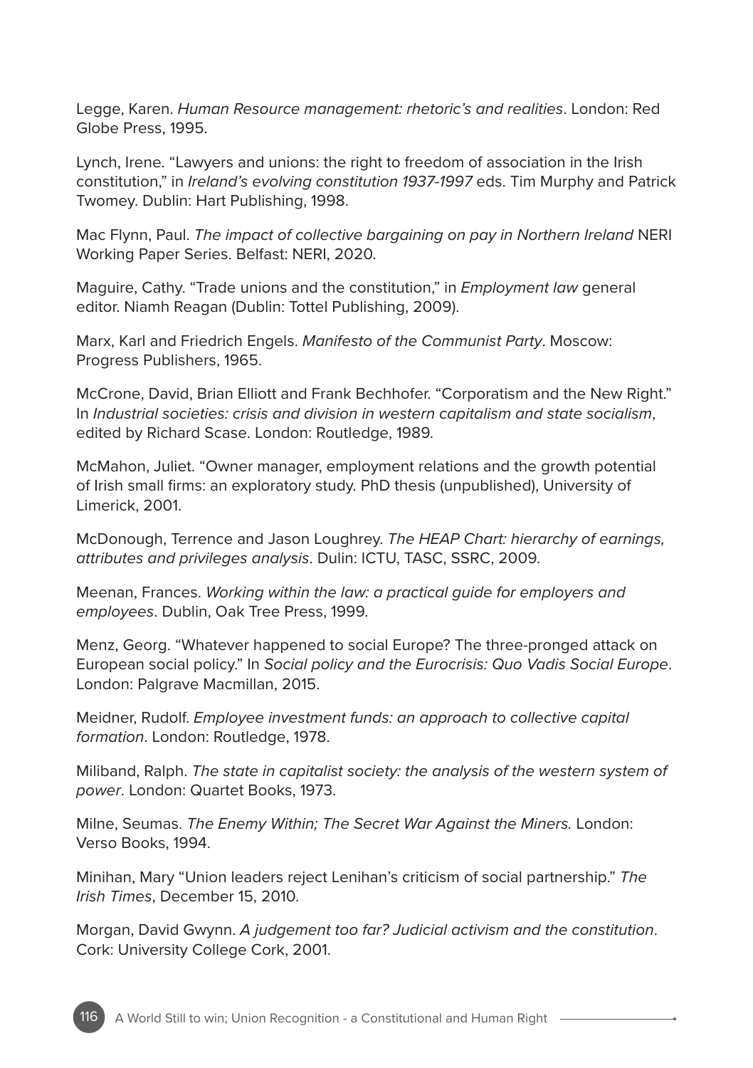Legge, Karen. *Human Resource management: rhetoric's and realities*. London: Red Globe Press, 1995.

Lynch, Irene. "Lawyers and unions: the right to freedom of association in the Irish constitution," in *Ireland's evolving constitution 1937-1997* eds. Tim Murphy and Patrick Twomey. Dublin: Hart Publishing, 1998.

Mac Flynn, Paul. *The impact of collective bargaining on pay in Northern Ireland* NERI Working Paper Series. Belfast: NERI, 2020.

Maguire, Cathy. "Trade unions and the constitution," in *Employment law* general editor. Niamh Reagan (Dublin: Tottel Publishing, 2009).

Marx, Karl and Friedrich Engels. *Manifesto of the Communist Party*. Moscow: Progress Publishers, 1965.

McCrone, David, Brian Elliott and Frank Bechhofer. "Corporatism and the New Right." In *Industrial societies: crisis and division in western capitalism and state socialism*, edited by Richard Scase. London: Routledge, 1989.

McMahon, Juliet. "Owner manager, employment relations and the growth potential of Irish small firms: an exploratory study. PhD thesis (unpublished), University of Limerick, 2001.

McDonough, Terrence and Jason Loughrey. *The HEAP Chart: hierarchy of earnings, attributes and privileges analysis*. Dulin: ICTU, TASC, SSRC, 2009.

Meenan, Frances. *Working within the law: a practical guide for employers and employees*. Dublin, Oak Tree Press, 1999.

Menz, Georg. "Whatever happened to social Europe? The three-pronged attack on European social policy." In *Social policy and the Eurocrisis: Quo Vadis Social Europe*. London: Palgrave Macmillan, 2015.

Meidner, Rudolf. *Employee investment funds: an approach to collective capital formation*. London: Routledge, 1978.

Miliband, Ralph. *The state in capitalist society: the analysis of the western system of power*. London: Quartet Books, 1973.

Milne, Seumas. *The Enemy Within; The Secret War Against the Miners.* London: Verso Books, 1994.

Minihan, Mary "Union leaders reject Lenihan's criticism of social partnership." *The Irish Times*, December 15, 2010.

Morgan, David Gwynn. *A judgement too far? Judicial activism and the constitution*. Cork: University College Cork, 2001.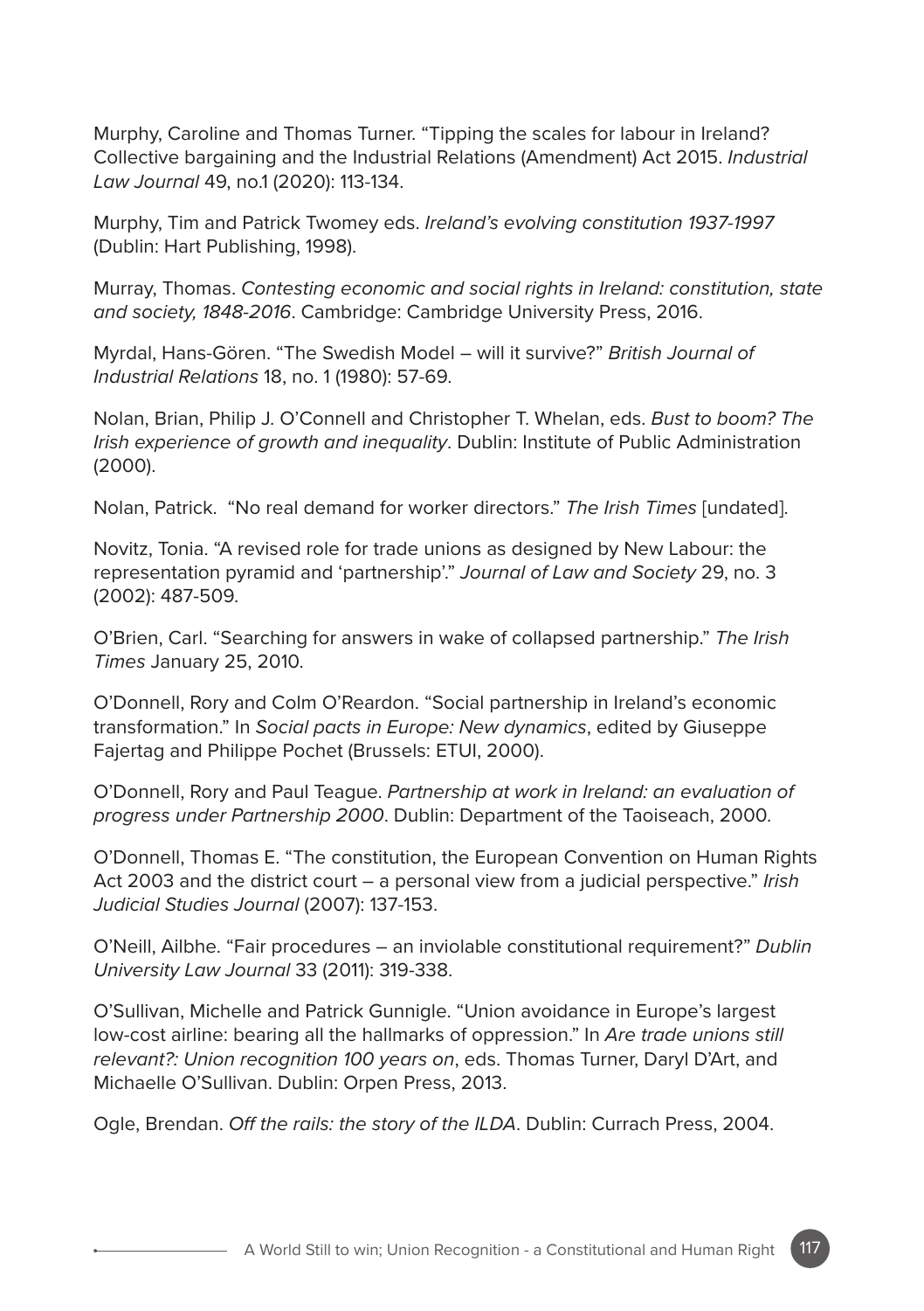Murphy, Caroline and Thomas Turner. "Tipping the scales for labour in Ireland? Collective bargaining and the Industrial Relations (Amendment) Act 2015. *Industrial Law Journal* 49, no.1 (2020): 113-134.

Murphy, Tim and Patrick Twomey eds. *Ireland's evolving constitution 1937-1997* (Dublin: Hart Publishing, 1998).

Murray, Thomas. *Contesting economic and social rights in Ireland: constitution, state and society, 1848-2016*. Cambridge: Cambridge University Press, 2016.

Myrdal, Hans-Gören. "The Swedish Model – will it survive?" *British Journal of Industrial Relations* 18, no. 1 (1980): 57-69.

Nolan, Brian, Philip J. O'Connell and Christopher T. Whelan, eds. *Bust to boom? The Irish experience of growth and inequality*. Dublin: Institute of Public Administration (2000).

Nolan, Patrick. "No real demand for worker directors." *The Irish Times* [undated].

Novitz, Tonia. "A revised role for trade unions as designed by New Labour: the representation pyramid and 'partnership'." *Journal of Law and Society* 29, no. 3 (2002): 487-509.

O'Brien, Carl. "Searching for answers in wake of collapsed partnership." *The Irish Times* January 25, 2010.

O'Donnell, Rory and Colm O'Reardon. "Social partnership in Ireland's economic transformation." In *Social pacts in Europe: New dynamics*, edited by Giuseppe Fajertag and Philippe Pochet (Brussels: ETUI, 2000).

O'Donnell, Rory and Paul Teague. *Partnership at work in Ireland: an evaluation of progress under Partnership 2000*. Dublin: Department of the Taoiseach, 2000.

O'Donnell, Thomas E. "The constitution, the European Convention on Human Rights Act 2003 and the district court – a personal view from a judicial perspective." *Irish Judicial Studies Journal* (2007): 137-153.

O'Neill, Ailbhe. "Fair procedures – an inviolable constitutional requirement?" *Dublin University Law Journal* 33 (2011): 319-338.

O'Sullivan, Michelle and Patrick Gunnigle. "Union avoidance in Europe's largest low-cost airline: bearing all the hallmarks of oppression." In *Are trade unions still relevant?: Union recognition 100 years on*, eds. Thomas Turner, Daryl D'Art, and Michaelle O'Sullivan. Dublin: Orpen Press, 2013.

Ogle, Brendan. *Off the rails: the story of the ILDA*. Dublin: Currach Press, 2004.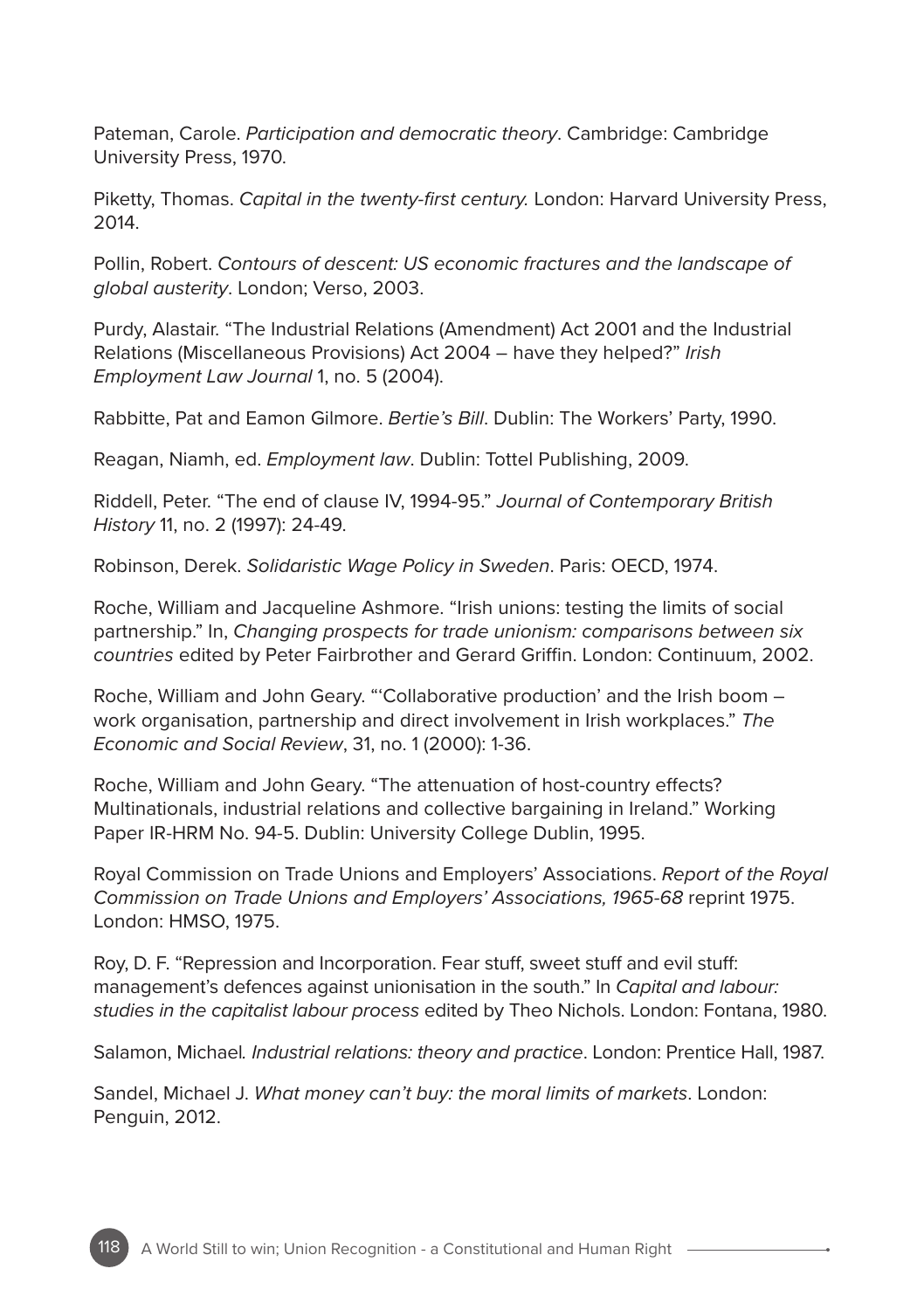Pateman, Carole. *Participation and democratic theory*. Cambridge: Cambridge University Press, 1970.

Piketty, Thomas. *Capital in the twenty-first century.* London: Harvard University Press, 2014.

Pollin, Robert. *Contours of descent: US economic fractures and the landscape of global austerity*. London; Verso, 2003.

Purdy, Alastair. "The Industrial Relations (Amendment) Act 2001 and the Industrial Relations (Miscellaneous Provisions) Act 2004 – have they helped?" *Irish Employment Law Journal* 1, no. 5 (2004).

Rabbitte, Pat and Eamon Gilmore. *Bertie's Bill*. Dublin: The Workers' Party, 1990.

Reagan, Niamh, ed. *Employment law*. Dublin: Tottel Publishing, 2009.

Riddell, Peter. "The end of clause IV, 1994-95." *Journal of Contemporary British History* 11, no. 2 (1997): 24-49.

Robinson, Derek. *Solidaristic Wage Policy in Sweden*. Paris: OECD, 1974.

Roche, William and Jacqueline Ashmore. "Irish unions: testing the limits of social partnership." In, *Changing prospects for trade unionism: comparisons between six countries* edited by Peter Fairbrother and Gerard Griffin. London: Continuum, 2002.

Roche, William and John Geary. "'Collaborative production' and the Irish boom – work organisation, partnership and direct involvement in Irish workplaces." *The Economic and Social Review*, 31, no. 1 (2000): 1-36.

Roche, William and John Geary. "The attenuation of host-country effects? Multinationals, industrial relations and collective bargaining in Ireland." Working Paper IR-HRM No. 94-5. Dublin: University College Dublin, 1995.

Royal Commission on Trade Unions and Employers' Associations. *Report of the Royal Commission on Trade Unions and Employers' Associations, 1965-68* reprint 1975. London: HMSO, 1975.

Roy, D. F. "Repression and Incorporation. Fear stuff, sweet stuff and evil stuff: management's defences against unionisation in the south." In *Capital and labour: studies in the capitalist labour process* edited by Theo Nichols. London: Fontana, 1980.

Salamon, Michael. *Industrial relations: theory and practice*. London: Prentice Hall, 1987.

Sandel, Michael J. *What money can't buy: the moral limits of markets*. London: Penguin, 2012.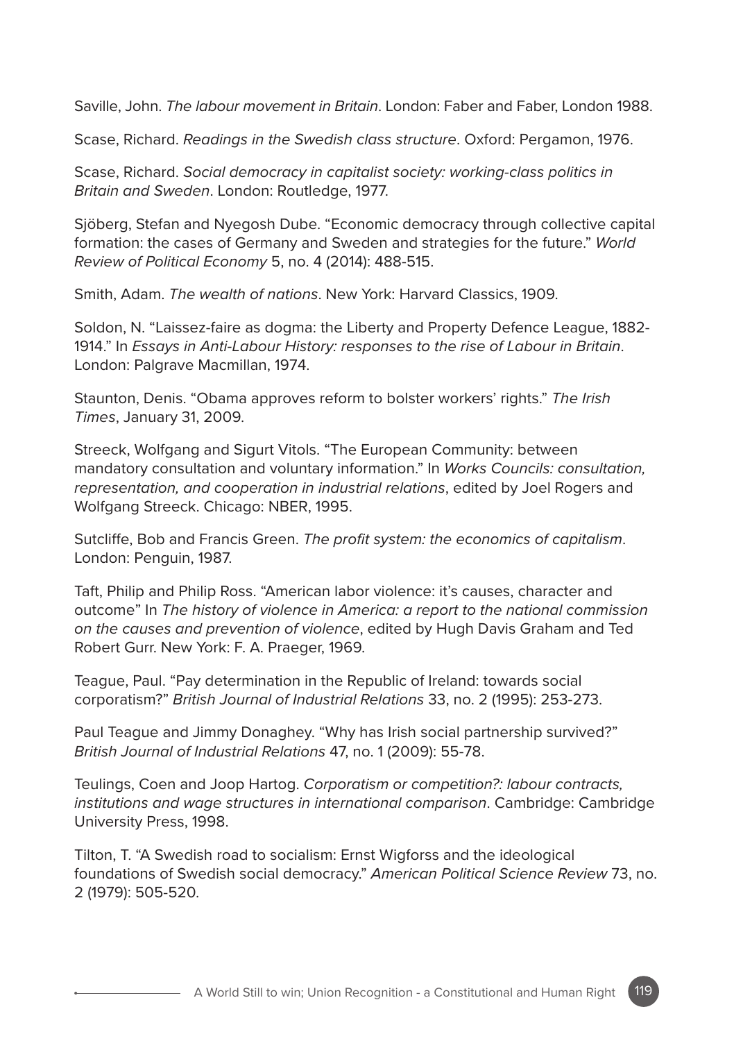Saville, John. *The labour movement in Britain*. London: Faber and Faber, London 1988.

Scase, Richard. *Readings in the Swedish class structure*. Oxford: Pergamon, 1976.

Scase, Richard. *Social democracy in capitalist society: working-class politics in Britain and Sweden*. London: Routledge, 1977.

Sjöberg, Stefan and Nyegosh Dube. "Economic democracy through collective capital formation: the cases of Germany and Sweden and strategies for the future." *World Review of Political Economy* 5, no. 4 (2014): 488-515.

Smith, Adam. *The wealth of nations*. New York: Harvard Classics, 1909.

Soldon, N. "Laissez-faire as dogma: the Liberty and Property Defence League, 1882-1914." In *Essays in Anti-Labour History: responses to the rise of Labour in Britain*. London: Palgrave Macmillan, 1974.

Staunton, Denis. "Obama approves reform to bolster workers' rights." *The Irish Times*, January 31, 2009.

Streeck, Wolfgang and Sigurt Vitols. "The European Community: between mandatory consultation and voluntary information." In *Works Councils: consultation, representation, and cooperation in industrial relations*, edited by Joel Rogers and Wolfgang Streeck. Chicago: NBER, 1995.

Sutcliffe, Bob and Francis Green. *The profit system: the economics of capitalism*. London: Penguin, 1987.

Taft, Philip and Philip Ross. "American labor violence: it's causes, character and outcome" In *The history of violence in America: a report to the national commission on the causes and prevention of violence*, edited by Hugh Davis Graham and Ted Robert Gurr. New York: F. A. Praeger, 1969.

Teague, Paul. "Pay determination in the Republic of Ireland: towards social corporatism?" *British Journal of Industrial Relations* 33, no. 2 (1995): 253-273.

Paul Teague and Jimmy Donaghey. "Why has Irish social partnership survived?" *British Journal of Industrial Relations* 47, no. 1 (2009): 55-78.

Teulings, Coen and Joop Hartog. *Corporatism or competition?: labour contracts, institutions and wage structures in international comparison*. Cambridge: Cambridge University Press, 1998.

Tilton, T. "A Swedish road to socialism: Ernst Wigforss and the ideological foundations of Swedish social democracy." *American Political Science Review* 73, no. 2 (1979): 505-520.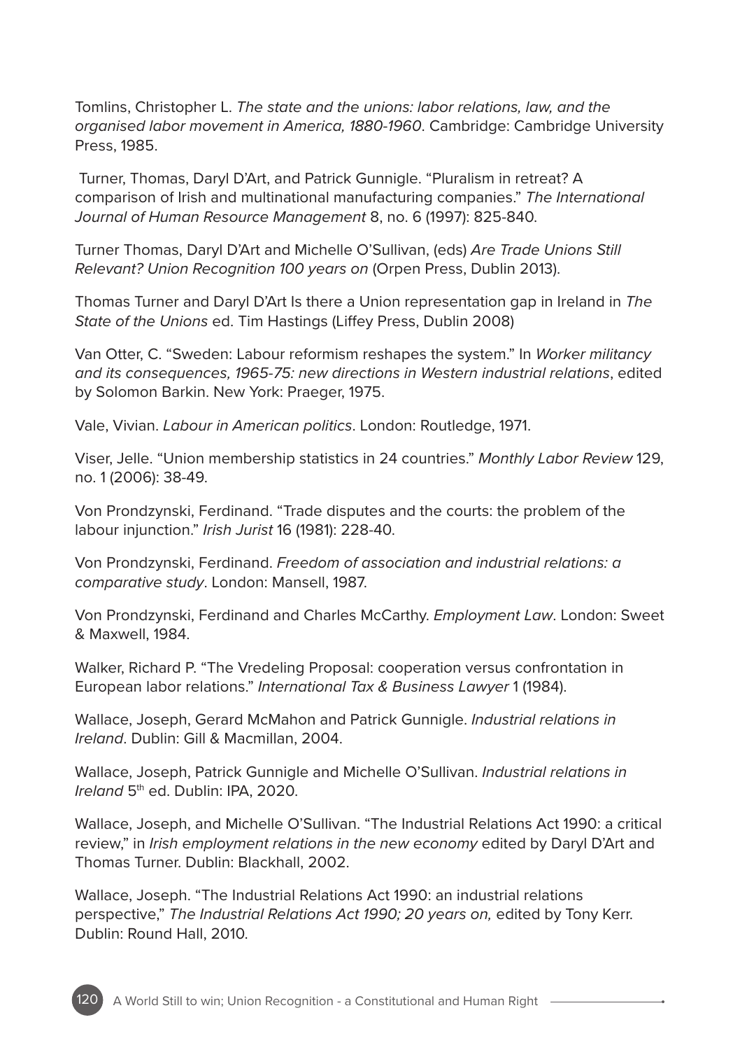Tomlins, Christopher L. *The state and the unions: labor relations, law, and the organised labor movement in America, 1880-1960*. Cambridge: Cambridge University Press, 1985.

Turner, Thomas, Daryl D'Art, and Patrick Gunnigle. "Pluralism in retreat? A comparison of Irish and multinational manufacturing companies." *The International Journal of Human Resource Management* 8, no. 6 (1997): 825-840.

Turner Thomas, Daryl D'Art and Michelle O'Sullivan, (eds) *Are Trade Unions Still Relevant? Union Recognition 100 years on* (Orpen Press, Dublin 2013).

Thomas Turner and Daryl D'Art Is there a Union representation gap in Ireland in *The State of the Unions* ed. Tim Hastings (Liffey Press, Dublin 2008)

Van Otter, C. "Sweden: Labour reformism reshapes the system." In *Worker militancy and its consequences, 1965-75: new directions in Western industrial relations*, edited by Solomon Barkin. New York: Praeger, 1975.

Vale, Vivian. *Labour in American politics*. London: Routledge, 1971.

Viser, Jelle. "Union membership statistics in 24 countries." *Monthly Labor Review* 129, no. 1 (2006): 38-49.

Von Prondzynski, Ferdinand. "Trade disputes and the courts: the problem of the labour injunction." *Irish Jurist* 16 (1981): 228-40.

Von Prondzynski, Ferdinand. *Freedom of association and industrial relations: a comparative study*. London: Mansell, 1987.

Von Prondzynski, Ferdinand and Charles McCarthy. *Employment Law*. London: Sweet & Maxwell, 1984.

Walker, Richard P. "The Vredeling Proposal: cooperation versus confrontation in European labor relations." *International Tax & Business Lawyer* 1 (1984).

Wallace, Joseph, Gerard McMahon and Patrick Gunnigle. *Industrial relations in Ireland*. Dublin: Gill & Macmillan, 2004.

Wallace, Joseph, Patrick Gunnigle and Michelle O'Sullivan. *Industrial relations in Ireland* 5th ed. Dublin: IPA, 2020.

Wallace, Joseph, and Michelle O'Sullivan. "The Industrial Relations Act 1990: a critical review," in *Irish employment relations in the new economy* edited by Daryl D'Art and Thomas Turner. Dublin: Blackhall, 2002.

Wallace, Joseph. "The Industrial Relations Act 1990: an industrial relations perspective," *The Industrial Relations Act 1990; 20 years on,* edited by Tony Kerr. Dublin: Round Hall, 2010.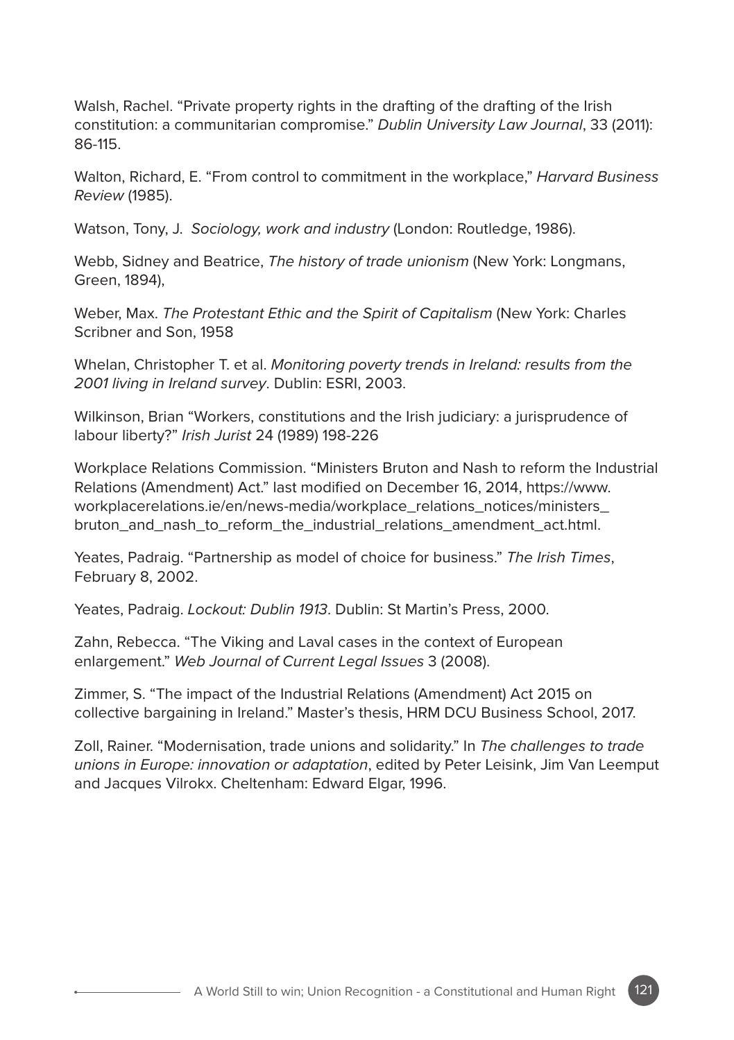Walsh, Rachel. “Private property rights in the drafting of the drafting of the Irish constitution: a communitarian compromise.” *Dublin University Law Journal*, 33 (2011): 86-115.

Walton, Richard, E. “From control to commitment in the workplace,” *Harvard Business Review* (1985).

Watson, Tony, J. *Sociology, work and industry* (London: Routledge, 1986).

Webb, Sidney and Beatrice, *The history of trade unionism* (New York: Longmans, Green, 1894),

Weber, Max. *The Protestant Ethic and the Spirit of Capitalism* (New York: Charles Scribner and Son, 1958

Whelan, Christopher T. et al. *Monitoring poverty trends in Ireland: results from the 2001 living in Ireland survey*. Dublin: ESRI, 2003.

Wilkinson, Brian “Workers, constitutions and the Irish judiciary: a jurisprudence of labour liberty?” *Irish Jurist* 24 (1989) 198-226

Workplace Relations Commission. “Ministers Bruton and Nash to reform the Industrial Relations (Amendment) Act.” last modified on December 16, 2014, https://www.workplacerelations.ie/en/news-media/workplace_relations_notices/ministers_bruton_and_nash_to_reform_the_industrial_relations_amendment_act.html.

Yeates, Padraig. “Partnership as model of choice for business.” *The Irish Times*, February 8, 2002.

Yeates, Padraig. *Lockout: Dublin 1913*. Dublin: St Martin’s Press, 2000.

Zahn, Rebecca. “The Viking and Laval cases in the context of European enlargement.” *Web Journal of Current Legal Issues* 3 (2008).

Zimmer, S. “The impact of the Industrial Relations (Amendment) Act 2015 on collective bargaining in Ireland.” Master’s thesis, HRM DCU Business School, 2017.

Zoll, Rainer. “Modernisation, trade unions and solidarity.” In *The challenges to trade unions in Europe: innovation or adaptation*, edited by Peter Leisink, Jim Van Leemput and Jacques Vilrokx. Cheltenham: Edward Elgar, 1996.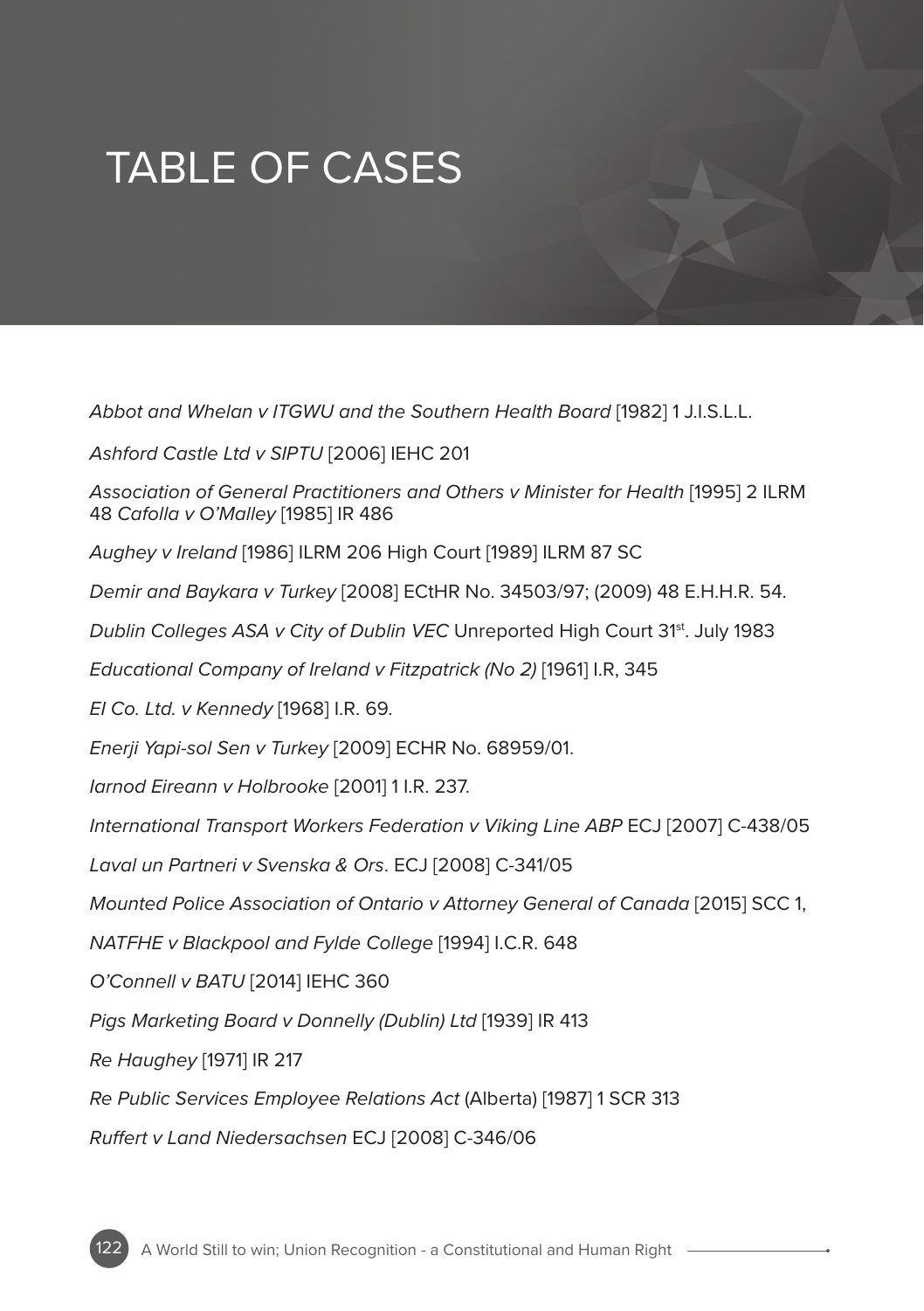# TABLE OF CASES

*Abbot and Whelan v ITGWU and the Southern Health Board* [1982] 1 J.I.S.L.L.

*Ashford Castle Ltd v SIPTU* [2006] IEHC 201

*Association of General Practitioners and Others v Minister for Health* [1995] 2 ILRM 48 *Cafolla v O'Malley* [1985] IR 486

*Aughey v Ireland* [1986] ILRM 206 High Court [1989] ILRM 87 SC

*Demir and Baykara v Turkey* [2008] ECtHR No. 34503/97; (2009) 48 E.H.H.R. 54.

*Dublin Colleges ASA v City of Dublin VEC* Unreported High Court 31st. July 1983

*Educational Company of Ireland v Fitzpatrick (No 2)* [1961] I.R, 345

*EI Co. Ltd. v Kennedy* [1968] I.R. 69.

*Enerji Yapi-sol Sen v Turkey* [2009] ECHR No. 68959/01.

*Iarnod Eireann v Holbrooke* [2001] 1 I.R. 237.

*International Transport Workers Federation v Viking Line ABP* ECJ [2007] C-438/05

*Laval un Partneri v Svenska & Ors*. ECJ [2008] C-341/05

*Mounted Police Association of Ontario v Attorney General of Canada* [2015] SCC 1,

*NATFHE v Blackpool and Fylde College* [1994] I.C.R. 648

*O'Connell v BATU* [2014] IEHC 360

*Pigs Marketing Board v Donnelly (Dublin) Ltd* [1939] IR 413

*Re Haughey* [1971] IR 217

*Re Public Services Employee Relations Act* (Alberta) [1987] 1 SCR 313

*Ruffert v Land Niedersachsen* ECJ [2008] C-346/06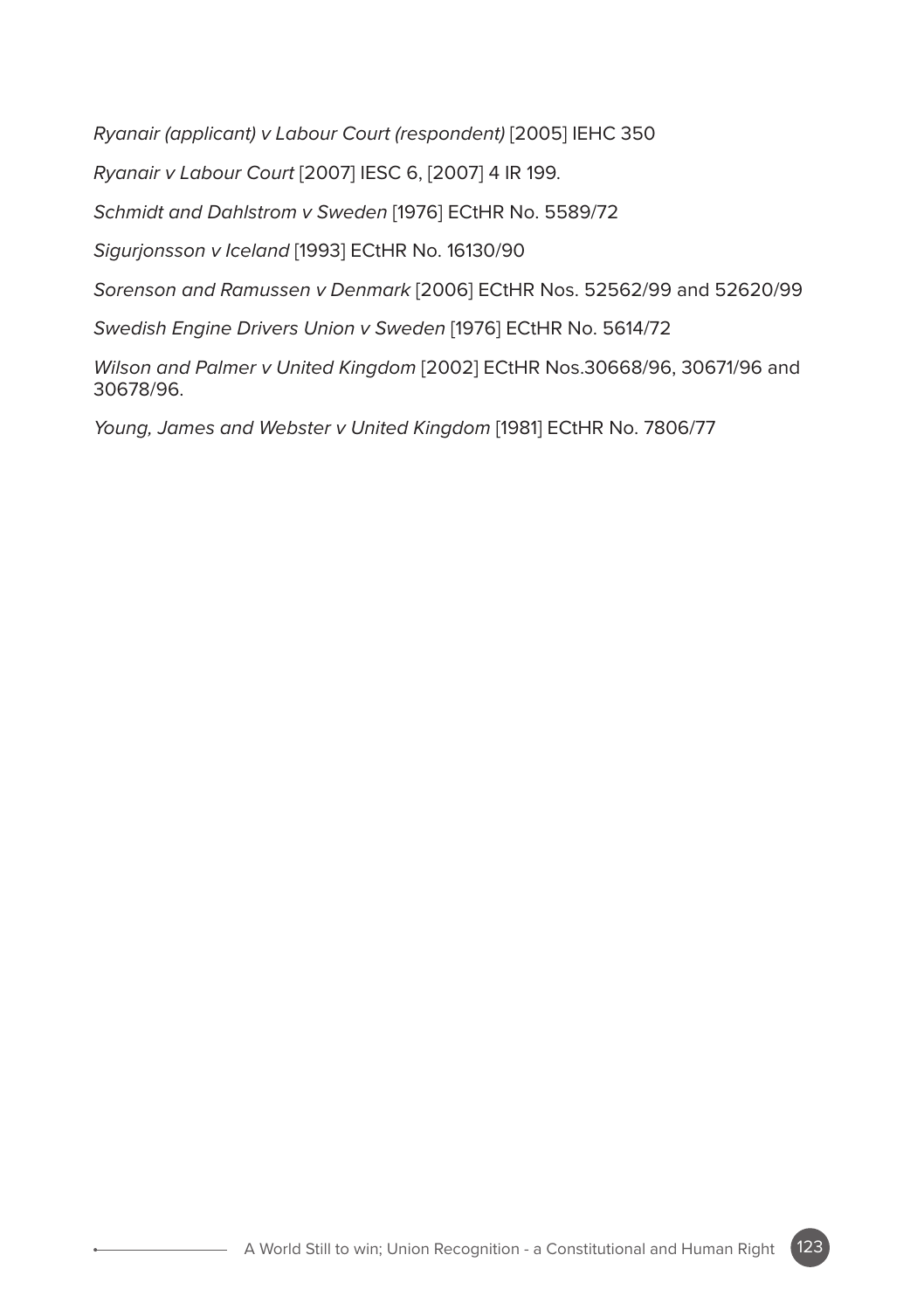*Ryanair (applicant) v Labour Court (respondent)* [2005] IEHC 350

*Ryanair v Labour Court* [2007] IESC 6, [2007] 4 IR 199.

*Schmidt and Dahlstrom v Sweden* [1976] ECtHR No. 5589/72

*Sigurjonsson v Iceland* [1993] ECtHR No. 16130/90

*Sorenson and Ramussen v Denmark* [2006] ECtHR Nos. 52562/99 and 52620/99

*Swedish Engine Drivers Union v Sweden* [1976] ECtHR No. 5614/72

*Wilson and Palmer v United Kingdom* [2002] ECtHR Nos.30668/96, 30671/96 and 30678/96.

*Young, James and Webster v United Kingdom* [1981] ECtHR No. 7806/77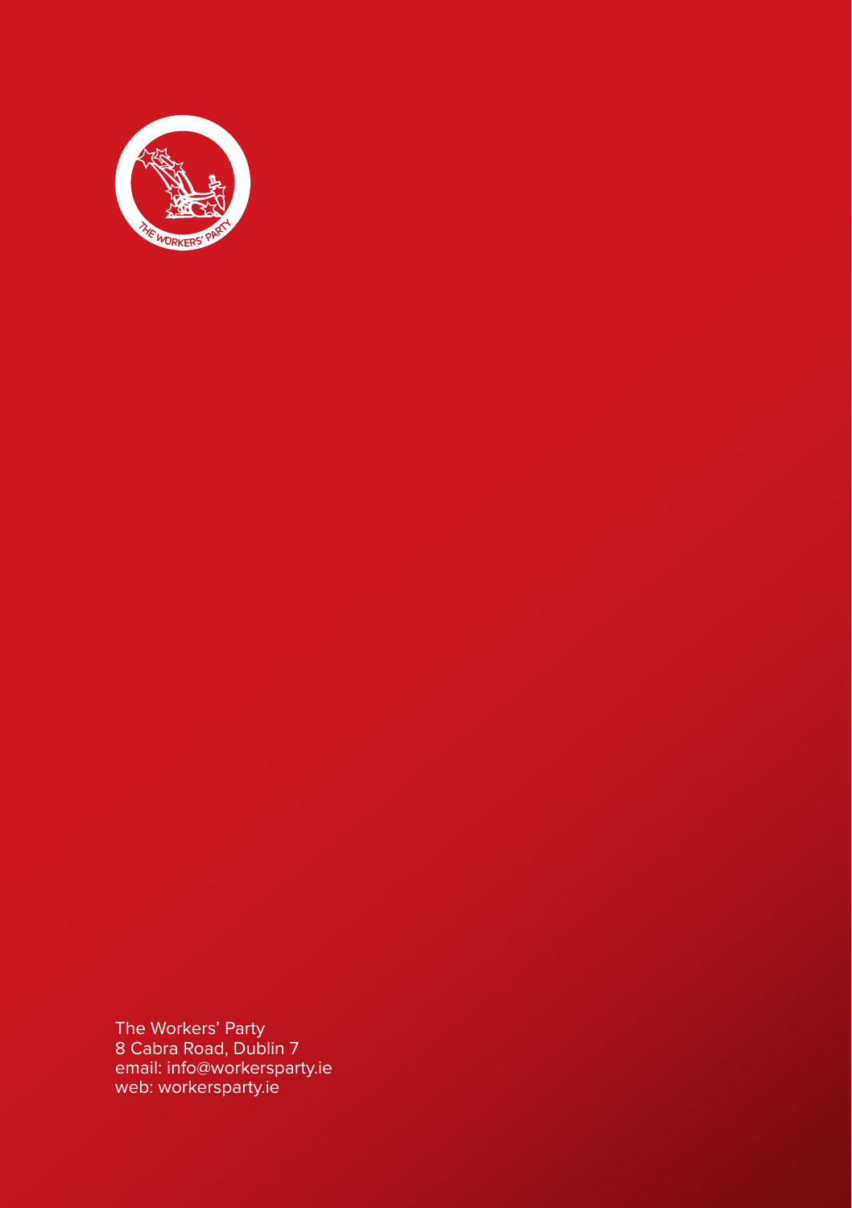The Workers' Party
8 Cabra Road, Dublin 7
email: info@workersparty.ie
web: workersparty.ie